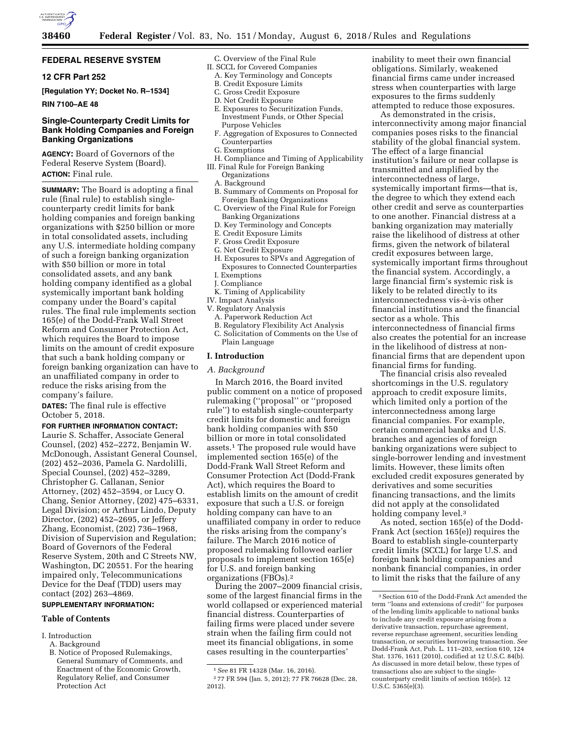## FEDERAL RESERVE SYSTEM

### 12 CFR Part 252

**[Regulation YY; Docket No. R–1534]**

**RIN 7100–AE 48**

## Single-Counterparty Credit Limits for Bank Holding Companies and Foreign Banking Organizations

**AGENCY:** Board of Governors of the Federal Reserve System (Board).

**ACTION:** Final rule.

**SUMMARY:** The Board is adopting a final rule (final rule) to establish single-counterparty credit limits for bank holding companies and foreign banking organizations with $250 billion or more in total consolidated assets, including any U.S. intermediate holding company of such a foreign banking organization with $50 billion or more in total consolidated assets, and any bank holding company identified as a global systemically important bank holding company under the Board's capital rules. The final rule implements section 165(e) of the Dodd-Frank Wall Street Reform and Consumer Protection Act, which requires the Board to impose limits on the amount of credit exposure that such a bank holding company or foreign banking organization can have to an unaffiliated company in order to reduce the risks arising from the company's failure.

**DATES:** The final rule is effective October 5, 2018.

**FOR FURTHER INFORMATION CONTACT:** Laurie S. Schaffer, Associate General Counsel, (202) 452–2272, Benjamin W. McDonough, Assistant General Counsel, (202) 452–2036, Pamela G. Nardolilli, Special Counsel, (202) 452–3289, Christopher G. Callanan, Senior Attorney, (202) 452–3594, or Lucy O. Chang, Senior Attorney, (202) 475–6331, Legal Division; or Arthur Lindo, Deputy Director, (202) 452–2695, or Jeffery Zhang, Economist, (202) 736–1968, Division of Supervision and Regulation; Board of Governors of the Federal Reserve System, 20th and C Streets NW, Washington, DC 20551. For the hearing impaired only, Telecommunications Device for the Deaf (TDD) users may contact (202) 263–4869.

**SUPPLEMENTARY INFORMATION:**

**Table of Contents**

I. Introduction
  A. Background
  B. Notice of Proposed Rulemakings, General Summary of Comments, and Enactment of the Economic Growth, Regulatory Relief, and Consumer Protection Act
  C. Overview of the Final Rule
II. SCCL for Covered Companies
  A. Key Terminology and Concepts
  B. Credit Exposure Limits
  C. Gross Credit Exposure
  D. Net Credit Exposure
  E. Exposures to Securitization Funds, Investment Funds, or Other Special Purpose Vehicles
  F. Aggregation of Exposures to Connected Counterparties
  G. Exemptions
  H. Compliance and Timing of Applicability
III. Final Rule for Foreign Banking Organizations
  A. Background
  B. Summary of Comments on Proposal for Foreign Banking Organizations
  C. Overview of the Final Rule for Foreign Banking Organizations
  D. Key Terminology and Concepts
  E. Credit Exposure Limits
  F. Gross Credit Exposure
  G. Net Credit Exposure
  H. Exposures to SPVs and Aggregation of Exposures to Connected Counterparties
  I. Exemptions
  J. Compliance
  K. Timing of Applicability
IV. Impact Analysis
V. Regulatory Analysis
  A. Paperwork Reduction Act
  B. Regulatory Flexibility Act Analysis
  C. Solicitation of Comments on the Use of Plain Language

## I. Introduction

### *A. Background*

In March 2016, the Board invited public comment on a notice of proposed rulemaking (''proposal'' or ''proposed rule'') to establish single-counterparty credit limits for domestic and foreign bank holding companies with $50 billion or more in total consolidated assets.[1] The proposed rule would have implemented section 165(e) of the Dodd-Frank Wall Street Reform and Consumer Protection Act (Dodd-Frank Act), which requires the Board to establish limits on the amount of credit exposure that such a U.S. or foreign holding company can have to an unaffiliated company in order to reduce the risks arising from the company's failure. The March 2016 notice of proposed rulemaking followed earlier proposals to implement section 165(e) for U.S. and foreign banking organizations (FBOs).[2]

During the 2007–2009 financial crisis, some of the largest financial firms in the world collapsed or experienced material financial distress. Counterparties of failing firms were placed under severe strain when the failing firm could not meet its financial obligations, in some cases resulting in the counterparties' inability to meet their own financial obligations. Similarly, weakened financial firms came under increased stress when counterparties with large exposures to the firms suddenly attempted to reduce those exposures.

As demonstrated in the crisis, interconnectivity among major financial companies poses risks to the financial stability of the global financial system. The effect of a large financial institution's failure or near collapse is transmitted and amplified by the interconnectedness of large, systemically important firms—that is, the degree to which they extend each other credit and serve as counterparties to one another. Financial distress at a banking organization may materially raise the likelihood of distress at other firms, given the network of bilateral credit exposures between large, systemically important firms throughout the financial system. Accordingly, a large financial firm's systemic risk is likely to be related directly to its interconnectedness vis-à-vis other financial institutions and the financial sector as a whole. This interconnectedness of financial firms also creates the potential for an increase in the likelihood of distress at non-financial firms that are dependent upon financial firms for funding.

The financial crisis also revealed shortcomings in the U.S. regulatory approach to credit exposure limits, which limited only a portion of the interconnectedness among large financial companies. For example, certain commercial banks and U.S. branches and agencies of foreign banking organizations were subject to single-borrower lending and investment limits. However, these limits often excluded credit exposures generated by derivatives and some securities financing transactions, and the limits did not apply at the consolidated holding company level.[3]

As noted, section 165(e) of the Dodd-Frank Act (section 165(e)) requires the Board to establish single-counterparty credit limits (SCCL) for large U.S. and foreign bank holding companies and nonbank financial companies, in order to limit the risks that the failure of any

---

[1] *See* 81 FR 14328 (Mar. 16, 2016).

[2] 77 FR 594 (Jan. 5, 2012); 77 FR 76628 (Dec. 28, 2012).

[3] Section 610 of the Dodd-Frank Act amended the term ''loans and extensions of credit'' for purposes of the lending limits applicable to national banks to include any credit exposure arising from a derivative transaction, repurchase agreement, reverse repurchase agreement, securities lending transaction, or securities borrowing transaction. *See* Dodd-Frank Act, Pub. L. 111–203, section 610, 124 Stat. 1376, 1611 (2010), codified at 12 U.S.C. 84(b). As discussed in more detail below, these types of transactions also are subject to the single-counterparty credit limits of section 165(e). 12 U.S.C. 5365(e)(3).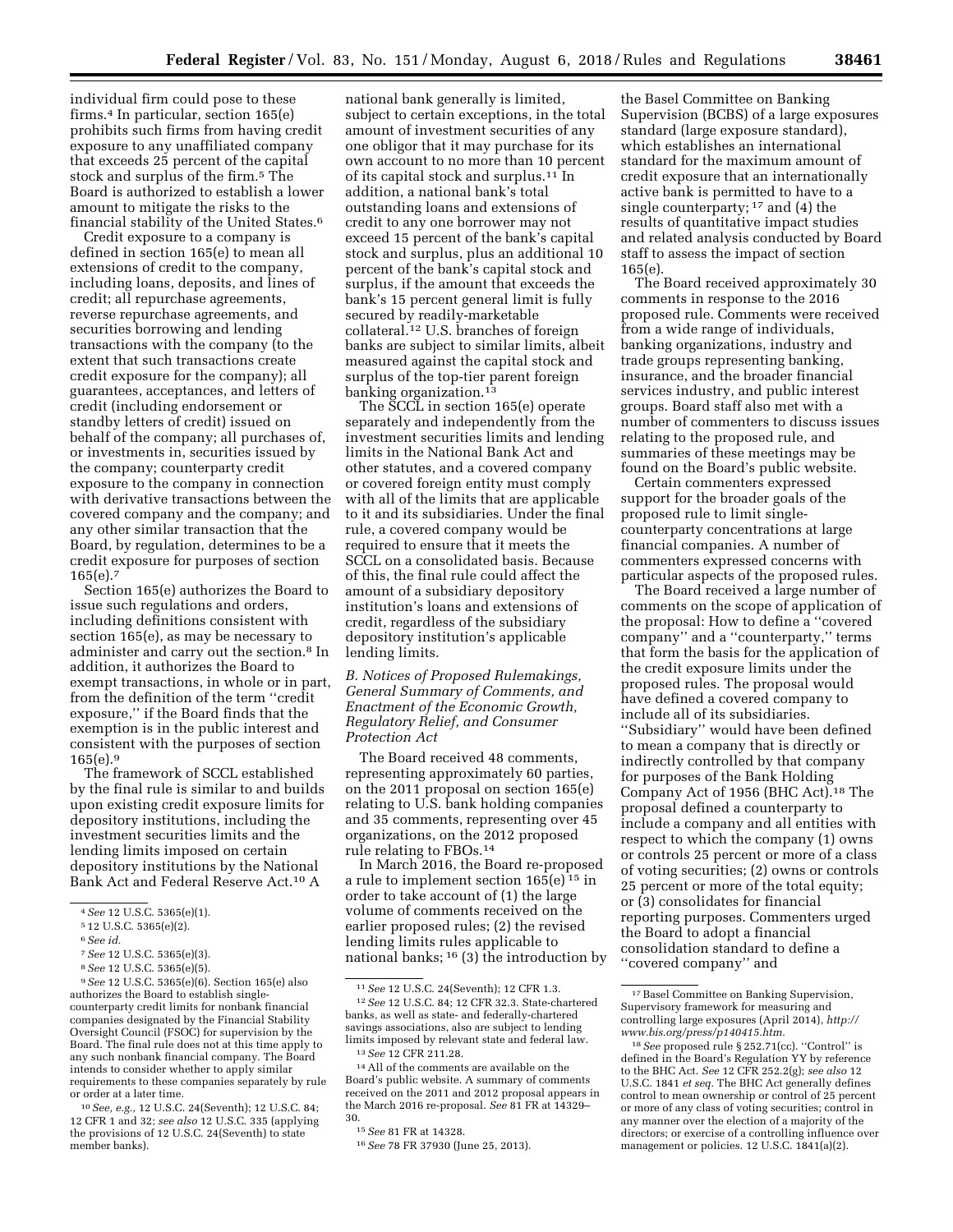individual firm could pose to these firms.[4] In particular, section 165(e) prohibits such firms from having credit exposure to any unaffiliated company that exceeds 25 percent of the capital stock and surplus of the firm.[5] The Board is authorized to establish a lower amount to mitigate the risks to the financial stability of the United States.[6]

Credit exposure to a company is defined in section 165(e) to mean all extensions of credit to the company, including loans, deposits, and lines of credit; all repurchase agreements, reverse repurchase agreements, and securities borrowing and lending transactions with the company (to the extent that such transactions create credit exposure for the company); all guarantees, acceptances, and letters of credit (including endorsement or standby letters of credit) issued on behalf of the company; all purchases of, or investments in, securities issued by the company; counterparty credit exposure to the company in connection with derivative transactions between the covered company and the company; and any other similar transaction that the Board, by regulation, determines to be a credit exposure for purposes of section 165(e).[7]

Section 165(e) authorizes the Board to issue such regulations and orders, including definitions consistent with section 165(e), as may be necessary to administer and carry out the section.[8] In addition, it authorizes the Board to exempt transactions, in whole or in part, from the definition of the term ''credit exposure,'' if the Board finds that the exemption is in the public interest and consistent with the purposes of section 165(e).[9]

The framework of SCCL established by the final rule is similar to and builds upon existing credit exposure limits for depository institutions, including the investment securities limits and the lending limits imposed on certain depository institutions by the National Bank Act and Federal Reserve Act.[10] A national bank generally is limited, subject to certain exceptions, in the total amount of investment securities of any one obligor that it may purchase for its own account to no more than 10 percent of its capital stock and surplus.[11] In addition, a national bank's total outstanding loans and extensions of credit to any one borrower may not exceed 15 percent of the bank's capital stock and surplus, plus an additional 10 percent of the bank's capital stock and surplus, if the amount that exceeds the bank's 15 percent general limit is fully secured by readily-marketable collateral.[12] U.S. branches of foreign banks are subject to similar limits, albeit measured against the capital stock and surplus of the top-tier parent foreign banking organization.[13]

The SCCL in section 165(e) operate separately and independently from the investment securities limits and lending limits in the National Bank Act and other statutes, and a covered company or covered foreign entity must comply with all of the limits that are applicable to it and its subsidiaries. Under the final rule, a covered company would be required to ensure that it meets the SCCL on a consolidated basis. Because of this, the final rule could affect the amount of a subsidiary depository institution's loans and extensions of credit, regardless of the subsidiary depository institution's applicable lending limits.

*B. Notices of Proposed Rulemakings, General Summary of Comments, and Enactment of the Economic Growth, Regulatory Relief, and Consumer Protection Act*

The Board received 48 comments, representing approximately 60 parties, on the 2011 proposal on section 165(e) relating to U.S. bank holding companies and 35 comments, representing over 45 organizations, on the 2012 proposed rule relating to FBOs.[14]

In March 2016, the Board re-proposed a rule to implement section 165(e)[15] in order to take account of (1) the large volume of comments received on the earlier proposed rules; (2) the revised lending limits rules applicable to national banks;[16] (3) the introduction by the Basel Committee on Banking Supervision (BCBS) of a large exposures standard (large exposure standard), which establishes an international standard for the maximum amount of credit exposure that an internationally active bank is permitted to have to a single counterparty;[17] and (4) the results of quantitative impact studies and related analysis conducted by Board staff to assess the impact of section 165(e).

The Board received approximately 30 comments in response to the 2016 proposed rule. Comments were received from a wide range of individuals, banking organizations, industry and trade groups representing banking, insurance, and the broader financial services industry, and public interest groups. Board staff also met with a number of commenters to discuss issues relating to the proposed rule, and summaries of these meetings may be found on the Board's public website.

Certain commenters expressed support for the broader goals of the proposed rule to limit single-counterparty concentrations at large financial companies. A number of commenters expressed concerns with particular aspects of the proposed rules.

The Board received a large number of comments on the scope of application of the proposal: How to define a ''covered company'' and a ''counterparty,'' terms that form the basis for the application of the credit exposure limits under the proposed rules. The proposal would have defined a covered company to include all of its subsidiaries. ''Subsidiary'' would have been defined to mean a company that is directly or indirectly controlled by that company for purposes of the Bank Holding Company Act of 1956 (BHC Act).[18] The proposal defined a counterparty to include a company and all entities with respect to which the company (1) owns or controls 25 percent or more of a class of voting securities; (2) owns or controls 25 percent or more of the total equity; or (3) consolidates for financial reporting purposes. Commenters urged the Board to adopt a financial consolidation standard to define a ''covered company'' and

---

[4] *See* 12 U.S.C. 5365(e)(1).

[5] 12 U.S.C. 5365(e)(2).

[6] *See id.*

[7] *See* 12 U.S.C. 5365(e)(3).

[8] *See* 12 U.S.C. 5365(e)(5).

[9] *See* 12 U.S.C. 5365(e)(6). Section 165(e) also authorizes the Board to establish single-counterparty credit limits for nonbank financial companies designated by the Financial Stability Oversight Council (FSOC) for supervision by the Board. The final rule does not at this time apply to any such nonbank financial company. The Board intends to consider whether to apply similar requirements to these companies separately by rule or order at a later time.

[10] *See, e.g.,* 12 U.S.C. 24(Seventh); 12 U.S.C. 84; 12 CFR 1 and 32; *see also* 12 U.S.C. 335 (applying the provisions of 12 U.S.C. 24(Seventh) to state member banks).

[11] *See* 12 U.S.C. 24(Seventh); 12 CFR 1.3.

[12] *See* 12 U.S.C. 84; 12 CFR 32.3. State-chartered banks, as well as state- and federally-chartered savings associations, also are subject to lending limits imposed by relevant state and federal law.

[13] *See* 12 CFR 211.28.

[14] All of the comments are available on the Board's public website. A summary of comments received on the 2011 and 2012 proposal appears in the March 2016 re-proposal. *See* 81 FR at 14329–30.

[15] *See* 81 FR at 14328.

[16] *See* 78 FR 37930 (June 25, 2013).

[17] Basel Committee on Banking Supervision, Supervisory framework for measuring and controlling large exposures (April 2014), *http://www.bis.org/press/p140415.htm.*

[18] *See* proposed rule § 252.71(cc). ''Control'' is defined in the Board's Regulation YY by reference to the BHC Act. *See* 12 CFR 252.2(g); *see also* 12 U.S.C. 1841 *et seq.* The BHC Act generally defines control to mean ownership or control of 25 percent or more of any class of voting securities; control in any manner over the election of a majority of the directors; or exercise of a controlling influence over management or policies. 12 U.S.C. 1841(a)(2).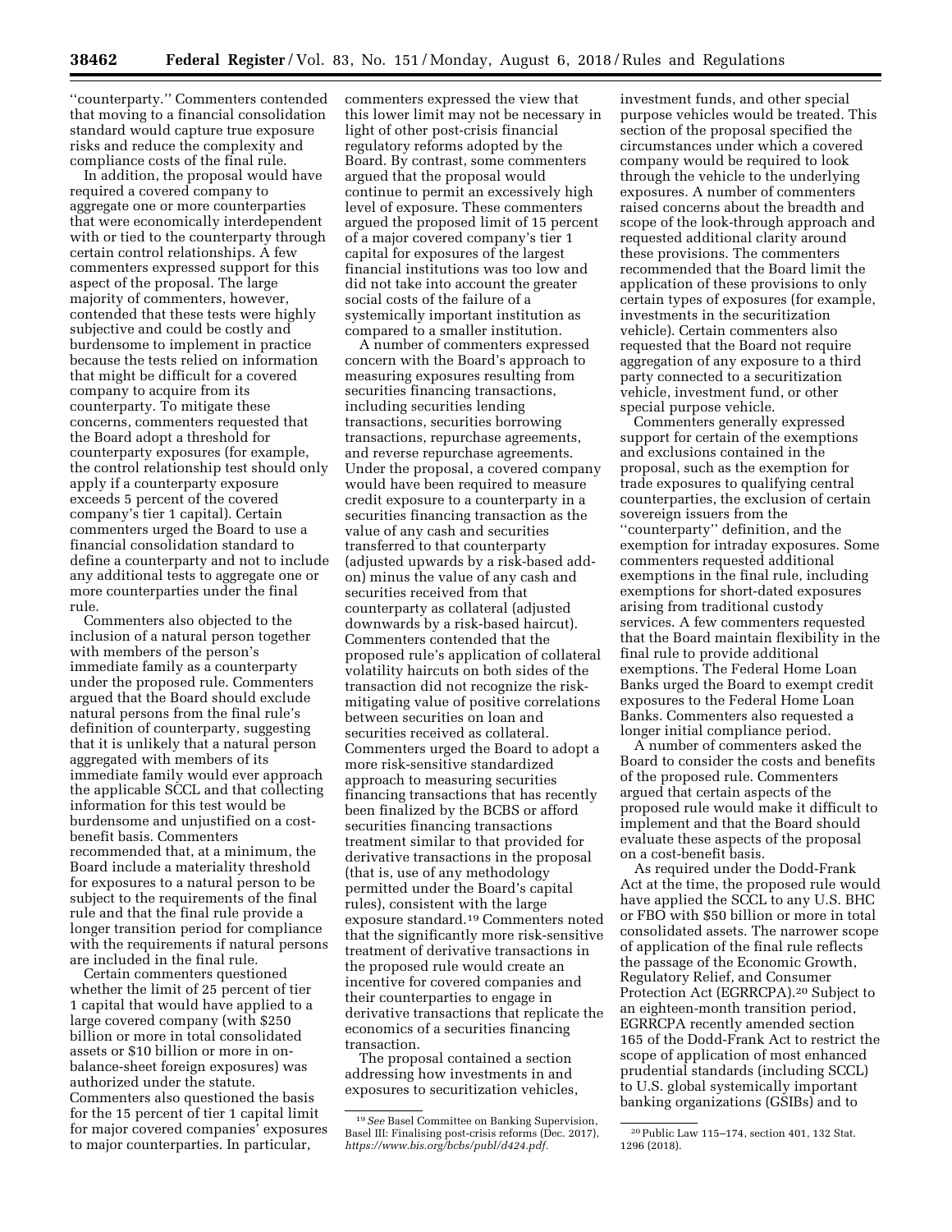"counterparty." Commenters contended that moving to a financial consolidation standard would capture true exposure risks and reduce the complexity and compliance costs of the final rule.

In addition, the proposal would have required a covered company to aggregate one or more counterparties that were economically interdependent with or tied to the counterparty through certain control relationships. A few commenters expressed support for this aspect of the proposal. The large majority of commenters, however, contended that these tests were highly subjective and could be costly and burdensome to implement in practice because the tests relied on information that might be difficult for a covered company to acquire from its counterparty. To mitigate these concerns, commenters requested that the Board adopt a threshold for counterparty exposures (for example, the control relationship test should only apply if a counterparty exposure exceeds 5 percent of the covered company's tier 1 capital). Certain commenters urged the Board to use a financial consolidation standard to define a counterparty and not to include any additional tests to aggregate one or more counterparties under the final rule.

Commenters also objected to the inclusion of a natural person together with members of the person's immediate family as a counterparty under the proposed rule. Commenters argued that the Board should exclude natural persons from the final rule's definition of counterparty, suggesting that it is unlikely that a natural person aggregated with members of its immediate family would ever approach the applicable SCCL and that collecting information for this test would be burdensome and unjustified on a cost-benefit basis. Commenters recommended that, at a minimum, the Board include a materiality threshold for exposures to a natural person to be subject to the requirements of the final rule and that the final rule provide a longer transition period for compliance with the requirements if natural persons are included in the final rule.

Certain commenters questioned whether the limit of 25 percent of tier 1 capital that would have applied to a large covered company (with $250 billion or more in total consolidated assets or $10 billion or more in on-balance-sheet foreign exposures) was authorized under the statute. Commenters also questioned the basis for the 15 percent of tier 1 capital limit for major covered companies' exposures to major counterparties. In particular, commenters expressed the view that this lower limit may not be necessary in light of other post-crisis financial regulatory reforms adopted by the Board. By contrast, some commenters argued that the proposal would continue to permit an excessively high level of exposure. These commenters argued the proposed limit of 15 percent of a major covered company's tier 1 capital for exposures of the largest financial institutions was too low and did not take into account the greater social costs of the failure of a systemically important institution as compared to a smaller institution.

A number of commenters expressed concern with the Board's approach to measuring exposures resulting from securities financing transactions, including securities lending transactions, securities borrowing transactions, repurchase agreements, and reverse repurchase agreements. Under the proposal, a covered company would have been required to measure credit exposure to a counterparty in a securities financing transaction as the value of any cash and securities transferred to that counterparty (adjusted upwards by a risk-based add-on) minus the value of any cash and securities received from that counterparty as collateral (adjusted downwards by a risk-based haircut). Commenters contended that the proposed rule's application of collateral volatility haircuts on both sides of the transaction did not recognize the risk-mitigating value of positive correlations between securities on loan and securities received as collateral. Commenters urged the Board to adopt a more risk-sensitive standardized approach to measuring securities financing transactions that has recently been finalized by the BCBS or afford securities financing transactions treatment similar to that provided for derivative transactions in the proposal (that is, use of any methodology permitted under the Board's capital rules), consistent with the large exposure standard.[19] Commenters noted that the significantly more risk-sensitive treatment of derivative transactions in the proposed rule would create an incentive for covered companies and their counterparties to engage in derivative transactions that replicate the economics of a securities financing transaction.

The proposal contained a section addressing how investments in and exposures to securitization vehicles, investment funds, and other special purpose vehicles would be treated. This section of the proposal specified the circumstances under which a covered company would be required to look through the vehicle to the underlying exposures. A number of commenters raised concerns about the breadth and scope of the look-through approach and requested additional clarity around these provisions. The commenters recommended that the Board limit the application of these provisions to only certain types of exposures (for example, investments in the securitization vehicle). Certain commenters also requested that the Board not require aggregation of any exposure to a third party connected to a securitization vehicle, investment fund, or other special purpose vehicle.

Commenters generally expressed support for certain of the exemptions and exclusions contained in the proposal, such as the exemption for trade exposures to qualifying central counterparties, the exclusion of certain sovereign issuers from the "counterparty" definition, and the exemption for intraday exposures. Some commenters requested additional exemptions in the final rule, including exemptions for short-dated exposures arising from traditional custody services. A few commenters requested that the Board maintain flexibility in the final rule to provide additional exemptions. The Federal Home Loan Banks urged the Board to exempt credit exposures to the Federal Home Loan Banks. Commenters also requested a longer initial compliance period.

A number of commenters asked the Board to consider the costs and benefits of the proposed rule. Commenters argued that certain aspects of the proposed rule would make it difficult to implement and that the Board should evaluate these aspects of the proposal on a cost-benefit basis.

As required under the Dodd-Frank Act at the time, the proposed rule would have applied the SCCL to any U.S. BHC or FBO with $50 billion or more in total consolidated assets. The narrower scope of application of the final rule reflects the passage of the Economic Growth, Regulatory Relief, and Consumer Protection Act (EGRRCPA).[20] Subject to an eighteen-month transition period, EGRRCPA recently amended section 165 of the Dodd-Frank Act to restrict the scope of application of most enhanced prudential standards (including SCCL) to U.S. global systemically important banking organizations (GSIBs) and to

---

[19] *See* Basel Committee on Banking Supervision, Basel III: Finalising post-crisis reforms (Dec. 2017), *https://www.bis.org/bcbs/publ/d424.pdf.*

[20] Public Law 115–174, section 401, 132 Stat. 1296 (2018).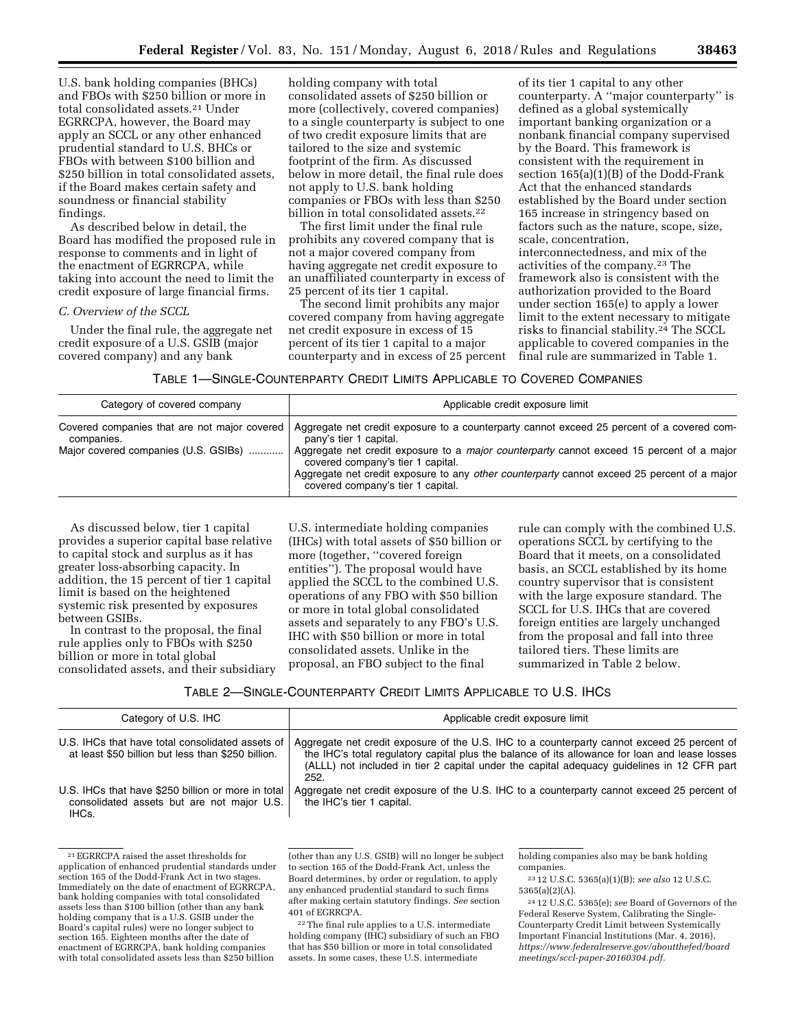U.S. bank holding companies (BHCs) and FBOs with $250 billion or more in total consolidated assets.[21] Under EGRRCPA, however, the Board may apply an SCCL or any other enhanced prudential standard to U.S. BHCs or FBOs with between $100 billion and $250 billion in total consolidated assets, if the Board makes certain safety and soundness or financial stability findings.

As described below in detail, the Board has modified the proposed rule in response to comments and in light of the enactment of EGRRCPA, while taking into account the need to limit the credit exposure of large financial firms.

### C. Overview of the SCCL

Under the final rule, the aggregate net credit exposure of a U.S. GSIB (major covered company) and any bank holding company with total consolidated assets of $250 billion or more (collectively, covered companies) to a single counterparty is subject to one of two credit exposure limits that are tailored to the size and systemic footprint of the firm. As discussed below in more detail, the final rule does not apply to U.S. bank holding companies or FBOs with less than $250 billion in total consolidated assets.[22]

The first limit under the final rule prohibits any covered company that is not a major covered company from having aggregate net credit exposure to an unaffiliated counterparty in excess of 25 percent of its tier 1 capital.

The second limit prohibits any major covered company from having aggregate net credit exposure in excess of 15 percent of its tier 1 capital to a major counterparty and in excess of 25 percent of its tier 1 capital to any other counterparty. A "major counterparty" is defined as a global systemically important banking organization or a nonbank financial company supervised by the Board. This framework is consistent with the requirement in section 165(a)(1)(B) of the Dodd-Frank Act that the enhanced standards established by the Board under section 165 increase in stringency based on factors such as the nature, scope, size, scale, concentration, interconnectedness, and mix of the activities of the company.[23] The framework also is consistent with the authorization provided to the Board under section 165(e) to apply a lower limit to the extent necessary to mitigate risks to financial stability.[24] The SCCL applicable to covered companies in the final rule are summarized in Table 1.

TABLE 1—SINGLE-COUNTERPARTY CREDIT LIMITS APPLICABLE TO COVERED COMPANIES

| Category of covered company | Applicable credit exposure limit |
|---|---|
| Covered companies that are not major covered companies. | Aggregate net credit exposure to a counterparty cannot exceed 25 percent of a covered company's tier 1 capital. |
| Major covered companies (U.S. GSIBs) | Aggregate net credit exposure to a *major counterparty* cannot exceed 15 percent of a major covered company's tier 1 capital. |
| | Aggregate net credit exposure to any *other counterparty* cannot exceed 25 percent of a major covered company's tier 1 capital. |

As discussed below, tier 1 capital provides a superior capital base relative to capital stock and surplus as it has greater loss-absorbing capacity. In addition, the 15 percent of tier 1 capital limit is based on the heightened systemic risk presented by exposures between GSIBs.

In contrast to the proposal, the final rule applies only to FBOs with $250 billion or more in total global consolidated assets, and their subsidiary U.S. intermediate holding companies (IHCs) with total assets of $50 billion or more (together, "covered foreign entities"). The proposal would have applied the SCCL to the combined U.S. operations of any FBO with $50 billion or more in total global consolidated assets and separately to any FBO's U.S. IHC with $50 billion or more in total consolidated assets. Unlike in the proposal, an FBO subject to the final rule can comply with the combined U.S. operations SCCL by certifying to the Board that it meets, on a consolidated basis, an SCCL established by its home country supervisor that is consistent with the large exposure standard. The SCCL for U.S. IHCs that are covered foreign entities are largely unchanged from the proposal and fall into three tailored tiers. These limits are summarized in Table 2 below.

TABLE 2—SINGLE-COUNTERPARTY CREDIT LIMITS APPLICABLE TO U.S. IHCS

| Category of U.S. IHC | Applicable credit exposure limit |
|---|---|
| U.S. IHCs that have total consolidated assets of at least $50 billion but less than $250 billion. | Aggregate net credit exposure of the U.S. IHC to a counterparty cannot exceed 25 percent of the IHC's total regulatory capital plus the balance of its allowance for loan and lease losses (ALLL) not included in tier 2 capital under the capital adequacy guidelines in 12 CFR part 252. |
| U.S. IHCs that have $250 billion or more in total consolidated assets but are not major U.S. IHCs. | Aggregate net credit exposure of the U.S. IHC to a counterparty cannot exceed 25 percent of the IHC's tier 1 capital. |

[21] EGRRCPA raised the asset thresholds for application of enhanced prudential standards under section 165 of the Dodd-Frank Act in two stages. Immediately on the date of enactment of EGRRCPA, bank holding companies with total consolidated assets less than $100 billion (other than any bank holding company that is a U.S. GSIB under the Board's capital rules) were no longer subject to section 165. Eighteen months after the date of enactment of EGRRCPA, bank holding companies with total consolidated assets less than $250 billion (other than any U.S. GSIB) will no longer be subject to section 165 of the Dodd-Frank Act, unless the Board determines, by order or regulation, to apply any enhanced prudential standard to such firms after making certain statutory findings. *See* section 401 of EGRRCPA.

[22] The final rule applies to a U.S. intermediate holding company (IHC) subsidiary of such an FBO that has $50 billion or more in total consolidated assets. In some cases, these U.S. intermediate holding companies also may be bank holding companies.

[23] 12 U.S.C. 5365(a)(1)(B); *see also* 12 U.S.C. 5365(a)(2)(A).

[24] 12 U.S.C. 5365(e); *see* Board of Governors of the Federal Reserve System, Calibrating the Single-Counterparty Credit Limit between Systemically Important Financial Institutions (Mar. 4, 2016), *https://www.federalreserve.gov/aboutthefed/boardmeetings/sccl-paper-20160304.pdf*.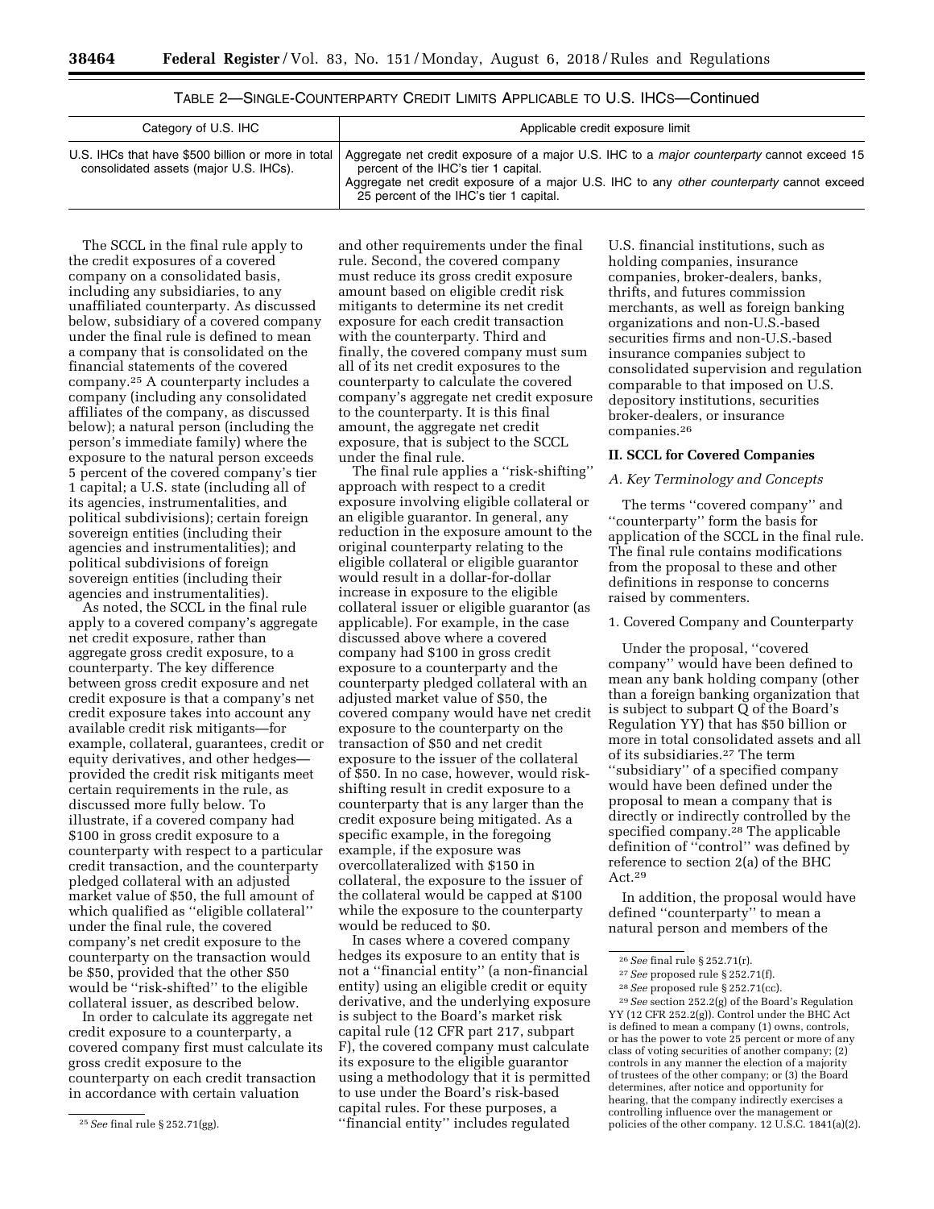TABLE 2—SINGLE-COUNTERPARTY CREDIT LIMITS APPLICABLE TO U.S. IHCS—Continued

| Category of U.S. IHC | Applicable credit exposure limit |
| --- | --- |
| U.S. IHCs that have $500 billion or more in total consolidated assets (major U.S. IHCs). | Aggregate net credit exposure of a major U.S. IHC to a *major counterparty* cannot exceed 15 percent of the IHC's tier 1 capital. Aggregate net credit exposure of a major U.S. IHC to any *other counterparty* cannot exceed 25 percent of the IHC's tier 1 capital. |

The SCCL in the final rule apply to the credit exposures of a covered company on a consolidated basis, including any subsidiaries, to any unaffiliated counterparty. As discussed below, subsidiary of a covered company under the final rule is defined to mean a company that is consolidated on the financial statements of the covered company.[25] A counterparty includes a company (including any consolidated affiliates of the company, as discussed below); a natural person (including the person's immediate family) where the exposure to the natural person exceeds 5 percent of the covered company's tier 1 capital; a U.S. state (including all of its agencies, instrumentalities, and political subdivisions); certain foreign sovereign entities (including their agencies and instrumentalities); and political subdivisions of foreign sovereign entities (including their agencies and instrumentalities).

As noted, the SCCL in the final rule apply to a covered company's aggregate net credit exposure, rather than aggregate gross credit exposure, to a counterparty. The key difference between gross credit exposure and net credit exposure is that a company's net credit exposure takes into account any available credit risk mitigants—for example, collateral, guarantees, credit or equity derivatives, and other hedges—provided the credit risk mitigants meet certain requirements in the rule, as discussed more fully below. To illustrate, if a covered company had $100 in gross credit exposure to a counterparty with respect to a particular credit transaction, and the counterparty pledged collateral with an adjusted market value of $50, the full amount of which qualified as ''eligible collateral'' under the final rule, the covered company's net credit exposure to the counterparty on the transaction would be $50, provided that the other $50 would be ''risk-shifted'' to the eligible collateral issuer, as described below.

In order to calculate its aggregate net credit exposure to a counterparty, a covered company first must calculate its gross credit exposure to the counterparty on each credit transaction in accordance with certain valuation and other requirements under the final rule. Second, the covered company must reduce its gross credit exposure amount based on eligible credit risk mitigants to determine its net credit exposure for each credit transaction with the counterparty. Third and finally, the covered company must sum all of its net credit exposures to the counterparty to calculate the covered company's aggregate net credit exposure to the counterparty. It is this final amount, the aggregate net credit exposure, that is subject to the SCCL under the final rule.

The final rule applies a ''risk-shifting'' approach with respect to a credit exposure involving eligible collateral or an eligible guarantor. In general, any reduction in the exposure amount to the original counterparty relating to the eligible collateral or eligible guarantor would result in a dollar-for-dollar increase in exposure to the eligible collateral issuer or eligible guarantor (as applicable). For example, in the case discussed above where a covered company had $100 in gross credit exposure to a counterparty and the counterparty pledged collateral with an adjusted market value of $50, the covered company would have net credit exposure to the counterparty on the transaction of $50 and net credit exposure to the issuer of the collateral of $50. In no case, however, would risk-shifting result in credit exposure to a counterparty that is any larger than the credit exposure being mitigated. As a specific example, in the foregoing example, if the exposure was overcollateralized with $150 in collateral, the exposure to the issuer of the collateral would be capped at $100 while the exposure to the counterparty would be reduced to $0.

In cases where a covered company hedges its exposure to an entity that is not a ''financial entity'' (a non-financial entity) using an eligible credit or equity derivative, and the underlying exposure is subject to the Board's market risk capital rule (12 CFR part 217, subpart F), the covered company must calculate its exposure to the eligible guarantor using a methodology that it is permitted to use under the Board's risk-based capital rules. For these purposes, a ''financial entity'' includes regulated U.S. financial institutions, such as holding companies, insurance companies, broker-dealers, banks, thrifts, and futures commission merchants, as well as foreign banking organizations and non-U.S.-based securities firms and non-U.S.-based insurance companies subject to consolidated supervision and regulation comparable to that imposed on U.S. depository institutions, securities broker-dealers, or insurance companies.[26]

## II. SCCL for Covered Companies

### *A. Key Terminology and Concepts*

The terms ''covered company'' and ''counterparty'' form the basis for application of the SCCL in the final rule. The final rule contains modifications from the proposal to these and other definitions in response to concerns raised by commenters.

#### 1. Covered Company and Counterparty

Under the proposal, ''covered company'' would have been defined to mean any bank holding company (other than a foreign banking organization that is subject to subpart Q of the Board's Regulation YY) that has $50 billion or more in total consolidated assets and all of its subsidiaries.[27] The term ''subsidiary'' of a specified company would have been defined under the proposal to mean a company that is directly or indirectly controlled by the specified company.[28] The applicable definition of ''control'' was defined by reference to section 2(a) of the BHC Act.[29]

In addition, the proposal would have defined ''counterparty'' to mean a natural person and members of the

---

[25] *See* final rule § 252.71(gg).

[26] *See* final rule § 252.71(r).

[27] *See* proposed rule § 252.71(f).

[28] *See* proposed rule § 252.71(cc).

[29] *See* section 252.2(g) of the Board's Regulation YY (12 CFR 252.2(g)). Control under the BHC Act is defined to mean a company (1) owns, controls, or has the power to vote 25 percent or more of any class of voting securities of another company; (2) controls in any manner the election of a majority of trustees of the other company; or (3) the Board determines, after notice and opportunity for hearing, that the company indirectly exercises a controlling influence over the management or policies of the other company. 12 U.S.C. 1841(a)(2).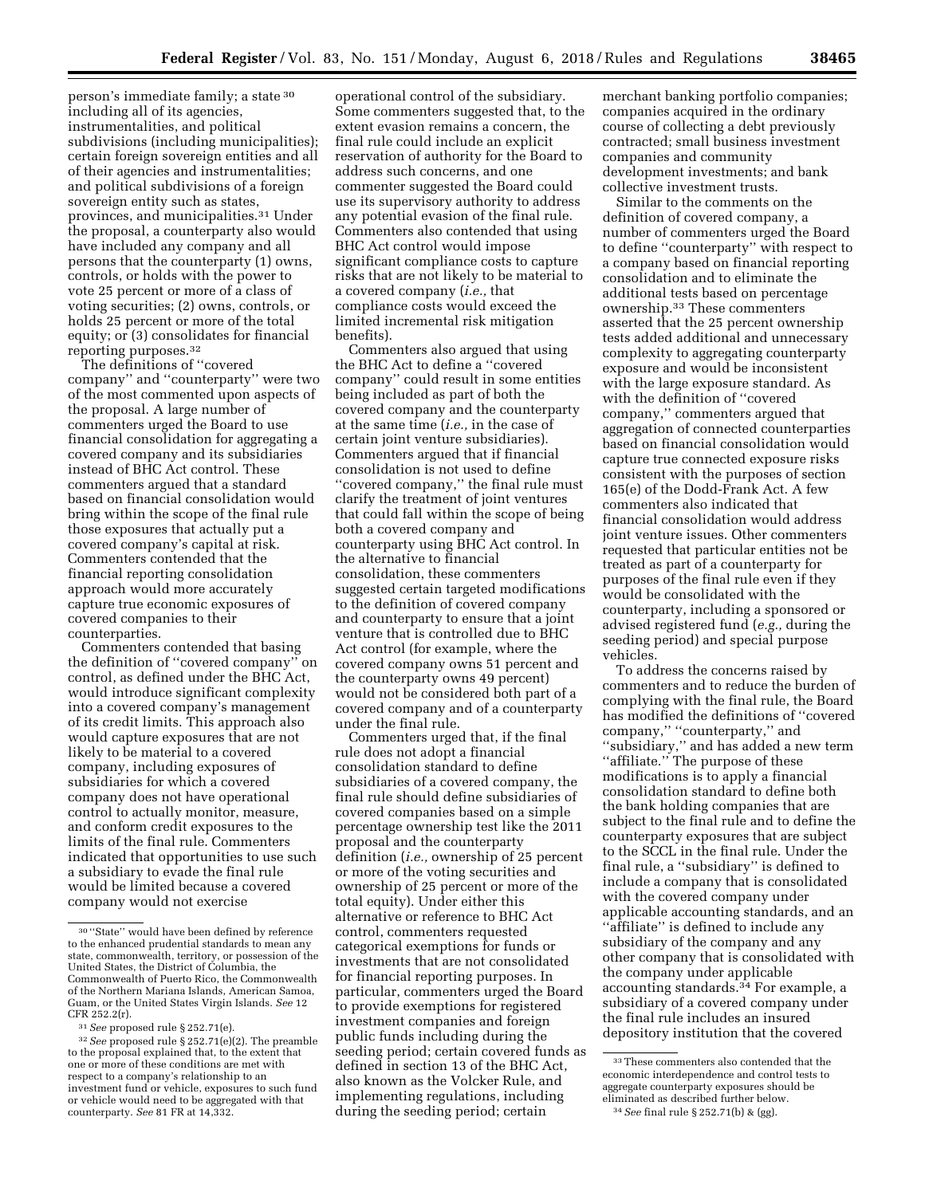person's immediate family; a state [30] including all of its agencies, instrumentalities, and political subdivisions (including municipalities); certain foreign sovereign entities and all of their agencies and instrumentalities; and political subdivisions of a foreign sovereign entity such as states, provinces, and municipalities.[31] Under the proposal, a counterparty also would have included any company and all persons that the counterparty (1) owns, controls, or holds with the power to vote 25 percent or more of a class of voting securities; (2) owns, controls, or holds 25 percent or more of the total equity; or (3) consolidates for financial reporting purposes.[32]

The definitions of ''covered company'' and ''counterparty'' were two of the most commented upon aspects of the proposal. A large number of commenters urged the Board to use financial consolidation for aggregating a covered company and its subsidiaries instead of BHC Act control. These commenters argued that a standard based on financial consolidation would bring within the scope of the final rule those exposures that actually put a covered company's capital at risk. Commenters contended that the financial reporting consolidation approach would more accurately capture true economic exposures of covered companies to their counterparties.

Commenters contended that basing the definition of ''covered company'' on control, as defined under the BHC Act, would introduce significant complexity into a covered company's management of its credit limits. This approach also would capture exposures that are not likely to be material to a covered company, including exposures of subsidiaries for which a covered company does not have operational control to actually monitor, measure, and conform credit exposures to the limits of the final rule. Commenters indicated that opportunities to use such a subsidiary to evade the final rule would be limited because a covered company would not exercise operational control of the subsidiary. Some commenters suggested that, to the extent evasion remains a concern, the final rule could include an explicit reservation of authority for the Board to address such concerns, and one commenter suggested the Board could use its supervisory authority to address any potential evasion of the final rule. Commenters also contended that using BHC Act control would impose significant compliance costs to capture risks that are not likely to be material to a covered company (*i.e.,* that compliance costs would exceed the limited incremental risk mitigation benefits).

Commenters also argued that using the BHC Act to define a ''covered company'' could result in some entities being included as part of both the covered company and the counterparty at the same time (*i.e.,* in the case of certain joint venture subsidiaries). Commenters argued that if financial consolidation is not used to define ''covered company,'' the final rule must clarify the treatment of joint ventures that could fall within the scope of being both a covered company and counterparty using BHC Act control. In the alternative to financial consolidation, these commenters suggested certain targeted modifications to the definition of covered company and counterparty to ensure that a joint venture that is controlled due to BHC Act control (for example, where the covered company owns 51 percent and the counterparty owns 49 percent) would not be considered both part of a covered company and of a counterparty under the final rule.

Commenters urged that, if the final rule does not adopt a financial consolidation standard to define subsidiaries of a covered company, the final rule should define subsidiaries of covered companies based on a simple percentage ownership test like the 2011 proposal and the counterparty definition (*i.e.,* ownership of 25 percent or more of the voting securities and ownership of 25 percent or more of the total equity). Under either this alternative or reference to BHC Act control, commenters requested categorical exemptions for funds or investments that are not consolidated for financial reporting purposes. In particular, commenters urged the Board to provide exemptions for registered investment companies and foreign public funds including during the seeding period; certain covered funds as defined in section 13 of the BHC Act, also known as the Volcker Rule, and implementing regulations, including during the seeding period; certain merchant banking portfolio companies; companies acquired in the ordinary course of collecting a debt previously contracted; small business investment companies and community development investments; and bank collective investment trusts.

Similar to the comments on the definition of covered company, a number of commenters urged the Board to define ''counterparty'' with respect to a company based on financial reporting consolidation and to eliminate the additional tests based on percentage ownership.[33] These commenters asserted that the 25 percent ownership tests added additional and unnecessary complexity to aggregating counterparty exposure and would be inconsistent with the large exposure standard. As with the definition of ''covered company,'' commenters argued that aggregation of connected counterparties based on financial consolidation would capture true connected exposure risks consistent with the purposes of section 165(e) of the Dodd-Frank Act. A few commenters also indicated that financial consolidation would address joint venture issues. Other commenters requested that particular entities not be treated as part of a counterparty for purposes of the final rule even if they would be consolidated with the counterparty, including a sponsored or advised registered fund (*e.g.,* during the seeding period) and special purpose vehicles.

To address the concerns raised by commenters and to reduce the burden of complying with the final rule, the Board has modified the definitions of ''covered company,'' ''counterparty,'' and ''subsidiary,'' and has added a new term ''affiliate.'' The purpose of these modifications is to apply a financial consolidation standard to define both the bank holding companies that are subject to the final rule and to define the counterparty exposures that are subject to the SCCL in the final rule. Under the final rule, a ''subsidiary'' is defined to include a company that is consolidated with the covered company under applicable accounting standards, and an ''affiliate'' is defined to include any subsidiary of the company and any other company that is consolidated with the company under applicable accounting standards.[34] For example, a subsidiary of a covered company under the final rule includes an insured depository institution that the covered

---

[30] ''State'' would have been defined by reference to the enhanced prudential standards to mean any state, commonwealth, territory, or possession of the United States, the District of Columbia, the Commonwealth of Puerto Rico, the Commonwealth of the Northern Mariana Islands, American Samoa, Guam, or the United States Virgin Islands. *See* 12 CFR 252.2(r).

[31] *See* proposed rule § 252.71(e).

[32] *See* proposed rule § 252.71(e)(2). The preamble to the proposal explained that, to the extent that one or more of these conditions are met with respect to a company's relationship to an investment fund or vehicle, exposures to such fund or vehicle would need to be aggregated with that counterparty. *See* 81 FR at 14,332.

[33] These commenters also contended that the economic interdependence and control tests to aggregate counterparty exposures should be eliminated as described further below.

[34] *See* final rule § 252.71(b) & (gg).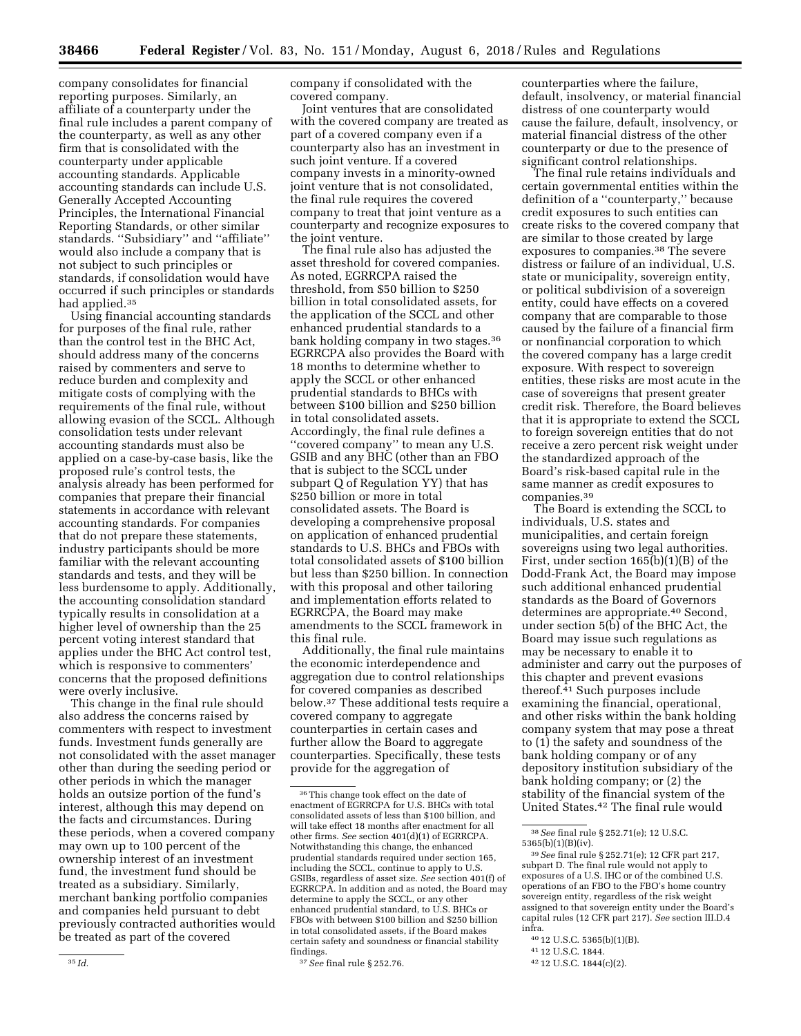company consolidates for financial reporting purposes. Similarly, an affiliate of a counterparty under the final rule includes a parent company of the counterparty, as well as any other firm that is consolidated with the counterparty under applicable accounting standards. Applicable accounting standards can include U.S. Generally Accepted Accounting Principles, the International Financial Reporting Standards, or other similar standards. ''Subsidiary'' and ''affiliate'' would also include a company that is not subject to such principles or standards, if consolidation would have occurred if such principles or standards had applied.[35]

Using financial accounting standards for purposes of the final rule, rather than the control test in the BHC Act, should address many of the concerns raised by commenters and serve to reduce burden and complexity and mitigate costs of complying with the requirements of the final rule, without allowing evasion of the SCCL. Although consolidation tests under relevant accounting standards must also be applied on a case-by-case basis, like the proposed rule's control tests, the analysis already has been performed for companies that prepare their financial statements in accordance with relevant accounting standards. For companies that do not prepare these statements, industry participants should be more familiar with the relevant accounting standards and tests, and they will be less burdensome to apply. Additionally, the accounting consolidation standard typically results in consolidation at a higher level of ownership than the 25 percent voting interest standard that applies under the BHC Act control test, which is responsive to commenters' concerns that the proposed definitions were overly inclusive.

This change in the final rule should also address the concerns raised by commenters with respect to investment funds. Investment funds generally are not consolidated with the asset manager other than during the seeding period or other periods in which the manager holds an outsize portion of the fund's interest, although this may depend on the facts and circumstances. During these periods, when a covered company may own up to 100 percent of the ownership interest of an investment fund, the investment fund should be treated as a subsidiary. Similarly, merchant banking portfolio companies and companies held pursuant to debt previously contracted authorities would be treated as part of the covered company if consolidated with the covered company.

Joint ventures that are consolidated with the covered company are treated as part of a covered company even if a counterparty also has an investment in such joint venture. If a covered company invests in a minority-owned joint venture that is not consolidated, the final rule requires the covered company to treat that joint venture as a counterparty and recognize exposures to the joint venture.

The final rule also has adjusted the asset threshold for covered companies. As noted, EGRRCPA raised the threshold, from $50 billion to $250 billion in total consolidated assets, for the application of the SCCL and other enhanced prudential standards to a bank holding company in two stages.[36] EGRRCPA also provides the Board with 18 months to determine whether to apply the SCCL or other enhanced prudential standards to BHCs with between $100 billion and $250 billion in total consolidated assets. Accordingly, the final rule defines a ''covered company'' to mean any U.S. GSIB and any BHC (other than an FBO that is subject to the SCCL under subpart Q of Regulation YY) that has $250 billion or more in total consolidated assets. The Board is developing a comprehensive proposal on application of enhanced prudential standards to U.S. BHCs and FBOs with total consolidated assets of $100 billion but less than $250 billion. In connection with this proposal and other tailoring and implementation efforts related to EGRRCPA, the Board may make amendments to the SCCL framework in this final rule.

Additionally, the final rule maintains the economic interdependence and aggregation due to control relationships for covered companies as described below.[37] These additional tests require a covered company to aggregate counterparties in certain cases and further allow the Board to aggregate counterparties. Specifically, these tests provide for the aggregation of counterparties where the failure, default, insolvency, or material financial distress of one counterparty would cause the failure, default, insolvency, or material financial distress of the other counterparty or due to the presence of significant control relationships.

The final rule retains individuals and certain governmental entities within the definition of a ''counterparty,'' because credit exposures to such entities can create risks to the covered company that are similar to those created by large exposures to companies.[38] The severe distress or failure of an individual, U.S. state or municipality, sovereign entity, or political subdivision of a sovereign entity, could have effects on a covered company that are comparable to those caused by the failure of a financial firm or nonfinancial corporation to which the covered company has a large credit exposure. With respect to sovereign entities, these risks are most acute in the case of sovereigns that present greater credit risk. Therefore, the Board believes that it is appropriate to extend the SCCL to foreign sovereign entities that do not receive a zero percent risk weight under the standardized approach of the Board's risk-based capital rule in the same manner as credit exposures to companies.[39]

The Board is extending the SCCL to individuals, U.S. states and municipalities, and certain foreign sovereigns using two legal authorities. First, under section 165(b)(1)(B) of the Dodd-Frank Act, the Board may impose such additional enhanced prudential standards as the Board of Governors determines are appropriate.[40] Second, under section 5(b) of the BHC Act, the Board may issue such regulations as may be necessary to enable it to administer and carry out the purposes of this chapter and prevent evasions thereof.[41] Such purposes include examining the financial, operational, and other risks within the bank holding company system that may pose a threat to (1) the safety and soundness of the bank holding company or of any depository institution subsidiary of the bank holding company; or (2) the stability of the financial system of the United States.[42] The final rule would

---

[35] *Id.*

[36] This change took effect on the date of enactment of EGRRCPA for U.S. BHCs with total consolidated assets of less than $100 billion, and will take effect 18 months after enactment for all other firms. *See* section 401(d)(1) of EGRRCPA. Notwithstanding this change, the enhanced prudential standards required under section 165, including the SCCL, continue to apply to U.S. GSIBs, regardless of asset size. *See* section 401(f) of EGRRCPA. In addition and as noted, the Board may determine to apply the SCCL, or any other enhanced prudential standard, to U.S. BHCs or FBOs with between $100 billion and $250 billion in total consolidated assets, if the Board makes certain safety and soundness or financial stability findings.

[37] *See* final rule § 252.76.

[38] *See* final rule § 252.71(e); 12 U.S.C. 5365(b)(1)(B)(iv).

[39] *See* final rule § 252.71(e); 12 CFR part 217, subpart D. The final rule would not apply to exposures of a U.S. IHC or of the combined U.S. operations of an FBO to the FBO's home country sovereign entity, regardless of the risk weight assigned to that sovereign entity under the Board's capital rules (12 CFR part 217). *See* section III.D.4 infra.

[40] 12 U.S.C. 5365(b)(1)(B).

[41] 12 U.S.C. 1844.

[42] 12 U.S.C. 1844(c)(2).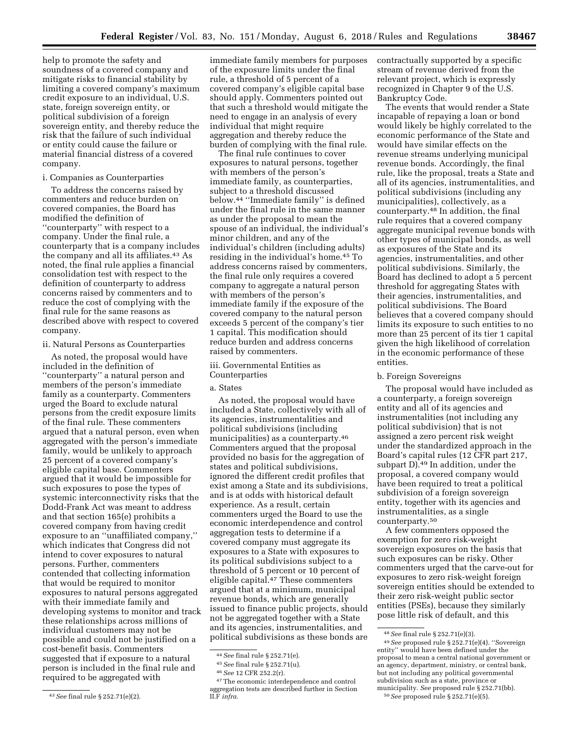help to promote the safety and soundness of a covered company and mitigate risks to financial stability by limiting a covered company's maximum credit exposure to an individual, U.S. state, foreign sovereign entity, or political subdivision of a foreign sovereign entity, and thereby reduce the risk that the failure of such individual or entity could cause the failure or material financial distress of a covered company.

i. Companies as Counterparties

To address the concerns raised by commenters and reduce burden on covered companies, the Board has modified the definition of ''counterparty'' with respect to a company. Under the final rule, a counterparty that is a company includes the company and all its affiliates.[43] As noted, the final rule applies a financial consolidation test with respect to the definition of counterparty to address concerns raised by commenters and to reduce the cost of complying with the final rule for the same reasons as described above with respect to covered company.

ii. Natural Persons as Counterparties

As noted, the proposal would have included in the definition of ''counterparty'' a natural person and members of the person's immediate family as a counterparty. Commenters urged the Board to exclude natural persons from the credit exposure limits of the final rule. These commenters argued that a natural person, even when aggregated with the person's immediate family, would be unlikely to approach 25 percent of a covered company's eligible capital base. Commenters argued that it would be impossible for such exposures to pose the types of systemic interconnectivity risks that the Dodd-Frank Act was meant to address and that section 165(e) prohibits a covered company from having credit exposure to an ''unaffiliated company,'' which indicates that Congress did not intend to cover exposures to natural persons. Further, commenters contended that collecting information that would be required to monitor exposures to natural persons aggregated with their immediate family and developing systems to monitor and track these relationships across millions of individual customers may not be possible and could not be justified on a cost-benefit basis. Commenters suggested that if exposure to a natural person is included in the final rule and required to be aggregated with immediate family members for purposes of the exposure limits under the final rule, a threshold of 5 percent of a covered company's eligible capital base should apply. Commenters pointed out that such a threshold would mitigate the need to engage in an analysis of every individual that might require aggregation and thereby reduce the burden of complying with the final rule.

The final rule continues to cover exposures to natural persons, together with members of the person's immediate family, as counterparties, subject to a threshold discussed below.[44] ''Immediate family'' is defined under the final rule in the same manner as under the proposal to mean the spouse of an individual, the individual's minor children, and any of the individual's children (including adults) residing in the individual's home.[45] To address concerns raised by commenters, the final rule only requires a covered company to aggregate a natural person with members of the person's immediate family if the exposure of the covered company to the natural person exceeds 5 percent of the company's tier 1 capital. This modification should reduce burden and address concerns raised by commenters.

iii. Governmental Entities as Counterparties

a. States

As noted, the proposal would have included a State, collectively with all of its agencies, instrumentalities and political subdivisions (including municipalities) as a counterparty.[46] Commenters argued that the proposal provided no basis for the aggregation of states and political subdivisions, ignored the different credit profiles that exist among a State and its subdivisions, and is at odds with historical default experience. As a result, certain commenters urged the Board to use the economic interdependence and control aggregation tests to determine if a covered company must aggregate its exposures to a State with exposures to its political subdivisions subject to a threshold of 5 percent or 10 percent of eligible capital.[47] These commenters argued that at a minimum, municipal revenue bonds, which are generally issued to finance public projects, should not be aggregated together with a State and its agencies, instrumentalities, and political subdivisions as these bonds are contractually supported by a specific stream of revenue derived from the relevant project, which is expressly recognized in Chapter 9 of the U.S. Bankruptcy Code.

The events that would render a State incapable of repaying a loan or bond would likely be highly correlated to the economic performance of the State and would have similar effects on the revenue streams underlying municipal revenue bonds. Accordingly, the final rule, like the proposal, treats a State and all of its agencies, instrumentalities, and political subdivisions (including any municipalities), collectively, as a counterparty.[48] In addition, the final rule requires that a covered company aggregate municipal revenue bonds with other types of municipal bonds, as well as exposures of the State and its agencies, instrumentalities, and other political subdivisions. Similarly, the Board has declined to adopt a 5 percent threshold for aggregating States with their agencies, instrumentalities, and political subdivisions. The Board believes that a covered company should limits its exposure to such entities to no more than 25 percent of its tier 1 capital given the high likelihood of correlation in the economic performance of these entities.

b. Foreign Sovereigns

The proposal would have included as a counterparty, a foreign sovereign entity and all of its agencies and instrumentalities (not including any political subdivision) that is not assigned a zero percent risk weight under the standardized approach in the Board's capital rules (12 CFR part 217, subpart D).[49] In addition, under the proposal, a covered company would have been required to treat a political subdivision of a foreign sovereign entity, together with its agencies and instrumentalities, as a single counterparty.[50]

A few commenters opposed the exemption for zero risk-weight sovereign exposures on the basis that such exposures can be risky. Other commenters urged that the carve-out for exposures to zero risk-weight foreign sovereign entities should be extended to their zero risk-weight public sector entities (PSEs), because they similarly pose little risk of default, and this

---

[43] *See* final rule § 252.71(e)(2).

[44] *See* final rule § 252.71(e).

[45] *See* final rule § 252.71(u).

[46] *See* 12 CFR 252.2(r).

[47] The economic interdependence and control aggregation tests are described further in Section II.F *infra.*

[48] *See* final rule § 252.71(e)(3).

[49] *See* proposed rule § 252.71(e)(4). ''Sovereign entity'' would have been defined under the proposal to mean a central national government or an agency, department, ministry, or central bank, but not including any political governmental subdivision such as a state, province or municipality. *See* proposed rule § 252.71(bb).

[50] *See* proposed rule § 252.71(e)(5).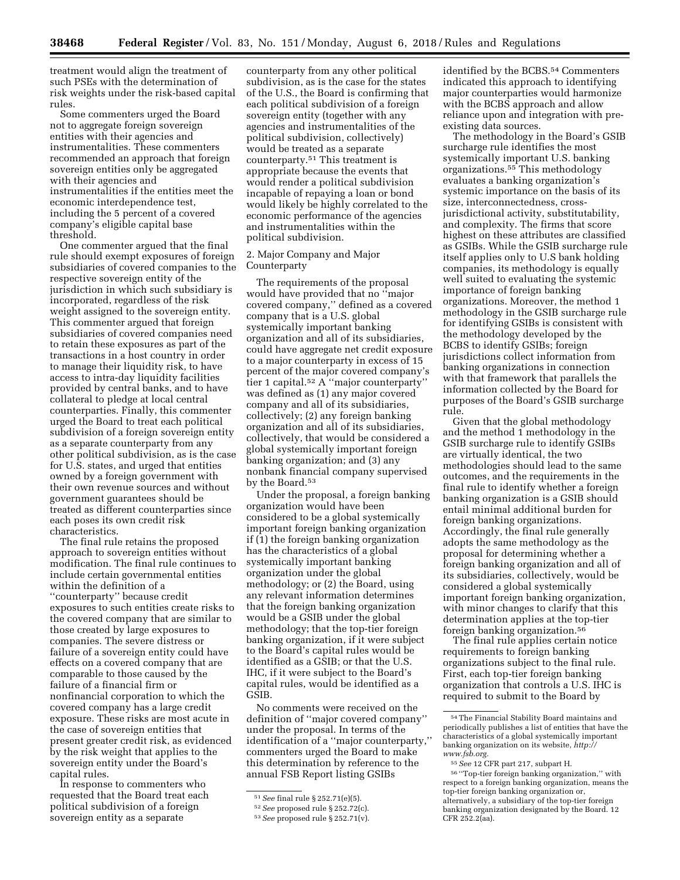treatment would align the treatment of such PSEs with the determination of risk weights under the risk-based capital rules.

Some commenters urged the Board not to aggregate foreign sovereign entities with their agencies and instrumentalities. These commenters recommended an approach that foreign sovereign entities only be aggregated with their agencies and instrumentalities if the entities meet the economic interdependence test, including the 5 percent of a covered company's eligible capital base threshold.

One commenter argued that the final rule should exempt exposures of foreign subsidiaries of covered companies to the respective sovereign entity of the jurisdiction in which such subsidiary is incorporated, regardless of the risk weight assigned to the sovereign entity. This commenter argued that foreign subsidiaries of covered companies need to retain these exposures as part of the transactions in a host country in order to manage their liquidity risk, to have access to intra-day liquidity facilities provided by central banks, and to have collateral to pledge at local central counterparties. Finally, this commenter urged the Board to treat each political subdivision of a foreign sovereign entity as a separate counterparty from any other political subdivision, as is the case for U.S. states, and urged that entities owned by a foreign government with their own revenue sources and without government guarantees should be treated as different counterparties since each poses its own credit risk characteristics.

The final rule retains the proposed approach to sovereign entities without modification. The final rule continues to include certain governmental entities within the definition of a ''counterparty'' because credit exposures to such entities create risks to the covered company that are similar to those created by large exposures to companies. The severe distress or failure of a sovereign entity could have effects on a covered company that are comparable to those caused by the failure of a financial firm or nonfinancial corporation to which the covered company has a large credit exposure. These risks are most acute in the case of sovereign entities that present greater credit risk, as evidenced by the risk weight that applies to the sovereign entity under the Board's capital rules.

In response to commenters who requested that the Board treat each political subdivision of a foreign sovereign entity as a separate counterparty from any other political subdivision, as is the case for the states of the U.S., the Board is confirming that each political subdivision of a foreign sovereign entity (together with any agencies and instrumentalities of the political subdivision, collectively) would be treated as a separate counterparty.[51] This treatment is appropriate because the events that would render a political subdivision incapable of repaying a loan or bond would likely be highly correlated to the economic performance of the agencies and instrumentalities within the political subdivision.

2. Major Company and Major Counterparty

The requirements of the proposal would have provided that no ''major covered company,'' defined as a covered company that is a U.S. global systemically important banking organization and all of its subsidiaries, could have aggregate net credit exposure to a major counterparty in excess of 15 percent of the major covered company's tier 1 capital.[52] A ''major counterparty'' was defined as (1) any major covered company and all of its subsidiaries, collectively; (2) any foreign banking organization and all of its subsidiaries, collectively, that would be considered a global systemically important foreign banking organization; and (3) any nonbank financial company supervised by the Board.[53]

Under the proposal, a foreign banking organization would have been considered to be a global systemically important foreign banking organization if (1) the foreign banking organization has the characteristics of a global systemically important banking organization under the global methodology; or (2) the Board, using any relevant information determines that the foreign banking organization would be a GSIB under the global methodology; that the top-tier foreign banking organization, if it were subject to the Board's capital rules would be identified as a GSIB; or that the U.S. IHC, if it were subject to the Board's capital rules, would be identified as a GSIB.

No comments were received on the definition of ''major covered company'' under the proposal. In terms of the identification of a ''major counterparty,'' commenters urged the Board to make this determination by reference to the annual FSB Report listing GSIBs identified by the BCBS.[54] Commenters indicated this approach to identifying major counterparties would harmonize with the BCBS approach and allow reliance upon and integration with pre-existing data sources.

The methodology in the Board's GSIB surcharge rule identifies the most systemically important U.S. banking organizations.[55] This methodology evaluates a banking organization's systemic importance on the basis of its size, interconnectedness, cross-jurisdictional activity, substitutability, and complexity. The firms that score highest on these attributes are classified as GSIBs. While the GSIB surcharge rule itself applies only to U.S bank holding companies, its methodology is equally well suited to evaluating the systemic importance of foreign banking organizations. Moreover, the method 1 methodology in the GSIB surcharge rule for identifying GSIBs is consistent with the methodology developed by the BCBS to identify GSIBs; foreign jurisdictions collect information from banking organizations in connection with that framework that parallels the information collected by the Board for purposes of the Board's GSIB surcharge rule.

Given that the global methodology and the method 1 methodology in the GSIB surcharge rule to identify GSIBs are virtually identical, the two methodologies should lead to the same outcomes, and the requirements in the final rule to identify whether a foreign banking organization is a GSIB should entail minimal additional burden for foreign banking organizations. Accordingly, the final rule generally adopts the same methodology as the proposal for determining whether a foreign banking organization and all of its subsidiaries, collectively, would be considered a global systemically important foreign banking organization, with minor changes to clarify that this determination applies at the top-tier foreign banking organization.[56]

The final rule applies certain notice requirements to foreign banking organizations subject to the final rule. First, each top-tier foreign banking organization that controls a U.S. IHC is required to submit to the Board by

[51] *See* final rule § 252.71(e)(5).

[52] *See* proposed rule § 252.72(c).

[53] *See* proposed rule § 252.71(v).

[54] The Financial Stability Board maintains and periodically publishes a list of entities that have the characteristics of a global systemically important banking organization on its website, *http://www.fsb.org.*

[55] *See* 12 CFR part 217, subpart H.

[56] ''Top-tier foreign banking organization,'' with respect to a foreign banking organization, means the top-tier foreign banking organization or, alternatively, a subsidiary of the top-tier foreign banking organization designated by the Board. 12 CFR 252.2(aa).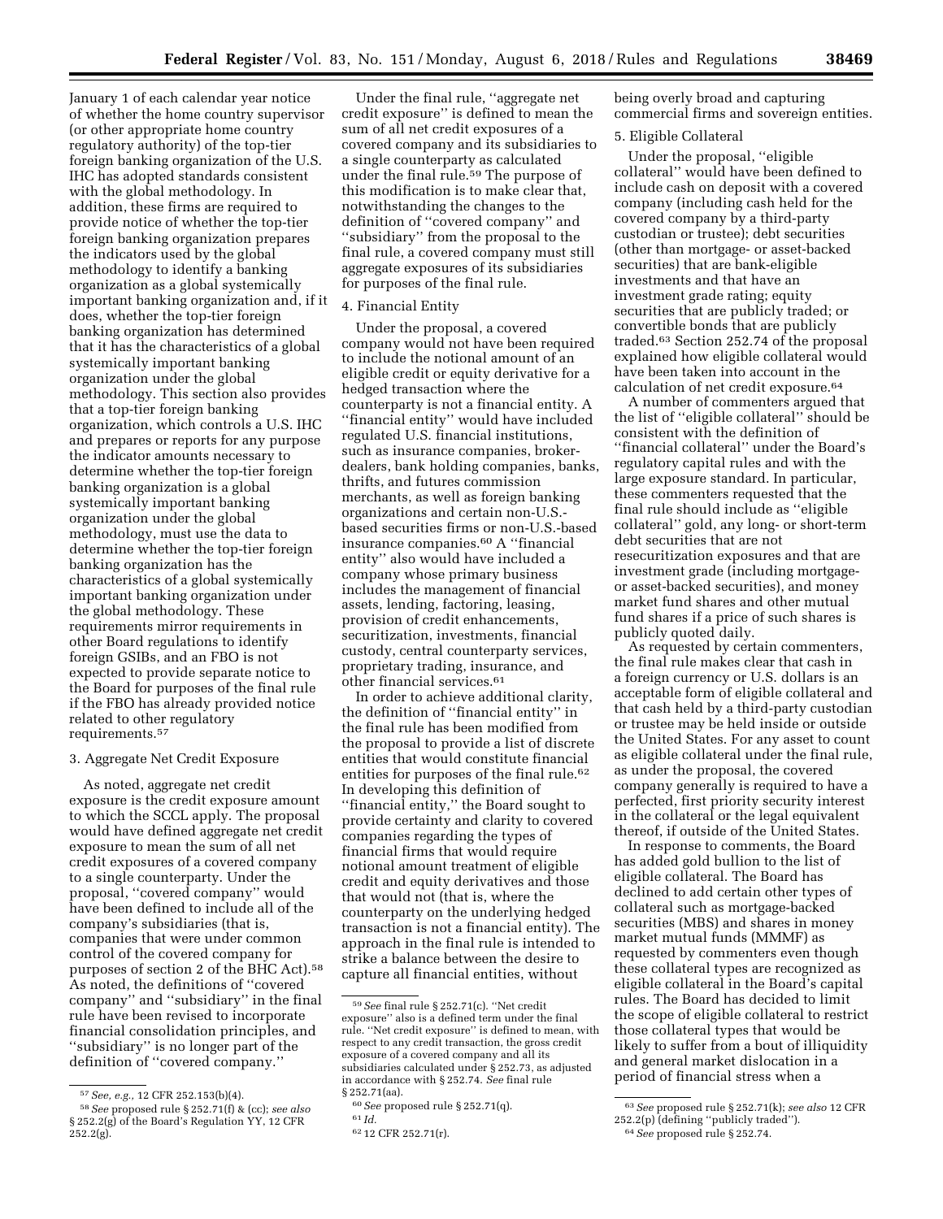January 1 of each calendar year notice of whether the home country supervisor (or other appropriate home country regulatory authority) of the top-tier foreign banking organization of the U.S. IHC has adopted standards consistent with the global methodology. In addition, these firms are required to provide notice of whether the top-tier foreign banking organization prepares the indicators used by the global methodology to identify a banking organization as a global systemically important banking organization and, if it does, whether the top-tier foreign banking organization has determined that it has the characteristics of a global systemically important banking organization under the global methodology. This section also provides that a top-tier foreign banking organization, which controls a U.S. IHC and prepares or reports for any purpose the indicator amounts necessary to determine whether the top-tier foreign banking organization is a global systemically important banking organization under the global methodology, must use the data to determine whether the top-tier foreign banking organization has the characteristics of a global systemically important banking organization under the global methodology. These requirements mirror requirements in other Board regulations to identify foreign GSIBs, and an FBO is not expected to provide separate notice to the Board for purposes of the final rule if the FBO has already provided notice related to other regulatory requirements.[57]

### 3. Aggregate Net Credit Exposure

As noted, aggregate net credit exposure is the credit exposure amount to which the SCCL apply. The proposal would have defined aggregate net credit exposure to mean the sum of all net credit exposures of a covered company to a single counterparty. Under the proposal, ''covered company'' would have been defined to include all of the company's subsidiaries (that is, companies that were under common control of the covered company for purposes of section 2 of the BHC Act).[58] As noted, the definitions of ''covered company'' and ''subsidiary'' in the final rule have been revised to incorporate financial consolidation principles, and ''subsidiary'' is no longer part of the definition of ''covered company.''

Under the final rule, ''aggregate net credit exposure'' is defined to mean the sum of all net credit exposures of a covered company and its subsidiaries to a single counterparty as calculated under the final rule.[59] The purpose of this modification is to make clear that, notwithstanding the changes to the definition of ''covered company'' and ''subsidiary'' from the proposal to the final rule, a covered company must still aggregate exposures of its subsidiaries for purposes of the final rule.

### 4. Financial Entity

Under the proposal, a covered company would not have been required to include the notional amount of an eligible credit or equity derivative for a hedged transaction where the counterparty is not a financial entity. A ''financial entity'' would have included regulated U.S. financial institutions, such as insurance companies, broker-dealers, bank holding companies, banks, thrifts, and futures commission merchants, as well as foreign banking organizations and certain non-U.S.-based securities firms or non-U.S.-based insurance companies.[60] A ''financial entity'' also would have included a company whose primary business includes the management of financial assets, lending, factoring, leasing, provision of credit enhancements, securitization, investments, financial custody, central counterparty services, proprietary trading, insurance, and other financial services.[61]

In order to achieve additional clarity, the definition of ''financial entity'' in the final rule has been modified from the proposal to provide a list of discrete entities that would constitute financial entities for purposes of the final rule.[62] In developing this definition of ''financial entity,'' the Board sought to provide certainty and clarity to covered companies regarding the types of financial firms that would require notional amount treatment of eligible credit and equity derivatives and those that would not (that is, where the counterparty on the underlying hedged transaction is not a financial entity). The approach in the final rule is intended to strike a balance between the desire to capture all financial entities, without being overly broad and capturing commercial firms and sovereign entities.

### 5. Eligible Collateral

Under the proposal, ''eligible collateral'' would have been defined to include cash on deposit with a covered company (including cash held for the covered company by a third-party custodian or trustee); debt securities (other than mortgage- or asset-backed securities) that are bank-eligible investments and that have an investment grade rating; equity securities that are publicly traded; or convertible bonds that are publicly traded.[63] Section 252.74 of the proposal explained how eligible collateral would have been taken into account in the calculation of net credit exposure.[64]

A number of commenters argued that the list of ''eligible collateral'' should be consistent with the definition of ''financial collateral'' under the Board's regulatory capital rules and with the large exposure standard. In particular, these commenters requested that the final rule should include as ''eligible collateral'' gold, any long- or short-term debt securities that are not resecuritization exposures and that are investment grade (including mortgage- or asset-backed securities), and money market fund shares and other mutual fund shares if a price of such shares is publicly quoted daily.

As requested by certain commenters, the final rule makes clear that cash in a foreign currency or U.S. dollars is an acceptable form of eligible collateral and that cash held by a third-party custodian or trustee may be held inside or outside the United States. For any asset to count as eligible collateral under the final rule, as under the proposal, the covered company generally is required to have a perfected, first priority security interest in the collateral or the legal equivalent thereof, if outside of the United States.

In response to comments, the Board has added gold bullion to the list of eligible collateral. The Board has declined to add certain other types of collateral such as mortgage-backed securities (MBS) and shares in money market mutual funds (MMMF) as requested by commenters even though these collateral types are recognized as eligible collateral in the Board's capital rules. The Board has decided to limit the scope of eligible collateral to restrict those collateral types that would be likely to suffer from a bout of illiquidity and general market dislocation in a period of financial stress when a

---

[57] *See, e.g.,* 12 CFR 252.153(b)(4).

[58] *See* proposed rule § 252.71(f) & (cc); *see also* § 252.2(g) of the Board's Regulation YY, 12 CFR 252.2(g).

[59] *See* final rule § 252.71(c). ''Net credit exposure'' also is a defined term under the final rule. ''Net credit exposure'' is defined to mean, with respect to any credit transaction, the gross credit exposure of a covered company and all its subsidiaries calculated under § 252.73, as adjusted in accordance with § 252.74. *See* final rule § 252.71(aa).

[60] *See* proposed rule § 252.71(q).

[61] *Id.*

[62] 12 CFR 252.71(r).

[63] *See* proposed rule § 252.71(k); *see also* 12 CFR 252.2(p) (defining ''publicly traded'').

[64] *See* proposed rule § 252.74.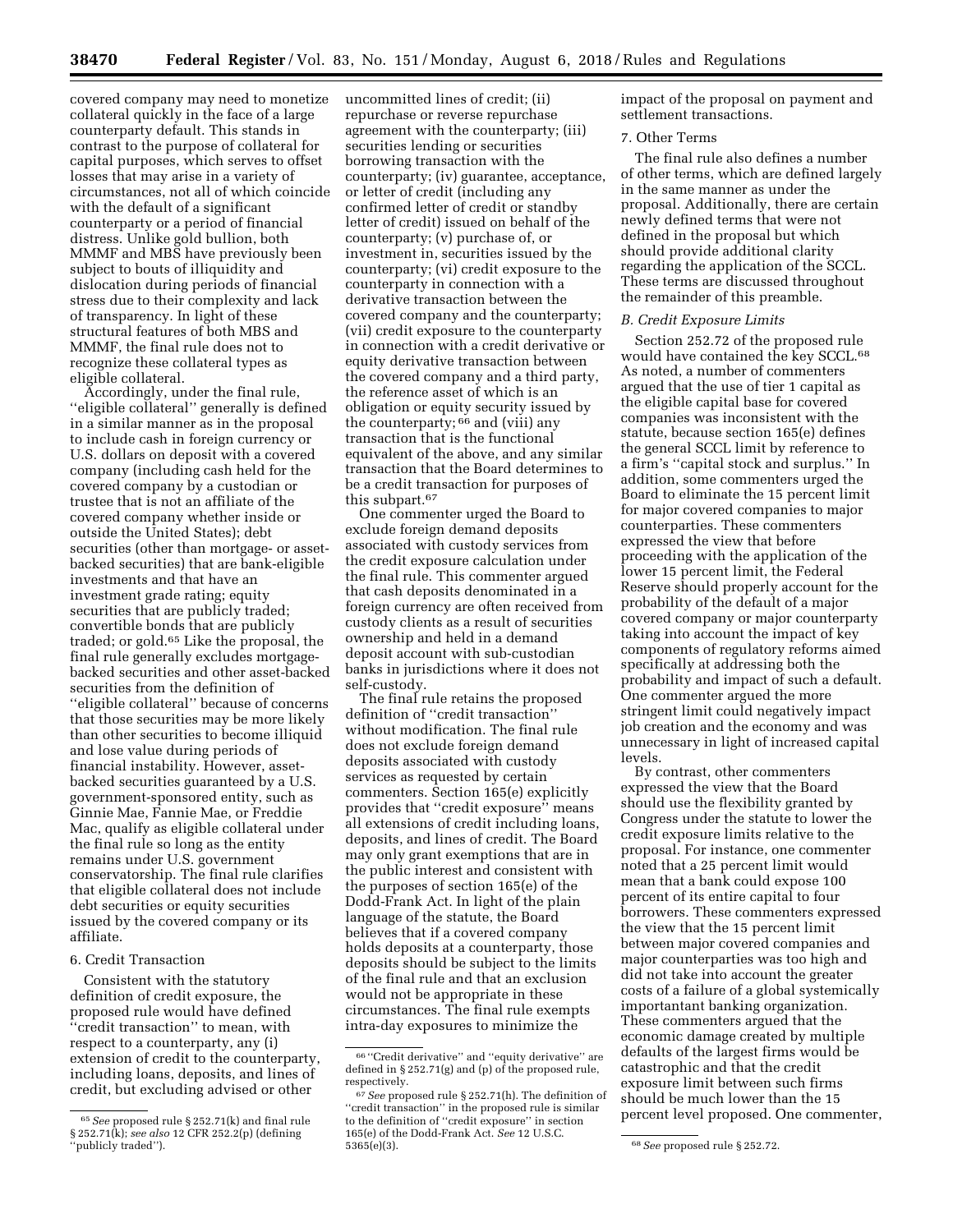covered company may need to monetize collateral quickly in the face of a large counterparty default. This stands in contrast to the purpose of collateral for capital purposes, which serves to offset losses that may arise in a variety of circumstances, not all of which coincide with the default of a significant counterparty or a period of financial distress. Unlike gold bullion, both MMMF and MBS have previously been subject to bouts of illiquidity and dislocation during periods of financial stress due to their complexity and lack of transparency. In light of these structural features of both MBS and MMMF, the final rule does not to recognize these collateral types as eligible collateral.

Accordingly, under the final rule, ''eligible collateral'' generally is defined in a similar manner as in the proposal to include cash in foreign currency or U.S. dollars on deposit with a covered company (including cash held for the covered company by a custodian or trustee that is not an affiliate of the covered company whether inside or outside the United States); debt securities (other than mortgage- or asset-backed securities) that are bank-eligible investments and that have an investment grade rating; equity securities that are publicly traded; convertible bonds that are publicly traded; or gold.[65] Like the proposal, the final rule generally excludes mortgage-backed securities and other asset-backed securities from the definition of ''eligible collateral'' because of concerns that those securities may be more likely than other securities to become illiquid and lose value during periods of financial instability. However, asset-backed securities guaranteed by a U.S. government-sponsored entity, such as Ginnie Mae, Fannie Mae, or Freddie Mac, qualify as eligible collateral under the final rule so long as the entity remains under U.S. government conservatorship. The final rule clarifies that eligible collateral does not include debt securities or equity securities issued by the covered company or its affiliate.

### 6. Credit Transaction

Consistent with the statutory definition of credit exposure, the proposed rule would have defined ''credit transaction'' to mean, with respect to a counterparty, any (i) extension of credit to the counterparty, including loans, deposits, and lines of credit, but excluding advised or other uncommitted lines of credit; (ii) repurchase or reverse repurchase agreement with the counterparty; (iii) securities lending or securities borrowing transaction with the counterparty; (iv) guarantee, acceptance, or letter of credit (including any confirmed letter of credit or standby letter of credit) issued on behalf of the counterparty; (v) purchase of, or investment in, securities issued by the counterparty; (vi) credit exposure to the counterparty in connection with a derivative transaction between the covered company and the counterparty; (vii) credit exposure to the counterparty in connection with a credit derivative or equity derivative transaction between the covered company and a third party, the reference asset of which is an obligation or equity security issued by the counterparty;[66] and (viii) any transaction that is the functional equivalent of the above, and any similar transaction that the Board determines to be a credit transaction for purposes of this subpart.[67]

One commenter urged the Board to exclude foreign demand deposits associated with custody services from the credit exposure calculation under the final rule. This commenter argued that cash deposits denominated in a foreign currency are often received from custody clients as a result of securities ownership and held in a demand deposit account with sub-custodian banks in jurisdictions where it does not self-custody.

The final rule retains the proposed definition of ''credit transaction'' without modification. The final rule does not exclude foreign demand deposits associated with custody services as requested by certain commenters. Section 165(e) explicitly provides that ''credit exposure'' means all extensions of credit including loans, deposits, and lines of credit. The Board may only grant exemptions that are in the public interest and consistent with the purposes of section 165(e) of the Dodd-Frank Act. In light of the plain language of the statute, the Board believes that if a covered company holds deposits at a counterparty, those deposits should be subject to the limits of the final rule and that an exclusion would not be appropriate in these circumstances. The final rule exempts intra-day exposures to minimize the impact of the proposal on payment and settlement transactions.

### 7. Other Terms

The final rule also defines a number of other terms, which are defined largely in the same manner as under the proposal. Additionally, there are certain newly defined terms that were not defined in the proposal but which should provide additional clarity regarding the application of the SCCL. These terms are discussed throughout the remainder of this preamble.

## B. Credit Exposure Limits

Section 252.72 of the proposed rule would have contained the key SCCL.[68] As noted, a number of commenters argued that the use of tier 1 capital as the eligible capital base for covered companies was inconsistent with the statute, because section 165(e) defines the general SCCL limit by reference to a firm's ''capital stock and surplus.'' In addition, some commenters urged the Board to eliminate the 15 percent limit for major covered companies to major counterparties. These commenters expressed the view that before proceeding with the application of the lower 15 percent limit, the Federal Reserve should properly account for the probability of the default of a major covered company or major counterparty taking into account the impact of key components of regulatory reforms aimed specifically at addressing both the probability and impact of such a default. One commenter argued the more stringent limit could negatively impact job creation and the economy and was unnecessary in light of increased capital levels.

By contrast, other commenters expressed the view that the Board should use the flexibility granted by Congress under the statute to lower the credit exposure limits relative to the proposal. For instance, one commenter noted that a 25 percent limit would mean that a bank could expose 100 percent of its entire capital to four borrowers. These commenters expressed the view that the 15 percent limit between major covered companies and major counterparties was too high and did not take into account the greater costs of a failure of a global systemically important banking organization. These commenters argued that the economic damage created by multiple defaults of the largest firms would be catastrophic and that the credit exposure limit between such firms should be much lower than the 15 percent level proposed. One commenter,

---

[65] *See* proposed rule § 252.71(k) and final rule § 252.71(k); *see also* 12 CFR 252.2(p) (defining ''publicly traded'').

[66] ''Credit derivative'' and ''equity derivative'' are defined in § 252.71(g) and (p) of the proposed rule, respectively.

[67] *See* proposed rule § 252.71(h). The definition of ''credit transaction'' in the proposed rule is similar to the definition of ''credit exposure'' in section 165(e) of the Dodd-Frank Act. *See* 12 U.S.C. 5365(e)(3).

[68] *See* proposed rule § 252.72.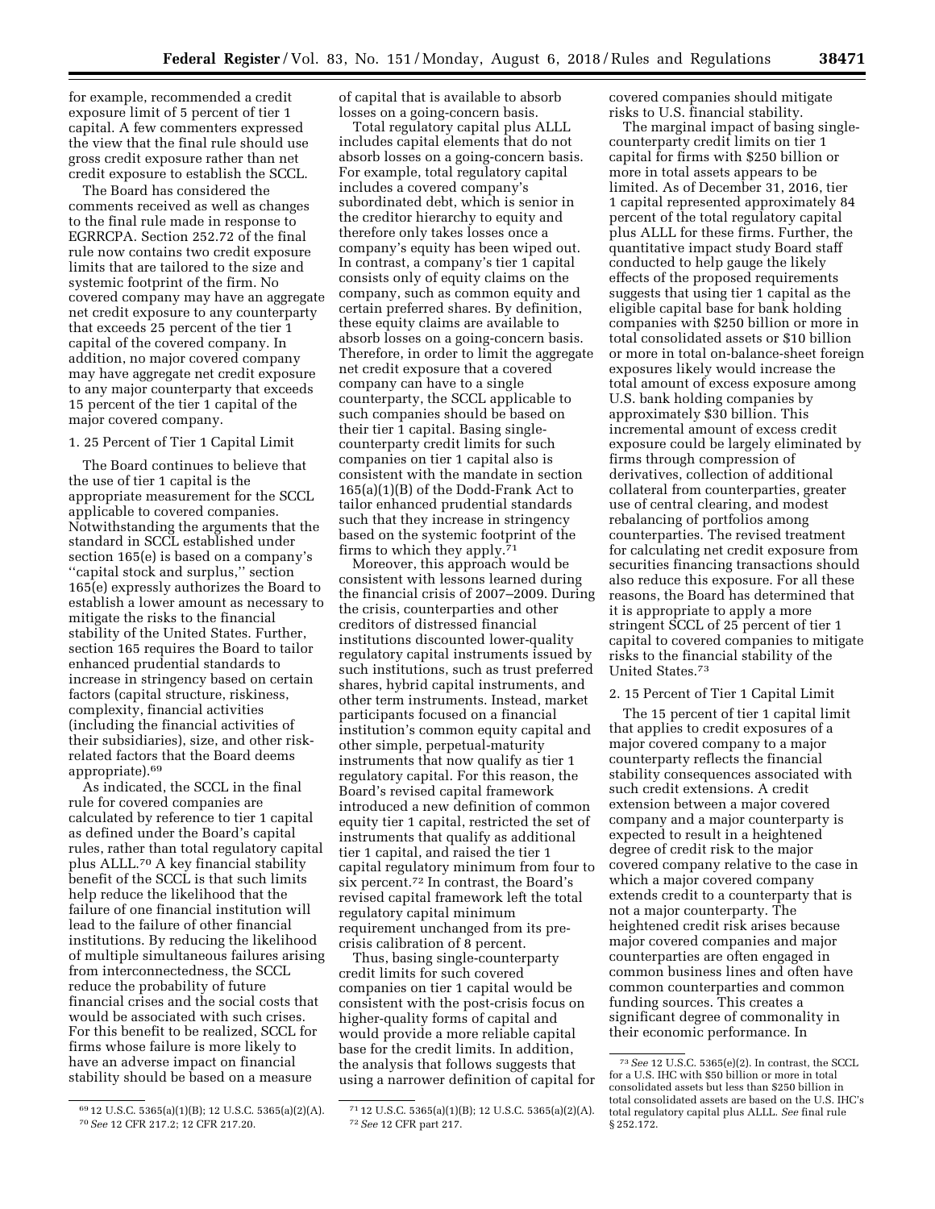for example, recommended a credit exposure limit of 5 percent of tier 1 capital. A few commenters expressed the view that the final rule should use gross credit exposure rather than net credit exposure to establish the SCCL.

The Board has considered the comments received as well as changes to the final rule made in response to EGRRCPA. Section 252.72 of the final rule now contains two credit exposure limits that are tailored to the size and systemic footprint of the firm. No covered company may have an aggregate net credit exposure to any counterparty that exceeds 25 percent of the tier 1 capital of the covered company. In addition, no major covered company may have aggregate net credit exposure to any major counterparty that exceeds 15 percent of the tier 1 capital of the major covered company.

1. 25 Percent of Tier 1 Capital Limit

The Board continues to believe that the use of tier 1 capital is the appropriate measurement for the SCCL applicable to covered companies. Notwithstanding the arguments that the standard in SCCL established under section 165(e) is based on a company's ''capital stock and surplus,'' section 165(e) expressly authorizes the Board to establish a lower amount as necessary to mitigate the risks to the financial stability of the United States. Further, section 165 requires the Board to tailor enhanced prudential standards to increase in stringency based on certain factors (capital structure, riskiness, complexity, financial activities (including the financial activities of their subsidiaries), size, and other risk-related factors that the Board deems appropriate).[69]

As indicated, the SCCL in the final rule for covered companies are calculated by reference to tier 1 capital as defined under the Board's capital rules, rather than total regulatory capital plus ALLL.[70] A key financial stability benefit of the SCCL is that such limits help reduce the likelihood that the failure of one financial institution will lead to the failure of other financial institutions. By reducing the likelihood of multiple simultaneous failures arising from interconnectedness, the SCCL reduce the probability of future financial crises and the social costs that would be associated with such crises. For this benefit to be realized, SCCL for firms whose failure is more likely to have an adverse impact on financial stability should be based on a measure of capital that is available to absorb losses on a going-concern basis.

Total regulatory capital plus ALLL includes capital elements that do not absorb losses on a going-concern basis. For example, total regulatory capital includes a covered company's subordinated debt, which is senior in the creditor hierarchy to equity and therefore only takes losses once a company's equity has been wiped out. In contrast, a company's tier 1 capital consists only of equity claims on the company, such as common equity and certain preferred shares. By definition, these equity claims are available to absorb losses on a going-concern basis. Therefore, in order to limit the aggregate net credit exposure that a covered company can have to a single counterparty, the SCCL applicable to such companies should be based on their tier 1 capital. Basing single-counterparty credit limits for such companies on tier 1 capital also is consistent with the mandate in section 165(a)(1)(B) of the Dodd-Frank Act to tailor enhanced prudential standards such that they increase in stringency based on the systemic footprint of the firms to which they apply.[71]

Moreover, this approach would be consistent with lessons learned during the financial crisis of 2007–2009. During the crisis, counterparties and other creditors of distressed financial institutions discounted lower-quality regulatory capital instruments issued by such institutions, such as trust preferred shares, hybrid capital instruments, and other term instruments. Instead, market participants focused on a financial institution's common equity capital and other simple, perpetual-maturity instruments that now qualify as tier 1 regulatory capital. For this reason, the Board's revised capital framework introduced a new definition of common equity tier 1 capital, restricted the set of instruments that qualify as additional tier 1 capital, and raised the tier 1 capital regulatory minimum from four to six percent.[72] In contrast, the Board's revised capital framework left the total regulatory capital minimum requirement unchanged from its pre-crisis calibration of 8 percent.

Thus, basing single-counterparty credit limits for such covered companies on tier 1 capital would be consistent with the post-crisis focus on higher-quality forms of capital and would provide a more reliable capital base for the credit limits. In addition, the analysis that follows suggests that using a narrower definition of capital for covered companies should mitigate risks to U.S. financial stability.

The marginal impact of basing single-counterparty credit limits on tier 1 capital for firms with $250 billion or more in total assets appears to be limited. As of December 31, 2016, tier 1 capital represented approximately 84 percent of the total regulatory capital plus ALLL for these firms. Further, the quantitative impact study Board staff conducted to help gauge the likely effects of the proposed requirements suggests that using tier 1 capital as the eligible capital base for bank holding companies with $250 billion or more in total consolidated assets or $10 billion or more in total on-balance-sheet foreign exposures likely would increase the total amount of excess exposure among U.S. bank holding companies by approximately $30 billion. This incremental amount of excess credit exposure could be largely eliminated by firms through compression of derivatives, collection of additional collateral from counterparties, greater use of central clearing, and modest rebalancing of portfolios among counterparties. The revised treatment for calculating net credit exposure from securities financing transactions should also reduce this exposure. For all these reasons, the Board has determined that it is appropriate to apply a more stringent SCCL of 25 percent of tier 1 capital to covered companies to mitigate risks to the financial stability of the United States.[73]

2. 15 Percent of Tier 1 Capital Limit

The 15 percent of tier 1 capital limit that applies to credit exposures of a major covered company to a major counterparty reflects the financial stability consequences associated with such credit extensions. A credit extension between a major covered company and a major counterparty is expected to result in a heightened degree of credit risk to the major covered company relative to the case in which a major covered company extends credit to a counterparty that is not a major counterparty. The heightened credit risk arises because major covered companies and major counterparties are often engaged in common business lines and often have common counterparties and common funding sources. This creates a significant degree of commonality in their economic performance. In

---

[69] 12 U.S.C. 5365(a)(1)(B); 12 U.S.C. 5365(a)(2)(A).

[70] *See* 12 CFR 217.2; 12 CFR 217.20.

[71] 12 U.S.C. 5365(a)(1)(B); 12 U.S.C. 5365(a)(2)(A).

[72] *See* 12 CFR part 217.

[73] *See* 12 U.S.C. 5365(e)(2). In contrast, the SCCL for a U.S. IHC with $50 billion or more in total consolidated assets but less than $250 billion in total consolidated assets are based on the U.S. IHC's total regulatory capital plus ALLL. *See* final rule § 252.172.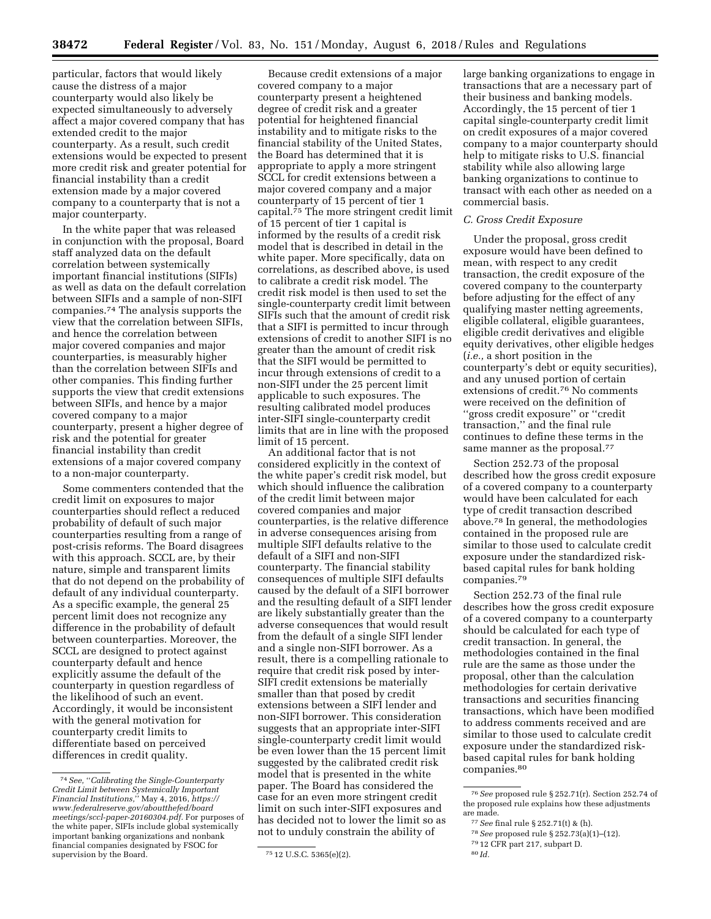particular, factors that would likely cause the distress of a major counterparty would also likely be expected simultaneously to adversely affect a major covered company that has extended credit to the major counterparty. As a result, such credit extensions would be expected to present more credit risk and greater potential for financial instability than a credit extension made by a major covered company to a counterparty that is not a major counterparty.

In the white paper that was released in conjunction with the proposal, Board staff analyzed data on the default correlation between systemically important financial institutions (SIFIs) as well as data on the default correlation between SIFIs and a sample of non-SIFI companies.[74] The analysis supports the view that the correlation between SIFIs, and hence the correlation between major covered companies and major counterparties, is measurably higher than the correlation between SIFIs and other companies. This finding further supports the view that credit extensions between SIFIs, and hence by a major covered company to a major counterparty, present a higher degree of risk and the potential for greater financial instability than credit extensions of a major covered company to a non-major counterparty.

Some commenters contended that the credit limit on exposures to major counterparties should reflect a reduced probability of default of such major counterparties resulting from a range of post-crisis reforms. The Board disagrees with this approach. SCCL are, by their nature, simple and transparent limits that do not depend on the probability of default of any individual counterparty. As a specific example, the general 25 percent limit does not recognize any difference in the probability of default between counterparties. Moreover, the SCCL are designed to protect against counterparty default and hence explicitly assume the default of the counterparty in question regardless of the likelihood of such an event. Accordingly, it would be inconsistent with the general motivation for counterparty credit limits to differentiate based on perceived differences in credit quality.

Because credit extensions of a major covered company to a major counterparty present a heightened degree of credit risk and a greater potential for heightened financial instability and to mitigate risks to the financial stability of the United States, the Board has determined that it is appropriate to apply a more stringent SCCL for credit extensions between a major covered company and a major counterparty of 15 percent of tier 1 capital.[75] The more stringent credit limit of 15 percent of tier 1 capital is informed by the results of a credit risk model that is described in detail in the white paper. More specifically, data on correlations, as described above, is used to calibrate a credit risk model. The credit risk model is then used to set the single-counterparty credit limit between SIFIs such that the amount of credit risk that a SIFI is permitted to incur through extensions of credit to another SIFI is no greater than the amount of credit risk that the SIFI would be permitted to incur through extensions of credit to a non-SIFI under the 25 percent limit applicable to such exposures. The resulting calibrated model produces inter-SIFI single-counterparty credit limits that are in line with the proposed limit of 15 percent.

An additional factor that is not considered explicitly in the context of the white paper's credit risk model, but which should influence the calibration of the credit limit between major covered companies and major counterparties, is the relative difference in adverse consequences arising from multiple SIFI defaults relative to the default of a SIFI and non-SIFI counterparty. The financial stability consequences of multiple SIFI defaults caused by the default of a SIFI borrower and the resulting default of a SIFI lender are likely substantially greater than the adverse consequences that would result from the default of a single SIFI lender and a single non-SIFI borrower. As a result, there is a compelling rationale to require that credit risk posed by inter-SIFI credit extensions be materially smaller than that posed by credit extensions between a SIFI lender and non-SIFI borrower. This consideration suggests that an appropriate inter-SIFI single-counterparty credit limit would be even lower than the 15 percent limit suggested by the calibrated credit risk model that is presented in the white paper. The Board has considered the case for an even more stringent credit limit on such inter-SIFI exposures and has decided not to lower the limit so as not to unduly constrain the ability of large banking organizations to engage in transactions that are a necessary part of their business and banking models. Accordingly, the 15 percent of tier 1 capital single-counterparty credit limit on credit exposures of a major covered company to a major counterparty should help to mitigate risks to U.S. financial stability while also allowing large banking organizations to continue to transact with each other as needed on a commercial basis.

### C. Gross Credit Exposure

Under the proposal, gross credit exposure would have been defined to mean, with respect to any credit transaction, the credit exposure of the covered company to the counterparty before adjusting for the effect of any qualifying master netting agreements, eligible collateral, eligible guarantees, eligible credit derivatives and eligible equity derivatives, other eligible hedges (*i.e.,* a short position in the counterparty's debt or equity securities), and any unused portion of certain extensions of credit.[76] No comments were received on the definition of ''gross credit exposure'' or ''credit transaction,'' and the final rule continues to define these terms in the same manner as the proposal.[77]

Section 252.73 of the proposal described how the gross credit exposure of a covered company to a counterparty would have been calculated for each type of credit transaction described above.[78] In general, the methodologies contained in the proposed rule are similar to those used to calculate credit exposure under the standardized risk-based capital rules for bank holding companies.[79]

Section 252.73 of the final rule describes how the gross credit exposure of a covered company to a counterparty should be calculated for each type of credit transaction. In general, the methodologies contained in the final rule are the same as those under the proposal, other than the calculation methodologies for certain derivative transactions and securities financing transactions, which have been modified to address comments received and are similar to those used to calculate credit exposure under the standardized risk-based capital rules for bank holding companies.[80]

---

[74] *See,* ''*Calibrating the Single-Counterparty Credit Limit between Systemically Important Financial Institutions,*'' May 4, 2016, *https://www.federalreserve.gov/aboutthefed/boardmeetings/sccl-paper-20160304.pdf.* For purposes of the white paper, SIFIs include global systemically important banking organizations and nonbank financial companies designated by FSOC for supervision by the Board.

[75] 12 U.S.C. 5365(e)(2).

[76] *See* proposed rule § 252.71(r). Section 252.74 of the proposed rule explains how these adjustments are made.

[77] *See* final rule § 252.71(t) & (h).

[78] *See* proposed rule § 252.73(a)(1)–(12).

[79] 12 CFR part 217, subpart D.

[80] *Id.*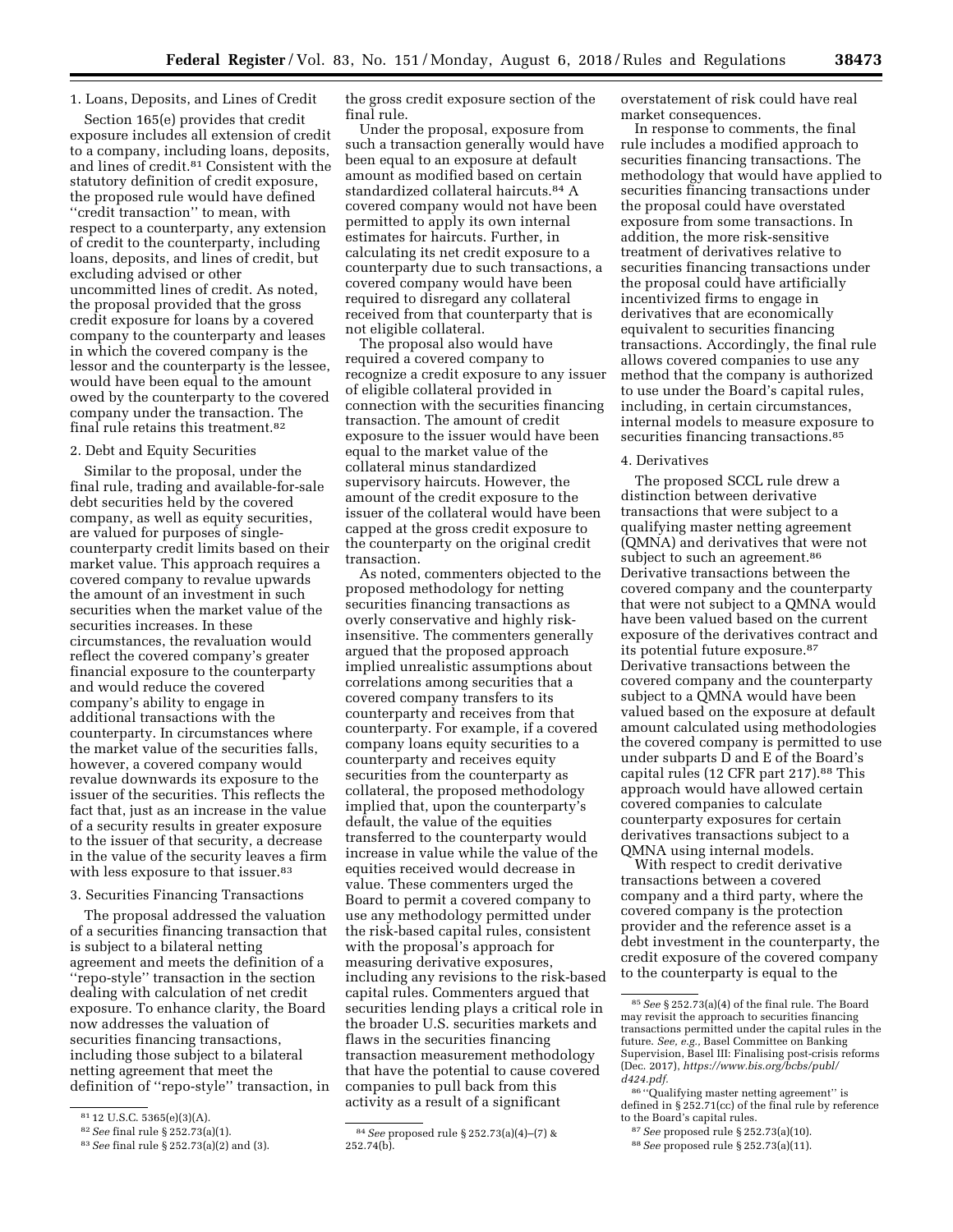1. Loans, Deposits, and Lines of Credit

Section 165(e) provides that credit exposure includes all extension of credit to a company, including loans, deposits, and lines of credit.[81] Consistent with the statutory definition of credit exposure, the proposed rule would have defined ''credit transaction'' to mean, with respect to a counterparty, any extension of credit to the counterparty, including loans, deposits, and lines of credit, but excluding advised or other uncommitted lines of credit. As noted, the proposal provided that the gross credit exposure for loans by a covered company to the counterparty and leases in which the covered company is the lessor and the counterparty is the lessee, would have been equal to the amount owed by the counterparty to the covered company under the transaction. The final rule retains this treatment.[82]

2. Debt and Equity Securities

Similar to the proposal, under the final rule, trading and available-for-sale debt securities held by the covered company, as well as equity securities, are valued for purposes of single-counterparty credit limits based on their market value. This approach requires a covered company to revalue upwards the amount of an investment in such securities when the market value of the securities increases. In these circumstances, the revaluation would reflect the covered company's greater financial exposure to the counterparty and would reduce the covered company's ability to engage in additional transactions with the counterparty. In circumstances where the market value of the securities falls, however, a covered company would revalue downwards its exposure to the issuer of the securities. This reflects the fact that, just as an increase in the value of a security results in greater exposure to the issuer of that security, a decrease in the value of the security leaves a firm with less exposure to that issuer.[83]

3. Securities Financing Transactions

The proposal addressed the valuation of a securities financing transaction that is subject to a bilateral netting agreement and meets the definition of a ''repo-style'' transaction in the section dealing with calculation of net credit exposure. To enhance clarity, the Board now addresses the valuation of securities financing transactions, including those subject to a bilateral netting agreement that meet the definition of ''repo-style'' transaction, in the gross credit exposure section of the final rule.

Under the proposal, exposure from such a transaction generally would have been equal to an exposure at default amount as modified based on certain standardized collateral haircuts.[84] A covered company would not have been permitted to apply its own internal estimates for haircuts. Further, in calculating its net credit exposure to a counterparty due to such transactions, a covered company would have been required to disregard any collateral received from that counterparty that is not eligible collateral.

The proposal also would have required a covered company to recognize a credit exposure to any issuer of eligible collateral provided in connection with the securities financing transaction. The amount of credit exposure to the issuer would have been equal to the market value of the collateral minus standardized supervisory haircuts. However, the amount of the credit exposure to the issuer of the collateral would have been capped at the gross credit exposure to the counterparty on the original credit transaction.

As noted, commenters objected to the proposed methodology for netting securities financing transactions as overly conservative and highly risk-insensitive. The commenters generally argued that the proposed approach implied unrealistic assumptions about correlations among securities that a covered company transfers to its counterparty and receives from that counterparty. For example, if a covered company loans equity securities to a counterparty and receives equity securities from the counterparty as collateral, the proposed methodology implied that, upon the counterparty's default, the value of the equities transferred to the counterparty would increase in value while the value of the equities received would decrease in value. These commenters urged the Board to permit a covered company to use any methodology permitted under the risk-based capital rules, consistent with the proposal's approach for measuring derivative exposures, including any revisions to the risk-based capital rules. Commenters argued that securities lending plays a critical role in the broader U.S. securities markets and flaws in the securities financing transaction measurement methodology that have the potential to cause covered companies to pull back from this activity as a result of a significant overstatement of risk could have real market consequences.

In response to comments, the final rule includes a modified approach to securities financing transactions. The methodology that would have applied to securities financing transactions under the proposal could have overstated exposure from some transactions. In addition, the more risk-sensitive treatment of derivatives relative to securities financing transactions under the proposal could have artificially incentivized firms to engage in derivatives that are economically equivalent to securities financing transactions. Accordingly, the final rule allows covered companies to use any method that the company is authorized to use under the Board's capital rules, including, in certain circumstances, internal models to measure exposure to securities financing transactions.[85]

4. Derivatives

The proposed SCCL rule drew a distinction between derivative transactions that were subject to a qualifying master netting agreement (QMNA) and derivatives that were not subject to such an agreement.[86] Derivative transactions between the covered company and the counterparty that were not subject to a QMNA would have been valued based on the current exposure of the derivatives contract and its potential future exposure.[87] Derivative transactions between the covered company and the counterparty subject to a QMNA would have been valued based on the exposure at default amount calculated using methodologies the covered company is permitted to use under subparts D and E of the Board's capital rules (12 CFR part 217).[88] This approach would have allowed certain covered companies to calculate counterparty exposures for certain derivatives transactions subject to a QMNA using internal models.

With respect to credit derivative transactions between a covered company and a third party, where the covered company is the protection provider and the reference asset is a debt investment in the counterparty, the credit exposure of the covered company to the counterparty is equal to the

---

[81] 12 U.S.C. 5365(e)(3)(A).

[82] *See* final rule § 252.73(a)(1).

[83] *See* final rule § 252.73(a)(2) and (3).

[84] *See* proposed rule § 252.73(a)(4)–(7) & 252.74(b).

[85] *See* § 252.73(a)(4) of the final rule. The Board may revisit the approach to securities financing transactions permitted under the capital rules in the future. *See, e.g.,* Basel Committee on Banking Supervision, Basel III: Finalising post-crisis reforms (Dec. 2017), *https://www.bis.org/bcbs/publ/d424.pdf.*

[86] ''Qualifying master netting agreement'' is defined in § 252.71(cc) of the final rule by reference to the Board's capital rules.

[87] *See* proposed rule § 252.73(a)(10).

[88] *See* proposed rule § 252.73(a)(11).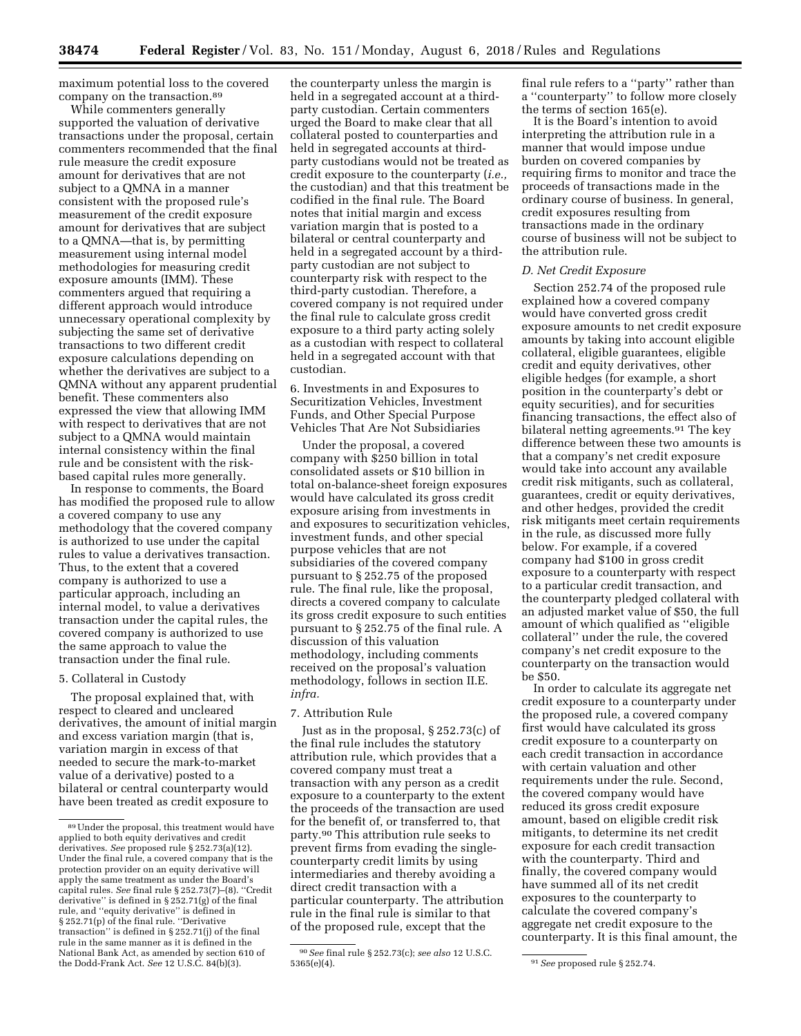maximum potential loss to the covered company on the transaction.[89]

While commenters generally supported the valuation of derivative transactions under the proposal, certain commenters recommended that the final rule measure the credit exposure amount for derivatives that are not subject to a QMNA in a manner consistent with the proposed rule's measurement of the credit exposure amount for derivatives that are subject to a QMNA—that is, by permitting measurement using internal model methodologies for measuring credit exposure amounts (IMM). These commenters argued that requiring a different approach would introduce unnecessary operational complexity by subjecting the same set of derivative transactions to two different credit exposure calculations depending on whether the derivatives are subject to a QMNA without any apparent prudential benefit. These commenters also expressed the view that allowing IMM with respect to derivatives that are not subject to a QMNA would maintain internal consistency within the final rule and be consistent with the risk-based capital rules more generally.

In response to comments, the Board has modified the proposed rule to allow a covered company to use any methodology that the covered company is authorized to use under the capital rules to value a derivatives transaction. Thus, to the extent that a covered company is authorized to use a particular approach, including an internal model, to value a derivatives transaction under the capital rules, the covered company is authorized to use the same approach to value the transaction under the final rule.

5. Collateral in Custody

The proposal explained that, with respect to cleared and uncleared derivatives, the amount of initial margin and excess variation margin (that is, variation margin in excess of that needed to secure the mark-to-market value of a derivative) posted to a bilateral or central counterparty would have been treated as credit exposure to the counterparty unless the margin is held in a segregated account at a third-party custodian. Certain commenters urged the Board to make clear that all collateral posted to counterparties and held in segregated accounts at third-party custodians would not be treated as credit exposure to the counterparty (*i.e.,* the custodian) and that this treatment be codified in the final rule. The Board notes that initial margin and excess variation margin that is posted to a bilateral or central counterparty and held in a segregated account by a third-party custodian are not subject to counterparty risk with respect to the third-party custodian. Therefore, a covered company is not required under the final rule to calculate gross credit exposure to a third party acting solely as a custodian with respect to collateral held in a segregated account with that custodian.

6. Investments in and Exposures to Securitization Vehicles, Investment Funds, and Other Special Purpose Vehicles That Are Not Subsidiaries

Under the proposal, a covered company with $250 billion in total consolidated assets or $10 billion in total on-balance-sheet foreign exposures would have calculated its gross credit exposure arising from investments in and exposures to securitization vehicles, investment funds, and other special purpose vehicles that are not subsidiaries of the covered company pursuant to § 252.75 of the proposed rule. The final rule, like the proposal, directs a covered company to calculate its gross credit exposure to such entities pursuant to § 252.75 of the final rule. A discussion of this valuation methodology, including comments received on the proposal's valuation methodology, follows in section II.E. *infra.*

7. Attribution Rule

Just as in the proposal, § 252.73(c) of the final rule includes the statutory attribution rule, which provides that a covered company must treat a transaction with any person as a credit exposure to a counterparty to the extent the proceeds of the transaction are used for the benefit of, or transferred to, that party.[90] This attribution rule seeks to prevent firms from evading the single-counterparty credit limits by using intermediaries and thereby avoiding a direct credit transaction with a particular counterparty. The attribution rule in the final rule is similar to that of the proposed rule, except that the final rule refers to a "party" rather than a "counterparty" to follow more closely the terms of section 165(e).

It is the Board's intention to avoid interpreting the attribution rule in a manner that would impose undue burden on covered companies by requiring firms to monitor and trace the proceeds of transactions made in the ordinary course of business. In general, credit exposures resulting from transactions made in the ordinary course of business will not be subject to the attribution rule.

*D. Net Credit Exposure*

Section 252.74 of the proposed rule explained how a covered company would have converted gross credit exposure amounts to net credit exposure amounts by taking into account eligible collateral, eligible guarantees, eligible credit and equity derivatives, other eligible hedges (for example, a short position in the counterparty's debt or equity securities), and for securities financing transactions, the effect also of bilateral netting agreements.[91] The key difference between these two amounts is that a company's net credit exposure would take into account any available credit risk mitigants, such as collateral, guarantees, credit or equity derivatives, and other hedges, provided the credit risk mitigants meet certain requirements in the rule, as discussed more fully below. For example, if a covered company had $100 in gross credit exposure to a counterparty with respect to a particular credit transaction, and the counterparty pledged collateral with an adjusted market value of $50, the full amount of which qualified as "eligible collateral" under the rule, the covered company's net credit exposure to the counterparty on the transaction would be $50.

In order to calculate its aggregate net credit exposure to a counterparty under the proposed rule, a covered company first would have calculated its gross credit exposure to a counterparty on each credit transaction in accordance with certain valuation and other requirements under the rule. Second, the covered company would have reduced its gross credit exposure amount, based on eligible credit risk mitigants, to determine its net credit exposure for each credit transaction with the counterparty. Third and finally, the covered company would have summed all of its net credit exposures to the counterparty to calculate the covered company's aggregate net credit exposure to the counterparty. It is this final amount, the

---

[89] Under the proposal, this treatment would have applied to both equity derivatives and credit derivatives. *See* proposed rule § 252.73(a)(12). Under the final rule, a covered company that is the protection provider on an equity derivative will apply the same treatment as under the Board's capital rules. *See* final rule § 252.73(7)–(8). "Credit derivative" is defined in § 252.71(g) of the final rule, and "equity derivative" is defined in § 252.71(p) of the final rule. "Derivative transaction" is defined in § 252.71(j) of the final rule in the same manner as it is defined in the National Bank Act, as amended by section 610 of the Dodd-Frank Act. *See* 12 U.S.C. 84(b)(3).

[90] *See* final rule § 252.73(c); *see also* 12 U.S.C. 5365(e)(4).

[91] *See* proposed rule § 252.74.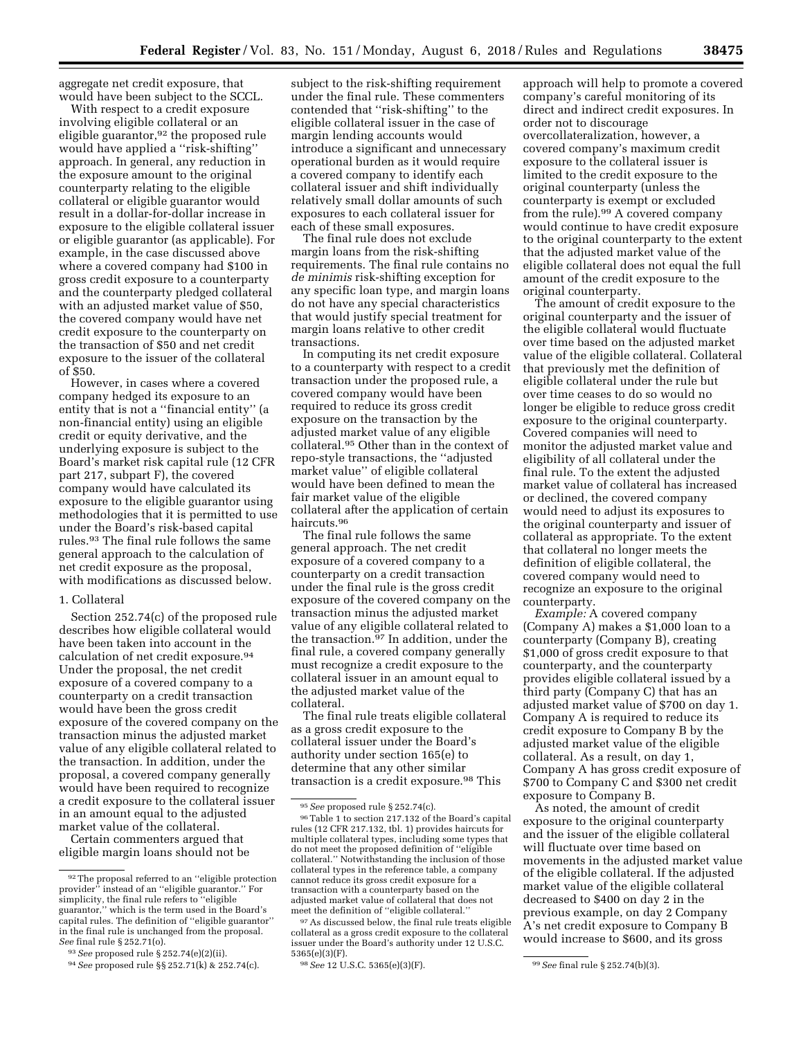aggregate net credit exposure, that would have been subject to the SCCL.

With respect to a credit exposure involving eligible collateral or an eligible guarantor,[92] the proposed rule would have applied a ''risk-shifting'' approach. In general, any reduction in the exposure amount to the original counterparty relating to the eligible collateral or eligible guarantor would result in a dollar-for-dollar increase in exposure to the eligible collateral issuer or eligible guarantor (as applicable). For example, in the case discussed above where a covered company had $100 in gross credit exposure to a counterparty and the counterparty pledged collateral with an adjusted market value of $50, the covered company would have net credit exposure to the counterparty on the transaction of $50 and net credit exposure to the issuer of the collateral of $50.

However, in cases where a covered company hedged its exposure to an entity that is not a ''financial entity'' (a non-financial entity) using an eligible credit or equity derivative, and the underlying exposure is subject to the Board's market risk capital rule (12 CFR part 217, subpart F), the covered company would have calculated its exposure to the eligible guarantor using methodologies that it is permitted to use under the Board's risk-based capital rules.[93] The final rule follows the same general approach to the calculation of net credit exposure as the proposal, with modifications as discussed below.

### 1. Collateral

Section 252.74(c) of the proposed rule describes how eligible collateral would have been taken into account in the calculation of net credit exposure.[94] Under the proposal, the net credit exposure of a covered company to a counterparty on a credit transaction would have been the gross credit exposure of the covered company on the transaction minus the adjusted market value of any eligible collateral related to the transaction. In addition, under the proposal, a covered company generally would have been required to recognize a credit exposure to the collateral issuer in an amount equal to the adjusted market value of the collateral.

Certain commenters argued that eligible margin loans should not be subject to the risk-shifting requirement under the final rule. These commenters contended that ''risk-shifting'' to the eligible collateral issuer in the case of margin lending accounts would introduce a significant and unnecessary operational burden as it would require a covered company to identify each collateral issuer and shift individually relatively small dollar amounts of such exposures to each collateral issuer for each of these small exposures.

The final rule does not exclude margin loans from the risk-shifting requirements. The final rule contains no *de minimis* risk-shifting exception for any specific loan type, and margin loans do not have any special characteristics that would justify special treatment for margin loans relative to other credit transactions.

In computing its net credit exposure to a counterparty with respect to a credit transaction under the proposed rule, a covered company would have been required to reduce its gross credit exposure on the transaction by the adjusted market value of any eligible collateral.[95] Other than in the context of repo-style transactions, the ''adjusted market value'' of eligible collateral would have been defined to mean the fair market value of the eligible collateral after the application of certain haircuts.[96]

The final rule follows the same general approach. The net credit exposure of a covered company to a counterparty on a credit transaction under the final rule is the gross credit exposure of the covered company on the transaction minus the adjusted market value of any eligible collateral related to the transaction.[97] In addition, under the final rule, a covered company generally must recognize a credit exposure to the collateral issuer in an amount equal to the adjusted market value of the collateral.

The final rule treats eligible collateral as a gross credit exposure to the collateral issuer under the Board's authority under section 165(e) to determine that any other similar transaction is a credit exposure.[98] This approach will help to promote a covered company's careful monitoring of its direct and indirect credit exposures. In order not to discourage overcollateralization, however, a covered company's maximum credit exposure to the collateral issuer is limited to the credit exposure to the original counterparty (unless the counterparty is exempt or excluded from the rule).[99] A covered company would continue to have credit exposure to the original counterparty to the extent that the adjusted market value of the eligible collateral does not equal the full amount of the credit exposure to the original counterparty.

The amount of credit exposure to the original counterparty and the issuer of the eligible collateral would fluctuate over time based on the adjusted market value of the eligible collateral. Collateral that previously met the definition of eligible collateral under the rule but over time ceases to do so would no longer be eligible to reduce gross credit exposure to the original counterparty. Covered companies will need to monitor the adjusted market value and eligibility of all collateral under the final rule. To the extent the adjusted market value of collateral has increased or declined, the covered company would need to adjust its exposures to the original counterparty and issuer of collateral as appropriate. To the extent that collateral no longer meets the definition of eligible collateral, the covered company would need to recognize an exposure to the original counterparty.

*Example:* A covered company (Company A) makes a $1,000 loan to a counterparty (Company B), creating $1,000 of gross credit exposure to that counterparty, and the counterparty provides eligible collateral issued by a third party (Company C) that has an adjusted market value of $700 on day 1. Company A is required to reduce its credit exposure to Company B by the adjusted market value of the eligible collateral. As a result, on day 1, Company A has gross credit exposure of $700 to Company C and $300 net credit exposure to Company B.

As noted, the amount of credit exposure to the original counterparty and the issuer of the eligible collateral will fluctuate over time based on movements in the adjusted market value of the eligible collateral. If the adjusted market value of the eligible collateral decreased to $400 on day 2 in the previous example, on day 2 Company A's net credit exposure to Company B would increase to $600, and its gross

---

[92] The proposal referred to an ''eligible protection provider'' instead of an ''eligible guarantor.'' For simplicity, the final rule refers to ''eligible guarantor,'' which is the term used in the Board's capital rules. The definition of ''eligible guarantor'' in the final rule is unchanged from the proposal. *See* final rule § 252.71(o).

[93] *See* proposed rule § 252.74(e)(2)(ii).

[94] *See* proposed rule §§ 252.71(k) & 252.74(c).

[95] *See* proposed rule § 252.74(c).

[96] Table 1 to section 217.132 of the Board's capital rules (12 CFR 217.132, tbl. 1) provides haircuts for multiple collateral types, including some types that do not meet the proposed definition of ''eligible collateral.'' Notwithstanding the inclusion of those collateral types in the reference table, a company cannot reduce its gross credit exposure for a transaction with a counterparty based on the adjusted market value of collateral that does not meet the definition of ''eligible collateral.''

[97] As discussed below, the final rule treats eligible collateral as a gross credit exposure to the collateral issuer under the Board's authority under 12 U.S.C. 5365(e)(3)(F).

[98] *See* 12 U.S.C. 5365(e)(3)(F).

[99] *See* final rule § 252.74(b)(3).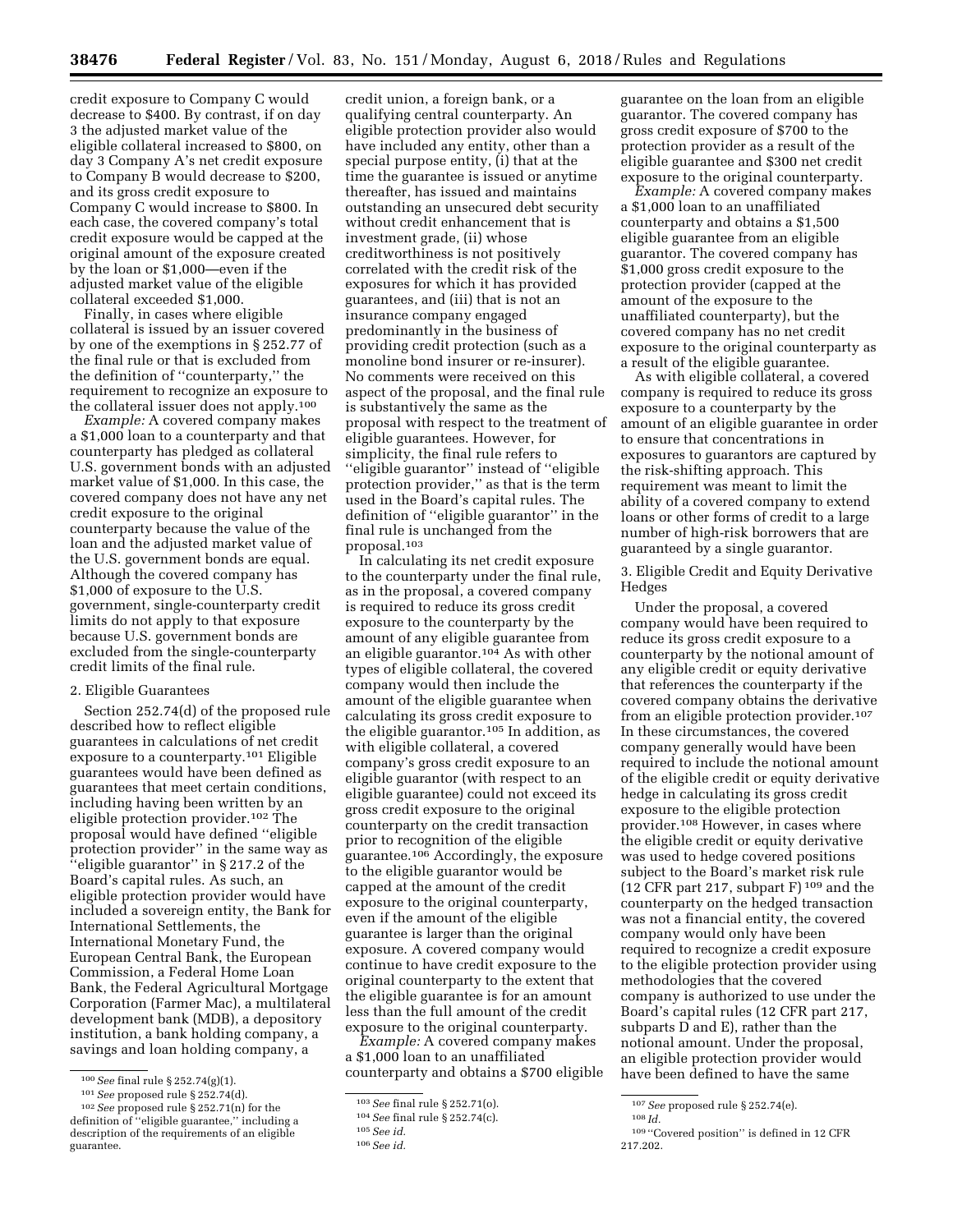credit exposure to Company C would decrease to $400. By contrast, if on day 3 the adjusted market value of the eligible collateral increased to $800, on day 3 Company A's net credit exposure to Company B would decrease to $200, and its gross credit exposure to Company C would increase to $800. In each case, the covered company's total credit exposure would be capped at the original amount of the exposure created by the loan or $1,000—even if the adjusted market value of the eligible collateral exceeded $1,000.

Finally, in cases where eligible collateral is issued by an issuer covered by one of the exemptions in § 252.77 of the final rule or that is excluded from the definition of ''counterparty,'' the requirement to recognize an exposure to the collateral issuer does not apply.[100]

*Example:* A covered company makes a $1,000 loan to a counterparty and that counterparty has pledged as collateral U.S. government bonds with an adjusted market value of $1,000. In this case, the covered company does not have any net credit exposure to the original counterparty because the value of the loan and the adjusted market value of the U.S. government bonds are equal. Although the covered company has $1,000 of exposure to the U.S. government, single-counterparty credit limits do not apply to that exposure because U.S. government bonds are excluded from the single-counterparty credit limits of the final rule.

2. Eligible Guarantees

Section 252.74(d) of the proposed rule described how to reflect eligible guarantees in calculations of net credit exposure to a counterparty.[101] Eligible guarantees would have been defined as guarantees that meet certain conditions, including having been written by an eligible protection provider.[102] The proposal would have defined ''eligible protection provider'' in the same way as ''eligible guarantor'' in § 217.2 of the Board's capital rules. As such, an eligible protection provider would have included a sovereign entity, the Bank for International Settlements, the International Monetary Fund, the European Central Bank, the European Commission, a Federal Home Loan Bank, the Federal Agricultural Mortgage Corporation (Farmer Mac), a multilateral development bank (MDB), a depository institution, a bank holding company, a savings and loan holding company, a credit union, a foreign bank, or a qualifying central counterparty. An eligible protection provider also would have included any entity, other than a special purpose entity, (i) that at the time the guarantee is issued or anytime thereafter, has issued and maintains outstanding an unsecured debt security without credit enhancement that is investment grade, (ii) whose creditworthiness is not positively correlated with the credit risk of the exposures for which it has provided guarantees, and (iii) that is not an insurance company engaged predominantly in the business of providing credit protection (such as a monoline bond insurer or re-insurer). No comments were received on this aspect of the proposal, and the final rule is substantively the same as the proposal with respect to the treatment of eligible guarantees. However, for simplicity, the final rule refers to ''eligible guarantor'' instead of ''eligible protection provider,'' as that is the term used in the Board's capital rules. The definition of ''eligible guarantor'' in the final rule is unchanged from the proposal.[103]

In calculating its net credit exposure to the counterparty under the final rule, as in the proposal, a covered company is required to reduce its gross credit exposure to the counterparty by the amount of any eligible guarantee from an eligible guarantor.[104] As with other types of eligible collateral, the covered company would then include the amount of the eligible guarantee when calculating its gross credit exposure to the eligible guarantor.[105] In addition, as with eligible collateral, a covered company's gross credit exposure to an eligible guarantor (with respect to an eligible guarantee) could not exceed its gross credit exposure to the original counterparty on the credit transaction prior to recognition of the eligible guarantee.[106] Accordingly, the exposure to the eligible guarantor would be capped at the amount of the credit exposure to the original counterparty, even if the amount of the eligible guarantee is larger than the original exposure. A covered company would continue to have credit exposure to the original counterparty to the extent that the eligible guarantee is for an amount less than the full amount of the credit exposure to the original counterparty.

*Example:* A covered company makes a $1,000 loan to an unaffiliated counterparty and obtains a $700 eligible guarantee on the loan from an eligible guarantor. The covered company has gross credit exposure of $700 to the protection provider as a result of the eligible guarantee and $300 net credit exposure to the original counterparty.

*Example:* A covered company makes a $1,000 loan to an unaffiliated counterparty and obtains a $1,500 eligible guarantee from an eligible guarantor. The covered company has $1,000 gross credit exposure to the protection provider (capped at the amount of the exposure to the unaffiliated counterparty), but the covered company has no net credit exposure to the original counterparty as a result of the eligible guarantee.

As with eligible collateral, a covered company is required to reduce its gross exposure to a counterparty by the amount of an eligible guarantee in order to ensure that concentrations in exposures to guarantors are captured by the risk-shifting approach. This requirement was meant to limit the ability of a covered company to extend loans or other forms of credit to a large number of high-risk borrowers that are guaranteed by a single guarantor.

3. Eligible Credit and Equity Derivative Hedges

Under the proposal, a covered company would have been required to reduce its gross credit exposure to a counterparty by the notional amount of any eligible credit or equity derivative that references the counterparty if the covered company obtains the derivative from an eligible protection provider.[107] In these circumstances, the covered company generally would have been required to include the notional amount of the eligible credit or equity derivative hedge in calculating its gross credit exposure to the eligible protection provider.[108] However, in cases where the eligible credit or equity derivative was used to hedge covered positions subject to the Board's market risk rule (12 CFR part 217, subpart F)[109] and the counterparty on the hedged transaction was not a financial entity, the covered company would only have been required to recognize a credit exposure to the eligible protection provider using methodologies that the covered company is authorized to use under the Board's capital rules (12 CFR part 217, subparts D and E), rather than the notional amount. Under the proposal, an eligible protection provider would have been defined to have the same

---

[100] *See* final rule § 252.74(g)(1).

[101] *See* proposed rule § 252.74(d).

[102] *See* proposed rule § 252.71(n) for the definition of ''eligible guarantee,'' including a description of the requirements of an eligible guarantee.

[103] *See* final rule § 252.71(o).

[104] *See* final rule § 252.74(c).

[105] *See id.*

[106] *See id.*

[107] *See* proposed rule § 252.74(e).

[108] *Id.*

[109] ''Covered position'' is defined in 12 CFR 217.202.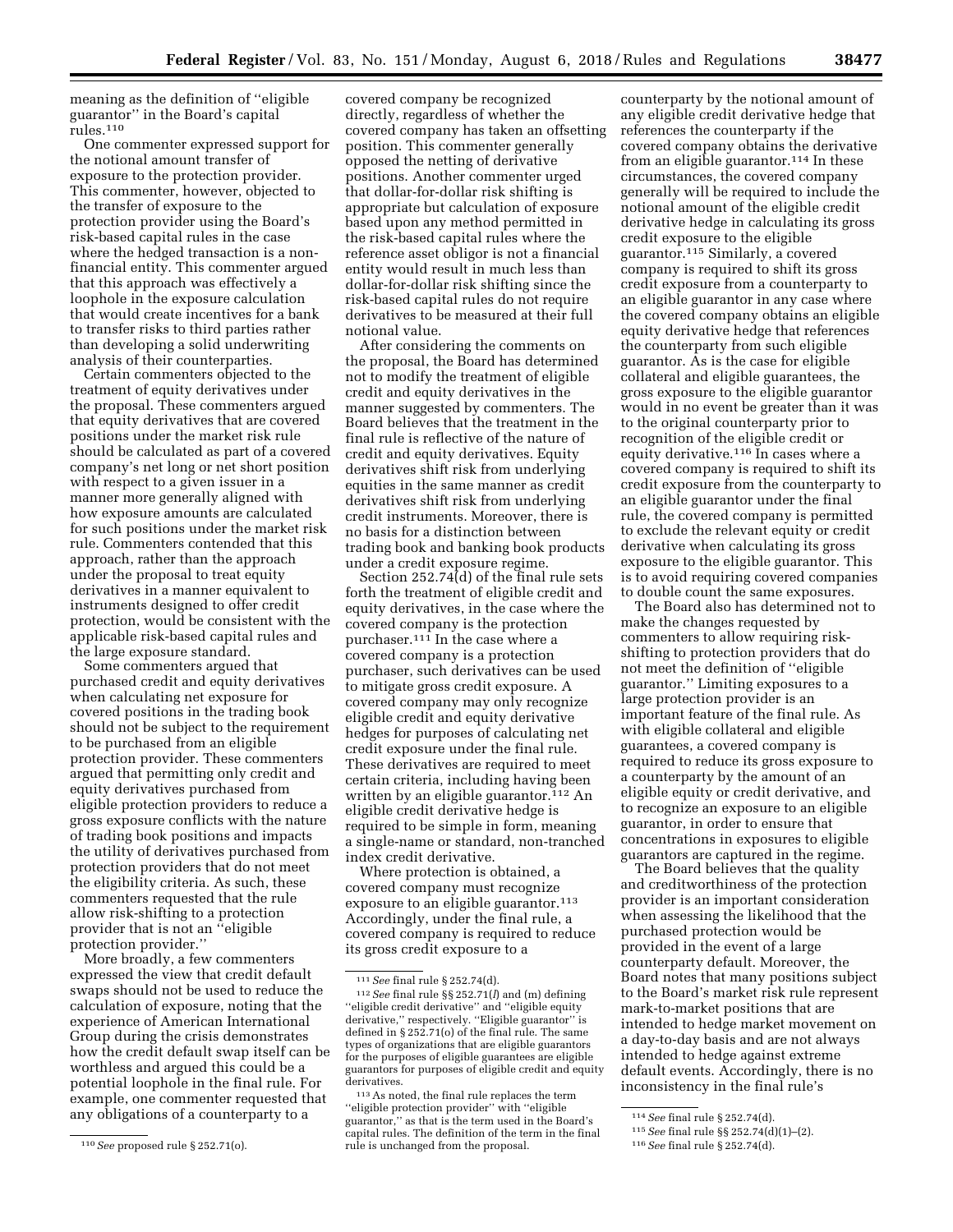meaning as the definition of ''eligible guarantor'' in the Board's capital rules.[110]

One commenter expressed support for the notional amount transfer of exposure to the protection provider. This commenter, however, objected to the transfer of exposure to the protection provider using the Board's risk-based capital rules in the case where the hedged transaction is a non-financial entity. This commenter argued that this approach was effectively a loophole in the exposure calculation that would create incentives for a bank to transfer risks to third parties rather than developing a solid underwriting analysis of their counterparties.

Certain commenters objected to the treatment of equity derivatives under the proposal. These commenters argued that equity derivatives that are covered positions under the market risk rule should be calculated as part of a covered company's net long or net short position with respect to a given issuer in a manner more generally aligned with how exposure amounts are calculated for such positions under the market risk rule. Commenters contended that this approach, rather than the approach under the proposal to treat equity derivatives in a manner equivalent to instruments designed to offer credit protection, would be consistent with the applicable risk-based capital rules and the large exposure standard.

Some commenters argued that purchased credit and equity derivatives when calculating net exposure for covered positions in the trading book should not be subject to the requirement to be purchased from an eligible protection provider. These commenters argued that permitting only credit and equity derivatives purchased from eligible protection providers to reduce a gross exposure conflicts with the nature of trading book positions and impacts the utility of derivatives purchased from protection providers that do not meet the eligibility criteria. As such, these commenters requested that the rule allow risk-shifting to a protection provider that is not an ''eligible protection provider.''

More broadly, a few commenters expressed the view that credit default swaps should not be used to reduce the calculation of exposure, noting that the experience of American International Group during the crisis demonstrates how the credit default swap itself can be worthless and argued this could be a potential loophole in the final rule. For example, one commenter requested that any obligations of a counterparty to a covered company be recognized directly, regardless of whether the covered company has taken an offsetting position. This commenter generally opposed the netting of derivative positions. Another commenter urged that dollar-for-dollar risk shifting is appropriate but calculation of exposure based upon any method permitted in the risk-based capital rules where the reference asset obligor is not a financial entity would result in much less than dollar-for-dollar risk shifting since the risk-based capital rules do not require derivatives to be measured at their full notional value.

After considering the comments on the proposal, the Board has determined not to modify the treatment of eligible credit and equity derivatives in the manner suggested by commenters. The Board believes that the treatment in the final rule is reflective of the nature of credit and equity derivatives. Equity derivatives shift risk from underlying equities in the same manner as credit derivatives shift risk from underlying credit instruments. Moreover, there is no basis for a distinction between trading book and banking book products under a credit exposure regime.

Section 252.74(d) of the final rule sets forth the treatment of eligible credit and equity derivatives, in the case where the covered company is the protection purchaser.[111] In the case where a covered company is a protection purchaser, such derivatives can be used to mitigate gross credit exposure. A covered company may only recognize eligible credit and equity derivative hedges for purposes of calculating net credit exposure under the final rule. These derivatives are required to meet certain criteria, including having been written by an eligible guarantor.[112] An eligible credit derivative hedge is required to be simple in form, meaning a single-name or standard, non-tranched index credit derivative.

Where protection is obtained, a covered company must recognize exposure to an eligible guarantor.[113] Accordingly, under the final rule, a covered company is required to reduce its gross credit exposure to a counterparty by the notional amount of any eligible credit derivative hedge that references the counterparty if the covered company obtains the derivative from an eligible guarantor.[114] In these circumstances, the covered company generally will be required to include the notional amount of the eligible credit derivative hedge in calculating its gross credit exposure to the eligible guarantor.[115] Similarly, a covered company is required to shift its gross credit exposure from a counterparty to an eligible guarantor in any case where the covered company obtains an eligible equity derivative hedge that references the counterparty from such eligible guarantor. As is the case for eligible collateral and eligible guarantees, the gross exposure to the eligible guarantor would in no event be greater than it was to the original counterparty prior to recognition of the eligible credit or equity derivative.[116] In cases where a covered company is required to shift its credit exposure from the counterparty to an eligible guarantor under the final rule, the covered company is permitted to exclude the relevant equity or credit derivative when calculating its gross exposure to the eligible guarantor. This is to avoid requiring covered companies to double count the same exposures.

The Board also has determined not to make the changes requested by commenters to allow requiring risk-shifting to protection providers that do not meet the definition of ''eligible guarantor.'' Limiting exposures to a large protection provider is an important feature of the final rule. As with eligible collateral and eligible guarantees, a covered company is required to reduce its gross exposure to a counterparty by the amount of an eligible equity or credit derivative, and to recognize an exposure to an eligible guarantor, in order to ensure that concentrations in exposures to eligible guarantors are captured in the regime.

The Board believes that the quality and creditworthiness of the protection provider is an important consideration when assessing the likelihood that the purchased protection would be provided in the event of a large counterparty default. Moreover, the Board notes that many positions subject to the Board's market risk rule represent mark-to-market positions that are intended to hedge market movement on a day-to-day basis and are not always intended to hedge against extreme default events. Accordingly, there is no inconsistency in the final rule's

---

[110] *See* proposed rule § 252.71(o).

[111] *See* final rule § 252.74(d).

[112] *See* final rule §§ 252.71(*l*) and (m) defining ''eligible credit derivative'' and ''eligible equity derivative,'' respectively. ''Eligible guarantor'' is defined in § 252.71(o) of the final rule. The same types of organizations that are eligible guarantors for the purposes of eligible guarantees are eligible guarantors for purposes of eligible credit and equity derivatives.

[113] As noted, the final rule replaces the term ''eligible protection provider'' with ''eligible guarantor,'' as that is the term used in the Board's capital rules. The definition of the term in the final rule is unchanged from the proposal.

[114] *See* final rule § 252.74(d).

[115] *See* final rule §§ 252.74(d)(1)–(2).

[116] *See* final rule § 252.74(d).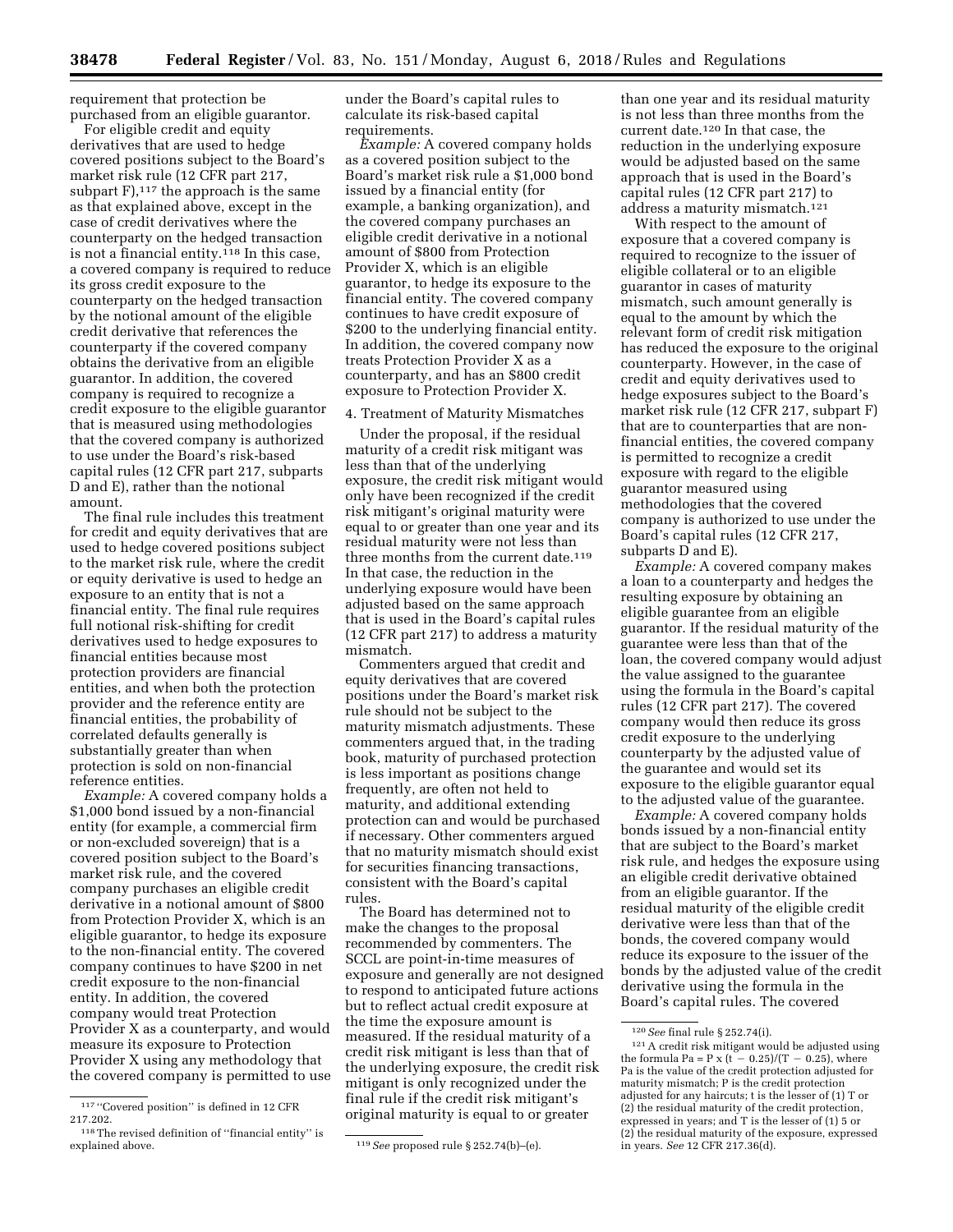requirement that protection be purchased from an eligible guarantor.

For eligible credit and equity derivatives that are used to hedge covered positions subject to the Board's market risk rule (12 CFR part 217, subpart F),[117] the approach is the same as that explained above, except in the case of credit derivatives where the counterparty on the hedged transaction is not a financial entity.[118] In this case, a covered company is required to reduce its gross credit exposure to the counterparty on the hedged transaction by the notional amount of the eligible credit derivative that references the counterparty if the covered company obtains the derivative from an eligible guarantor. In addition, the covered company is required to recognize a credit exposure to the eligible guarantor that is measured using methodologies that the covered company is authorized to use under the Board's risk-based capital rules (12 CFR part 217, subparts D and E), rather than the notional amount.

The final rule includes this treatment for credit and equity derivatives that are used to hedge covered positions subject to the market risk rule, where the credit or equity derivative is used to hedge an exposure to an entity that is not a financial entity. The final rule requires full notional risk-shifting for credit derivatives used to hedge exposures to financial entities because most protection providers are financial entities, and when both the protection provider and the reference entity are financial entities, the probability of correlated defaults generally is substantially greater than when protection is sold on non-financial reference entities.

*Example:* A covered company holds a $1,000 bond issued by a non-financial entity (for example, a commercial firm or non-excluded sovereign) that is a covered position subject to the Board's market risk rule, and the covered company purchases an eligible credit derivative in a notional amount of $800 from Protection Provider X, which is an eligible guarantor, to hedge its exposure to the non-financial entity. The covered company continues to have $200 in net credit exposure to the non-financial entity. In addition, the covered company would treat Protection Provider X as a counterparty, and would measure its exposure to Protection Provider X using any methodology that the covered company is permitted to use under the Board's risk-based capital rules to calculate its risk-based capital requirements.

*Example:* A covered company holds as a covered position subject to the Board's market risk rule a $1,000 bond issued by a financial entity (for example, a banking organization), and the covered company purchases an eligible credit derivative in a notional amount of $800 from Protection Provider X, which is an eligible guarantor, to hedge its exposure to the financial entity. The covered company continues to have credit exposure of $200 to the underlying financial entity. In addition, the covered company now treats Protection Provider X as a counterparty, and has an $800 credit exposure to Protection Provider X.

4. Treatment of Maturity Mismatches

Under the proposal, if the residual maturity of a credit risk mitigant was less than that of the underlying exposure, the credit risk mitigant would only have been recognized if the credit risk mitigant's original maturity were equal to or greater than one year and its residual maturity were not less than three months from the current date.[119] In that case, the reduction in the underlying exposure would have been adjusted based on the same approach that is used in the Board's capital rules (12 CFR part 217) to address a maturity mismatch.

Commenters argued that credit and equity derivatives that are covered positions under the Board's market risk rule should not be subject to the maturity mismatch adjustments. These commenters argued that, in the trading book, maturity of purchased protection is less important as positions change frequently, are often not held to maturity, and additional extending protection can and would be purchased if necessary. Other commenters argued that no maturity mismatch should exist for securities financing transactions, consistent with the Board's capital rules.

The Board has determined not to make the changes to the proposal recommended by commenters. The SCCL are point-in-time measures of exposure and generally are not designed to respond to anticipated future actions but to reflect actual credit exposure at the time the exposure amount is measured. If the residual maturity of a credit risk mitigant is less than that of the underlying exposure, the credit risk mitigant is only recognized under the final rule if the credit risk mitigant's original maturity is equal to or greater than one year and its residual maturity is not less than three months from the current date.[120] In that case, the reduction in the underlying exposure would be adjusted based on the same approach that is used in the Board's capital rules (12 CFR part 217) to address a maturity mismatch.[121]

With respect to the amount of exposure that a covered company is required to recognize to the issuer of eligible collateral or to an eligible guarantor in cases of maturity mismatch, such amount generally is equal to the amount by which the relevant form of credit risk mitigation has reduced the exposure to the original counterparty. However, in the case of credit and equity derivatives used to hedge exposures subject to the Board's market risk rule (12 CFR 217, subpart F) that are to counterparties that are non-financial entities, the covered company is permitted to recognize a credit exposure with regard to the eligible guarantor measured using methodologies that the covered company is authorized to use under the Board's capital rules (12 CFR 217, subparts D and E).

*Example:* A covered company makes a loan to a counterparty and hedges the resulting exposure by obtaining an eligible guarantee from an eligible guarantor. If the residual maturity of the guarantee were less than that of the loan, the covered company would adjust the value assigned to the guarantee using the formula in the Board's capital rules (12 CFR part 217). The covered company would then reduce its gross credit exposure to the underlying counterparty by the adjusted value of the guarantee and would set its exposure to the eligible guarantor equal to the adjusted value of the guarantee.

*Example:* A covered company holds bonds issued by a non-financial entity that are subject to the Board's market risk rule, and hedges the exposure using an eligible credit derivative obtained from an eligible guarantor. If the residual maturity of the eligible credit derivative were less than that of the bonds, the covered company would reduce its exposure to the issuer of the bonds by the adjusted value of the credit derivative using the formula in the Board's capital rules. The covered

---

[117] "Covered position" is defined in 12 CFR 217.202.

[118] The revised definition of "financial entity" is explained above.

[119] *See* proposed rule § 252.74(b)–(e).

[120] *See* final rule § 252.74(i).

[121] A credit risk mitigant would be adjusted using the formula $Pa = P \times (t - 0.25)/(T - 0.25)$, where Pa is the value of the credit protection adjusted for maturity mismatch; P is the credit protection adjusted for any haircuts; t is the lesser of (1) T or (2) the residual maturity of the credit protection, expressed in years; and T is the lesser of (1) 5 or (2) the residual maturity of the exposure, expressed in years. *See* 12 CFR 217.36(d).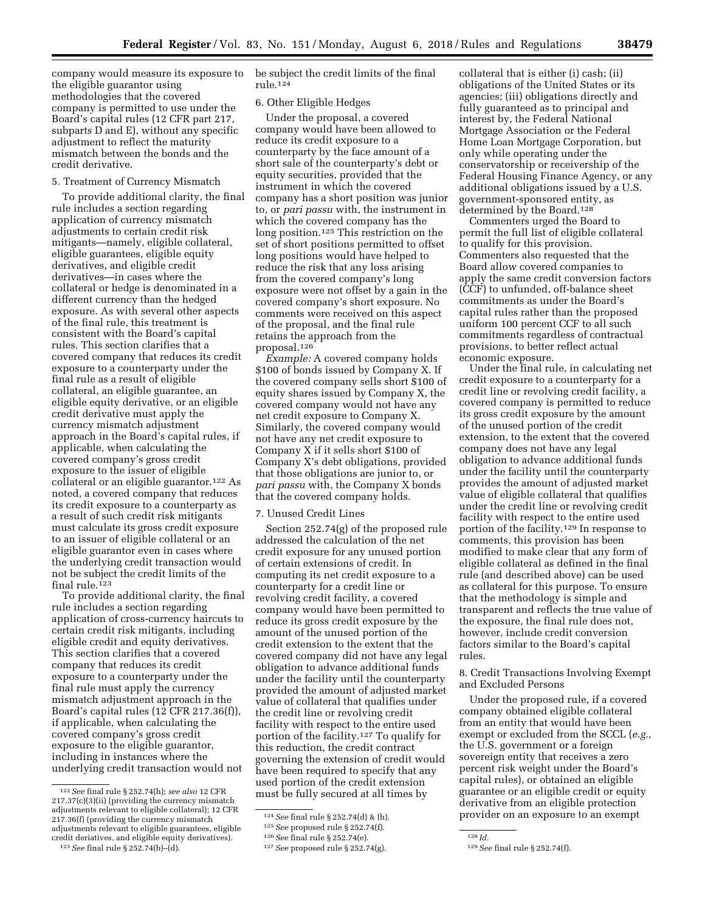company would measure its exposure to the eligible guarantor using methodologies that the covered company is permitted to use under the Board's capital rules (12 CFR part 217, subparts D and E), without any specific adjustment to reflect the maturity mismatch between the bonds and the credit derivative.

5. Treatment of Currency Mismatch

To provide additional clarity, the final rule includes a section regarding application of currency mismatch adjustments to certain credit risk mitigants—namely, eligible collateral, eligible guarantees, eligible equity derivatives, and eligible credit derivatives—in cases where the collateral or hedge is denominated in a different currency than the hedged exposure. As with several other aspects of the final rule, this treatment is consistent with the Board's capital rules. This section clarifies that a covered company that reduces its credit exposure to a counterparty under the final rule as a result of eligible collateral, an eligible guarantee, an eligible equity derivative, or an eligible credit derivative must apply the currency mismatch adjustment approach in the Board's capital rules, if applicable, when calculating the covered company's gross credit exposure to the issuer of eligible collateral or an eligible guarantor.[122] As noted, a covered company that reduces its credit exposure to a counterparty as a result of such credit risk mitigants must calculate its gross credit exposure to an issuer of eligible collateral or an eligible guarantor even in cases where the underlying credit transaction would not be subject the credit limits of the final rule.[123]

To provide additional clarity, the final rule includes a section regarding application of cross-currency haircuts to certain credit risk mitigants, including eligible credit and equity derivatives. This section clarifies that a covered company that reduces its credit exposure to a counterparty under the final rule must apply the currency mismatch adjustment approach in the Board's capital rules (12 CFR 217.36(f)), if applicable, when calculating the covered company's gross credit exposure to the eligible guarantor, including in instances where the underlying credit transaction would not be subject the credit limits of the final rule.[124]

6. Other Eligible Hedges

Under the proposal, a covered company would have been allowed to reduce its credit exposure to a counterparty by the face amount of a short sale of the counterparty's debt or equity securities, provided that the instrument in which the covered company has a short position was junior to, or *pari passu* with, the instrument in which the covered company has the long position.[125] This restriction on the set of short positions permitted to offset long positions would have helped to reduce the risk that any loss arising from the covered company's long exposure were not offset by a gain in the covered company's short exposure. No comments were received on this aspect of the proposal, and the final rule retains the approach from the proposal.[126]

*Example:* A covered company holds \$100 of bonds issued by Company X. If the covered company sells short \$100 of equity shares issued by Company X, the covered company would not have any net credit exposure to Company X. Similarly, the covered company would not have any net credit exposure to Company X if it sells short \$100 of Company X's debt obligations, provided that those obligations are junior to, or *pari passu* with, the Company X bonds that the covered company holds.

7. Unused Credit Lines

Section 252.74(g) of the proposed rule addressed the calculation of the net credit exposure for any unused portion of certain extensions of credit. In computing its net credit exposure to a counterparty for a credit line or revolving credit facility, a covered company would have been permitted to reduce its gross credit exposure by the amount of the unused portion of the credit extension to the extent that the covered company did not have any legal obligation to advance additional funds under the facility until the counterparty provided the amount of adjusted market value of collateral that qualifies under the credit line or revolving credit facility with respect to the entire used portion of the facility.[127] To qualify for this reduction, the credit contract governing the extension of credit would have been required to specify that any used portion of the credit extension must be fully secured at all times by collateral that is either (i) cash; (ii) obligations of the United States or its agencies; (iii) obligations directly and fully guaranteed as to principal and interest by, the Federal National Mortgage Association or the Federal Home Loan Mortgage Corporation, but only while operating under the conservatorship or receivership of the Federal Housing Finance Agency, or any additional obligations issued by a U.S. government-sponsored entity, as determined by the Board.[128]

Commenters urged the Board to permit the full list of eligible collateral to qualify for this provision. Commenters also requested that the Board allow covered companies to apply the same credit conversion factors (CCF) to unfunded, off-balance sheet commitments as under the Board's capital rules rather than the proposed uniform 100 percent CCF to all such commitments regardless of contractual provisions, to better reflect actual economic exposure.

Under the final rule, in calculating net credit exposure to a counterparty for a credit line or revolving credit facility, a covered company is permitted to reduce its gross credit exposure by the amount of the unused portion of the credit extension, to the extent that the covered company does not have any legal obligation to advance additional funds under the facility until the counterparty provides the amount of adjusted market value of eligible collateral that qualifies under the credit line or revolving credit facility with respect to the entire used portion of the facility.[129] In response to comments, this provision has been modified to make clear that any form of eligible collateral as defined in the final rule (and described above) can be used as collateral for this purpose. To ensure that the methodology is simple and transparent and reflects the true value of the exposure, the final rule does not, however, include credit conversion factors similar to the Board's capital rules.

8. Credit Transactions Involving Exempt and Excluded Persons

Under the proposed rule, if a covered company obtained eligible collateral from an entity that would have been exempt or excluded from the SCCL (*e.g.,* the U.S. government or a foreign sovereign entity that receives a zero percent risk weight under the Board's capital rules), or obtained an eligible guarantee or an eligible credit or equity derivative from an eligible protection provider on an exposure to an exempt

---

[122] *See* final rule § 252.74(h); *see also* 12 CFR 217.37(c)(3)(ii) (providing the currency mismatch adjustments relevant to eligible collateral); 12 CFR 217.36(f) (providing the currency mismatch adjustments relevant to eligible guarantees, eligible credit deriatives, and eligible equity derivatives).

[123] *See* final rule § 252.74(b)–(d).

[124] *See* final rule § 252.74(d) & (h).

[125] *See* proposed rule § 252.74(f).

[126] *See* final rule § 252.74(e).

[127] *See* proposed rule § 252.74(g).

[128] *Id.*

[129] *See* final rule § 252.74(f).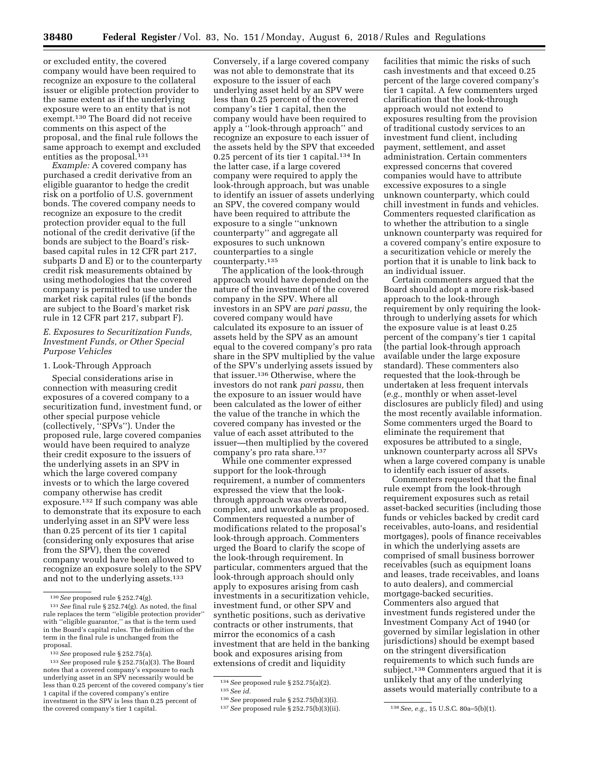or excluded entity, the covered company would have been required to recognize an exposure to the collateral issuer or eligible protection provider to the same extent as if the underlying exposure were to an entity that is not exempt.[130] The Board did not receive comments on this aspect of the proposal, and the final rule follows the same approach to exempt and excluded entities as the proposal.[131]

*Example:* A covered company has purchased a credit derivative from an eligible guarantor to hedge the credit risk on a portfolio of U.S. government bonds. The covered company needs to recognize an exposure to the credit protection provider equal to the full notional of the credit derivative (if the bonds are subject to the Board's risk-based capital rules in 12 CFR part 217, subparts D and E) or to the counterparty credit risk measurements obtained by using methodologies that the covered company is permitted to use under the market risk capital rules (if the bonds are subject to the Board's market risk rule in 12 CFR part 217, subpart F).

### *E. Exposures to Securitization Funds, Investment Funds, or Other Special Purpose Vehicles*

#### 1. Look-Through Approach

Special considerations arise in connection with measuring credit exposures of a covered company to a securitization fund, investment fund, or other special purpose vehicle (collectively, "SPVs"). Under the proposed rule, large covered companies would have been required to analyze their credit exposure to the issuers of the underlying assets in an SPV in which the large covered company invests or to which the large covered company otherwise has credit exposure.[132] If such company was able to demonstrate that its exposure to each underlying asset in an SPV were less than 0.25 percent of its tier 1 capital (considering only exposures that arise from the SPV), then the covered company would have been allowed to recognize an exposure solely to the SPV and not to the underlying assets.[133]

Conversely, if a large covered company was not able to demonstrate that its exposure to the issuer of each underlying asset held by an SPV were less than 0.25 percent of the covered company's tier 1 capital, then the company would have been required to apply a "look-through approach" and recognize an exposure to each issuer of the assets held by the SPV that exceeded 0.25 percent of its tier 1 capital.[134] In the latter case, if a large covered company were required to apply the look-through approach, but was unable to identify an issuer of assets underlying an SPV, the covered company would have been required to attribute the exposure to a single "unknown counterparty" and aggregate all exposures to such unknown counterparties to a single counterparty.[135]

The application of the look-through approach would have depended on the nature of the investment of the covered company in the SPV. Where all investors in an SPV are *pari passu,* the covered company would have calculated its exposure to an issuer of assets held by the SPV as an amount equal to the covered company's pro rata share in the SPV multiplied by the value of the SPV's underlying assets issued by that issuer.[136] Otherwise, where the investors do not rank *pari passu,* then the exposure to an issuer would have been calculated as the lower of either the value of the tranche in which the covered company has invested or the value of each asset attributed to the issuer—then multiplied by the covered company's pro rata share.[137]

While one commenter expressed support for the look-through requirement, a number of commenters expressed the view that the look-through approach was overbroad, complex, and unworkable as proposed. Commenters requested a number of modifications related to the proposal's look-through approach. Commenters urged the Board to clarify the scope of the look-through requirement. In particular, commenters argued that the look-through approach should only apply to exposures arising from cash investments in a securitization vehicle, investment fund, or other SPV and synthetic positions, such as derivative contracts or other instruments, that mirror the economics of a cash investment that are held in the banking book and exposures arising from extensions of credit and liquidity facilities that mimic the risks of such cash investments and that exceed 0.25 percent of the large covered company's tier 1 capital. A few commenters urged clarification that the look-through approach would not extend to exposures resulting from the provision of traditional custody services to an investment fund client, including payment, settlement, and asset administration. Certain commenters expressed concerns that covered companies would have to attribute excessive exposures to a single unknown counterparty, which could chill investment in funds and vehicles. Commenters requested clarification as to whether the attribution to a single unknown counterparty was required for a covered company's entire exposure to a securitization vehicle or merely the portion that it is unable to link back to an individual issuer.

Certain commenters argued that the Board should adopt a more risk-based approach to the look-through requirement by only requiring the look-through to underlying assets for which the exposure value is at least 0.25 percent of the company's tier 1 capital (the partial look-through approach available under the large exposure standard). These commenters also requested that the look-through be undertaken at less frequent intervals (*e.g.,* monthly or when asset-level disclosures are publicly filed) and using the most recently available information. Some commenters urged the Board to eliminate the requirement that exposures be attributed to a single, unknown counterparty across all SPVs when a large covered company is unable to identify each issuer of assets.

Commenters requested that the final rule exempt from the look-through requirement exposures such as retail asset-backed securities (including those funds or vehicles backed by credit card receivables, auto-loans, and residential mortgages), pools of finance receivables in which the underlying assets are comprised of small business borrower receivables (such as equipment loans and leases, trade receivables, and loans to auto dealers), and commercial mortgage-backed securities. Commenters also argued that investment funds registered under the Investment Company Act of 1940 (or governed by similar legislation in other jurisdictions) should be exempt based on the stringent diversification requirements to which such funds are subject.[138] Commenters argued that it is unlikely that any of the underlying assets would materially contribute to a

---

[130] *See* proposed rule § 252.74(g).

[131] *See* final rule § 252.74(g). As noted, the final rule replaces the term "eligible protection provider" with "eligible guarantor," as that is the term used in the Board's capital rules. The definition of the term in the final rule is unchanged from the proposal.

[132] *See* proposed rule § 252.75(a).

[133] *See* proposed rule § 252.75(a)(3). The Board notes that a covered company's exposure to each underlying asset in an SPV necessarily would be less than 0.25 percent of the covered company's tier 1 capital if the covered company's entire investment in the SPV is less than 0.25 percent of the covered company's tier 1 capital.

[134] *See* proposed rule § 252.75(a)(2).

[135] *See id.*

[136] *See* proposed rule § 252.75(b)(3)(i).

[137] *See* proposed rule § 252.75(b)(3)(ii).

[138] *See, e.g.,* 15 U.S.C. 80a–5(b)(1).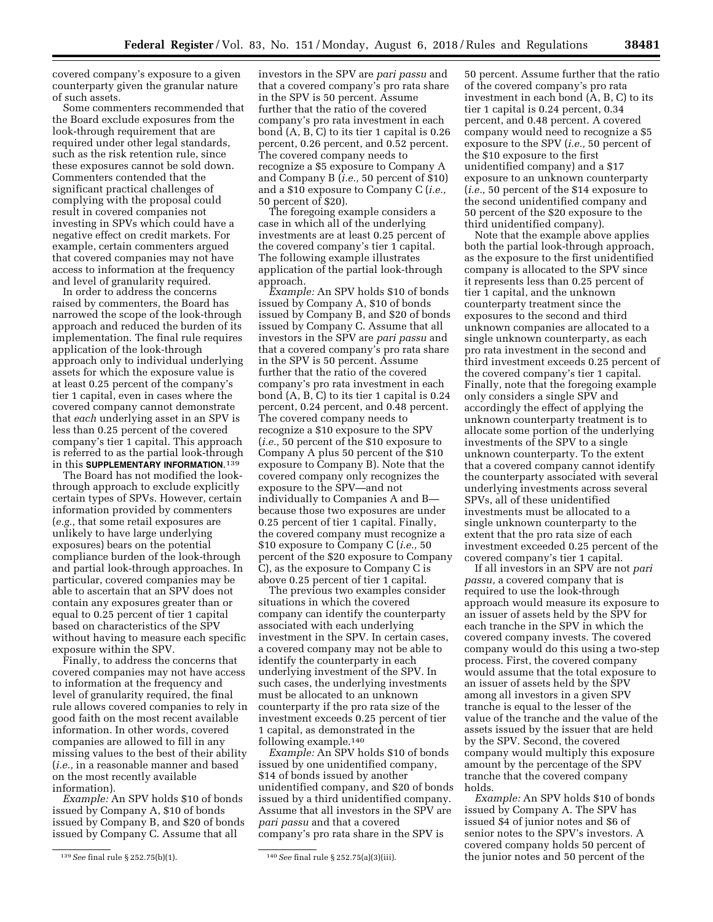covered company's exposure to a given counterparty given the granular nature of such assets.

Some commenters recommended that the Board exclude exposures from the look-through requirement that are required under other legal standards, such as the risk retention rule, since these exposures cannot be sold down. Commenters contended that the significant practical challenges of complying with the proposal could result in covered companies not investing in SPVs which could have a negative effect on credit markets. For example, certain commenters argued that covered companies may not have access to information at the frequency and level of granularity required.

In order to address the concerns raised by commenters, the Board has narrowed the scope of the look-through approach and reduced the burden of its implementation. The final rule requires application of the look-through approach only to individual underlying assets for which the exposure value is at least 0.25 percent of the company's tier 1 capital, even in cases where the covered company cannot demonstrate that *each* underlying asset in an SPV is less than 0.25 percent of the covered company's tier 1 capital. This approach is referred to as the partial look-through in this **SUPPLEMENTARY INFORMATION**.[139]

The Board has not modified the look-through approach to exclude explicitly certain types of SPVs. However, certain information provided by commenters (*e.g.,* that some retail exposures are unlikely to have large underlying exposures) bears on the potential compliance burden of the look-through and partial look-through approaches. In particular, covered companies may be able to ascertain that an SPV does not contain any exposures greater than or equal to 0.25 percent of tier 1 capital based on characteristics of the SPV without having to measure each specific exposure within the SPV.

Finally, to address the concerns that covered companies may not have access to information at the frequency and level of granularity required, the final rule allows covered companies to rely in good faith on the most recent available information. In other words, covered companies are allowed to fill in any missing values to the best of their ability (*i.e.,* in a reasonable manner and based on the most recently available information).

*Example:* An SPV holds $10 of bonds issued by Company A, $10 of bonds issued by Company B, and $20 of bonds issued by Company C. Assume that all investors in the SPV are *pari passu* and that a covered company's pro rata share in the SPV is 50 percent. Assume further that the ratio of the covered company's pro rata investment in each bond (A, B, C) to its tier 1 capital is 0.26 percent, 0.26 percent, and 0.52 percent. The covered company needs to recognize a $5 exposure to Company A and Company B (*i.e.,* 50 percent of $10) and a $10 exposure to Company C (*i.e.,* 50 percent of $20).

The foregoing example considers a case in which all of the underlying investments are at least 0.25 percent of the covered company's tier 1 capital. The following example illustrates application of the partial look-through approach.

*Example:* An SPV holds $10 of bonds issued by Company A, $10 of bonds issued by Company B, and $20 of bonds issued by Company C. Assume that all investors in the SPV are *pari passu* and that a covered company's pro rata share in the SPV is 50 percent. Assume further that the ratio of the covered company's pro rata investment in each bond (A, B, C) to its tier 1 capital is 0.24 percent, 0.24 percent, and 0.48 percent. The covered company needs to recognize a $10 exposure to the SPV (*i.e.,* 50 percent of the $10 exposure to Company A plus 50 percent of the $10 exposure to Company B). Note that the covered company only recognizes the exposure to the SPV—and not individually to Companies A and B—because those two exposures are under 0.25 percent of tier 1 capital. Finally, the covered company must recognize a $10 exposure to Company C (*i.e.,* 50 percent of the $20 exposure to Company C), as the exposure to Company C is above 0.25 percent of tier 1 capital.

The previous two examples consider situations in which the covered company can identify the counterparty associated with each underlying investment in the SPV. In certain cases, a covered company may not be able to identify the counterparty in each underlying investment of the SPV. In such cases, the underlying investments must be allocated to an unknown counterparty if the pro rata size of the investment exceeds 0.25 percent of tier 1 capital, as demonstrated in the following example.[140]

*Example:* An SPV holds $10 of bonds issued by one unidentified company, $14 of bonds issued by another unidentified company, and $20 of bonds issued by a third unidentified company. Assume that all investors in the SPV are *pari passu* and that a covered company's pro rata share in the SPV is 50 percent. Assume further that the ratio of the covered company's pro rata investment in each bond (A, B, C) to its tier 1 capital is 0.24 percent, 0.34 percent, and 0.48 percent. A covered company would need to recognize a $5 exposure to the SPV (*i.e.,* 50 percent of the $10 exposure to the first unidentified company) and a $17 exposure to an unknown counterparty (*i.e.,* 50 percent of the $14 exposure to the second unidentified company and 50 percent of the $20 exposure to the third unidentified company).

Note that the example above applies both the partial look-through approach, as the exposure to the first unidentified company is allocated to the SPV since it represents less than 0.25 percent of tier 1 capital, and the unknown counterparty treatment since the exposures to the second and third unknown companies are allocated to a single unknown counterparty, as each pro rata investment in the second and third investment exceeds 0.25 percent of the covered company's tier 1 capital. Finally, note that the foregoing example only considers a single SPV and accordingly the effect of applying the unknown counterparty treatment is to allocate some portion of the underlying investments of the SPV to a single unknown counterparty. To the extent that a covered company cannot identify the counterparty associated with several underlying investments across several SPVs, all of these unidentified investments must be allocated to a single unknown counterparty to the extent that the pro rata size of each investment exceeded 0.25 percent of the covered company's tier 1 capital.

If all investors in an SPV are not *pari passu,* a covered company that is required to use the look-through approach would measure its exposure to an issuer of assets held by the SPV for each tranche in the SPV in which the covered company invests. The covered company would do this using a two-step process. First, the covered company would assume that the total exposure to an issuer of assets held by the SPV among all investors in a given SPV tranche is equal to the lesser of the value of the tranche and the value of the assets issued by the issuer that are held by the SPV. Second, the covered company would multiply this exposure amount by the percentage of the SPV tranche that the covered company holds.

*Example:* An SPV holds $10 of bonds issued by Company A. The SPV has issued $4 of junior notes and $6 of senior notes to the SPV's investors. A covered company holds 50 percent of the junior notes and 50 percent of the

---

[139] *See* final rule § 252.75(b)(1).

[140] *See* final rule § 252.75(a)(3)(iii).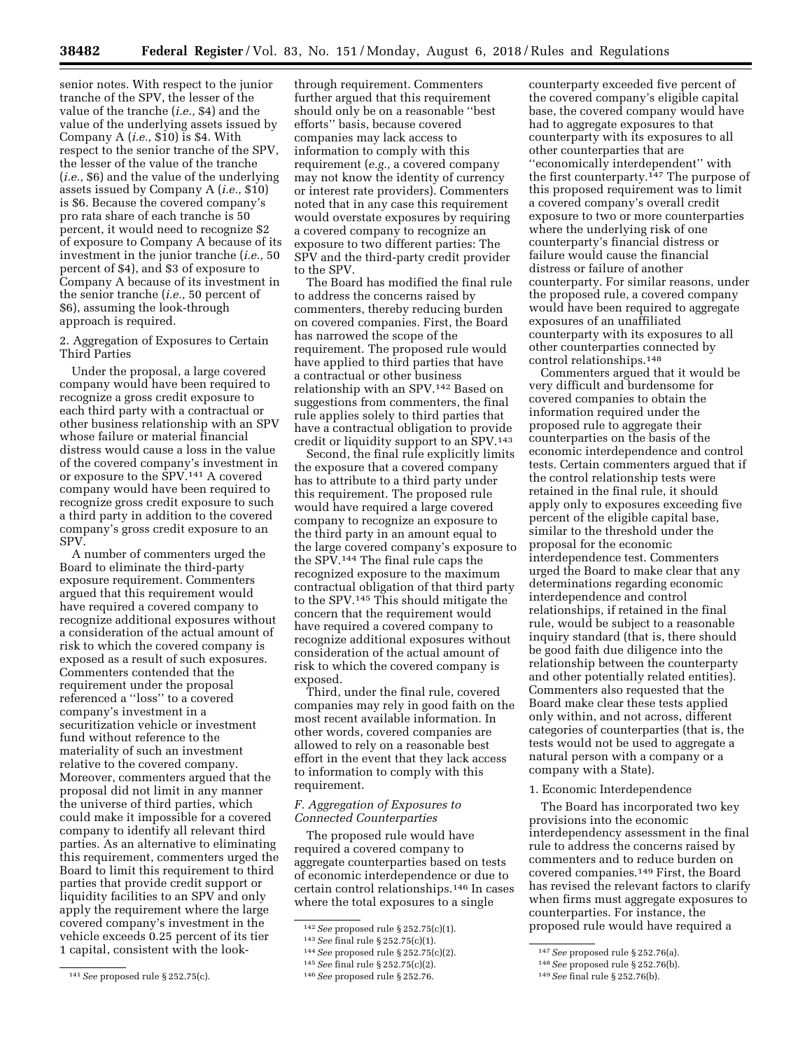senior notes. With respect to the junior tranche of the SPV, the lesser of the value of the tranche (*i.e.,* $4) and the value of the underlying assets issued by Company A (*i.e.,* $10) is $4. With respect to the senior tranche of the SPV, the lesser of the value of the tranche (*i.e.,* $6) and the value of the underlying assets issued by Company A (*i.e.,* $10) is $6. Because the covered company's pro rata share of each tranche is 50 percent, it would need to recognize $2 of exposure to Company A because of its investment in the junior tranche (*i.e.,* 50 percent of $4), and $3 of exposure to Company A because of its investment in the senior tranche (*i.e.,* 50 percent of $6), assuming the look-through approach is required.

2. Aggregation of Exposures to Certain Third Parties

Under the proposal, a large covered company would have been required to recognize a gross credit exposure to each third party with a contractual or other business relationship with an SPV whose failure or material financial distress would cause a loss in the value of the covered company's investment in or exposure to the SPV.[141] A covered company would have been required to recognize gross credit exposure to such a third party in addition to the covered company's gross credit exposure to an SPV.

A number of commenters urged the Board to eliminate the third-party exposure requirement. Commenters argued that this requirement would have required a covered company to recognize additional exposures without a consideration of the actual amount of risk to which the covered company is exposed as a result of such exposures. Commenters contended that the requirement under the proposal referenced a ''loss'' to a covered company's investment in a securitization vehicle or investment fund without reference to the materiality of such an investment relative to the covered company. Moreover, commenters argued that the proposal did not limit in any manner the universe of third parties, which could make it impossible for a covered company to identify all relevant third parties. As an alternative to eliminating this requirement, commenters urged the Board to limit this requirement to third parties that provide credit support or liquidity facilities to an SPV and only apply the requirement where the large covered company's investment in the vehicle exceeds 0.25 percent of its tier 1 capital, consistent with the look-through requirement. Commenters further argued that this requirement should only be on a reasonable ''best efforts'' basis, because covered companies may lack access to information to comply with this requirement (*e.g.,* a covered company may not know the identity of currency or interest rate providers). Commenters noted that in any case this requirement would overstate exposures by requiring a covered company to recognize an exposure to two different parties: The SPV and the third-party credit provider to the SPV.

The Board has modified the final rule to address the concerns raised by commenters, thereby reducing burden on covered companies. First, the Board has narrowed the scope of the requirement. The proposed rule would have applied to third parties that have a contractual or other business relationship with an SPV.[142] Based on suggestions from commenters, the final rule applies solely to third parties that have a contractual obligation to provide credit or liquidity support to an SPV.[143]

Second, the final rule explicitly limits the exposure that a covered company has to attribute to a third party under this requirement. The proposed rule would have required a large covered company to recognize an exposure to the third party in an amount equal to the large covered company's exposure to the SPV.[144] The final rule caps the recognized exposure to the maximum contractual obligation of that third party to the SPV.[145] This should mitigate the concern that the requirement would have required a covered company to recognize additional exposures without consideration of the actual amount of risk to which the covered company is exposed.

Third, under the final rule, covered companies may rely in good faith on the most recent available information. In other words, covered companies are allowed to rely on a reasonable best effort in the event that they lack access to information to comply with this requirement.

## *F. Aggregation of Exposures to Connected Counterparties*

The proposed rule would have required a covered company to aggregate counterparties based on tests of economic interdependence or due to certain control relationships.[146] In cases where the total exposures to a single counterparty exceeded five percent of the covered company's eligible capital base, the covered company would have had to aggregate exposures to that counterparty with its exposures to all other counterparties that are ''economically interdependent'' with the first counterparty.[147] The purpose of this proposed requirement was to limit a covered company's overall credit exposure to two or more counterparties where the underlying risk of one counterparty's financial distress or failure would cause the financial distress or failure of another counterparty. For similar reasons, under the proposed rule, a covered company would have been required to aggregate exposures of an unaffiliated counterparty with its exposures to all other counterparties connected by control relationships.[148]

Commenters argued that it would be very difficult and burdensome for covered companies to obtain the information required under the proposed rule to aggregate their counterparties on the basis of the economic interdependence and control tests. Certain commenters argued that if the control relationship tests were retained in the final rule, it should apply only to exposures exceeding five percent of the eligible capital base, similar to the threshold under the proposal for the economic interdependence test. Commenters urged the Board to make clear that any determinations regarding economic interdependence and control relationships, if retained in the final rule, would be subject to a reasonable inquiry standard (that is, there should be good faith due diligence into the relationship between the counterparty and other potentially related entities). Commenters also requested that the Board make clear these tests applied only within, and not across, different categories of counterparties (that is, the tests would not be used to aggregate a natural person with a company or a company with a State).

1. Economic Interdependence

The Board has incorporated two key provisions into the economic interdependency assessment in the final rule to address the concerns raised by commenters and to reduce burden on covered companies.[149] First, the Board has revised the relevant factors to clarify when firms must aggregate exposures to counterparties. For instance, the proposed rule would have required a

[141] *See* proposed rule § 252.75(c).

[142] *See* proposed rule § 252.75(c)(1).

[143] *See* final rule § 252.75(c)(1).

[144] *See* proposed rule § 252.75(c)(2).

[145] *See* final rule § 252.75(c)(2).

[146] *See* proposed rule § 252.76.

[147] *See* proposed rule § 252.76(a).

[148] *See* proposed rule § 252.76(b).

[149] *See* final rule § 252.76(b).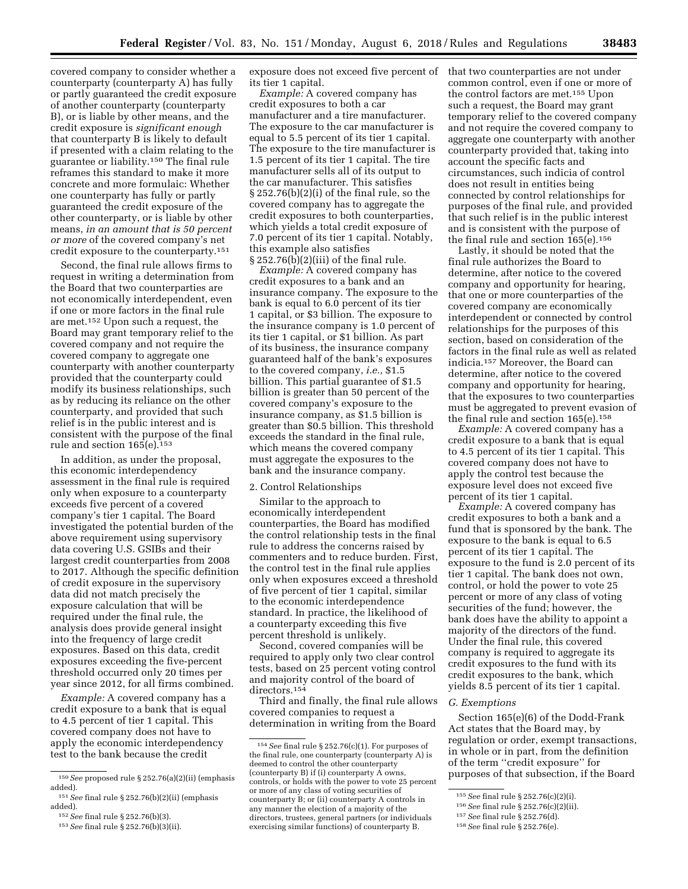covered company to consider whether a counterparty (counterparty A) has fully or partly guaranteed the credit exposure of another counterparty (counterparty B), or is liable by other means, and the credit exposure is *significant enough* that counterparty B is likely to default if presented with a claim relating to the guarantee or liability.[150] The final rule reframes this standard to make it more concrete and more formulaic: Whether one counterparty has fully or partly guaranteed the credit exposure of the other counterparty, or is liable by other means, *in an amount that is 50 percent or more* of the covered company's net credit exposure to the counterparty.[151]

Second, the final rule allows firms to request in writing a determination from the Board that two counterparties are not economically interdependent, even if one or more factors in the final rule are met.[152] Upon such a request, the Board may grant temporary relief to the covered company and not require the covered company to aggregate one counterparty with another counterparty provided that the counterparty could modify its business relationships, such as by reducing its reliance on the other counterparty, and provided that such relief is in the public interest and is consistent with the purpose of the final rule and section 165(e).[153]

In addition, as under the proposal, this economic interdependency assessment in the final rule is required only when exposure to a counterparty exceeds five percent of a covered company's tier 1 capital. The Board investigated the potential burden of the above requirement using supervisory data covering U.S. GSIBs and their largest credit counterparties from 2008 to 2017. Although the specific definition of credit exposure in the supervisory data did not match precisely the exposure calculation that will be required under the final rule, the analysis does provide general insight into the frequency of large credit exposures. Based on this data, credit exposures exceeding the five-percent threshold occurred only 20 times per year since 2012, for all firms combined.

*Example:* A covered company has a credit exposure to a bank that is equal to 4.5 percent of tier 1 capital. This covered company does not have to apply the economic interdependency test to the bank because the credit exposure does not exceed five percent of its tier 1 capital.

*Example:* A covered company has credit exposures to both a car manufacturer and a tire manufacturer. The exposure to the car manufacturer is equal to 5.5 percent of its tier 1 capital. The exposure to the tire manufacturer is 1.5 percent of its tier 1 capital. The tire manufacturer sells all of its output to the car manufacturer. This satisfies § 252.76(b)(2)(i) of the final rule, so the covered company has to aggregate the credit exposures to both counterparties, which yields a total credit exposure of 7.0 percent of its tier 1 capital. Notably, this example also satisfies § 252.76(b)(2)(iii) of the final rule.

*Example:* A covered company has credit exposures to a bank and an insurance company. The exposure to the bank is equal to 6.0 percent of its tier 1 capital, or $3 billion. The exposure to the insurance company is 1.0 percent of its tier 1 capital, or $1 billion. As part of its business, the insurance company guaranteed half of the bank's exposures to the covered company, *i.e.,* $1.5 billion. This partial guarantee of $1.5 billion is greater than 50 percent of the covered company's exposure to the insurance company, as $1.5 billion is greater than $0.5 billion. This threshold exceeds the standard in the final rule, which means the covered company must aggregate the exposures to the bank and the insurance company.

2. Control Relationships

Similar to the approach to economically interdependent counterparties, the Board has modified the control relationship tests in the final rule to address the concerns raised by commenters and to reduce burden. First, the control test in the final rule applies only when exposures exceed a threshold of five percent of tier 1 capital, similar to the economic interdependence standard. In practice, the likelihood of a counterparty exceeding this five percent threshold is unlikely.

Second, covered companies will be required to apply only two clear control tests, based on 25 percent voting control and majority control of the board of directors.[154]

Third and finally, the final rule allows covered companies to request a determination in writing from the Board that two counterparties are not under common control, even if one or more of the control factors are met.[155] Upon such a request, the Board may grant temporary relief to the covered company and not require the covered company to aggregate one counterparty with another counterparty provided that, taking into account the specific facts and circumstances, such indicia of control does not result in entities being connected by control relationships for purposes of the final rule, and provided that such relief is in the public interest and is consistent with the purpose of the final rule and section 165(e).[156]

Lastly, it should be noted that the final rule authorizes the Board to determine, after notice to the covered company and opportunity for hearing, that one or more counterparties of the covered company are economically interdependent or connected by control relationships for the purposes of this section, based on consideration of the factors in the final rule as well as related indicia.[157] Moreover, the Board can determine, after notice to the covered company and opportunity for hearing, that the exposures to two counterparties must be aggregated to prevent evasion of the final rule and section 165(e).[158]

*Example:* A covered company has a credit exposure to a bank that is equal to 4.5 percent of its tier 1 capital. This covered company does not have to apply the control test because the exposure level does not exceed five percent of its tier 1 capital.

*Example:* A covered company has credit exposures to both a bank and a fund that is sponsored by the bank. The exposure to the bank is equal to 6.5 percent of its tier 1 capital. The exposure to the fund is 2.0 percent of its tier 1 capital. The bank does not own, control, or hold the power to vote 25 percent or more of any class of voting securities of the fund; however, the bank does have the ability to appoint a majority of the directors of the fund. Under the final rule, this covered company is required to aggregate its credit exposures to the fund with its credit exposures to the bank, which yields 8.5 percent of its tier 1 capital.

### G. Exemptions

Section 165(e)(6) of the Dodd-Frank Act states that the Board may, by regulation or order, exempt transactions, in whole or in part, from the definition of the term ''credit exposure'' for purposes of that subsection, if the Board

---

[150] *See* proposed rule § 252.76(a)(2)(ii) (emphasis added).

[151] *See* final rule § 252.76(b)(2)(ii) (emphasis added).

[152] *See* final rule § 252.76(b)(3).

[153] *See* final rule § 252.76(b)(3)(ii).

[154] *See* final rule § 252.76(c)(1). For purposes of the final rule, one counterparty (counterparty A) is deemed to control the other counterparty (counterparty B) if (i) counterparty A owns, controls, or holds with the power to vote 25 percent or more of any class of voting securities of counterparty B; or (ii) counterparty A controls in any manner the election of a majority of the directors, trustees, general partners (or individuals exercising similar functions) of counterparty B.

[155] *See* final rule § 252.76(c)(2)(i).

[156] *See* final rule § 252.76(c)(2)(ii).

[157] *See* final rule § 252.76(d).

[158] *See* final rule § 252.76(e).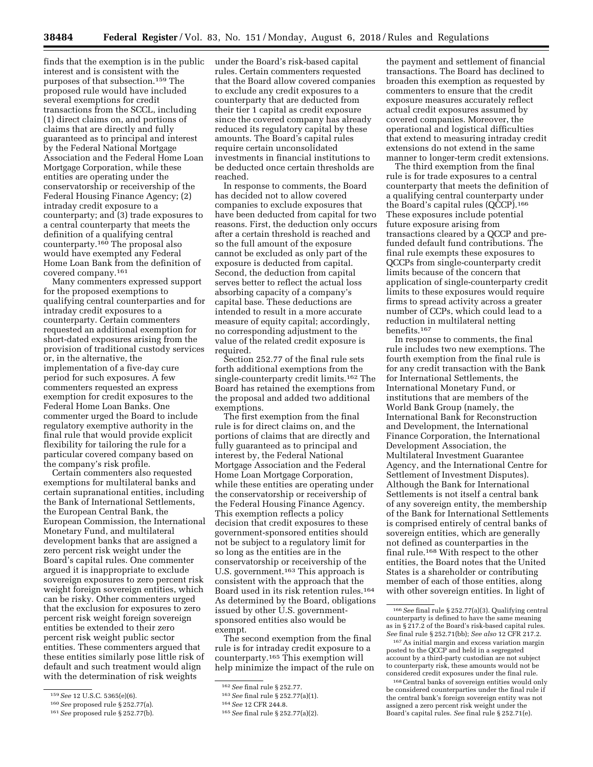finds that the exemption is in the public interest and is consistent with the purposes of that subsection.[159] The proposed rule would have included several exemptions for credit transactions from the SCCL, including (1) direct claims on, and portions of claims that are directly and fully guaranteed as to principal and interest by the Federal National Mortgage Association and the Federal Home Loan Mortgage Corporation, while these entities are operating under the conservatorship or receivership of the Federal Housing Finance Agency; (2) intraday credit exposure to a counterparty; and (3) trade exposures to a central counterparty that meets the definition of a qualifying central counterparty.[160] The proposal also would have exempted any Federal Home Loan Bank from the definition of covered company.[161]

Many commenters expressed support for the proposed exemptions to qualifying central counterparties and for intraday credit exposures to a counterparty. Certain commenters requested an additional exemption for short-dated exposures arising from the provision of traditional custody services or, in the alternative, the implementation of a five-day cure period for such exposures. A few commenters requested an express exemption for credit exposures to the Federal Home Loan Banks. One commenter urged the Board to include regulatory exemptive authority in the final rule that would provide explicit flexibility for tailoring the rule for a particular covered company based on the company's risk profile.

Certain commenters also requested exemptions for multilateral banks and certain supranational entities, including the Bank of International Settlements, the European Central Bank, the European Commission, the International Monetary Fund, and multilateral development banks that are assigned a zero percent risk weight under the Board's capital rules. One commenter argued it is inappropriate to exclude sovereign exposures to zero percent risk weight foreign sovereign entities, which can be risky. Other commenters urged that the exclusion for exposures to zero percent risk weight foreign sovereign entities be extended to their zero percent risk weight public sector entities. These commenters argued that these entities similarly pose little risk of default and such treatment would align with the determination of risk weights under the Board's risk-based capital rules. Certain commenters requested that the Board allow covered companies to exclude any credit exposures to a counterparty that are deducted from their tier 1 capital as credit exposure since the covered company has already reduced its regulatory capital by these amounts. The Board's capital rules require certain unconsolidated investments in financial institutions to be deducted once certain thresholds are reached.

In response to comments, the Board has decided not to allow covered companies to exclude exposures that have been deducted from capital for two reasons. First, the deduction only occurs after a certain threshold is reached and so the full amount of the exposure cannot be excluded as only part of the exposure is deducted from capital. Second, the deduction from capital serves better to reflect the actual loss absorbing capacity of a company's capital base. These deductions are intended to result in a more accurate measure of equity capital; accordingly, no corresponding adjustment to the value of the related credit exposure is required.

Section 252.77 of the final rule sets forth additional exemptions from the single-counterparty credit limits.[162] The Board has retained the exemptions from the proposal and added two additional exemptions.

The first exemption from the final rule is for direct claims on, and the portions of claims that are directly and fully guaranteed as to principal and interest by, the Federal National Mortgage Association and the Federal Home Loan Mortgage Corporation, while these entities are operating under the conservatorship or receivership of the Federal Housing Finance Agency. This exemption reflects a policy decision that credit exposures to these government-sponsored entities should not be subject to a regulatory limit for so long as the entities are in the conservatorship or receivership of the U.S. government.[163] This approach is consistent with the approach that the Board used in its risk retention rules.[164] As determined by the Board, obligations issued by other U.S. government-sponsored entities also would be exempt.

The second exemption from the final rule is for intraday credit exposure to a counterparty.[165] This exemption will help minimize the impact of the rule on the payment and settlement of financial transactions. The Board has declined to broaden this exemption as requested by commenters to ensure that the credit exposure measures accurately reflect actual credit exposures assumed by covered companies. Moreover, the operational and logistical difficulties that extend to measuring intraday credit extensions do not extend in the same manner to longer-term credit extensions.

The third exemption from the final rule is for trade exposures to a central counterparty that meets the definition of a qualifying central counterparty under the Board's capital rules (QCCP).[166] These exposures include potential future exposure arising from transactions cleared by a QCCP and pre-funded default fund contributions. The final rule exempts these exposures to QCCPs from single-counterparty credit limits because of the concern that application of single-counterparty credit limits to these exposures would require firms to spread activity across a greater number of CCPs, which could lead to a reduction in multilateral netting benefits.[167]

In response to comments, the final rule includes two new exemptions. The fourth exemption from the final rule is for any credit transaction with the Bank for International Settlements, the International Monetary Fund, or institutions that are members of the World Bank Group (namely, the International Bank for Reconstruction and Development, the International Finance Corporation, the International Development Association, the Multilateral Investment Guarantee Agency, and the International Centre for Settlement of Investment Disputes). Although the Bank for International Settlements is not itself a central bank of any sovereign entity, the membership of the Bank for International Settlements is comprised entirely of central banks of sovereign entities, which are generally not defined as counterparties in the final rule.[168] With respect to the other entities, the Board notes that the United States is a shareholder or contributing member of each of those entities, along with other sovereign entities. In light of

---

[159] *See* 12 U.S.C. 5365(e)(6).

[160] *See* proposed rule § 252.77(a).

[161] *See* proposed rule § 252.77(b).

[162] *See* final rule § 252.77.

[163] *See* final rule § 252.77(a)(1).

[164] *See* 12 CFR 244.8.

[165] *See* final rule § 252.77(a)(2).

[166] *See* final rule § 252.77(a)(3). Qualifying central counterparty is defined to have the same meaning as in § 217.2 of the Board's risk-based capital rules. *See* final rule § 252.71(bb); *See also* 12 CFR 217.2.

[167] As initial margin and excess variation margin posted to the QCCP and held in a segregated account by a third-party custodian are not subject to counterparty risk, these amounts would not be considered credit exposures under the final rule.

[168] Central banks of sovereign entities would only be considered counterparties under the final rule if the central bank's foreign sovereign entity was not assigned a zero percent risk weight under the Board's capital rules. *See* final rule § 252.71(e).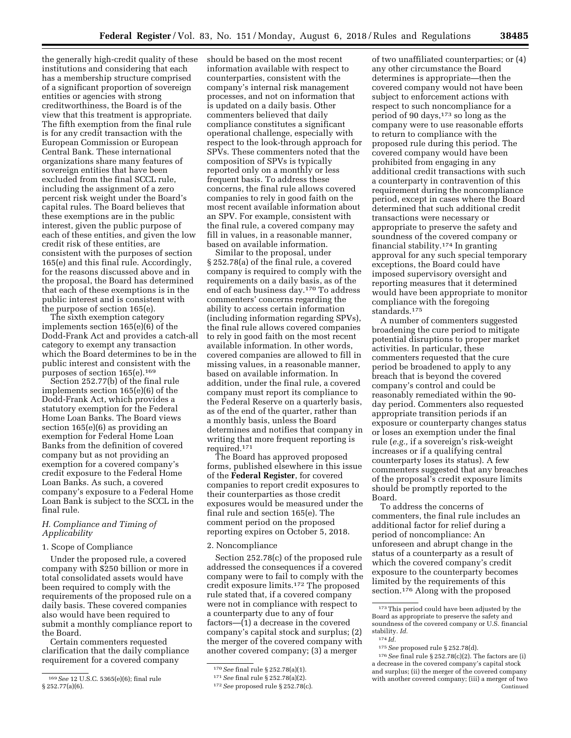the generally high-credit quality of these institutions and considering that each has a membership structure comprised of a significant proportion of sovereign entities or agencies with strong creditworthiness, the Board is of the view that this treatment is appropriate. The fifth exemption from the final rule is for any credit transaction with the European Commission or European Central Bank. These international organizations share many features of sovereign entities that have been excluded from the final SCCL rule, including the assignment of a zero percent risk weight under the Board's capital rules. The Board believes that these exemptions are in the public interest, given the public purpose of each of these entities, and given the low credit risk of these entities, are consistent with the purposes of section 165(e) and this final rule. Accordingly, for the reasons discussed above and in the proposal, the Board has determined that each of these exemptions is in the public interest and is consistent with the purpose of section 165(e).

The sixth exemption category implements section 165(e)(6) of the Dodd-Frank Act and provides a catch-all category to exempt any transaction which the Board determines to be in the public interest and consistent with the purposes of section 165(e).[169]

Section 252.77(b) of the final rule implements section 165(e)(6) of the Dodd-Frank Act, which provides a statutory exemption for the Federal Home Loan Banks. The Board views section 165(e)(6) as providing an exemption for Federal Home Loan Banks from the definition of covered company but as not providing an exemption for a covered company's credit exposure to the Federal Home Loan Banks. As such, a covered company's exposure to a Federal Home Loan Bank is subject to the SCCL in the final rule.

### H. Compliance and Timing of Applicability

#### 1. Scope of Compliance

Under the proposed rule, a covered company with $250 billion or more in total consolidated assets would have been required to comply with the requirements of the proposed rule on a daily basis. These covered companies also would have been required to submit a monthly compliance report to the Board.

Certain commenters requested clarification that the daily compliance requirement for a covered company should be based on the most recent information available with respect to counterparties, consistent with the company's internal risk management processes, and not on information that is updated on a daily basis. Other commenters believed that daily compliance constitutes a significant operational challenge, especially with respect to the look-through approach for SPVs. These commenters noted that the composition of SPVs is typically reported only on a monthly or less frequent basis. To address these concerns, the final rule allows covered companies to rely in good faith on the most recent available information about an SPV. For example, consistent with the final rule, a covered company may fill in values, in a reasonable manner, based on available information.

Similar to the proposal, under § 252.78(a) of the final rule, a covered company is required to comply with the requirements on a daily basis, as of the end of each business day.[170] To address commenters' concerns regarding the ability to access certain information (including information regarding SPVs), the final rule allows covered companies to rely in good faith on the most recent available information. In other words, covered companies are allowed to fill in missing values, in a reasonable manner, based on available information. In addition, under the final rule, a covered company must report its compliance to the Federal Reserve on a quarterly basis, as of the end of the quarter, rather than a monthly basis, unless the Board determines and notifies that company in writing that more frequent reporting is required.[171]

The Board has approved proposed forms, published elsewhere in this issue of the **Federal Register**, for covered companies to report credit exposures to their counterparties as those credit exposures would be measured under the final rule and section 165(e). The comment period on the proposed reporting expires on October 5, 2018.

#### 2. Noncompliance

Section 252.78(c) of the proposed rule addressed the consequences if a covered company were to fail to comply with the credit exposure limits.[172] The proposed rule stated that, if a covered company were not in compliance with respect to a counterparty due to any of four factors—(1) a decrease in the covered company's capital stock and surplus; (2) the merger of the covered company with another covered company; (3) a merger of two unaffiliated counterparties; or (4) any other circumstance the Board determines is appropriate—then the covered company would not have been subject to enforcement actions with respect to such noncompliance for a period of 90 days,[173] so long as the company were to use reasonable efforts to return to compliance with the proposed rule during this period. The covered company would have been prohibited from engaging in any additional credit transactions with such a counterparty in contravention of this requirement during the noncompliance period, except in cases where the Board determined that such additional credit transactions were necessary or appropriate to preserve the safety and soundness of the covered company or financial stability.[174] In granting approval for any such special temporary exceptions, the Board could have imposed supervisory oversight and reporting measures that it determined would have been appropriate to monitor compliance with the foregoing standards.[175]

A number of commenters suggested broadening the cure period to mitigate potential disruptions to proper market activities. In particular, these commenters requested that the cure period be broadened to apply to any breach that is beyond the covered company's control and could be reasonably remediated within the 90-day period. Commenters also requested appropriate transition periods if an exposure or counterparty changes status or loses an exemption under the final rule (*e.g.,* if a sovereign's risk-weight increases or if a qualifying central counterparty loses its status). A few commenters suggested that any breaches of the proposal's credit exposure limits should be promptly reported to the Board.

To address the concerns of commenters, the final rule includes an additional factor for relief during a period of noncompliance: An unforeseen and abrupt change in the status of a counterparty as a result of which the covered company's credit exposure to the counterparty becomes limited by the requirements of this section.[176] Along with the proposed

---

[169] *See* 12 U.S.C. 5365(e)(6); final rule § 252.77(a)(6).

[170] *See* final rule § 252.78(a)(1).

[171] *See* final rule § 252.78(a)(2).

[172] *See* proposed rule § 252.78(c).

[173] This period could have been adjusted by the Board as appropriate to preserve the safety and soundness of the covered company or U.S. financial stability. *Id.*

[174] *Id.*

[175] *See* proposed rule § 252.78(d).

[176] *See* final rule § 252.78(c)(2). The factors are (i) a decrease in the covered company's capital stock and surplus; (ii) the merger of the covered company with another covered company; (iii) a merger of two Continued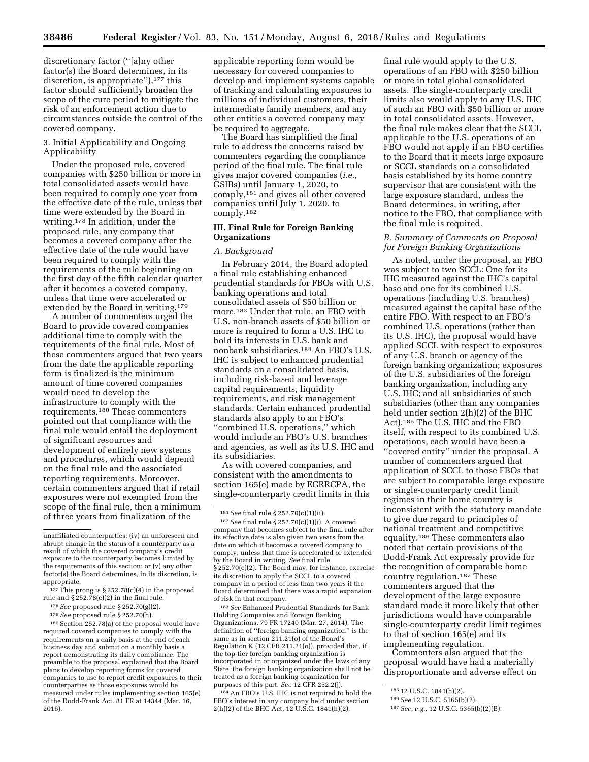discretionary factor (''[a]ny other factor(s) the Board determines, in its discretion, is appropriate''),[177] this factor should sufficiently broaden the scope of the cure period to mitigate the risk of an enforcement action due to circumstances outside the control of the covered company.

3. Initial Applicability and Ongoing Applicability

Under the proposed rule, covered companies with $250 billion or more in total consolidated assets would have been required to comply one year from the effective date of the rule, unless that time were extended by the Board in writing.[178] In addition, under the proposed rule, any company that becomes a covered company after the effective date of the rule would have been required to comply with the requirements of the rule beginning on the first day of the fifth calendar quarter after it becomes a covered company, unless that time were accelerated or extended by the Board in writing.[179]

A number of commenters urged the Board to provide covered companies additional time to comply with the requirements of the final rule. Most of these commenters argued that two years from the date the applicable reporting form is finalized is the minimum amount of time covered companies would need to develop the infrastructure to comply with the requirements.[180] These commenters pointed out that compliance with the final rule would entail the deployment of significant resources and development of entirely new systems and procedures, which would depend on the final rule and the associated reporting requirements. Moreover, certain commenters argued that if retail exposures were not exempted from the scope of the final rule, then a minimum of three years from finalization of the applicable reporting form would be necessary for covered companies to develop and implement systems capable of tracking and calculating exposures to millions of individual customers, their intermediate family members, and any other entities a covered company may be required to aggregate.

The Board has simplified the final rule to address the concerns raised by commenters regarding the compliance period of the final rule. The final rule gives major covered companies (*i.e.,* GSIBs) until January 1, 2020, to comply,[181] and gives all other covered companies until July 1, 2020, to comply.[182]

## III. Final Rule for Foreign Banking Organizations

### A. Background

In February 2014, the Board adopted a final rule establishing enhanced prudential standards for FBOs with U.S. banking operations and total consolidated assets of $50 billion or more.[183] Under that rule, an FBO with U.S. non-branch assets of $50 billion or more is required to form a U.S. IHC to hold its interests in U.S. bank and nonbank subsidiaries.[184] An FBO's U.S. IHC is subject to enhanced prudential standards on a consolidated basis, including risk-based and leverage capital requirements, liquidity requirements, and risk management standards. Certain enhanced prudential standards also apply to an FBO's ''combined U.S. operations,'' which would include an FBO's U.S. branches and agencies, as well as its U.S. IHC and its subsidiaries.

As with covered companies, and consistent with the amendments to section 165(e) made by EGRRCPA, the single-counterparty credit limits in this final rule would apply to the U.S. operations of an FBO with $250 billion or more in total global consolidated assets. The single-counterparty credit limits also would apply to any U.S. IHC of such an FBO with $50 billion or more in total consolidated assets. However, the final rule makes clear that the SCCL applicable to the U.S. operations of an FBO would not apply if an FBO certifies to the Board that it meets large exposure or SCCL standards on a consolidated basis established by its home country supervisor that are consistent with the large exposure standard, unless the Board determines, in writing, after notice to the FBO, that compliance with the final rule is required.

### B. Summary of Comments on Proposal for Foreign Banking Organizations

As noted, under the proposal, an FBO was subject to two SCCL: One for its IHC measured against the IHC's capital base and one for its combined U.S. operations (including U.S. branches) measured against the capital base of the entire FBO. With respect to an FBO's combined U.S. operations (rather than its U.S. IHC), the proposal would have applied SCCL with respect to exposures of any U.S. branch or agency of the foreign banking organization; exposures of the U.S. subsidiaries of the foreign banking organization, including any U.S. IHC; and all subsidiaries of such subsidiaries (other than any companies held under section 2(h)(2) of the BHC Act).[185] The U.S. IHC and the FBO itself, with respect to its combined U.S. operations, each would have been a ''covered entity'' under the proposal. A number of commenters argued that application of SCCL to those FBOs that are subject to comparable large exposure or single-counterparty credit limit regimes in their home country is inconsistent with the statutory mandate to give due regard to principles of national treatment and competitive equality.[186] These commenters also noted that certain provisions of the Dodd-Frank Act expressly provide for the recognition of comparable home country regulation.[187] These commenters argued that the development of the large exposure standard made it more likely that other jurisdictions would have comparable single-counterparty credit limit regimes to that of section 165(e) and its implementing regulation.

Commenters also argued that the proposal would have had a materially disproportionate and adverse effect on

---

unaffiliated counterparties; (iv) an unforeseen and abrupt change in the status of a counterparty as a result of which the covered company's credit exposure to the counterparty becomes limited by the requirements of this section; or (v) any other factor(s) the Board determines, in its discretion, is appropriate.

[177] This prong is § 252.78(c)(4) in the proposed rule and § 252.78(c)(2) in the final rule.

[178] *See* proposed rule § 252.70(g)(2).

[179] *See* proposed rule § 252.70(h).

[180] Section 252.78(a) of the proposal would have required covered companies to comply with the requirements on a daily basis at the end of each business day and submit on a monthly basis a report demonstrating its daily compliance. The preamble to the proposal explained that the Board plans to develop reporting forms for covered companies to use to report credit exposures to their counterparties as those exposures would be measured under rules implementing section 165(e) of the Dodd-Frank Act. 81 FR at 14344 (Mar. 16, 2016).

[181] *See* final rule § 252.70(c)(1)(ii).

[182] *See* final rule § 252.70(c)(1)(i). A covered company that becomes subject to the final rule after its effective date is also given two years from the date on which it becomes a covered company to comply, unless that time is accelerated or extended by the Board in writing. *See* final rule § 252.70(c)(2). The Board may, for instance, exercise its discretion to apply the SCCL to a covered company in a period of less than two years if the Board determined that there was a rapid expansion of risk in that company.

[183] *See* Enhanced Prudential Standards for Bank Holding Companies and Foreign Banking Organizations, 79 FR 17240 (Mar. 27, 2014). The definition of ''foreign banking organization'' is the same as in section 211.21(o) of the Board's Regulation K (12 CFR 211.21(o)), provided that, if the top-tier foreign banking organization is incorporated in or organized under the laws of any State, the foreign banking organization shall not be treated as a foreign banking organization for purposes of this part. *See* 12 CFR 252.2(j).

[184] An FBO's U.S. IHC is not required to hold the FBO's interest in any company held under section 2(h)(2) of the BHC Act, 12 U.S.C. 1841(h)(2).

[185] 12 U.S.C. 1841(h)(2).

[186] *See* 12 U.S.C. 5365(b)(2).

[187] *See, e.g.,* 12 U.S.C. 5365(b)(2)(B).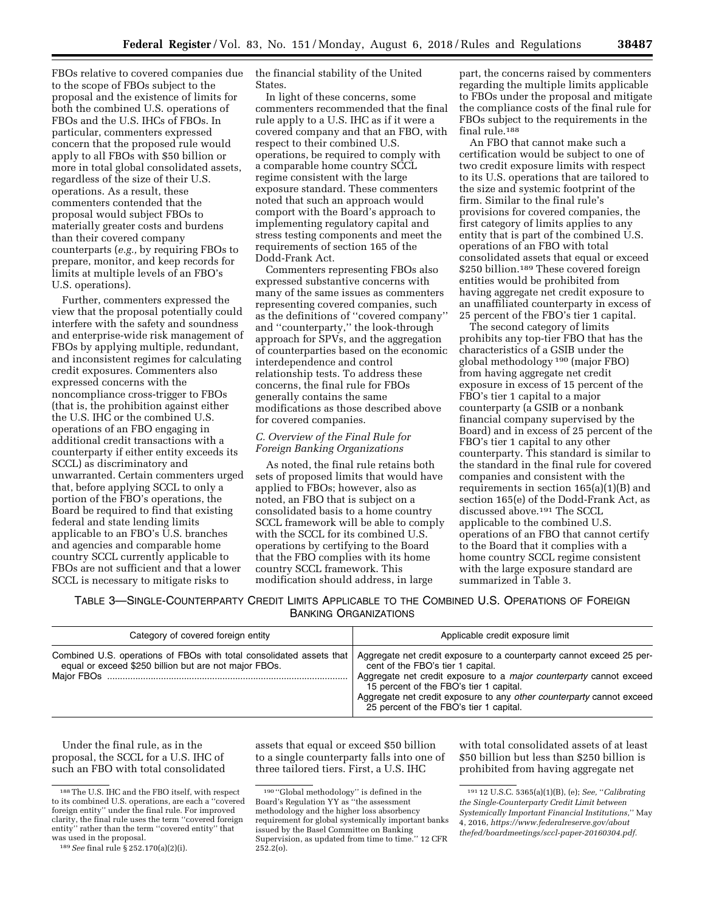FBOs relative to covered companies due to the scope of FBOs subject to the proposal and the existence of limits for both the combined U.S. operations of FBOs and the U.S. IHCs of FBOs. In particular, commenters expressed concern that the proposed rule would apply to all FBOs with $50 billion or more in total global consolidated assets, regardless of the size of their U.S. operations. As a result, these commenters contended that the proposal would subject FBOs to materially greater costs and burdens than their covered company counterparts (*e.g.,* by requiring FBOs to prepare, monitor, and keep records for limits at multiple levels of an FBO's U.S. operations).

Further, commenters expressed the view that the proposal potentially could interfere with the safety and soundness and enterprise-wide risk management of FBOs by applying multiple, redundant, and inconsistent regimes for calculating credit exposures. Commenters also expressed concerns with the noncompliance cross-trigger to FBOs (that is, the prohibition against either the U.S. IHC or the combined U.S. operations of an FBO engaging in additional credit transactions with a counterparty if either entity exceeds its SCCL) as discriminatory and unwarranted. Certain commenters urged that, before applying SCCL to only a portion of the FBO's operations, the Board be required to find that existing federal and state lending limits applicable to an FBO's U.S. branches and agencies and comparable home country SCCL currently applicable to FBOs are not sufficient and that a lower SCCL is necessary to mitigate risks to the financial stability of the United States.

In light of these concerns, some commenters recommended that the final rule apply to a U.S. IHC as if it were a covered company and that an FBO, with respect to their combined U.S. operations, be required to comply with a comparable home country SCCL regime consistent with the large exposure standard. These commenters noted that such an approach would comport with the Board's approach to implementing regulatory capital and stress testing components and meet the requirements of section 165 of the Dodd-Frank Act.

Commenters representing FBOs also expressed substantive concerns with many of the same issues as commenters representing covered companies, such as the definitions of "covered company" and "counterparty," the look-through approach for SPVs, and the aggregation of counterparties based on the economic interdependence and control relationship tests. To address these concerns, the final rule for FBOs generally contains the same modifications as those described above for covered companies.

### C. Overview of the Final Rule for Foreign Banking Organizations

As noted, the final rule retains both sets of proposed limits that would have applied to FBOs; however, also as noted, an FBO that is subject on a consolidated basis to a home country SCCL framework will be able to comply with the SCCL for its combined U.S. operations by certifying to the Board that the FBO complies with its home country SCCL framework. This modification should address, in large part, the concerns raised by commenters regarding the multiple limits applicable to FBOs under the proposal and mitigate the compliance costs of the final rule for FBOs subject to the requirements in the final rule.[188]

An FBO that cannot make such a certification would be subject to one of two credit exposure limits with respect to its U.S. operations that are tailored to the size and systemic footprint of the firm. Similar to the final rule's provisions for covered companies, the first category of limits applies to any entity that is part of the combined U.S. operations of an FBO with total consolidated assets that equal or exceed $250 billion.[189] These covered foreign entities would be prohibited from having aggregate net credit exposure to an unaffiliated counterparty in excess of 25 percent of the FBO's tier 1 capital.

The second category of limits prohibits any top-tier FBO that has the characteristics of a GSIB under the global methodology[190] (major FBO) from having aggregate net credit exposure in excess of 15 percent of the FBO's tier 1 capital to a major counterparty (a GSIB or a nonbank financial company supervised by the Board) and in excess of 25 percent of the FBO's tier 1 capital to any other counterparty. This standard is similar to the standard in the final rule for covered companies and consistent with the requirements in section 165(a)(1)(B) and section 165(e) of the Dodd-Frank Act, as discussed above.[191] The SCCL applicable to the combined U.S. operations of an FBO that cannot certify to the Board that it complies with a home country SCCL regime consistent with the large exposure standard are summarized in Table 3.

TABLE 3—SINGLE-COUNTERPARTY CREDIT LIMITS APPLICABLE TO THE COMBINED U.S. OPERATIONS OF FOREIGN BANKING ORGANIZATIONS

| Category of covered foreign entity | Applicable credit exposure limit |
| --- | --- |
| Combined U.S. operations of FBOs with total consolidated assets that equal or exceed $250 billion but are not major FBOs. | Aggregate net credit exposure to a counterparty cannot exceed 25 percent of the FBO's tier 1 capital. |
| Major FBOs | Aggregate net credit exposure to a *major counterparty* cannot exceed 15 percent of the FBO's tier 1 capital. Aggregate net credit exposure to any *other counterparty* cannot exceed 25 percent of the FBO's tier 1 capital. |

Under the final rule, as in the proposal, the SCCL for a U.S. IHC of such an FBO with total consolidated assets that equal or exceed $50 billion to a single counterparty falls into one of three tailored tiers. First, a U.S. IHC with total consolidated assets of at least $50 billion but less than $250 billion is prohibited from having aggregate net

[188] The U.S. IHC and the FBO itself, with respect to its combined U.S. operations, are each a "covered foreign entity" under the final rule. For improved clarity, the final rule uses the term "covered foreign entity" rather than the term "covered entity" that was used in the proposal.

[189] *See* final rule § 252.170(a)(2)(i).

[190] "Global methodology" is defined in the Board's Regulation YY as "the assessment methodology and the higher loss absorbency requirement for global systemically important banks issued by the Basel Committee on Banking Supervision, as updated from time to time." 12 CFR 252.2(o).

[191] 12 U.S.C. 5365(a)(1)(B), (e); *See,* "*Calibrating the Single-Counterparty Credit Limit between Systemically Important Financial Institutions,*" May 4, 2016, *https://www.federalreserve.gov/aboutthefed/boardmeetings/sccl-paper-20160304.pdf.*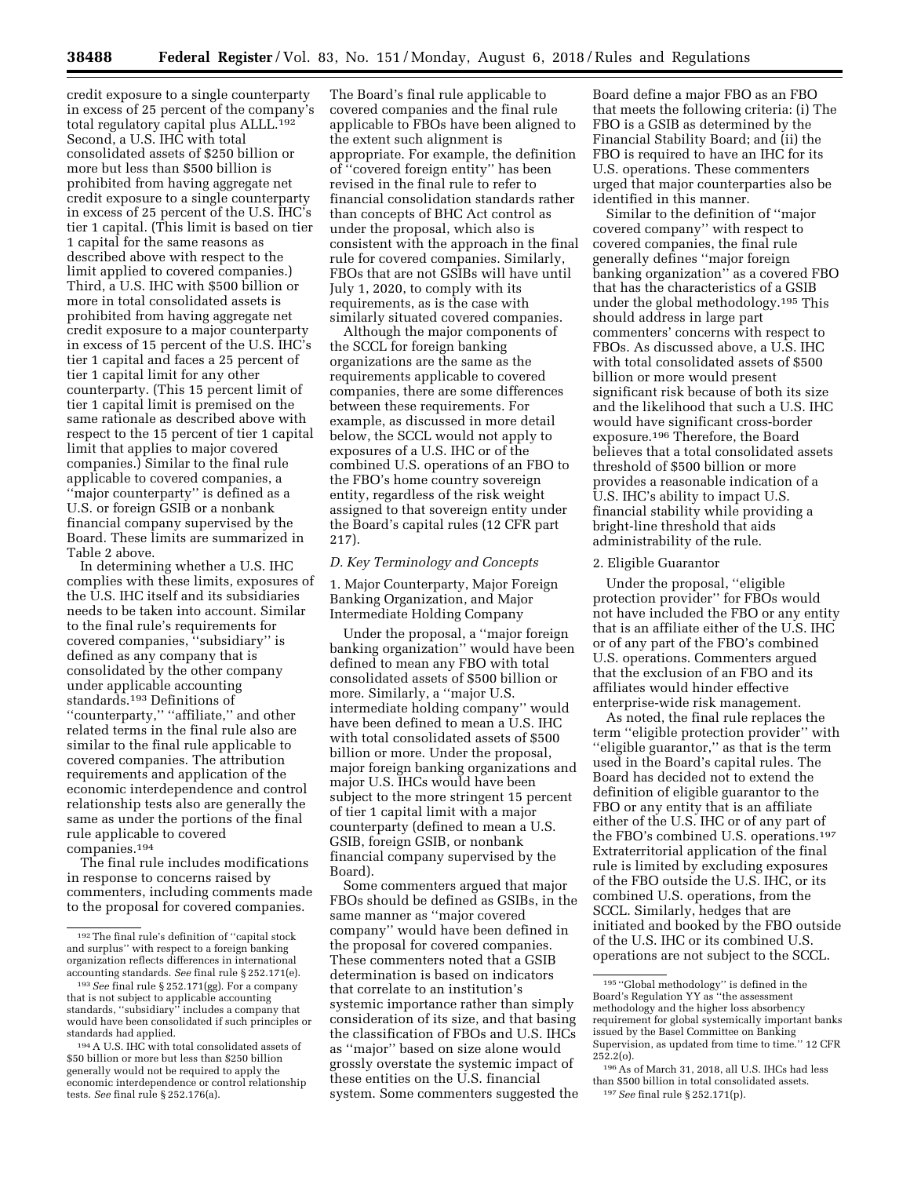credit exposure to a single counterparty in excess of 25 percent of the company's total regulatory capital plus ALLL.[192] Second, a U.S. IHC with total consolidated assets of $250 billion or more but less than $500 billion is prohibited from having aggregate net credit exposure to a single counterparty in excess of 25 percent of the U.S. IHC's tier 1 capital. (This limit is based on tier 1 capital for the same reasons as described above with respect to the limit applied to covered companies.) Third, a U.S. IHC with $500 billion or more in total consolidated assets is prohibited from having aggregate net credit exposure to a major counterparty in excess of 15 percent of the U.S. IHC's tier 1 capital and faces a 25 percent of tier 1 capital limit for any other counterparty. (This 15 percent limit of tier 1 capital limit is premised on the same rationale as described above with respect to the 15 percent of tier 1 capital limit that applies to major covered companies.) Similar to the final rule applicable to covered companies, a "major counterparty" is defined as a U.S. or foreign GSIB or a nonbank financial company supervised by the Board. These limits are summarized in Table 2 above.

In determining whether a U.S. IHC complies with these limits, exposures of the U.S. IHC itself and its subsidiaries needs to be taken into account. Similar to the final rule's requirements for covered companies, "subsidiary" is defined as any company that is consolidated by the other company under applicable accounting standards.[193] Definitions of "counterparty," "affiliate," and other related terms in the final rule also are similar to the final rule applicable to covered companies. The attribution requirements and application of the economic interdependence and control relationship tests also are generally the same as under the portions of the final rule applicable to covered companies.[194]

The final rule includes modifications in response to concerns raised by commenters, including comments made to the proposal for covered companies. The Board's final rule applicable to covered companies and the final rule applicable to FBOs have been aligned to the extent such alignment is appropriate. For example, the definition of "covered foreign entity" has been revised in the final rule to refer to financial consolidation standards rather than concepts of BHC Act control as under the proposal, which also is consistent with the approach in the final rule for covered companies. Similarly, FBOs that are not GSIBs will have until July 1, 2020, to comply with its requirements, as is the case with similarly situated covered companies.

Although the major components of the SCCL for foreign banking organizations are the same as the requirements applicable to covered companies, there are some differences between these requirements. For example, as discussed in more detail below, the SCCL would not apply to exposures of a U.S. IHC or of the combined U.S. operations of an FBO to the FBO's home country sovereign entity, regardless of the risk weight assigned to that sovereign entity under the Board's capital rules (12 CFR part 217).

### D. Key Terminology and Concepts

#### 1. Major Counterparty, Major Foreign Banking Organization, and Major Intermediate Holding Company

Under the proposal, a "major foreign banking organization" would have been defined to mean any FBO with total consolidated assets of $500 billion or more. Similarly, a "major U.S. intermediate holding company" would have been defined to mean a U.S. IHC with total consolidated assets of $500 billion or more. Under the proposal, major foreign banking organizations and major U.S. IHCs would have been subject to the more stringent 15 percent of tier 1 capital limit with a major counterparty (defined to mean a U.S. GSIB, foreign GSIB, or nonbank financial company supervised by the Board).

Some commenters argued that major FBOs should be defined as GSIBs, in the same manner as "major covered company" would have been defined in the proposal for covered companies. These commenters noted that a GSIB determination is based on indicators that correlate to an institution's systemic importance rather than simply consideration of its size, and that basing the classification of FBOs and U.S. IHCs as "major" based on size alone would grossly overstate the systemic impact of these entities on the U.S. financial system. Some commenters suggested the Board define a major FBO as an FBO that meets the following criteria: (i) The FBO is a GSIB as determined by the Financial Stability Board; and (ii) the FBO is required to have an IHC for its U.S. operations. These commenters urged that major counterparties also be identified in this manner.

Similar to the definition of "major covered company" with respect to covered companies, the final rule generally defines "major foreign banking organization" as a covered FBO that has the characteristics of a GSIB under the global methodology.[195] This should address in large part commenters' concerns with respect to FBOs. As discussed above, a U.S. IHC with total consolidated assets of $500 billion or more would present significant risk because of both its size and the likelihood that such a U.S. IHC would have significant cross-border exposure.[196] Therefore, the Board believes that a total consolidated assets threshold of $500 billion or more provides a reasonable indication of a U.S. IHC's ability to impact U.S. financial stability while providing a bright-line threshold that aids administrability of the rule.

#### 2. Eligible Guarantor

Under the proposal, "eligible protection provider" for FBOs would not have included the FBO or any entity that is an affiliate either of the U.S. IHC or of any part of the FBO's combined U.S. operations. Commenters argued that the exclusion of an FBO and its affiliates would hinder effective enterprise-wide risk management.

As noted, the final rule replaces the term "eligible protection provider" with "eligible guarantor," as that is the term used in the Board's capital rules. The Board has decided not to extend the definition of eligible guarantor to the FBO or any entity that is an affiliate either of the U.S. IHC or of any part of the FBO's combined U.S. operations.[197] Extraterritorial application of the final rule is limited by excluding exposures of the FBO outside the U.S. IHC, or its combined U.S. operations, from the SCCL. Similarly, hedges that are initiated and booked by the FBO outside of the U.S. IHC or its combined U.S. operations are not subject to the SCCL.

---

[192] The final rule's definition of "capital stock and surplus" with respect to a foreign banking organization reflects differences in international accounting standards. *See* final rule § 252.171(e).

[193] *See* final rule § 252.171(gg). For a company that is not subject to applicable accounting standards, "subsidiary" includes a company that would have been consolidated if such principles or standards had applied.

[194] A U.S. IHC with total consolidated assets of $50 billion or more but less than $250 billion generally would not be required to apply the economic interdependence or control relationship tests. *See* final rule § 252.176(a).

[195] "Global methodology" is defined in the Board's Regulation YY as "the assessment methodology and the higher loss absorbency requirement for global systemically important banks issued by the Basel Committee on Banking Supervision, as updated from time to time." 12 CFR 252.2(o).

[196] As of March 31, 2018, all U.S. IHCs had less than $500 billion in total consolidated assets.

[197] *See* final rule § 252.171(p).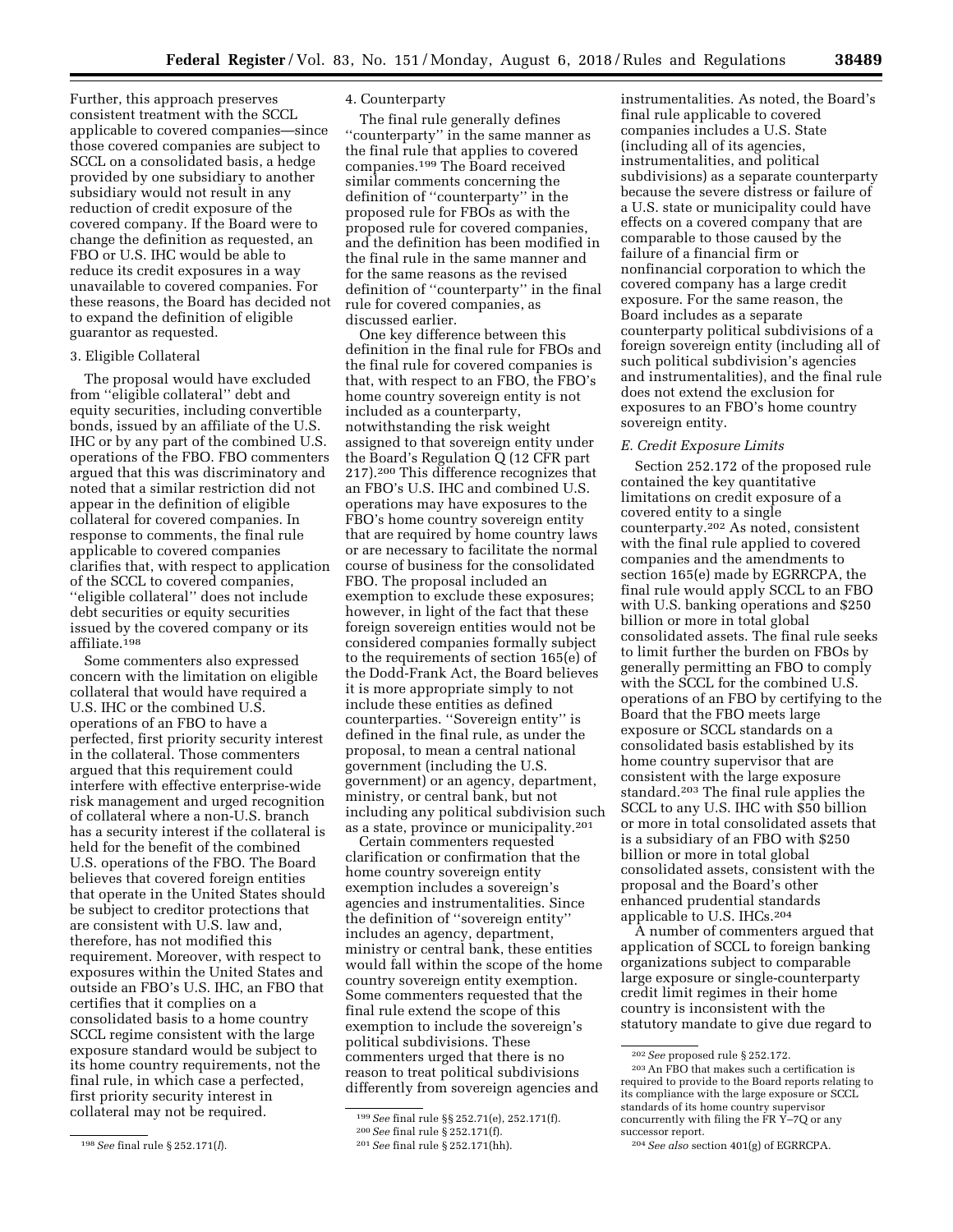Further, this approach preserves consistent treatment with the SCCL applicable to covered companies—since those covered companies are subject to SCCL on a consolidated basis, a hedge provided by one subsidiary to another subsidiary would not result in any reduction of credit exposure of the covered company. If the Board were to change the definition as requested, an FBO or U.S. IHC would be able to reduce its credit exposures in a way unavailable to covered companies. For these reasons, the Board has decided not to expand the definition of eligible guarantor as requested.

### 3. Eligible Collateral

The proposal would have excluded from ''eligible collateral'' debt and equity securities, including convertible bonds, issued by an affiliate of the U.S. IHC or by any part of the combined U.S. operations of the FBO. FBO commenters argued that this was discriminatory and noted that a similar restriction did not appear in the definition of eligible collateral for covered companies. In response to comments, the final rule applicable to covered companies clarifies that, with respect to application of the SCCL to covered companies, ''eligible collateral'' does not include debt securities or equity securities issued by the covered company or its affiliate.[198]

Some commenters also expressed concern with the limitation on eligible collateral that would have required a U.S. IHC or the combined U.S. operations of an FBO to have a perfected, first priority security interest in the collateral. Those commenters argued that this requirement could interfere with effective enterprise-wide risk management and urged recognition of collateral where a non-U.S. branch has a security interest if the collateral is held for the benefit of the combined U.S. operations of the FBO. The Board believes that covered foreign entities that operate in the United States should be subject to creditor protections that are consistent with U.S. law and, therefore, has not modified this requirement. Moreover, with respect to exposures within the United States and outside an FBO's U.S. IHC, an FBO that certifies that it complies on a consolidated basis to a home country SCCL regime consistent with the large exposure standard would be subject to its home country requirements, not the final rule, in which case a perfected, first priority security interest in collateral may not be required.

### 4. Counterparty

The final rule generally defines ''counterparty'' in the same manner as the final rule that applies to covered companies.[199] The Board received similar comments concerning the definition of ''counterparty'' in the proposed rule for FBOs as with the proposed rule for covered companies, and the definition has been modified in the final rule in the same manner and for the same reasons as the revised definition of ''counterparty'' in the final rule for covered companies, as discussed earlier.

One key difference between this definition in the final rule for FBOs and the final rule for covered companies is that, with respect to an FBO, the FBO's home country sovereign entity is not included as a counterparty, notwithstanding the risk weight assigned to that sovereign entity under the Board's Regulation Q (12 CFR part 217).[200] This difference recognizes that an FBO's U.S. IHC and combined U.S. operations may have exposures to the FBO's home country sovereign entity that are required by home country laws or are necessary to facilitate the normal course of business for the consolidated FBO. The proposal included an exemption to exclude these exposures; however, in light of the fact that these foreign sovereign entities would not be considered companies formally subject to the requirements of section 165(e) of the Dodd-Frank Act, the Board believes it is more appropriate simply to not include these entities as defined counterparties. ''Sovereign entity'' is defined in the final rule, as under the proposal, to mean a central national government (including the U.S. government) or an agency, department, ministry, or central bank, but not including any political subdivision such as a state, province or municipality.[201]

Certain commenters requested clarification or confirmation that the home country sovereign entity exemption includes a sovereign's agencies and instrumentalities. Since the definition of ''sovereign entity'' includes an agency, department, ministry or central bank, these entities would fall within the scope of the home country sovereign entity exemption. Some commenters requested that the final rule extend the scope of this exemption to include the sovereign's political subdivisions. These commenters urged that there is no reason to treat political subdivisions differently from sovereign agencies and instrumentalities. As noted, the Board's final rule applicable to covered companies includes a U.S. State (including all of its agencies, instrumentalities, and political subdivisions) as a separate counterparty because the severe distress or failure of a U.S. state or municipality could have effects on a covered company that are comparable to those caused by the failure of a financial firm or nonfinancial corporation to which the covered company has a large credit exposure. For the same reason, the Board includes as a separate counterparty political subdivisions of a foreign sovereign entity (including all of such political subdivision's agencies and instrumentalities), and the final rule does not extend the exclusion for exposures to an FBO's home country sovereign entity.

## *E. Credit Exposure Limits*

Section 252.172 of the proposed rule contained the key quantitative limitations on credit exposure of a covered entity to a single counterparty.[202] As noted, consistent with the final rule applied to covered companies and the amendments to section 165(e) made by EGRRCPA, the final rule would apply SCCL to an FBO with U.S. banking operations and $250 billion or more in total global consolidated assets. The final rule seeks to limit further the burden on FBOs by generally permitting an FBO to comply with the SCCL for the combined U.S. operations of an FBO by certifying to the Board that the FBO meets large exposure or SCCL standards on a consolidated basis established by its home country supervisor that are consistent with the large exposure standard.[203] The final rule applies the SCCL to any U.S. IHC with $50 billion or more in total consolidated assets that is a subsidiary of an FBO with $250 billion or more in total global consolidated assets, consistent with the proposal and the Board's other enhanced prudential standards applicable to U.S. IHCs.[204]

A number of commenters argued that application of SCCL to foreign banking organizations subject to comparable large exposure or single-counterparty credit limit regimes in their home country is inconsistent with the statutory mandate to give due regard to

---

[198] *See* final rule § 252.171(*l*).

[199] *See* final rule §§ 252.71(e), 252.171(f).

[200] *See* final rule § 252.171(f).

[201] *See* final rule § 252.171(hh).

[202] *See* proposed rule § 252.172.

[203] An FBO that makes such a certification is required to provide to the Board reports relating to its compliance with the large exposure or SCCL standards of its home country supervisor concurrently with filing the FR Y–7Q or any successor report.

[204] *See also* section 401(g) of EGRRCPA.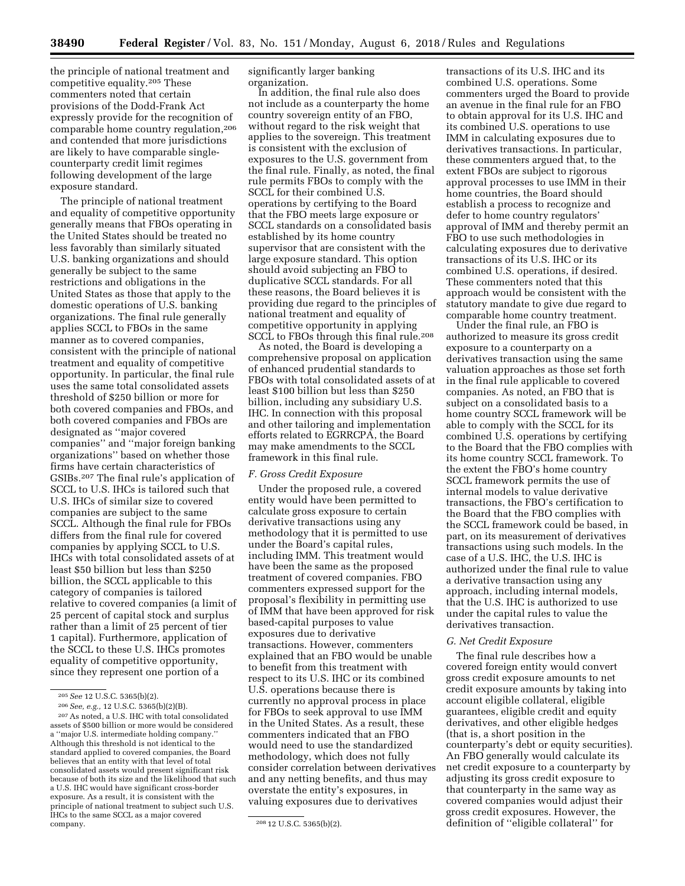the principle of national treatment and competitive equality.[205] These commenters noted that certain provisions of the Dodd-Frank Act expressly provide for the recognition of comparable home country regulation,[206] and contended that more jurisdictions are likely to have comparable single-counterparty credit limit regimes following development of the large exposure standard.

The principle of national treatment and equality of competitive opportunity generally means that FBOs operating in the United States should be treated no less favorably than similarly situated U.S. banking organizations and should generally be subject to the same restrictions and obligations in the United States as those that apply to the domestic operations of U.S. banking organizations. The final rule generally applies SCCL to FBOs in the same manner as to covered companies, consistent with the principle of national treatment and equality of competitive opportunity. In particular, the final rule uses the same total consolidated assets threshold of $250 billion or more for both covered companies and FBOs, and both covered companies and FBOs are designated as ''major covered companies'' and ''major foreign banking organizations'' based on whether those firms have certain characteristics of GSIBs.[207] The final rule's application of SCCL to U.S. IHCs is tailored such that U.S. IHCs of similar size to covered companies are subject to the same SCCL. Although the final rule for FBOs differs from the final rule for covered companies by applying SCCL to U.S. IHCs with total consolidated assets of at least $50 billion but less than $250 billion, the SCCL applicable to this category of companies is tailored relative to covered companies (a limit of 25 percent of capital stock and surplus rather than a limit of 25 percent of tier 1 capital). Furthermore, application of the SCCL to these U.S. IHCs promotes equality of competitive opportunity, since they represent one portion of a significantly larger banking organization.

In addition, the final rule also does not include as a counterparty the home country sovereign entity of an FBO, without regard to the risk weight that applies to the sovereign. This treatment is consistent with the exclusion of exposures to the U.S. government from the final rule. Finally, as noted, the final rule permits FBOs to comply with the SCCL for their combined U.S. operations by certifying to the Board that the FBO meets large exposure or SCCL standards on a consolidated basis established by its home country supervisor that are consistent with the large exposure standard. This option should avoid subjecting an FBO to duplicative SCCL standards. For all these reasons, the Board believes it is providing due regard to the principles of national treatment and equality of competitive opportunity in applying SCCL to FBOs through this final rule.[208]

As noted, the Board is developing a comprehensive proposal on application of enhanced prudential standards to FBOs with total consolidated assets of at least $100 billion but less than $250 billion, including any subsidiary U.S. IHC. In connection with this proposal and other tailoring and implementation efforts related to EGRRCPA, the Board may make amendments to the SCCL framework in this final rule.

### F. Gross Credit Exposure

Under the proposed rule, a covered entity would have been permitted to calculate gross exposure to certain derivative transactions using any methodology that it is permitted to use under the Board's capital rules, including IMM. This treatment would have been the same as the proposed treatment of covered companies. FBO commenters expressed support for the proposal's flexibility in permitting use of IMM that have been approved for risk based-capital purposes to value exposures due to derivative transactions. However, commenters explained that an FBO would be unable to benefit from this treatment with respect to its U.S. IHC or its combined U.S. operations because there is currently no approval process in place for FBOs to seek approval to use IMM in the United States. As a result, these commenters indicated that an FBO would need to use the standardized methodology, which does not fully consider correlation between derivatives and any netting benefits, and thus may overstate the entity's exposures, in valuing exposures due to derivatives transactions of its U.S. IHC and its combined U.S. operations. Some commenters urged the Board to provide an avenue in the final rule for an FBO to obtain approval for its U.S. IHC and its combined U.S. operations to use IMM in calculating exposures due to derivatives transactions. In particular, these commenters argued that, to the extent FBOs are subject to rigorous approval processes to use IMM in their home countries, the Board should establish a process to recognize and defer to home country regulators' approval of IMM and thereby permit an FBO to use such methodologies in calculating exposures due to derivative transactions of its U.S. IHC or its combined U.S. operations, if desired. These commenters noted that this approach would be consistent with the statutory mandate to give due regard to comparable home country treatment.

Under the final rule, an FBO is authorized to measure its gross credit exposure to a counterparty on a derivatives transaction using the same valuation approaches as those set forth in the final rule applicable to covered companies. As noted, an FBO that is subject on a consolidated basis to a home country SCCL framework will be able to comply with the SCCL for its combined U.S. operations by certifying to the Board that the FBO complies with its home country SCCL framework. To the extent the FBO's home country SCCL framework permits the use of internal models to value derivative transactions, the FBO's certification to the Board that the FBO complies with the SCCL framework could be based, in part, on its measurement of derivatives transactions using such models. In the case of a U.S. IHC, the U.S. IHC is authorized under the final rule to value a derivative transaction using any approach, including internal models, that the U.S. IHC is authorized to use under the capital rules to value the derivatives transaction.

### G. Net Credit Exposure

The final rule describes how a covered foreign entity would convert gross credit exposure amounts to net credit exposure amounts by taking into account eligible collateral, eligible guarantees, eligible credit and equity derivatives, and other eligible hedges (that is, a short position in the counterparty's debt or equity securities). An FBO generally would calculate its net credit exposure to a counterparty by adjusting its gross credit exposure to that counterparty in the same way as covered companies would adjust their gross credit exposures. However, the definition of ''eligible collateral'' for

---

[205] *See* 12 U.S.C. 5365(b)(2).

[206] *See, e.g.,* 12 U.S.C. 5365(b)(2)(B).

[207] As noted, a U.S. IHC with total consolidated assets of $500 billion or more would be considered a ''major U.S. intermediate holding company.'' Although this threshold is not identical to the standard applied to covered companies, the Board believes that an entity with that level of total consolidated assets would present significant risk because of both its size and the likelihood that such a U.S. IHC would have significant cross-border exposure. As a result, it is consistent with the principle of national treatment to subject such U.S. IHCs to the same SCCL as a major covered company.

[208] 12 U.S.C. 5365(b)(2).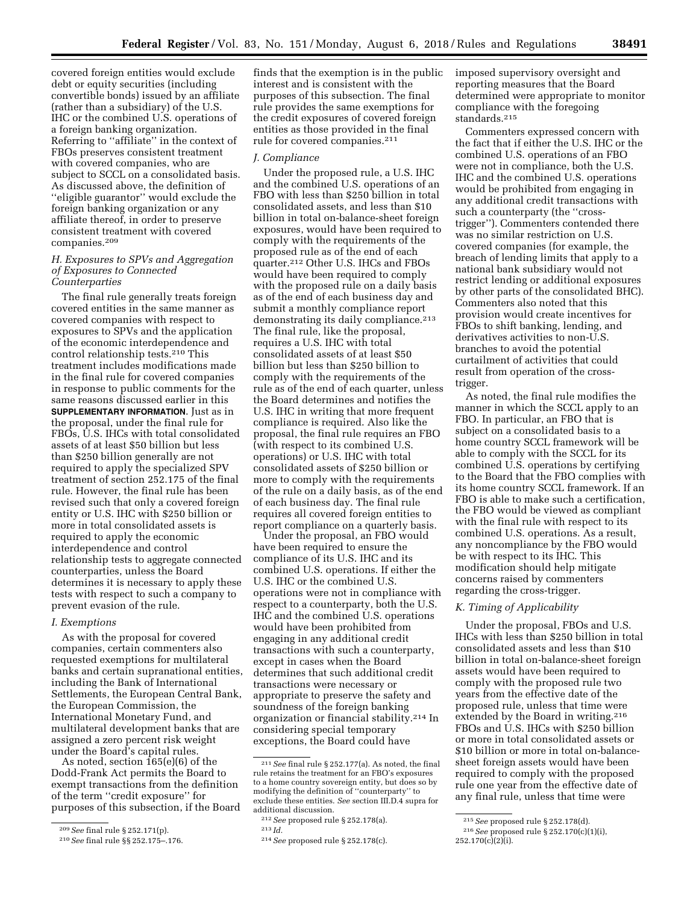covered foreign entities would exclude debt or equity securities (including convertible bonds) issued by an affiliate (rather than a subsidiary) of the U.S. IHC or the combined U.S. operations of a foreign banking organization. Referring to ''affiliate'' in the context of FBOs preserves consistent treatment with covered companies, who are subject to SCCL on a consolidated basis. As discussed above, the definition of ''eligible guarantor'' would exclude the foreign banking organization or any affiliate thereof, in order to preserve consistent treatment with covered companies.[209]

### H. Exposures to SPVs and Aggregation of Exposures to Connected Counterparties

The final rule generally treats foreign covered entities in the same manner as covered companies with respect to exposures to SPVs and the application of the economic interdependence and control relationship tests.[210] This treatment includes modifications made in the final rule for covered companies in response to public comments for the same reasons discussed earlier in this **SUPPLEMENTARY INFORMATION**. Just as in the proposal, under the final rule for FBOs, U.S. IHCs with total consolidated assets of at least $50 billion but less than $250 billion generally are not required to apply the specialized SPV treatment of section 252.175 of the final rule. However, the final rule has been revised such that only a covered foreign entity or U.S. IHC with $250 billion or more in total consolidated assets is required to apply the economic interdependence and control relationship tests to aggregate connected counterparties, unless the Board determines it is necessary to apply these tests with respect to such a company to prevent evasion of the rule.

### I. Exemptions

As with the proposal for covered companies, certain commenters also requested exemptions for multilateral banks and certain supranational entities, including the Bank of International Settlements, the European Central Bank, the European Commission, the International Monetary Fund, and multilateral development banks that are assigned a zero percent risk weight under the Board's capital rules.

As noted, section 165(e)(6) of the Dodd-Frank Act permits the Board to exempt transactions from the definition of the term ''credit exposure'' for purposes of this subsection, if the Board finds that the exemption is in the public interest and is consistent with the purposes of this subsection. The final rule provides the same exemptions for the credit exposures of covered foreign entities as those provided in the final rule for covered companies.[211]

### J. Compliance

Under the proposed rule, a U.S. IHC and the combined U.S. operations of an FBO with less than $250 billion in total consolidated assets, and less than $10 billion in total on-balance-sheet foreign exposures, would have been required to comply with the requirements of the proposed rule as of the end of each quarter.[212] Other U.S. IHCs and FBOs would have been required to comply with the proposed rule on a daily basis as of the end of each business day and submit a monthly compliance report demonstrating its daily compliance.[213] The final rule, like the proposal, requires a U.S. IHC with total consolidated assets of at least $50 billion but less than $250 billion to comply with the requirements of the rule as of the end of each quarter, unless the Board determines and notifies the U.S. IHC in writing that more frequent compliance is required. Also like the proposal, the final rule requires an FBO (with respect to its combined U.S. operations) or U.S. IHC with total consolidated assets of $250 billion or more to comply with the requirements of the rule on a daily basis, as of the end of each business day. The final rule requires all covered foreign entities to report compliance on a quarterly basis.

Under the proposal, an FBO would have been required to ensure the compliance of its U.S. IHC and its combined U.S. operations. If either the U.S. IHC or the combined U.S. operations were not in compliance with respect to a counterparty, both the U.S. IHC and the combined U.S. operations would have been prohibited from engaging in any additional credit transactions with such a counterparty, except in cases when the Board determines that such additional credit transactions were necessary or appropriate to preserve the safety and soundness of the foreign banking organization or financial stability.[214] In considering special temporary exceptions, the Board could have imposed supervisory oversight and reporting measures that the Board determined were appropriate to monitor compliance with the foregoing standards.[215]

Commenters expressed concern with the fact that if either the U.S. IHC or the combined U.S. operations of an FBO were not in compliance, both the U.S. IHC and the combined U.S. operations would be prohibited from engaging in any additional credit transactions with such a counterparty (the ''cross-trigger''). Commenters contended there was no similar restriction on U.S. covered companies (for example, the breach of lending limits that apply to a national bank subsidiary would not restrict lending or additional exposures by other parts of the consolidated BHC). Commenters also noted that this provision would create incentives for FBOs to shift banking, lending, and derivatives activities to non-U.S. branches to avoid the potential curtailment of activities that could result from operation of the cross-trigger.

As noted, the final rule modifies the manner in which the SCCL apply to an FBO. In particular, an FBO that is subject on a consolidated basis to a home country SCCL framework will be able to comply with the SCCL for its combined U.S. operations by certifying to the Board that the FBO complies with its home country SCCL framework. If an FBO is able to make such a certification, the FBO would be viewed as compliant with the final rule with respect to its combined U.S. operations. As a result, any noncompliance by the FBO would be with respect to its IHC. This modification should help mitigate concerns raised by commenters regarding the cross-trigger.

### K. Timing of Applicability

Under the proposal, FBOs and U.S. IHCs with less than $250 billion in total consolidated assets and less than $10 billion in total on-balance-sheet foreign assets would have been required to comply with the proposed rule two years from the effective date of the proposed rule, unless that time were extended by the Board in writing.[216] FBOs and U.S. IHCs with $250 billion or more in total consolidated assets or $10 billion or more in total on-balance-sheet foreign assets would have been required to comply with the proposed rule one year from the effective date of any final rule, unless that time were

---

[209] *See* final rule § 252.171(p).

[210] *See* final rule §§ 252.175–.176.

[211] *See* final rule § 252.177(a). As noted, the final rule retains the treatment for an FBO's exposures to a home country sovereign entity, but does so by modifying the definition of ''counterparty'' to exclude these entities. *See* section III.D.4 supra for additional discussion.

[212] *See* proposed rule § 252.178(a).

[213] *Id.*

[214] *See* proposed rule § 252.178(c).

[215] *See* proposed rule § 252.178(d).

[216] *See* proposed rule § 252.170(c)(1)(i), 252.170(c)(2)(i).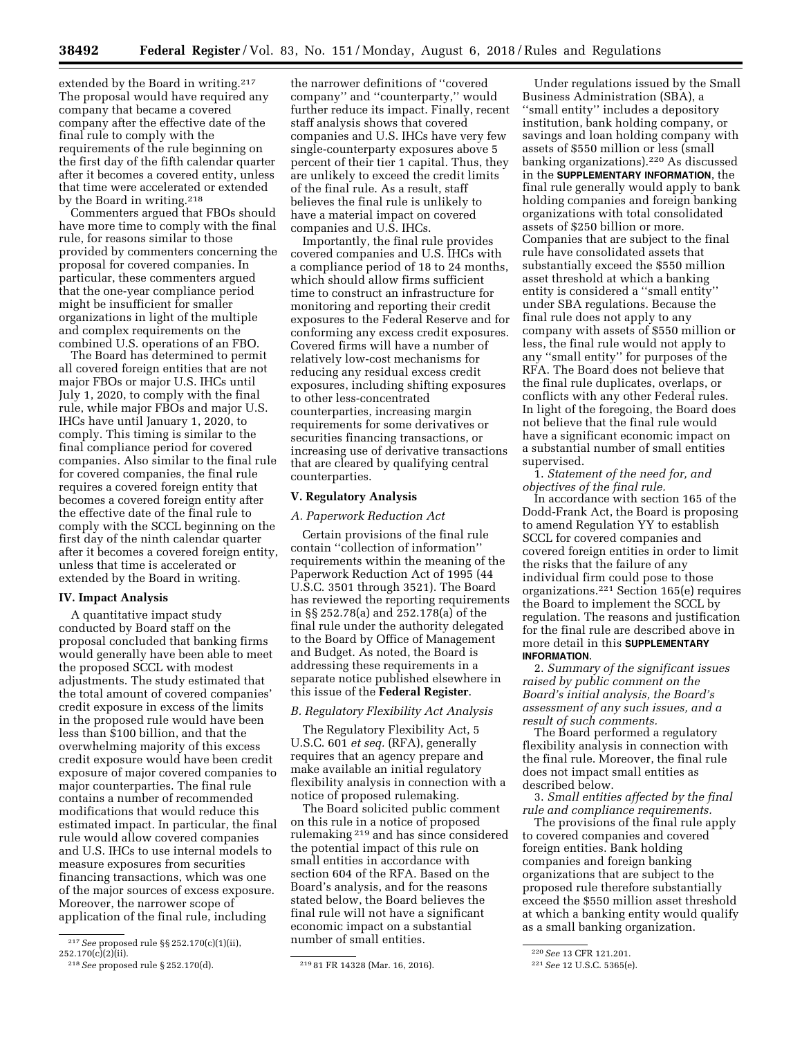extended by the Board in writing.[217] The proposal would have required any company that became a covered company after the effective date of the final rule to comply with the requirements of the rule beginning on the first day of the fifth calendar quarter after it becomes a covered entity, unless that time were accelerated or extended by the Board in writing.[218]

Commenters argued that FBOs should have more time to comply with the final rule, for reasons similar to those provided by commenters concerning the proposal for covered companies. In particular, these commenters argued that the one-year compliance period might be insufficient for smaller organizations in light of the multiple and complex requirements on the combined U.S. operations of an FBO.

The Board has determined to permit all covered foreign entities that are not major FBOs or major U.S. IHCs until July 1, 2020, to comply with the final rule, while major FBOs and major U.S. IHCs have until January 1, 2020, to comply. This timing is similar to the final compliance period for covered companies. Also similar to the final rule for covered companies, the final rule requires a covered foreign entity that becomes a covered foreign entity after the effective date of the final rule to comply with the SCCL beginning on the first day of the ninth calendar quarter after it becomes a covered foreign entity, unless that time is accelerated or extended by the Board in writing.

## IV. Impact Analysis

A quantitative impact study conducted by Board staff on the proposal concluded that banking firms would generally have been able to meet the proposed SCCL with modest adjustments. The study estimated that the total amount of covered companies' credit exposure in excess of the limits in the proposed rule would have been less than $100 billion, and that the overwhelming majority of this excess credit exposure would have been credit exposure of major covered companies to major counterparties. The final rule contains a number of recommended modifications that would reduce this estimated impact. In particular, the final rule would allow covered companies and U.S. IHCs to use internal models to measure exposures from securities financing transactions, which was one of the major sources of excess exposure. Moreover, the narrower scope of application of the final rule, including the narrower definitions of "covered company" and "counterparty," would further reduce its impact. Finally, recent staff analysis shows that covered companies and U.S. IHCs have very few single-counterparty exposures above 5 percent of their tier 1 capital. Thus, they are unlikely to exceed the credit limits of the final rule. As a result, staff believes the final rule is unlikely to have a material impact on covered companies and U.S. IHCs.

Importantly, the final rule provides covered companies and U.S. IHCs with a compliance period of 18 to 24 months, which should allow firms sufficient time to construct an infrastructure for monitoring and reporting their credit exposures to the Federal Reserve and for conforming any excess credit exposures. Covered firms will have a number of relatively low-cost mechanisms for reducing any residual excess credit exposures, including shifting exposures to other less-concentrated counterparties, increasing margin requirements for some derivatives or securities financing transactions, or increasing use of derivative transactions that are cleared by qualifying central counterparties.

## V. Regulatory Analysis

### A. Paperwork Reduction Act

Certain provisions of the final rule contain "collection of information" requirements within the meaning of the Paperwork Reduction Act of 1995 (44 U.S.C. 3501 through 3521). The Board has reviewed the reporting requirements in §§ 252.78(a) and 252.178(a) of the final rule under the authority delegated to the Board by Office of Management and Budget. As noted, the Board is addressing these requirements in a separate notice published elsewhere in this issue of the **Federal Register**.

### B. Regulatory Flexibility Act Analysis

The Regulatory Flexibility Act, 5 U.S.C. 601 *et seq.* (RFA), generally requires that an agency prepare and make available an initial regulatory flexibility analysis in connection with a notice of proposed rulemaking.

The Board solicited public comment on this rule in a notice of proposed rulemaking[219] and has since considered the potential impact of this rule on small entities in accordance with section 604 of the RFA. Based on the Board's analysis, and for the reasons stated below, the Board believes the final rule will not have a significant economic impact on a substantial number of small entities.

Under regulations issued by the Small Business Administration (SBA), a "small entity" includes a depository institution, bank holding company, or savings and loan holding company with assets of $550 million or less (small banking organizations).[220] As discussed in the **SUPPLEMENTARY INFORMATION**, the final rule generally would apply to bank holding companies and foreign banking organizations with total consolidated assets of $250 billion or more. Companies that are subject to the final rule have consolidated assets that substantially exceed the $550 million asset threshold at which a banking entity is considered a "small entity" under SBA regulations. Because the final rule does not apply to any company with assets of $550 million or less, the final rule would not apply to any "small entity" for purposes of the RFA. The Board does not believe that the final rule duplicates, overlaps, or conflicts with any other Federal rules. In light of the foregoing, the Board does not believe that the final rule would have a significant economic impact on a substantial number of small entities supervised.

1. *Statement of the need for, and objectives of the final rule.*

In accordance with section 165 of the Dodd-Frank Act, the Board is proposing to amend Regulation YY to establish SCCL for covered companies and covered foreign entities in order to limit the risks that the failure of any individual firm could pose to those organizations.[221] Section 165(e) requires the Board to implement the SCCL by regulation. The reasons and justification for the final rule are described above in more detail in this **SUPPLEMENTARY INFORMATION**.

2. *Summary of the significant issues raised by public comment on the Board's initial analysis, the Board's assessment of any such issues, and a result of such comments.*

The Board performed a regulatory flexibility analysis in connection with the final rule. Moreover, the final rule does not impact small entities as described below.

3. *Small entities affected by the final rule and compliance requirements.*

The provisions of the final rule apply to covered companies and covered foreign entities. Bank holding companies and foreign banking organizations that are subject to the proposed rule therefore substantially exceed the $550 million asset threshold at which a banking entity would qualify as a small banking organization.

---

[217] *See* proposed rule §§ 252.170(c)(1)(ii), 252.170(c)(2)(ii).

[218] *See* proposed rule § 252.170(d).

[219] 81 FR 14328 (Mar. 16, 2016).

[220] *See* 13 CFR 121.201.

[221] *See* 12 U.S.C. 5365(e).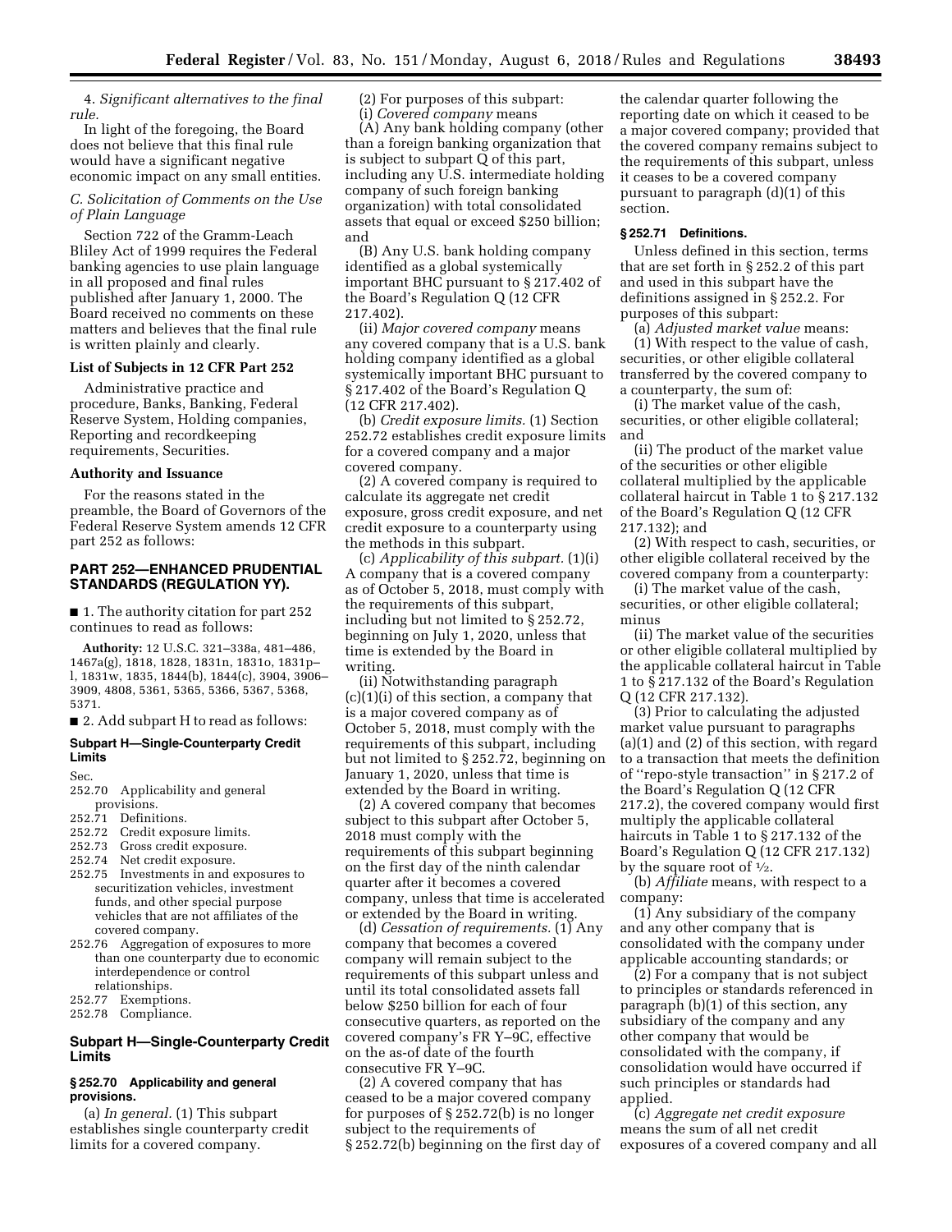4. *Significant alternatives to the final rule.*

In light of the foregoing, the Board does not believe that this final rule would have a significant negative economic impact on any small entities.

### C. Solicitation of Comments on the Use of Plain Language

Section 722 of the Gramm-Leach Bliley Act of 1999 requires the Federal banking agencies to use plain language in all proposed and final rules published after January 1, 2000. The Board received no comments on these matters and believes that the final rule is written plainly and clearly.

### List of Subjects in 12 CFR Part 252

Administrative practice and procedure, Banks, Banking, Federal Reserve System, Holding companies, Reporting and recordkeeping requirements, Securities.

### Authority and Issuance

For the reasons stated in the preamble, the Board of Governors of the Federal Reserve System amends 12 CFR part 252 as follows:

## PART 252—ENHANCED PRUDENTIAL STANDARDS (REGULATION YY).

■ 1. The authority citation for part 252 continues to read as follows:

**Authority:** 12 U.S.C. 321–338a, 481–486, 1467a(g), 1818, 1828, 1831n, 1831o, 1831p–l, 1831w, 1835, 1844(b), 1844(c), 3904, 3906–3909, 4808, 5361, 5365, 5366, 5367, 5368, 5371.

■ 2. Add subpart H to read as follows:

### Subpart H—Single-Counterparty Credit Limits

Sec.
252.70 Applicability and general provisions.
252.71 Definitions.
252.72 Credit exposure limits.
252.73 Gross credit exposure.
252.74 Net credit exposure.
252.75 Investments in and exposures to securitization vehicles, investment funds, and other special purpose vehicles that are not affiliates of the covered company.
252.76 Aggregation of exposures to more than one counterparty due to economic interdependence or control relationships.
252.77 Exemptions.
252.78 Compliance.

### Subpart H—Single-Counterparty Credit Limits

#### § 252.70 Applicability and general provisions.

(a) *In general.* (1) This subpart establishes single counterparty credit limits for a covered company.

(2) For purposes of this subpart:

(i) *Covered company* means

(A) Any bank holding company (other than a foreign banking organization that is subject to subpart Q of this part, including any U.S. intermediate holding company of such foreign banking organization) with total consolidated assets that equal or exceed $250 billion; and

(B) Any U.S. bank holding company identified as a global systemically important BHC pursuant to § 217.402 of the Board's Regulation Q (12 CFR 217.402).

(ii) *Major covered company* means any covered company that is a U.S. bank holding company identified as a global systemically important BHC pursuant to § 217.402 of the Board's Regulation Q (12 CFR 217.402).

(b) *Credit exposure limits.* (1) Section 252.72 establishes credit exposure limits for a covered company and a major covered company.

(2) A covered company is required to calculate its aggregate net credit exposure, gross credit exposure, and net credit exposure to a counterparty using the methods in this subpart.

(c) *Applicability of this subpart.* (1)(i) A company that is a covered company as of October 5, 2018, must comply with the requirements of this subpart, including but not limited to § 252.72, beginning on July 1, 2020, unless that time is extended by the Board in writing.

(ii) Notwithstanding paragraph (c)(1)(i) of this section, a company that is a major covered company as of October 5, 2018, must comply with the requirements of this subpart, including but not limited to § 252.72, beginning on January 1, 2020, unless that time is extended by the Board in writing.

(2) A covered company that becomes subject to this subpart after October 5, 2018 must comply with the requirements of this subpart beginning on the first day of the ninth calendar quarter after it becomes a covered company, unless that time is accelerated or extended by the Board in writing.

(d) *Cessation of requirements.* (1) Any company that becomes a covered company will remain subject to the requirements of this subpart unless and until its total consolidated assets fall below $250 billion for each of four consecutive quarters, as reported on the covered company's FR Y–9C, effective on the as-of date of the fourth consecutive FR Y–9C.

(2) A covered company that has ceased to be a major covered company for purposes of § 252.72(b) is no longer subject to the requirements of § 252.72(b) beginning on the first day of the calendar quarter following the reporting date on which it ceased to be a major covered company; provided that the covered company remains subject to the requirements of this subpart, unless it ceases to be a covered company pursuant to paragraph (d)(1) of this section.

#### § 252.71 Definitions.

Unless defined in this section, terms that are set forth in § 252.2 of this part and used in this subpart have the definitions assigned in § 252.2. For purposes of this subpart:

(a) *Adjusted market value* means:

(1) With respect to the value of cash, securities, or other eligible collateral transferred by the covered company to a counterparty, the sum of:

(i) The market value of the cash, securities, or other eligible collateral; and

(ii) The product of the market value of the securities or other eligible collateral multiplied by the applicable collateral haircut in Table 1 to § 217.132 of the Board's Regulation Q (12 CFR 217.132); and

(2) With respect to cash, securities, or other eligible collateral received by the covered company from a counterparty:

(i) The market value of the cash, securities, or other eligible collateral; minus

(ii) The market value of the securities or other eligible collateral multiplied by the applicable collateral haircut in Table 1 to § 217.132 of the Board's Regulation Q (12 CFR 217.132).

(3) Prior to calculating the adjusted market value pursuant to paragraphs (a)(1) and (2) of this section, with regard to a transaction that meets the definition of ''repo-style transaction'' in § 217.2 of the Board's Regulation Q (12 CFR 217.2), the covered company would first multiply the applicable collateral haircuts in Table 1 to § 217.132 of the Board's Regulation Q (12 CFR 217.132) by the square root of ½.

(b) *Affiliate* means, with respect to a company:

(1) Any subsidiary of the company and any other company that is consolidated with the company under applicable accounting standards; or

(2) For a company that is not subject to principles or standards referenced in paragraph (b)(1) of this section, any subsidiary of the company and any other company that would be consolidated with the company, if consolidation would have occurred if such principles or standards had applied.

(c) *Aggregate net credit exposure* means the sum of all net credit exposures of a covered company and all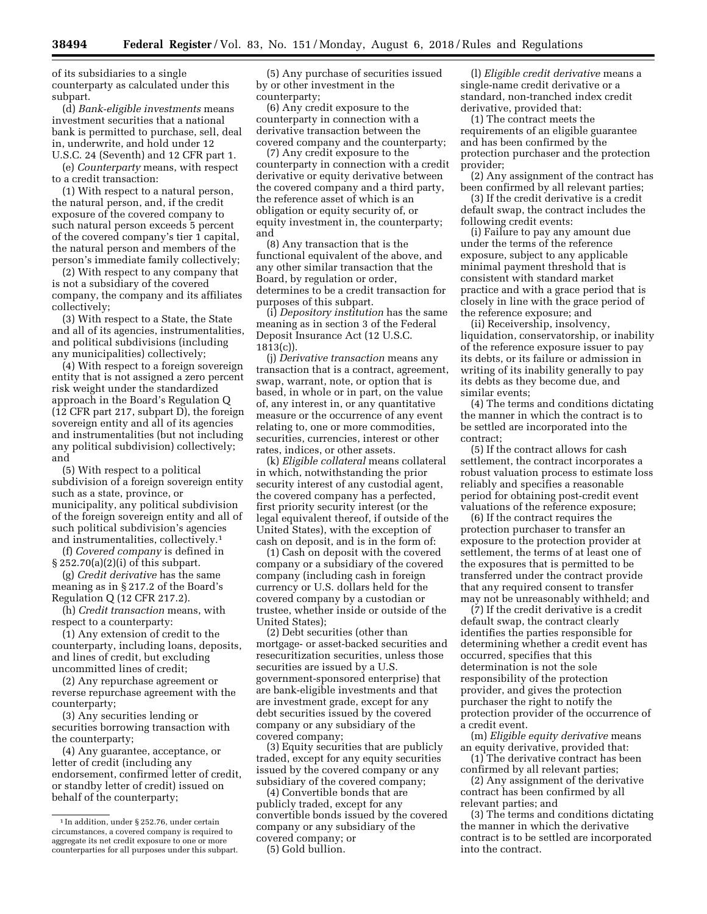of its subsidiaries to a single counterparty as calculated under this subpart.

(d) *Bank-eligible investments* means investment securities that a national bank is permitted to purchase, sell, deal in, underwrite, and hold under 12 U.S.C. 24 (Seventh) and 12 CFR part 1.

(e) *Counterparty* means, with respect to a credit transaction:

(1) With respect to a natural person, the natural person, and, if the credit exposure of the covered company to such natural person exceeds 5 percent of the covered company's tier 1 capital, the natural person and members of the person's immediate family collectively;

(2) With respect to any company that is not a subsidiary of the covered company, the company and its affiliates collectively;

(3) With respect to a State, the State and all of its agencies, instrumentalities, and political subdivisions (including any municipalities) collectively;

(4) With respect to a foreign sovereign entity that is not assigned a zero percent risk weight under the standardized approach in the Board's Regulation Q (12 CFR part 217, subpart D), the foreign sovereign entity and all of its agencies and instrumentalities (but not including any political subdivision) collectively; and

(5) With respect to a political subdivision of a foreign sovereign entity such as a state, province, or municipality, any political subdivision of the foreign sovereign entity and all of such political subdivision's agencies and instrumentalities, collectively.[1]

(f) *Covered company* is defined in § 252.70(a)(2)(i) of this subpart.

(g) *Credit derivative* has the same meaning as in § 217.2 of the Board's Regulation Q (12 CFR 217.2).

(h) *Credit transaction* means, with respect to a counterparty:

(1) Any extension of credit to the counterparty, including loans, deposits, and lines of credit, but excluding uncommitted lines of credit;

(2) Any repurchase agreement or reverse repurchase agreement with the counterparty;

(3) Any securities lending or securities borrowing transaction with the counterparty;

(4) Any guarantee, acceptance, or letter of credit (including any endorsement, confirmed letter of credit, or standby letter of credit) issued on behalf of the counterparty;

(5) Any purchase of securities issued by or other investment in the counterparty;

(6) Any credit exposure to the counterparty in connection with a derivative transaction between the covered company and the counterparty;

(7) Any credit exposure to the counterparty in connection with a credit derivative or equity derivative between the covered company and a third party, the reference asset of which is an obligation or equity security of, or equity investment in, the counterparty; and

(8) Any transaction that is the functional equivalent of the above, and any other similar transaction that the Board, by regulation or order, determines to be a credit transaction for purposes of this subpart.

(i) *Depository institution* has the same meaning as in section 3 of the Federal Deposit Insurance Act (12 U.S.C. 1813(c)).

(j) *Derivative transaction* means any transaction that is a contract, agreement, swap, warrant, note, or option that is based, in whole or in part, on the value of, any interest in, or any quantitative measure or the occurrence of any event relating to, one or more commodities, securities, currencies, interest or other rates, indices, or other assets.

(k) *Eligible collateral* means collateral in which, notwithstanding the prior security interest of any custodial agent, the covered company has a perfected, first priority security interest (or the legal equivalent thereof, if outside of the United States), with the exception of cash on deposit, and is in the form of:

(1) Cash on deposit with the covered company or a subsidiary of the covered company (including cash in foreign currency or U.S. dollars held for the covered company by a custodian or trustee, whether inside or outside of the United States);

(2) Debt securities (other than mortgage- or asset-backed securities and resecuritization securities, unless those securities are issued by a U.S. government-sponsored enterprise) that are bank-eligible investments and that are investment grade, except for any debt securities issued by the covered company or any subsidiary of the covered company;

(3) Equity securities that are publicly traded, except for any equity securities issued by the covered company or any subsidiary of the covered company;

(4) Convertible bonds that are publicly traded, except for any convertible bonds issued by the covered company or any subsidiary of the covered company; or

(5) Gold bullion.

(l) *Eligible credit derivative* means a single-name credit derivative or a standard, non-tranched index credit derivative, provided that:

(1) The contract meets the requirements of an eligible guarantee and has been confirmed by the protection purchaser and the protection provider;

(2) Any assignment of the contract has been confirmed by all relevant parties;

(3) If the credit derivative is a credit default swap, the contract includes the following credit events:

(i) Failure to pay any amount due under the terms of the reference exposure, subject to any applicable minimal payment threshold that is consistent with standard market practice and with a grace period that is closely in line with the grace period of the reference exposure; and

(ii) Receivership, insolvency, liquidation, conservatorship, or inability of the reference exposure issuer to pay its debts, or its failure or admission in writing of its inability generally to pay its debts as they become due, and similar events;

(4) The terms and conditions dictating the manner in which the contract is to be settled are incorporated into the contract;

(5) If the contract allows for cash settlement, the contract incorporates a robust valuation process to estimate loss reliably and specifies a reasonable period for obtaining post-credit event valuations of the reference exposure;

(6) If the contract requires the protection purchaser to transfer an exposure to the protection provider at settlement, the terms of at least one of the exposures that is permitted to be transferred under the contract provide that any required consent to transfer may not be unreasonably withheld; and

(7) If the credit derivative is a credit default swap, the contract clearly identifies the parties responsible for determining whether a credit event has occurred, specifies that this determination is not the sole responsibility of the protection provider, and gives the protection purchaser the right to notify the protection provider of the occurrence of a credit event.

(m) *Eligible equity derivative* means an equity derivative, provided that:

(1) The derivative contract has been confirmed by all relevant parties;

(2) Any assignment of the derivative contract has been confirmed by all relevant parties; and

(3) The terms and conditions dictating the manner in which the derivative contract is to be settled are incorporated into the contract.

---

[1] In addition, under § 252.76, under certain circumstances, a covered company is required to aggregate its net credit exposure to one or more counterparties for all purposes under this subpart.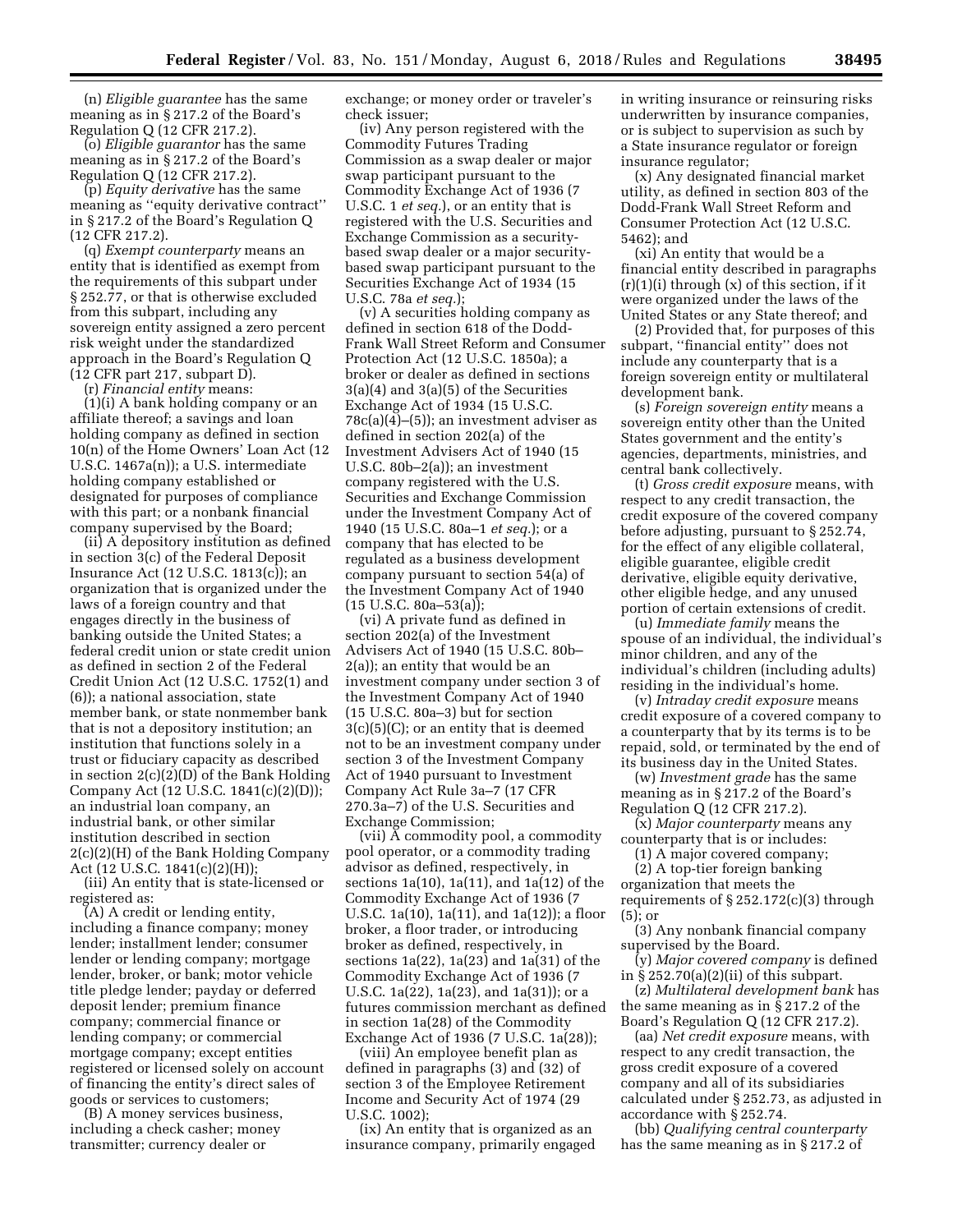(n) *Eligible guarantee* has the same meaning as in § 217.2 of the Board's Regulation Q (12 CFR 217.2).

(o) *Eligible guarantor* has the same meaning as in § 217.2 of the Board's Regulation Q (12 CFR 217.2).

(p) *Equity derivative* has the same meaning as ''equity derivative contract'' in § 217.2 of the Board's Regulation Q (12 CFR 217.2).

(q) *Exempt counterparty* means an entity that is identified as exempt from the requirements of this subpart under § 252.77, or that is otherwise excluded from this subpart, including any sovereign entity assigned a zero percent risk weight under the standardized approach in the Board's Regulation Q (12 CFR part 217, subpart D).

(r) *Financial entity* means:

(1)(i) A bank holding company or an affiliate thereof; a savings and loan holding company as defined in section 10(n) of the Home Owners' Loan Act (12 U.S.C. 1467a(n)); a U.S. intermediate holding company established or designated for purposes of compliance with this part; or a nonbank financial company supervised by the Board;

(ii) A depository institution as defined in section 3(c) of the Federal Deposit Insurance Act (12 U.S.C. 1813(c)); an organization that is organized under the laws of a foreign country and that engages directly in the business of banking outside the United States; a federal credit union or state credit union as defined in section 2 of the Federal Credit Union Act (12 U.S.C. 1752(1) and (6)); a national association, state member bank, or state nonmember bank that is not a depository institution; an institution that functions solely in a trust or fiduciary capacity as described in section 2(c)(2)(D) of the Bank Holding Company Act (12 U.S.C. 1841(c)(2)(D)); an industrial loan company, an industrial bank, or other similar institution described in section 2(c)(2)(H) of the Bank Holding Company Act (12 U.S.C. 1841(c)(2)(H));

(iii) An entity that is state-licensed or registered as:

(A) A credit or lending entity, including a finance company; money lender; installment lender; consumer lender or lending company; mortgage lender, broker, or bank; motor vehicle title pledge lender; payday or deferred deposit lender; premium finance company; commercial finance or lending company; or commercial mortgage company; except entities registered or licensed solely on account of financing the entity's direct sales of goods or services to customers;

(B) A money services business, including a check casher; money transmitter; currency dealer or exchange; or money order or traveler's check issuer;

(iv) Any person registered with the Commodity Futures Trading Commission as a swap dealer or major swap participant pursuant to the Commodity Exchange Act of 1936 (7 U.S.C. 1 *et seq.*), or an entity that is registered with the U.S. Securities and Exchange Commission as a security-based swap dealer or a major security-based swap participant pursuant to the Securities Exchange Act of 1934 (15 U.S.C. 78a *et seq.*);

(v) A securities holding company as defined in section 618 of the Dodd-Frank Wall Street Reform and Consumer Protection Act (12 U.S.C. 1850a); a broker or dealer as defined in sections 3(a)(4) and 3(a)(5) of the Securities Exchange Act of 1934 (15 U.S.C. 78c(a)(4)–(5)); an investment adviser as defined in section 202(a) of the Investment Advisers Act of 1940 (15 U.S.C. 80b–2(a)); an investment company registered with the U.S. Securities and Exchange Commission under the Investment Company Act of 1940 (15 U.S.C. 80a–1 *et seq.*); or a company that has elected to be regulated as a business development company pursuant to section 54(a) of the Investment Company Act of 1940 (15 U.S.C. 80a–53(a));

(vi) A private fund as defined in section 202(a) of the Investment Advisers Act of 1940 (15 U.S.C. 80b–2(a)); an entity that would be an investment company under section 3 of the Investment Company Act of 1940 (15 U.S.C. 80a–3) but for section 3(c)(5)(C); or an entity that is deemed not to be an investment company under section 3 of the Investment Company Act of 1940 pursuant to Investment Company Act Rule 3a–7 (17 CFR 270.3a–7) of the U.S. Securities and Exchange Commission;

(vii) A commodity pool, a commodity pool operator, or a commodity trading advisor as defined, respectively, in sections 1a(10), 1a(11), and 1a(12) of the Commodity Exchange Act of 1936 (7 U.S.C. 1a(10), 1a(11), and 1a(12)); a floor broker, a floor trader, or introducing broker as defined, respectively, in sections 1a(22), 1a(23) and 1a(31) of the Commodity Exchange Act of 1936 (7 U.S.C. 1a(22), 1a(23), and 1a(31)); or a futures commission merchant as defined in section 1a(28) of the Commodity Exchange Act of 1936 (7 U.S.C. 1a(28));

(viii) An employee benefit plan as defined in paragraphs (3) and (32) of section 3 of the Employee Retirement Income and Security Act of 1974 (29 U.S.C. 1002);

(ix) An entity that is organized as an insurance company, primarily engaged in writing insurance or reinsuring risks underwritten by insurance companies, or is subject to supervision as such by a State insurance regulator or foreign insurance regulator;

(x) Any designated financial market utility, as defined in section 803 of the Dodd-Frank Wall Street Reform and Consumer Protection Act (12 U.S.C. 5462); and

(xi) An entity that would be a financial entity described in paragraphs (r)(1)(i) through (x) of this section, if it were organized under the laws of the United States or any State thereof; and

(2) Provided that, for purposes of this subpart, ''financial entity'' does not include any counterparty that is a foreign sovereign entity or multilateral development bank.

(s) *Foreign sovereign entity* means a sovereign entity other than the United States government and the entity's agencies, departments, ministries, and central bank collectively.

(t) *Gross credit exposure* means, with respect to any credit transaction, the credit exposure of the covered company before adjusting, pursuant to § 252.74, for the effect of any eligible collateral, eligible guarantee, eligible credit derivative, eligible equity derivative, other eligible hedge, and any unused portion of certain extensions of credit.

(u) *Immediate family* means the spouse of an individual, the individual's minor children, and any of the individual's children (including adults) residing in the individual's home.

(v) *Intraday credit exposure* means credit exposure of a covered company to a counterparty that by its terms is to be repaid, sold, or terminated by the end of its business day in the United States.

(w) *Investment grade* has the same meaning as in § 217.2 of the Board's Regulation Q (12 CFR 217.2).

(x) *Major counterparty* means any counterparty that is or includes:

(1) A major covered company;

(2) A top-tier foreign banking organization that meets the requirements of § 252.172(c)(3) through (5); or

(3) Any nonbank financial company supervised by the Board.

(y) *Major covered company* is defined in § 252.70(a)(2)(ii) of this subpart.

(z) *Multilateral development bank* has the same meaning as in § 217.2 of the Board's Regulation Q (12 CFR 217.2).

(aa) *Net credit exposure* means, with respect to any credit transaction, the gross credit exposure of a covered company and all of its subsidiaries calculated under § 252.73, as adjusted in accordance with § 252.74.

(bb) *Qualifying central counterparty* has the same meaning as in § 217.2 of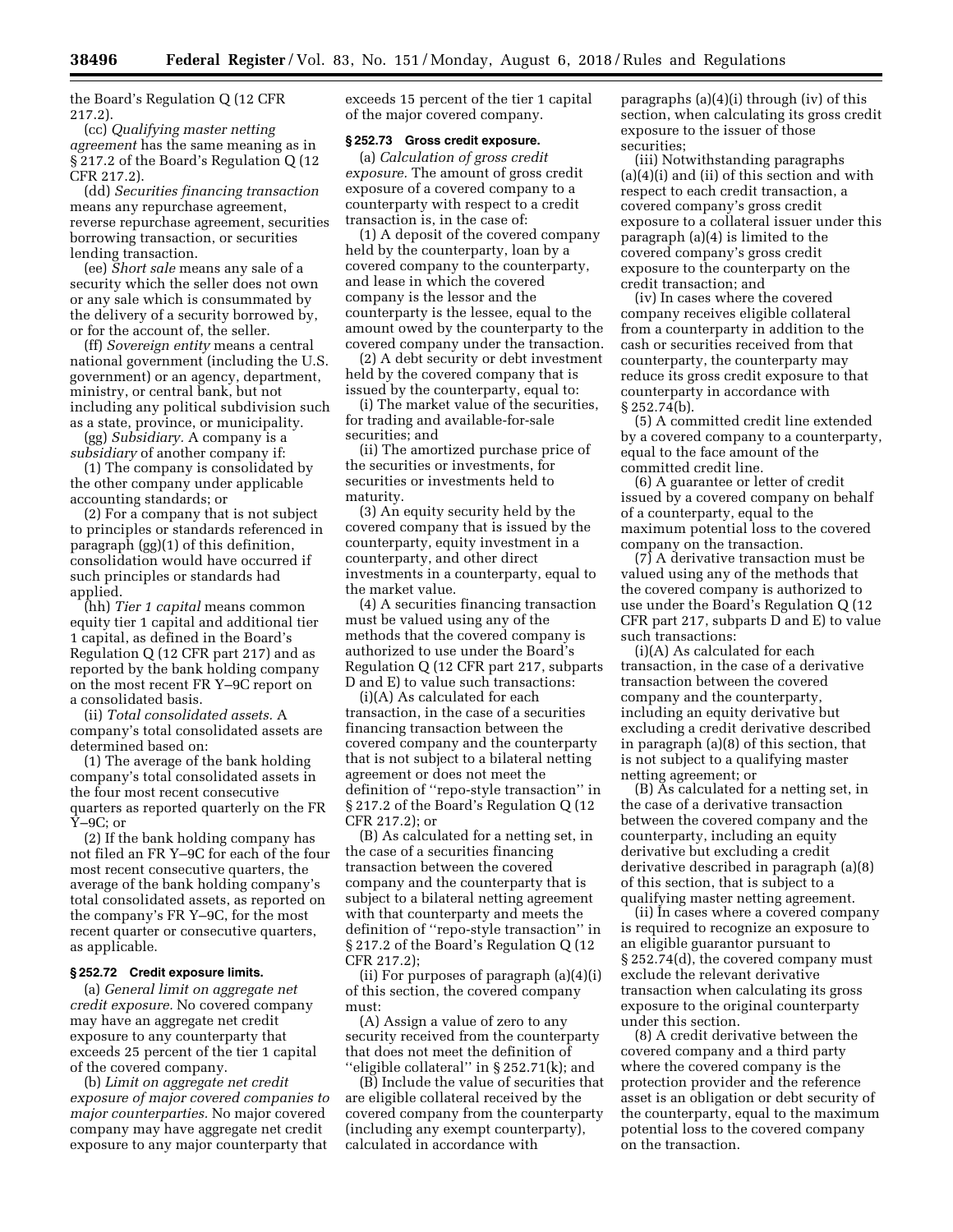the Board's Regulation Q (12 CFR 217.2).

(cc) *Qualifying master netting agreement* has the same meaning as in § 217.2 of the Board's Regulation Q (12 CFR 217.2).

(dd) *Securities financing transaction* means any repurchase agreement, reverse repurchase agreement, securities borrowing transaction, or securities lending transaction.

(ee) *Short sale* means any sale of a security which the seller does not own or any sale which is consummated by the delivery of a security borrowed by, or for the account of, the seller.

(ff) *Sovereign entity* means a central national government (including the U.S. government) or an agency, department, ministry, or central bank, but not including any political subdivision such as a state, province, or municipality.

(gg) *Subsidiary.* A company is a *subsidiary* of another company if:

(1) The company is consolidated by the other company under applicable accounting standards; or

(2) For a company that is not subject to principles or standards referenced in paragraph (gg)(1) of this definition, consolidation would have occurred if such principles or standards had applied.

(hh) *Tier 1 capital* means common equity tier 1 capital and additional tier 1 capital, as defined in the Board's Regulation Q (12 CFR part 217) and as reported by the bank holding company on the most recent FR Y–9C report on a consolidated basis.

(ii) *Total consolidated assets.* A company's total consolidated assets are determined based on:

(1) The average of the bank holding company's total consolidated assets in the four most recent consecutive quarters as reported quarterly on the FR Y–9C; or

(2) If the bank holding company has not filed an FR Y–9C for each of the four most recent consecutive quarters, the average of the bank holding company's total consolidated assets, as reported on the company's FR Y–9C, for the most recent quarter or consecutive quarters, as applicable.

### § 252.72 Credit exposure limits.

(a) *General limit on aggregate net credit exposure.* No covered company may have an aggregate net credit exposure to any counterparty that exceeds 25 percent of the tier 1 capital of the covered company.

(b) *Limit on aggregate net credit exposure of major covered companies to major counterparties.* No major covered company may have aggregate net credit exposure to any major counterparty that exceeds 15 percent of the tier 1 capital of the major covered company.

### § 252.73 Gross credit exposure.

(a) *Calculation of gross credit exposure.* The amount of gross credit exposure of a covered company to a counterparty with respect to a credit transaction is, in the case of:

(1) A deposit of the covered company held by the counterparty, loan by a covered company to the counterparty, and lease in which the covered company is the lessor and the counterparty is the lessee, equal to the amount owed by the counterparty to the covered company under the transaction.

(2) A debt security or debt investment held by the covered company that is issued by the counterparty, equal to:

(i) The market value of the securities, for trading and available-for-sale securities; and

(ii) The amortized purchase price of the securities or investments, for securities or investments held to maturity.

(3) An equity security held by the covered company that is issued by the counterparty, equity investment in a counterparty, and other direct investments in a counterparty, equal to the market value.

(4) A securities financing transaction must be valued using any of the methods that the covered company is authorized to use under the Board's Regulation Q (12 CFR part 217, subparts D and E) to value such transactions:

(i)(A) As calculated for each transaction, in the case of a securities financing transaction between the covered company and the counterparty that is not subject to a bilateral netting agreement or does not meet the definition of "repo-style transaction" in § 217.2 of the Board's Regulation Q (12 CFR 217.2); or

(B) As calculated for a netting set, in the case of a securities financing transaction between the covered company and the counterparty that is subject to a bilateral netting agreement with that counterparty and meets the definition of "repo-style transaction" in § 217.2 of the Board's Regulation Q (12 CFR 217.2);

(ii) For purposes of paragraph (a)(4)(i) of this section, the covered company must:

(A) Assign a value of zero to any security received from the counterparty that does not meet the definition of "eligible collateral" in § 252.71(k); and

(B) Include the value of securities that are eligible collateral received by the covered company from the counterparty (including any exempt counterparty), calculated in accordance with paragraphs (a)(4)(i) through (iv) of this section, when calculating its gross credit exposure to the issuer of those securities;

(iii) Notwithstanding paragraphs (a)(4)(i) and (ii) of this section and with respect to each credit transaction, a covered company's gross credit exposure to a collateral issuer under this paragraph (a)(4) is limited to the covered company's gross credit exposure to the counterparty on the credit transaction; and

(iv) In cases where the covered company receives eligible collateral from a counterparty in addition to the cash or securities received from that counterparty, the counterparty may reduce its gross credit exposure to that counterparty in accordance with § 252.74(b).

(5) A committed credit line extended by a covered company to a counterparty, equal to the face amount of the committed credit line.

(6) A guarantee or letter of credit issued by a covered company on behalf of a counterparty, equal to the maximum potential loss to the covered company on the transaction.

(7) A derivative transaction must be valued using any of the methods that the covered company is authorized to use under the Board's Regulation Q (12 CFR part 217, subparts D and E) to value such transactions:

(i)(A) As calculated for each transaction, in the case of a derivative transaction between the covered company and the counterparty, including an equity derivative but excluding a credit derivative described in paragraph (a)(8) of this section, that is not subject to a qualifying master netting agreement; or

(B) As calculated for a netting set, in the case of a derivative transaction between the covered company and the counterparty, including an equity derivative but excluding a credit derivative described in paragraph (a)(8) of this section, that is subject to a qualifying master netting agreement.

(ii) In cases where a covered company is required to recognize an exposure to an eligible guarantor pursuant to § 252.74(d), the covered company must exclude the relevant derivative transaction when calculating its gross exposure to the original counterparty under this section.

(8) A credit derivative between the covered company and a third party where the covered company is the protection provider and the reference asset is an obligation or debt security of the counterparty, equal to the maximum potential loss to the covered company on the transaction.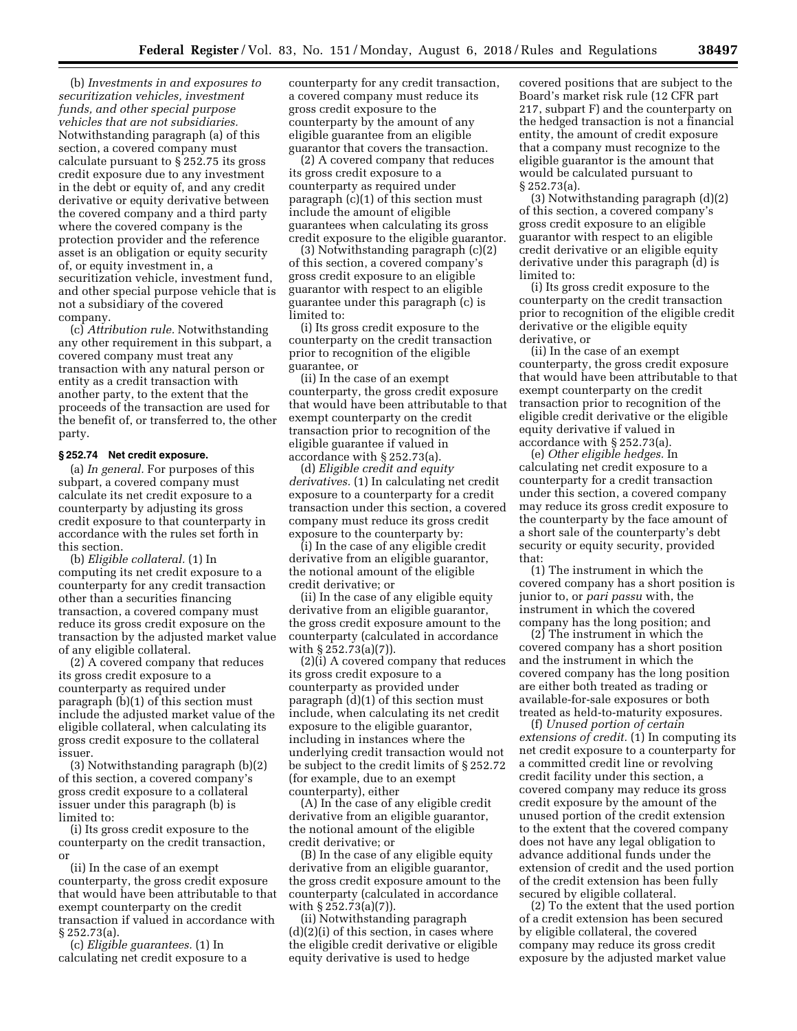(b) *Investments in and exposures to securitization vehicles, investment funds, and other special purpose vehicles that are not subsidiaries.* Notwithstanding paragraph (a) of this section, a covered company must calculate pursuant to § 252.75 its gross credit exposure due to any investment in the debt or equity of, and any credit derivative or equity derivative between the covered company and a third party where the covered company is the protection provider and the reference asset is an obligation or equity security of, or equity investment in, a securitization vehicle, investment fund, and other special purpose vehicle that is not a subsidiary of the covered company.

(c) *Attribution rule.* Notwithstanding any other requirement in this subpart, a covered company must treat any transaction with any natural person or entity as a credit transaction with another party, to the extent that the proceeds of the transaction are used for the benefit of, or transferred to, the other party.

**§ 252.74 Net credit exposure.**

(a) *In general.* For purposes of this subpart, a covered company must calculate its net credit exposure to a counterparty by adjusting its gross credit exposure to that counterparty in accordance with the rules set forth in this section.

(b) *Eligible collateral.* (1) In computing its net credit exposure to a counterparty for any credit transaction other than a securities financing transaction, a covered company must reduce its gross credit exposure on the transaction by the adjusted market value of any eligible collateral.

(2) A covered company that reduces its gross credit exposure to a counterparty as required under paragraph (b)(1) of this section must include the adjusted market value of the eligible collateral, when calculating its gross credit exposure to the collateral issuer.

(3) Notwithstanding paragraph (b)(2) of this section, a covered company's gross credit exposure to a collateral issuer under this paragraph (b) is limited to:

(i) Its gross credit exposure to the counterparty on the credit transaction, or

(ii) In the case of an exempt counterparty, the gross credit exposure that would have been attributable to that exempt counterparty on the credit transaction if valued in accordance with § 252.73(a).

(c) *Eligible guarantees.* (1) In calculating net credit exposure to a counterparty for any credit transaction, a covered company must reduce its gross credit exposure to the counterparty by the amount of any eligible guarantee from an eligible guarantor that covers the transaction.

(2) A covered company that reduces its gross credit exposure to a counterparty as required under paragraph (c)(1) of this section must include the amount of eligible guarantees when calculating its gross credit exposure to the eligible guarantor.

(3) Notwithstanding paragraph (c)(2) of this section, a covered company's gross credit exposure to an eligible guarantor with respect to an eligible guarantee under this paragraph (c) is limited to:

(i) Its gross credit exposure to the counterparty on the credit transaction prior to recognition of the eligible guarantee, or

(ii) In the case of an exempt counterparty, the gross credit exposure that would have been attributable to that exempt counterparty on the credit transaction prior to recognition of the eligible guarantee if valued in accordance with § 252.73(a).

(d) *Eligible credit and equity derivatives.* (1) In calculating net credit exposure to a counterparty for a credit transaction under this section, a covered company must reduce its gross credit exposure to the counterparty by:

(i) In the case of any eligible credit derivative from an eligible guarantor, the notional amount of the eligible credit derivative; or

(ii) In the case of any eligible equity derivative from an eligible guarantor, the gross credit exposure amount to the counterparty (calculated in accordance with § 252.73(a)(7)).

(2)(i) A covered company that reduces its gross credit exposure to a counterparty as provided under paragraph (d)(1) of this section must include, when calculating its net credit exposure to the eligible guarantor, including in instances where the underlying credit transaction would not be subject to the credit limits of § 252.72 (for example, due to an exempt counterparty), either

(A) In the case of any eligible credit derivative from an eligible guarantor, the notional amount of the eligible credit derivative; or

(B) In the case of any eligible equity derivative from an eligible guarantor, the gross credit exposure amount to the counterparty (calculated in accordance with § 252.73(a)(7)).

(ii) Notwithstanding paragraph (d)(2)(i) of this section, in cases where the eligible credit derivative or eligible equity derivative is used to hedge covered positions that are subject to the Board's market risk rule (12 CFR part 217, subpart F) and the counterparty on the hedged transaction is not a financial entity, the amount of credit exposure that a company must recognize to the eligible guarantor is the amount that would be calculated pursuant to § 252.73(a).

(3) Notwithstanding paragraph (d)(2) of this section, a covered company's gross credit exposure to an eligible guarantor with respect to an eligible credit derivative or an eligible equity derivative under this paragraph (d) is limited to:

(i) Its gross credit exposure to the counterparty on the credit transaction prior to recognition of the eligible credit derivative or the eligible equity derivative, or

(ii) In the case of an exempt counterparty, the gross credit exposure that would have been attributable to that exempt counterparty on the credit transaction prior to recognition of the eligible credit derivative or the eligible equity derivative if valued in accordance with § 252.73(a).

(e) *Other eligible hedges.* In calculating net credit exposure to a counterparty for a credit transaction under this section, a covered company may reduce its gross credit exposure to the counterparty by the face amount of a short sale of the counterparty's debt security or equity security, provided that:

(1) The instrument in which the covered company has a short position is junior to, or *pari passu* with, the instrument in which the covered company has the long position; and

(2) The instrument in which the covered company has a short position and the instrument in which the covered company has the long position are either both treated as trading or available-for-sale exposures or both treated as held-to-maturity exposures.

(f) *Unused portion of certain extensions of credit.* (1) In computing its net credit exposure to a counterparty for a committed credit line or revolving credit facility under this section, a covered company may reduce its gross credit exposure by the amount of the unused portion of the credit extension to the extent that the covered company does not have any legal obligation to advance additional funds under the extension of credit and the used portion of the credit extension has been fully secured by eligible collateral.

(2) To the extent that the used portion of a credit extension has been secured by eligible collateral, the covered company may reduce its gross credit exposure by the adjusted market value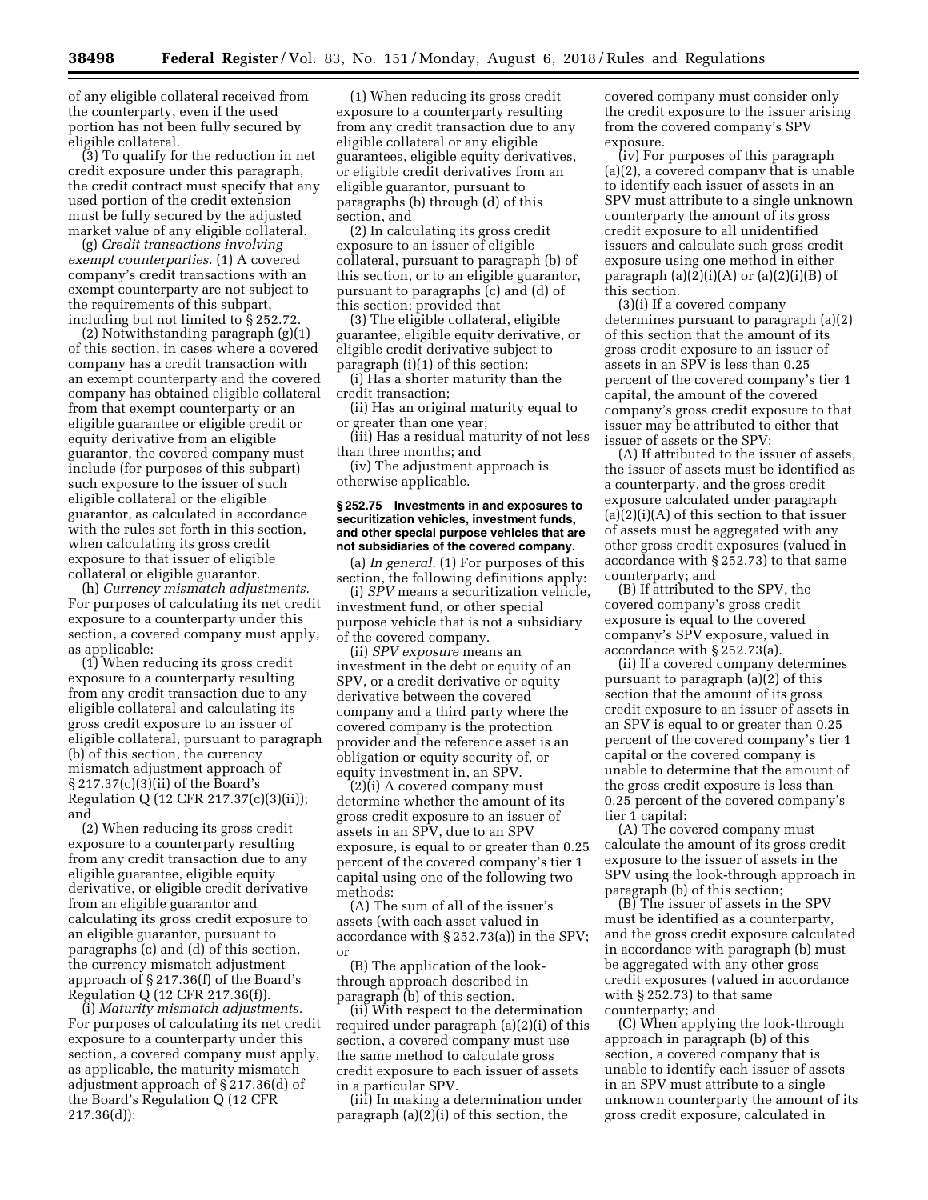of any eligible collateral received from the counterparty, even if the used portion has not been fully secured by eligible collateral.

(3) To qualify for the reduction in net credit exposure under this paragraph, the credit contract must specify that any used portion of the credit extension must be fully secured by the adjusted market value of any eligible collateral.

(g) *Credit transactions involving exempt counterparties.* (1) A covered company's credit transactions with an exempt counterparty are not subject to the requirements of this subpart, including but not limited to § 252.72.

(2) Notwithstanding paragraph (g)(1) of this section, in cases where a covered company has a credit transaction with an exempt counterparty and the covered company has obtained eligible collateral from that exempt counterparty or an eligible guarantee or eligible credit or equity derivative from an eligible guarantor, the covered company must include (for purposes of this subpart) such exposure to the issuer of such eligible collateral or the eligible guarantor, as calculated in accordance with the rules set forth in this section, when calculating its gross credit exposure to that issuer of eligible collateral or eligible guarantor.

(h) *Currency mismatch adjustments.* For purposes of calculating its net credit exposure to a counterparty under this section, a covered company must apply, as applicable:

(1) When reducing its gross credit exposure to a counterparty resulting from any credit transaction due to any eligible collateral and calculating its gross credit exposure to an issuer of eligible collateral, pursuant to paragraph (b) of this section, the currency mismatch adjustment approach of § 217.37(c)(3)(ii) of the Board's Regulation Q (12 CFR 217.37(c)(3)(ii)); and

(2) When reducing its gross credit exposure to a counterparty resulting from any credit transaction due to any eligible guarantee, eligible equity derivative, or eligible credit derivative from an eligible guarantor and calculating its gross credit exposure to an eligible guarantor, pursuant to paragraphs (c) and (d) of this section, the currency mismatch adjustment approach of § 217.36(f) of the Board's Regulation Q (12 CFR 217.36(f)).

(i) *Maturity mismatch adjustments.* For purposes of calculating its net credit exposure to a counterparty under this section, a covered company must apply, as applicable, the maturity mismatch adjustment approach of § 217.36(d) of the Board's Regulation Q (12 CFR 217.36(d)):

(1) When reducing its gross credit exposure to a counterparty resulting from any credit transaction due to any eligible collateral or any eligible guarantees, eligible equity derivatives, or eligible credit derivatives from an eligible guarantor, pursuant to paragraphs (b) through (d) of this section, and

(2) In calculating its gross credit exposure to an issuer of eligible collateral, pursuant to paragraph (b) of this section, or to an eligible guarantor, pursuant to paragraphs (c) and (d) of this section; provided that

(3) The eligible collateral, eligible guarantee, eligible equity derivative, or eligible credit derivative subject to paragraph (i)(1) of this section:

(i) Has a shorter maturity than the credit transaction;

(ii) Has an original maturity equal to or greater than one year;

(iii) Has a residual maturity of not less than three months; and

(iv) The adjustment approach is otherwise applicable.

**§ 252.75 Investments in and exposures to securitization vehicles, investment funds, and other special purpose vehicles that are not subsidiaries of the covered company.**

(a) *In general.* (1) For purposes of this section, the following definitions apply:

(i) *SPV* means a securitization vehicle, investment fund, or other special purpose vehicle that is not a subsidiary of the covered company.

(ii) *SPV exposure* means an investment in the debt or equity of an SPV, or a credit derivative or equity derivative between the covered company and a third party where the covered company is the protection provider and the reference asset is an obligation or equity security of, or equity investment in, an SPV.

(2)(i) A covered company must determine whether the amount of its gross credit exposure to an issuer of assets in an SPV, due to an SPV exposure, is equal to or greater than 0.25 percent of the covered company's tier 1 capital using one of the following two methods:

(A) The sum of all of the issuer's assets (with each asset valued in accordance with § 252.73(a)) in the SPV; or

(B) The application of the look-through approach described in paragraph (b) of this section.

(ii) With respect to the determination required under paragraph (a)(2)(i) of this section, a covered company must use the same method to calculate gross credit exposure to each issuer of assets in a particular SPV.

(iii) In making a determination under paragraph (a)(2)(i) of this section, the covered company must consider only the credit exposure to the issuer arising from the covered company's SPV exposure.

(iv) For purposes of this paragraph (a)(2), a covered company that is unable to identify each issuer of assets in an SPV must attribute to a single unknown counterparty the amount of its gross credit exposure to all unidentified issuers and calculate such gross credit exposure using one method in either paragraph (a)(2)(i)(A) or (a)(2)(i)(B) of this section.

(3)(i) If a covered company determines pursuant to paragraph (a)(2) of this section that the amount of its gross credit exposure to an issuer of assets in an SPV is less than 0.25 percent of the covered company's tier 1 capital, the amount of the covered company's gross credit exposure to that issuer may be attributed to either that issuer of assets or the SPV:

(A) If attributed to the issuer of assets, the issuer of assets must be identified as a counterparty, and the gross credit exposure calculated under paragraph (a)(2)(i)(A) of this section to that issuer of assets must be aggregated with any other gross credit exposures (valued in accordance with § 252.73) to that same counterparty; and

(B) If attributed to the SPV, the covered company's gross credit exposure is equal to the covered company's SPV exposure, valued in accordance with § 252.73(a).

(ii) If a covered company determines pursuant to paragraph (a)(2) of this section that the amount of its gross credit exposure to an issuer of assets in an SPV is equal to or greater than 0.25 percent of the covered company's tier 1 capital or the covered company is unable to determine that the amount of the gross credit exposure is less than 0.25 percent of the covered company's tier 1 capital:

(A) The covered company must calculate the amount of its gross credit exposure to the issuer of assets in the SPV using the look-through approach in paragraph (b) of this section;

(B) The issuer of assets in the SPV must be identified as a counterparty, and the gross credit exposure calculated in accordance with paragraph (b) must be aggregated with any other gross credit exposures (valued in accordance with § 252.73) to that same counterparty; and

(C) When applying the look-through approach in paragraph (b) of this section, a covered company that is unable to identify each issuer of assets in an SPV must attribute to a single unknown counterparty the amount of its gross credit exposure, calculated in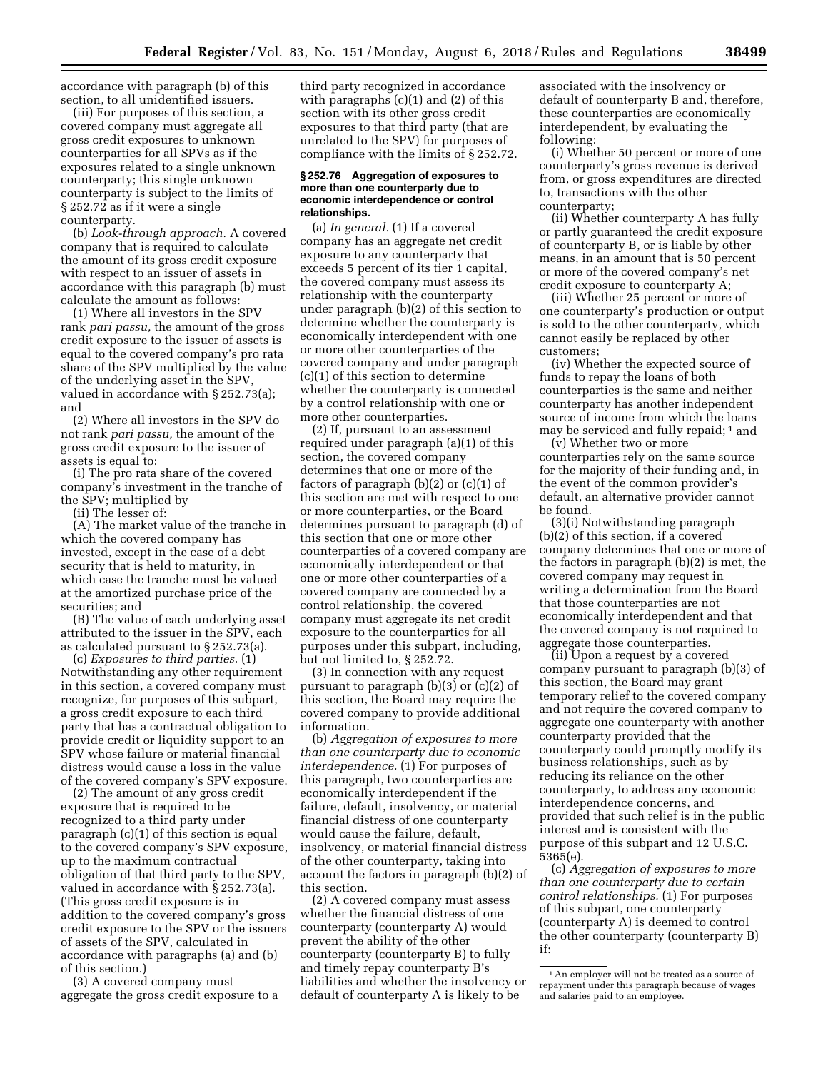accordance with paragraph (b) of this section, to all unidentified issuers.

(iii) For purposes of this section, a covered company must aggregate all gross credit exposures to unknown counterparties for all SPVs as if the exposures related to a single unknown counterparty; this single unknown counterparty is subject to the limits of § 252.72 as if it were a single counterparty.

(b) *Look-through approach.* A covered company that is required to calculate the amount of its gross credit exposure with respect to an issuer of assets in accordance with this paragraph (b) must calculate the amount as follows:

(1) Where all investors in the SPV rank *pari passu,* the amount of the gross credit exposure to the issuer of assets is equal to the covered company's pro rata share of the SPV multiplied by the value of the underlying asset in the SPV, valued in accordance with § 252.73(a); and

(2) Where all investors in the SPV do not rank *pari passu,* the amount of the gross credit exposure to the issuer of assets is equal to:

(i) The pro rata share of the covered company's investment in the tranche of the SPV; multiplied by

(ii) The lesser of:

(A) The market value of the tranche in which the covered company has invested, except in the case of a debt security that is held to maturity, in which case the tranche must be valued at the amortized purchase price of the securities; and

(B) The value of each underlying asset attributed to the issuer in the SPV, each as calculated pursuant to § 252.73(a).

(c) *Exposures to third parties.* (1) Notwithstanding any other requirement in this section, a covered company must recognize, for purposes of this subpart, a gross credit exposure to each third party that has a contractual obligation to provide credit or liquidity support to an SPV whose failure or material financial distress would cause a loss in the value of the covered company's SPV exposure.

(2) The amount of any gross credit exposure that is required to be recognized to a third party under paragraph (c)(1) of this section is equal to the covered company's SPV exposure, up to the maximum contractual obligation of that third party to the SPV, valued in accordance with § 252.73(a). (This gross credit exposure is in addition to the covered company's gross credit exposure to the SPV or the issuers of assets of the SPV, calculated in accordance with paragraphs (a) and (b) of this section.)

(3) A covered company must aggregate the gross credit exposure to a third party recognized in accordance with paragraphs (c)(1) and (2) of this section with its other gross credit exposures to that third party (that are unrelated to the SPV) for purposes of compliance with the limits of § 252.72.

### § 252.76 Aggregation of exposures to more than one counterparty due to economic interdependence or control relationships.

(a) *In general.* (1) If a covered company has an aggregate net credit exposure to any counterparty that exceeds 5 percent of its tier 1 capital, the covered company must assess its relationship with the counterparty under paragraph (b)(2) of this section to determine whether the counterparty is economically interdependent with one or more other counterparties of the covered company and under paragraph (c)(1) of this section to determine whether the counterparty is connected by a control relationship with one or more other counterparties.

(2) If, pursuant to an assessment required under paragraph (a)(1) of this section, the covered company determines that one or more of the factors of paragraph (b)(2) or (c)(1) of this section are met with respect to one or more counterparties, or the Board determines pursuant to paragraph (d) of this section that one or more other counterparties of a covered company are economically interdependent or that one or more other counterparties of a covered company are connected by a control relationship, the covered company must aggregate its net credit exposure to the counterparties for all purposes under this subpart, including, but not limited to, § 252.72.

(3) In connection with any request pursuant to paragraph (b)(3) or (c)(2) of this section, the Board may require the covered company to provide additional information.

(b) *Aggregation of exposures to more than one counterparty due to economic interdependence.* (1) For purposes of this paragraph, two counterparties are economically interdependent if the failure, default, insolvency, or material financial distress of one counterparty would cause the failure, default, insolvency, or material financial distress of the other counterparty, taking into account the factors in paragraph (b)(2) of this section.

(2) A covered company must assess whether the financial distress of one counterparty (counterparty A) would prevent the ability of the other counterparty (counterparty B) to fully and timely repay counterparty B's liabilities and whether the insolvency or default of counterparty A is likely to be associated with the insolvency or default of counterparty B and, therefore, these counterparties are economically interdependent, by evaluating the following:

(i) Whether 50 percent or more of one counterparty's gross revenue is derived from, or gross expenditures are directed to, transactions with the other counterparty;

(ii) Whether counterparty A has fully or partly guaranteed the credit exposure of counterparty B, or is liable by other means, in an amount that is 50 percent or more of the covered company's net credit exposure to counterparty A;

(iii) Whether 25 percent or more of one counterparty's production or output is sold to the other counterparty, which cannot easily be replaced by other customers;

(iv) Whether the expected source of funds to repay the loans of both counterparties is the same and neither counterparty has another independent source of income from which the loans may be serviced and fully repaid; [1] and

(v) Whether two or more counterparties rely on the same source for the majority of their funding and, in the event of the common provider's default, an alternative provider cannot be found.

(3)(i) Notwithstanding paragraph (b)(2) of this section, if a covered company determines that one or more of the factors in paragraph (b)(2) is met, the covered company may request in writing a determination from the Board that those counterparties are not economically interdependent and that the covered company is not required to aggregate those counterparties.

(ii) Upon a request by a covered company pursuant to paragraph (b)(3) of this section, the Board may grant temporary relief to the covered company and not require the covered company to aggregate one counterparty with another counterparty provided that the counterparty could promptly modify its business relationships, such as by reducing its reliance on the other counterparty, to address any economic interdependence concerns, and provided that such relief is in the public interest and is consistent with the purpose of this subpart and 12 U.S.C. 5365(e).

(c) *Aggregation of exposures to more than one counterparty due to certain control relationships.* (1) For purposes of this subpart, one counterparty (counterparty A) is deemed to control the other counterparty (counterparty B) if:

[1] An employer will not be treated as a source of repayment under this paragraph because of wages and salaries paid to an employee.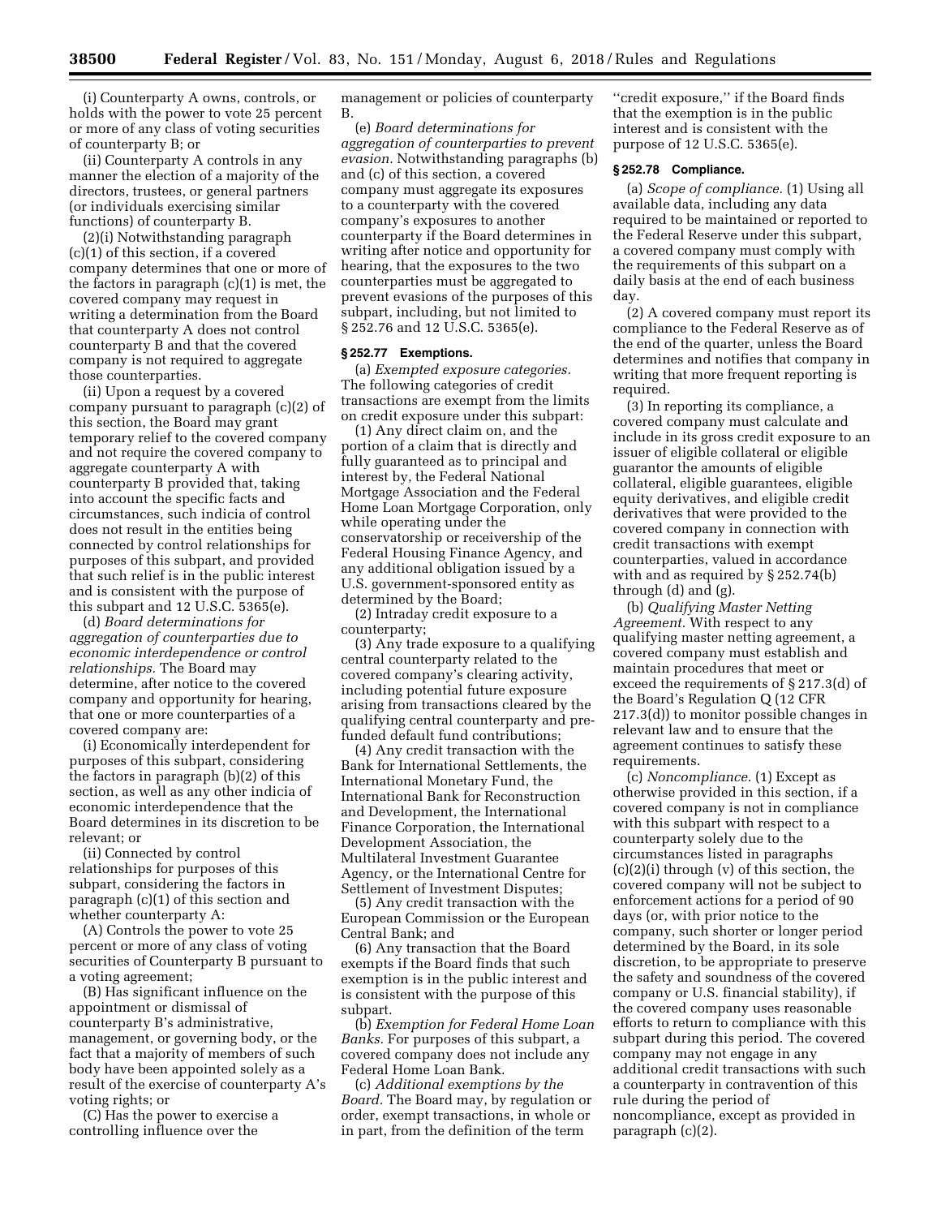(i) Counterparty A owns, controls, or holds with the power to vote 25 percent or more of any class of voting securities of counterparty B; or

(ii) Counterparty A controls in any manner the election of a majority of the directors, trustees, or general partners (or individuals exercising similar functions) of counterparty B.

(2)(i) Notwithstanding paragraph (c)(1) of this section, if a covered company determines that one or more of the factors in paragraph (c)(1) is met, the covered company may request in writing a determination from the Board that counterparty A does not control counterparty B and that the covered company is not required to aggregate those counterparties.

(ii) Upon a request by a covered company pursuant to paragraph (c)(2) of this section, the Board may grant temporary relief to the covered company and not require the covered company to aggregate counterparty A with counterparty B provided that, taking into account the specific facts and circumstances, such indicia of control does not result in the entities being connected by control relationships for purposes of this subpart, and provided that such relief is in the public interest and is consistent with the purpose of this subpart and 12 U.S.C. 5365(e).

(d) *Board determinations for aggregation of counterparties due to economic interdependence or control relationships.* The Board may determine, after notice to the covered company and opportunity for hearing, that one or more counterparties of a covered company are:

(i) Economically interdependent for purposes of this subpart, considering the factors in paragraph (b)(2) of this section, as well as any other indicia of economic interdependence that the Board determines in its discretion to be relevant; or

(ii) Connected by control relationships for purposes of this subpart, considering the factors in paragraph (c)(1) of this section and whether counterparty A:

(A) Controls the power to vote 25 percent or more of any class of voting securities of Counterparty B pursuant to a voting agreement;

(B) Has significant influence on the appointment or dismissal of counterparty B's administrative, management, or governing body, or the fact that a majority of members of such body have been appointed solely as a result of the exercise of counterparty A's voting rights; or

(C) Has the power to exercise a controlling influence over the management or policies of counterparty B.

(e) *Board determinations for aggregation of counterparties to prevent evasion.* Notwithstanding paragraphs (b) and (c) of this section, a covered company must aggregate its exposures to a counterparty with the covered company's exposures to another counterparty if the Board determines in writing after notice and opportunity for hearing, that the exposures to the two counterparties must be aggregated to prevent evasions of the purposes of this subpart, including, but not limited to § 252.76 and 12 U.S.C. 5365(e).

### § 252.77 Exemptions.

(a) *Exempted exposure categories.* The following categories of credit transactions are exempt from the limits on credit exposure under this subpart:

(1) Any direct claim on, and the portion of a claim that is directly and fully guaranteed as to principal and interest by, the Federal National Mortgage Association and the Federal Home Loan Mortgage Corporation, only while operating under the conservatorship or receivership of the Federal Housing Finance Agency, and any additional obligation issued by a U.S. government-sponsored entity as determined by the Board;

(2) Intraday credit exposure to a counterparty;

(3) Any trade exposure to a qualifying central counterparty related to the covered company's clearing activity, including potential future exposure arising from transactions cleared by the qualifying central counterparty and pre-funded default fund contributions;

(4) Any credit transaction with the Bank for International Settlements, the International Monetary Fund, the International Bank for Reconstruction and Development, the International Finance Corporation, the International Development Association, the Multilateral Investment Guarantee Agency, or the International Centre for Settlement of Investment Disputes;

(5) Any credit transaction with the European Commission or the European Central Bank; and

(6) Any transaction that the Board exempts if the Board finds that such exemption is in the public interest and is consistent with the purpose of this subpart.

(b) *Exemption for Federal Home Loan Banks.* For purposes of this subpart, a covered company does not include any Federal Home Loan Bank.

(c) *Additional exemptions by the Board.* The Board may, by regulation or order, exempt transactions, in whole or in part, from the definition of the term "credit exposure," if the Board finds that the exemption is in the public interest and is consistent with the purpose of 12 U.S.C. 5365(e).

### § 252.78 Compliance.

(a) *Scope of compliance.* (1) Using all available data, including any data required to be maintained or reported to the Federal Reserve under this subpart, a covered company must comply with the requirements of this subpart on a daily basis at the end of each business day.

(2) A covered company must report its compliance to the Federal Reserve as of the end of the quarter, unless the Board determines and notifies that company in writing that more frequent reporting is required.

(3) In reporting its compliance, a covered company must calculate and include in its gross credit exposure to an issuer of eligible collateral or eligible guarantor the amounts of eligible collateral, eligible guarantees, eligible equity derivatives, and eligible credit derivatives that were provided to the covered company in connection with credit transactions with exempt counterparties, valued in accordance with and as required by § 252.74(b) through (d) and (g).

(b) *Qualifying Master Netting Agreement.* With respect to any qualifying master netting agreement, a covered company must establish and maintain procedures that meet or exceed the requirements of § 217.3(d) of the Board's Regulation Q (12 CFR 217.3(d)) to monitor possible changes in relevant law and to ensure that the agreement continues to satisfy these requirements.

(c) *Noncompliance.* (1) Except as otherwise provided in this section, if a covered company is not in compliance with this subpart with respect to a counterparty solely due to the circumstances listed in paragraphs (c)(2)(i) through (v) of this section, the covered company will not be subject to enforcement actions for a period of 90 days (or, with prior notice to the company, such shorter or longer period determined by the Board, in its sole discretion, to be appropriate to preserve the safety and soundness of the covered company or U.S. financial stability), if the covered company uses reasonable efforts to return to compliance with this subpart during this period. The covered company may not engage in any additional credit transactions with such a counterparty in contravention of this rule during the period of noncompliance, except as provided in paragraph (c)(2).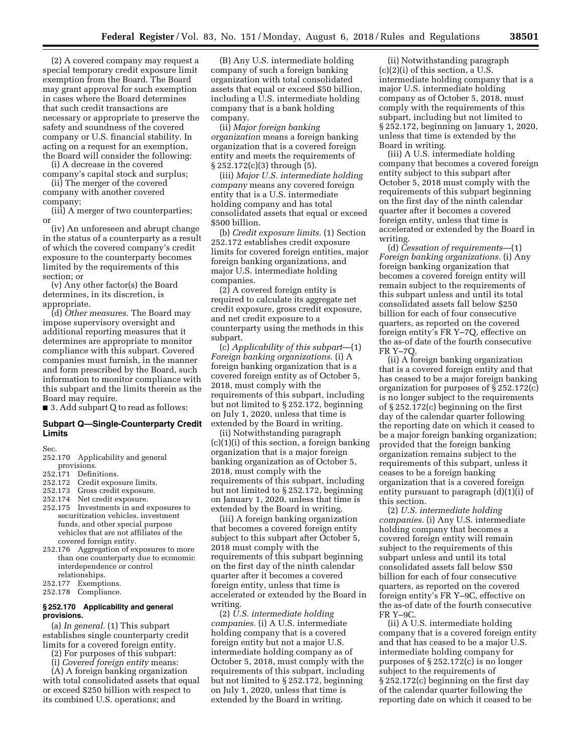(2) A covered company may request a special temporary credit exposure limit exemption from the Board. The Board may grant approval for such exemption in cases where the Board determines that such credit transactions are necessary or appropriate to preserve the safety and soundness of the covered company or U.S. financial stability. In acting on a request for an exemption, the Board will consider the following:

(i) A decrease in the covered company's capital stock and surplus;

(ii) The merger of the covered company with another covered company;

(iii) A merger of two counterparties; or

(iv) An unforeseen and abrupt change in the status of a counterparty as a result of which the covered company's credit exposure to the counterparty becomes limited by the requirements of this section; or

(v) Any other factor(s) the Board determines, in its discretion, is appropriate.

(d) *Other measures.* The Board may impose supervisory oversight and additional reporting measures that it determines are appropriate to monitor compliance with this subpart. Covered companies must furnish, in the manner and form prescribed by the Board, such information to monitor compliance with this subpart and the limits therein as the Board may require.

■ 3. Add subpart Q to read as follows:

## Subpart Q—Single-Counterparty Credit Limits

Sec.
252.170 Applicability and general provisions.
252.171 Definitions.
252.172 Credit exposure limits.
252.173 Gross credit exposure.
252.174 Net credit exposure.
252.175 Investments in and exposures to securitization vehicles, investment funds, and other special purpose vehicles that are not affiliates of the covered foreign entity.
252.176 Aggregation of exposures to more than one counterparty due to economic interdependence or control relationships.
252.177 Exemptions.
252.178 Compliance.

### § 252.170 Applicability and general provisions.

(a) *In general.* (1) This subpart establishes single counterparty credit limits for a covered foreign entity.

(2) For purposes of this subpart:

(i) *Covered foreign entity* means:

(A) A foreign banking organization with total consolidated assets that equal or exceed $250 billion with respect to its combined U.S. operations; and

(B) Any U.S. intermediate holding company of such a foreign banking organization with total consolidated assets that equal or exceed $50 billion, including a U.S. intermediate holding company that is a bank holding company.

(ii) *Major foreign banking organization* means a foreign banking organization that is a covered foreign entity and meets the requirements of § 252.172(c)(3) through (5).

(iii) *Major U.S. intermediate holding company* means any covered foreign entity that is a U.S. intermediate holding company and has total consolidated assets that equal or exceed $500 billion.

(b) *Credit exposure limits.* (1) Section 252.172 establishes credit exposure limits for covered foreign entities, major foreign banking organizations, and major U.S. intermediate holding companies.

(2) A covered foreign entity is required to calculate its aggregate net credit exposure, gross credit exposure, and net credit exposure to a counterparty using the methods in this subpart.

(c) *Applicability of this subpart*—(1) *Foreign banking organizations.* (i) A foreign banking organization that is a covered foreign entity as of October 5, 2018, must comply with the requirements of this subpart, including but not limited to § 252.172, beginning on July 1, 2020, unless that time is extended by the Board in writing.

(ii) Notwithstanding paragraph (c)(1)(i) of this section, a foreign banking organization that is a major foreign banking organization as of October 5, 2018, must comply with the requirements of this subpart, including but not limited to § 252.172, beginning on January 1, 2020, unless that time is extended by the Board in writing.

(iii) A foreign banking organization that becomes a covered foreign entity subject to this subpart after October 5, 2018 must comply with the requirements of this subpart beginning on the first day of the ninth calendar quarter after it becomes a covered foreign entity, unless that time is accelerated or extended by the Board in writing.

(2) *U.S. intermediate holding companies.* (i) A U.S. intermediate holding company that is a covered foreign entity but not a major U.S. intermediate holding company as of October 5, 2018, must comply with the requirements of this subpart, including but not limited to § 252.172, beginning on July 1, 2020, unless that time is extended by the Board in writing.

(ii) Notwithstanding paragraph (c)(2)(i) of this section, a U.S. intermediate holding company that is a major U.S. intermediate holding company as of October 5, 2018, must comply with the requirements of this subpart, including but not limited to § 252.172, beginning on January 1, 2020, unless that time is extended by the Board in writing.

(iii) A U.S. intermediate holding company that becomes a covered foreign entity subject to this subpart after October 5, 2018 must comply with the requirements of this subpart beginning on the first day of the ninth calendar quarter after it becomes a covered foreign entity, unless that time is accelerated or extended by the Board in writing.

(d) *Cessation of requirements*—(1) *Foreign banking organizations.* (i) Any foreign banking organization that becomes a covered foreign entity will remain subject to the requirements of this subpart unless and until its total consolidated assets fall below $250 billion for each of four consecutive quarters, as reported on the covered foreign entity's FR Y–7Q, effective on the as-of date of the fourth consecutive FR Y–7Q.

(ii) A foreign banking organization that is a covered foreign entity and that has ceased to be a major foreign banking organization for purposes of § 252.172(c) is no longer subject to the requirements of § 252.172(c) beginning on the first day of the calendar quarter following the reporting date on which it ceased to be a major foreign banking organization; provided that the foreign banking organization remains subject to the requirements of this subpart, unless it ceases to be a foreign banking organization that is a covered foreign entity pursuant to paragraph (d)(1)(i) of this section.

(2) *U.S. intermediate holding companies.* (i) Any U.S. intermediate holding company that becomes a covered foreign entity will remain subject to the requirements of this subpart unless and until its total consolidated assets fall below $50 billion for each of four consecutive quarters, as reported on the covered foreign entity's FR Y–9C, effective on the as-of date of the fourth consecutive FR Y–9C.

(ii) A U.S. intermediate holding company that is a covered foreign entity and that has ceased to be a major U.S. intermediate holding company for purposes of § 252.172(c) is no longer subject to the requirements of § 252.172(c) beginning on the first day of the calendar quarter following the reporting date on which it ceased to be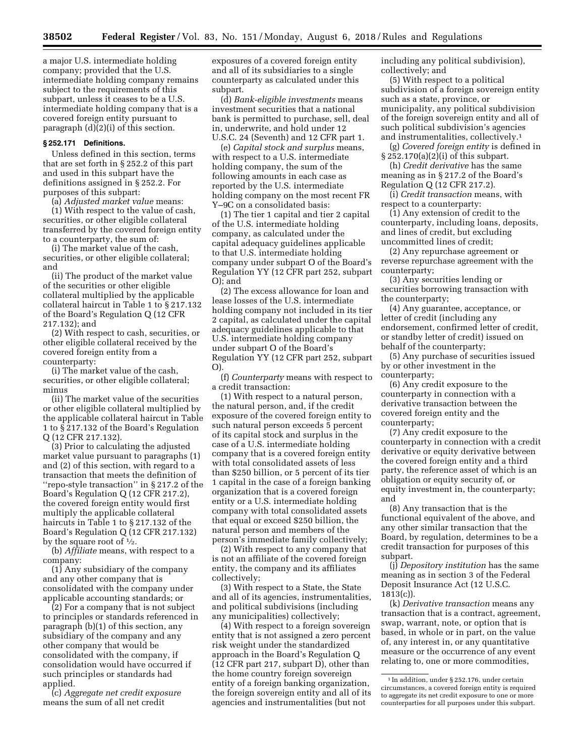a major U.S. intermediate holding company; provided that the U.S. intermediate holding company remains subject to the requirements of this subpart, unless it ceases to be a U.S. intermediate holding company that is a covered foreign entity pursuant to paragraph (d)(2)(i) of this section.

### § 252.171 Definitions.

Unless defined in this section, terms that are set forth in § 252.2 of this part and used in this subpart have the definitions assigned in § 252.2. For purposes of this subpart:

(a) *Adjusted market value* means:

(1) With respect to the value of cash, securities, or other eligible collateral transferred by the covered foreign entity to a counterparty, the sum of:

(i) The market value of the cash, securities, or other eligible collateral; and

(ii) The product of the market value of the securities or other eligible collateral multiplied by the applicable collateral haircut in Table 1 to § 217.132 of the Board's Regulation Q (12 CFR 217.132); and

(2) With respect to cash, securities, or other eligible collateral received by the covered foreign entity from a counterparty:

(i) The market value of the cash, securities, or other eligible collateral; minus

(ii) The market value of the securities or other eligible collateral multiplied by the applicable collateral haircut in Table 1 to § 217.132 of the Board's Regulation Q (12 CFR 217.132).

(3) Prior to calculating the adjusted market value pursuant to paragraphs (1) and (2) of this section, with regard to a transaction that meets the definition of ''repo-style transaction'' in § 217.2 of the Board's Regulation Q (12 CFR 217.2), the covered foreign entity would first multiply the applicable collateral haircuts in Table 1 to § 217.132 of the Board's Regulation Q (12 CFR 217.132) by the square root of ½.

(b) *Affiliate* means, with respect to a company:

(1) Any subsidiary of the company and any other company that is consolidated with the company under applicable accounting standards; or

(2) For a company that is not subject to principles or standards referenced in paragraph (b)(1) of this section, any subsidiary of the company and any other company that would be consolidated with the company, if consolidation would have occurred if such principles or standards had applied.

(c) *Aggregate net credit exposure* means the sum of all net credit exposures of a covered foreign entity and all of its subsidiaries to a single counterparty as calculated under this subpart.

(d) *Bank-eligible investments* means investment securities that a national bank is permitted to purchase, sell, deal in, underwrite, and hold under 12 U.S.C. 24 (Seventh) and 12 CFR part 1.

(e) *Capital stock and surplus* means, with respect to a U.S. intermediate holding company, the sum of the following amounts in each case as reported by the U.S. intermediate holding company on the most recent FR Y–9C on a consolidated basis:

(1) The tier 1 capital and tier 2 capital of the U.S. intermediate holding company, as calculated under the capital adequacy guidelines applicable to that U.S. intermediate holding company under subpart O of the Board's Regulation YY (12 CFR part 252, subpart O); and

(2) The excess allowance for loan and lease losses of the U.S. intermediate holding company not included in its tier 2 capital, as calculated under the capital adequacy guidelines applicable to that U.S. intermediate holding company under subpart O of the Board's Regulation YY (12 CFR part 252, subpart O).

(f) *Counterparty* means with respect to a credit transaction:

(1) With respect to a natural person, the natural person, and, if the credit exposure of the covered foreign entity to such natural person exceeds 5 percent of its capital stock and surplus in the case of a U.S. intermediate holding company that is a covered foreign entity with total consolidated assets of less than \$250 billion, or 5 percent of its tier 1 capital in the case of a foreign banking organization that is a covered foreign entity or a U.S. intermediate holding company with total consolidated assets that equal or exceed \$250 billion, the natural person and members of the person's immediate family collectively;

(2) With respect to any company that is not an affiliate of the covered foreign entity, the company and its affiliates collectively;

(3) With respect to a State, the State and all of its agencies, instrumentalities, and political subdivisions (including any municipalities) collectively;

(4) With respect to a foreign sovereign entity that is not assigned a zero percent risk weight under the standardized approach in the Board's Regulation Q (12 CFR part 217, subpart D), other than the home country foreign sovereign entity of a foreign banking organization, the foreign sovereign entity and all of its agencies and instrumentalities (but not including any political subdivision), collectively; and

(5) With respect to a political subdivision of a foreign sovereign entity such as a state, province, or municipality, any political subdivision of the foreign sovereign entity and all of such political subdivision's agencies and instrumentalities, collectively.[1]

(g) *Covered foreign entity* is defined in § 252.170(a)(2)(i) of this subpart.

(h) *Credit derivative* has the same meaning as in § 217.2 of the Board's Regulation Q (12 CFR 217.2).

(i) *Credit transaction* means, with respect to a counterparty:

(1) Any extension of credit to the counterparty, including loans, deposits, and lines of credit, but excluding uncommitted lines of credit;

(2) Any repurchase agreement or reverse repurchase agreement with the counterparty;

(3) Any securities lending or securities borrowing transaction with the counterparty;

(4) Any guarantee, acceptance, or letter of credit (including any endorsement, confirmed letter of credit, or standby letter of credit) issued on behalf of the counterparty;

(5) Any purchase of securities issued by or other investment in the counterparty;

(6) Any credit exposure to the counterparty in connection with a derivative transaction between the covered foreign entity and the counterparty;

(7) Any credit exposure to the counterparty in connection with a credit derivative or equity derivative between the covered foreign entity and a third party, the reference asset of which is an obligation or equity security of, or equity investment in, the counterparty; and

(8) Any transaction that is the functional equivalent of the above, and any other similar transaction that the Board, by regulation, determines to be a credit transaction for purposes of this subpart.

(j) *Depository institution* has the same meaning as in section 3 of the Federal Deposit Insurance Act (12 U.S.C. 1813(c)).

(k) *Derivative transaction* means any transaction that is a contract, agreement, swap, warrant, note, or option that is based, in whole or in part, on the value of, any interest in, or any quantitative measure or the occurrence of any event relating to, one or more commodities,

[1] In addition, under § 252.176, under certain circumstances, a covered foreign entity is required to aggregate its net credit exposure to one or more counterparties for all purposes under this subpart.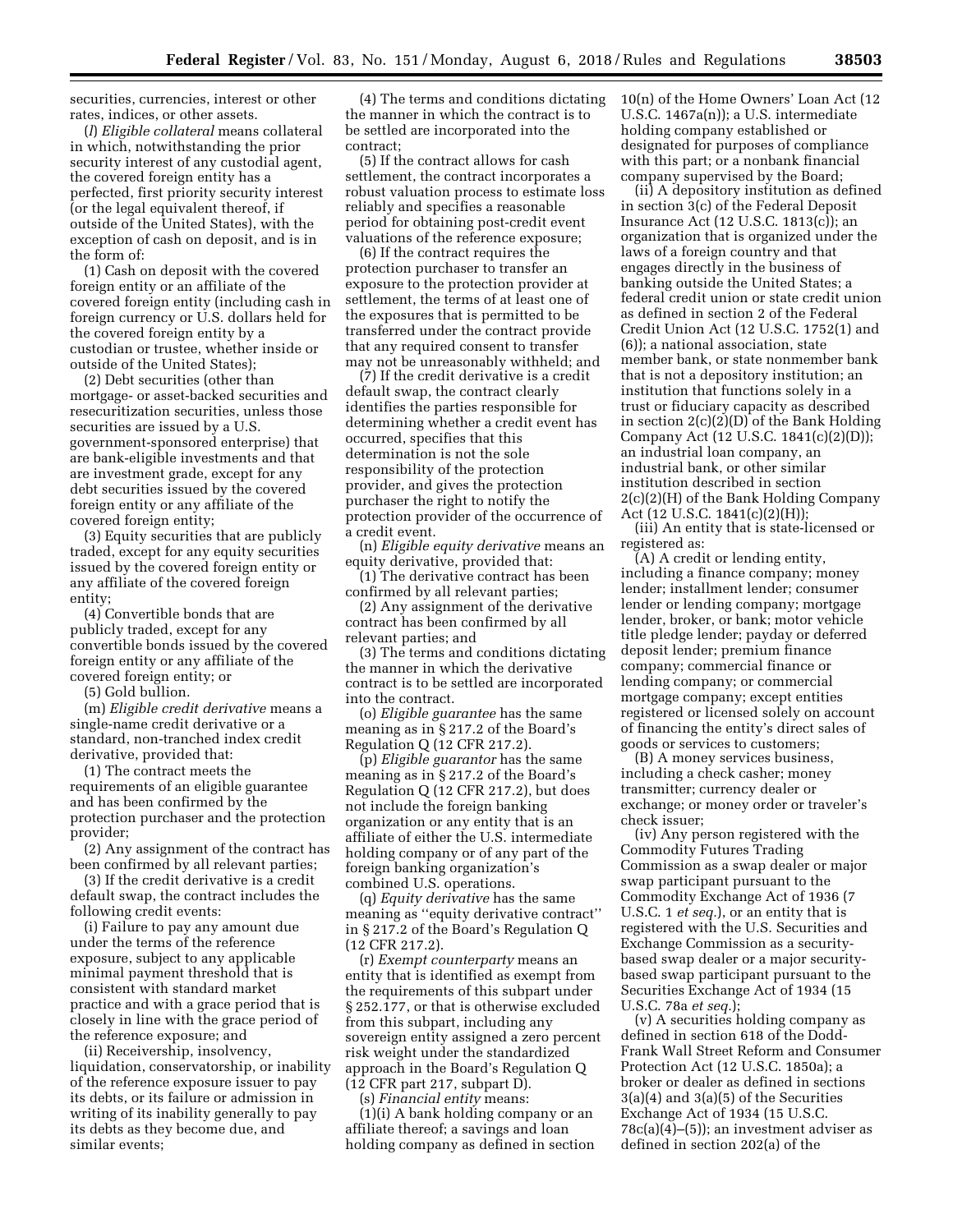securities, currencies, interest or other rates, indices, or other assets.

(*l*) *Eligible collateral* means collateral in which, notwithstanding the prior security interest of any custodial agent, the covered foreign entity has a perfected, first priority security interest (or the legal equivalent thereof, if outside of the United States), with the exception of cash on deposit, and is in the form of:

(1) Cash on deposit with the covered foreign entity or an affiliate of the covered foreign entity (including cash in foreign currency or U.S. dollars held for the covered foreign entity by a custodian or trustee, whether inside or outside of the United States);

(2) Debt securities (other than mortgage- or asset-backed securities and resecuritization securities, unless those securities are issued by a U.S. government-sponsored enterprise) that are bank-eligible investments and that are investment grade, except for any debt securities issued by the covered foreign entity or any affiliate of the covered foreign entity;

(3) Equity securities that are publicly traded, except for any equity securities issued by the covered foreign entity or any affiliate of the covered foreign entity;

(4) Convertible bonds that are publicly traded, except for any convertible bonds issued by the covered foreign entity or any affiliate of the covered foreign entity; or

(5) Gold bullion.

(m) *Eligible credit derivative* means a single-name credit derivative or a standard, non-tranched index credit derivative, provided that:

(1) The contract meets the requirements of an eligible guarantee and has been confirmed by the protection purchaser and the protection provider;

(2) Any assignment of the contract has been confirmed by all relevant parties;

(3) If the credit derivative is a credit default swap, the contract includes the following credit events:

(i) Failure to pay any amount due under the terms of the reference exposure, subject to any applicable minimal payment threshold that is consistent with standard market practice and with a grace period that is closely in line with the grace period of the reference exposure; and

(ii) Receivership, insolvency, liquidation, conservatorship, or inability of the reference exposure issuer to pay its debts, or its failure or admission in writing of its inability generally to pay its debts as they become due, and similar events;

(4) The terms and conditions dictating the manner in which the contract is to be settled are incorporated into the contract;

(5) If the contract allows for cash settlement, the contract incorporates a robust valuation process to estimate loss reliably and specifies a reasonable period for obtaining post-credit event valuations of the reference exposure;

(6) If the contract requires the protection purchaser to transfer an exposure to the protection provider at settlement, the terms of at least one of the exposures that is permitted to be transferred under the contract provide that any required consent to transfer may not be unreasonably withheld; and

(7) If the credit derivative is a credit default swap, the contract clearly identifies the parties responsible for determining whether a credit event has occurred, specifies that this determination is not the sole responsibility of the protection provider, and gives the protection purchaser the right to notify the protection provider of the occurrence of a credit event.

(n) *Eligible equity derivative* means an equity derivative, provided that:

(1) The derivative contract has been confirmed by all relevant parties;

(2) Any assignment of the derivative contract has been confirmed by all relevant parties; and

(3) The terms and conditions dictating the manner in which the derivative contract is to be settled are incorporated into the contract.

(o) *Eligible guarantee* has the same meaning as in § 217.2 of the Board's Regulation Q (12 CFR 217.2).

(p) *Eligible guarantor* has the same meaning as in § 217.2 of the Board's Regulation Q (12 CFR 217.2), but does not include the foreign banking organization or any entity that is an affiliate of either the U.S. intermediate holding company or of any part of the foreign banking organization's combined U.S. operations.

(q) *Equity derivative* has the same meaning as "equity derivative contract" in § 217.2 of the Board's Regulation Q (12 CFR 217.2).

(r) *Exempt counterparty* means an entity that is identified as exempt from the requirements of this subpart under § 252.177, or that is otherwise excluded from this subpart, including any sovereign entity assigned a zero percent risk weight under the standardized approach in the Board's Regulation Q (12 CFR part 217, subpart D).

(s) *Financial entity* means:

(1)(i) A bank holding company or an affiliate thereof; a savings and loan holding company as defined in section 10(n) of the Home Owners' Loan Act (12 U.S.C. 1467a(n)); a U.S. intermediate holding company established or designated for purposes of compliance with this part; or a nonbank financial company supervised by the Board;

(ii) A depository institution as defined in section 3(c) of the Federal Deposit Insurance Act (12 U.S.C. 1813(c)); an organization that is organized under the laws of a foreign country and that engages directly in the business of banking outside the United States; a federal credit union or state credit union as defined in section 2 of the Federal Credit Union Act (12 U.S.C. 1752(1) and (6)); a national association, state member bank, or state nonmember bank that is not a depository institution; an institution that functions solely in a trust or fiduciary capacity as described in section 2(c)(2)(D) of the Bank Holding Company Act (12 U.S.C. 1841(c)(2)(D)); an industrial loan company, an industrial bank, or other similar institution described in section 2(c)(2)(H) of the Bank Holding Company Act (12 U.S.C. 1841(c)(2)(H));

(iii) An entity that is state-licensed or registered as:

(A) A credit or lending entity, including a finance company; money lender; installment lender; consumer lender or lending company; mortgage lender, broker, or bank; motor vehicle title pledge lender; payday or deferred deposit lender; premium finance company; commercial finance or lending company; or commercial mortgage company; except entities registered or licensed solely on account of financing the entity's direct sales of goods or services to customers;

(B) A money services business, including a check casher; money transmitter; currency dealer or exchange; or money order or traveler's check issuer;

(iv) Any person registered with the Commodity Futures Trading Commission as a swap dealer or major swap participant pursuant to the Commodity Exchange Act of 1936 (7 U.S.C. 1 *et seq.*), or an entity that is registered with the U.S. Securities and Exchange Commission as a security-based swap dealer or a major security-based swap participant pursuant to the Securities Exchange Act of 1934 (15 U.S.C. 78a *et seq.*);

(v) A securities holding company as defined in section 618 of the Dodd-Frank Wall Street Reform and Consumer Protection Act (12 U.S.C. 1850a); a broker or dealer as defined in sections 3(a)(4) and 3(a)(5) of the Securities Exchange Act of 1934 (15 U.S.C. 78c(a)(4)–(5)); an investment adviser as defined in section 202(a) of the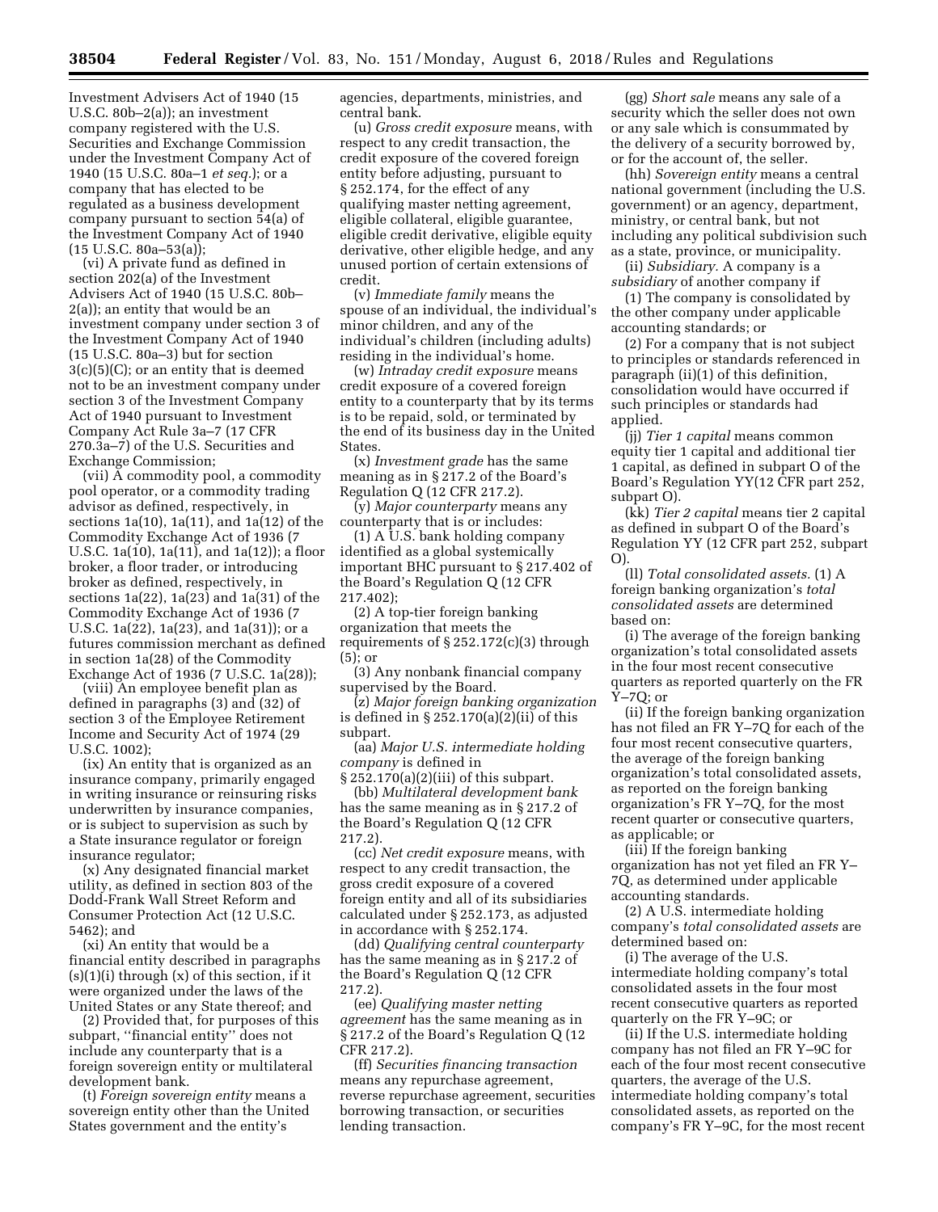Investment Advisers Act of 1940 (15 U.S.C. 80b–2(a)); an investment company registered with the U.S. Securities and Exchange Commission under the Investment Company Act of 1940 (15 U.S.C. 80a–1 *et seq.*); or a company that has elected to be regulated as a business development company pursuant to section 54(a) of the Investment Company Act of 1940 (15 U.S.C. 80a–53(a));

(vi) A private fund as defined in section 202(a) of the Investment Advisers Act of 1940 (15 U.S.C. 80b–2(a)); an entity that would be an investment company under section 3 of the Investment Company Act of 1940 (15 U.S.C. 80a–3) but for section 3(c)(5)(C); or an entity that is deemed not to be an investment company under section 3 of the Investment Company Act of 1940 pursuant to Investment Company Act Rule 3a–7 (17 CFR 270.3a–7) of the U.S. Securities and Exchange Commission;

(vii) A commodity pool, a commodity pool operator, or a commodity trading advisor as defined, respectively, in sections 1a(10), 1a(11), and 1a(12) of the Commodity Exchange Act of 1936 (7 U.S.C. 1a(10), 1a(11), and 1a(12)); a floor broker, a floor trader, or introducing broker as defined, respectively, in sections 1a(22), 1a(23) and 1a(31) of the Commodity Exchange Act of 1936 (7 U.S.C. 1a(22), 1a(23), and 1a(31)); or a futures commission merchant as defined in section 1a(28) of the Commodity Exchange Act of 1936 (7 U.S.C. 1a(28));

(viii) An employee benefit plan as defined in paragraphs (3) and (32) of section 3 of the Employee Retirement Income and Security Act of 1974 (29 U.S.C. 1002);

(ix) An entity that is organized as an insurance company, primarily engaged in writing insurance or reinsuring risks underwritten by insurance companies, or is subject to supervision as such by a State insurance regulator or foreign insurance regulator;

(x) Any designated financial market utility, as defined in section 803 of the Dodd-Frank Wall Street Reform and Consumer Protection Act (12 U.S.C. 5462); and

(xi) An entity that would be a financial entity described in paragraphs (s)(1)(i) through (x) of this section, if it were organized under the laws of the United States or any State thereof; and

(2) Provided that, for purposes of this subpart, ''financial entity'' does not include any counterparty that is a foreign sovereign entity or multilateral development bank.

(t) *Foreign sovereign entity* means a sovereign entity other than the United States government and the entity's agencies, departments, ministries, and central bank.

(u) *Gross credit exposure* means, with respect to any credit transaction, the credit exposure of the covered foreign entity before adjusting, pursuant to § 252.174, for the effect of any qualifying master netting agreement, eligible collateral, eligible guarantee, eligible credit derivative, eligible equity derivative, other eligible hedge, and any unused portion of certain extensions of credit.

(v) *Immediate family* means the spouse of an individual, the individual's minor children, and any of the individual's children (including adults) residing in the individual's home.

(w) *Intraday credit exposure* means credit exposure of a covered foreign entity to a counterparty that by its terms is to be repaid, sold, or terminated by the end of its business day in the United States.

(x) *Investment grade* has the same meaning as in § 217.2 of the Board's Regulation Q (12 CFR 217.2).

(y) *Major counterparty* means any counterparty that is or includes:

(1) A U.S. bank holding company identified as a global systemically important BHC pursuant to § 217.402 of the Board's Regulation Q (12 CFR 217.402);

(2) A top-tier foreign banking organization that meets the requirements of § 252.172(c)(3) through (5); or

(3) Any nonbank financial company supervised by the Board.

(z) *Major foreign banking organization* is defined in § 252.170(a)(2)(ii) of this subpart.

(aa) *Major U.S. intermediate holding company* is defined in § 252.170(a)(2)(iii) of this subpart.

(bb) *Multilateral development bank* has the same meaning as in § 217.2 of the Board's Regulation Q (12 CFR 217.2).

(cc) *Net credit exposure* means, with respect to any credit transaction, the gross credit exposure of a covered foreign entity and all of its subsidiaries calculated under § 252.173, as adjusted in accordance with § 252.174.

(dd) *Qualifying central counterparty* has the same meaning as in § 217.2 of the Board's Regulation Q (12 CFR 217.2).

(ee) *Qualifying master netting agreement* has the same meaning as in § 217.2 of the Board's Regulation Q (12 CFR 217.2).

(ff) *Securities financing transaction* means any repurchase agreement, reverse repurchase agreement, securities borrowing transaction, or securities lending transaction.

(gg) *Short sale* means any sale of a security which the seller does not own or any sale which is consummated by the delivery of a security borrowed by, or for the account of, the seller.

(hh) *Sovereign entity* means a central national government (including the U.S. government) or an agency, department, ministry, or central bank, but not including any political subdivision such as a state, province, or municipality.

(ii) *Subsidiary.* A company is a *subsidiary* of another company if

(1) The company is consolidated by the other company under applicable accounting standards; or

(2) For a company that is not subject to principles or standards referenced in paragraph (ii)(1) of this definition, consolidation would have occurred if such principles or standards had applied.

(jj) *Tier 1 capital* means common equity tier 1 capital and additional tier 1 capital, as defined in subpart O of the Board's Regulation YY(12 CFR part 252, subpart O).

(kk) *Tier 2 capital* means tier 2 capital as defined in subpart O of the Board's Regulation YY (12 CFR part 252, subpart O).

(ll) *Total consolidated assets.* (1) A foreign banking organization's *total consolidated assets* are determined based on:

(i) The average of the foreign banking organization's total consolidated assets in the four most recent consecutive quarters as reported quarterly on the FR Y–7Q; or

(ii) If the foreign banking organization has not filed an FR Y–7Q for each of the four most recent consecutive quarters, the average of the foreign banking organization's total consolidated assets, as reported on the foreign banking organization's FR Y–7Q, for the most recent quarter or consecutive quarters, as applicable; or

(iii) If the foreign banking organization has not yet filed an FR Y–7Q, as determined under applicable accounting standards.

(2) A U.S. intermediate holding company's *total consolidated assets* are determined based on:

(i) The average of the U.S. intermediate holding company's total consolidated assets in the four most recent consecutive quarters as reported quarterly on the FR Y–9C; or

(ii) If the U.S. intermediate holding company has not filed an FR Y–9C for each of the four most recent consecutive quarters, the average of the U.S. intermediate holding company's total consolidated assets, as reported on the company's FR Y–9C, for the most recent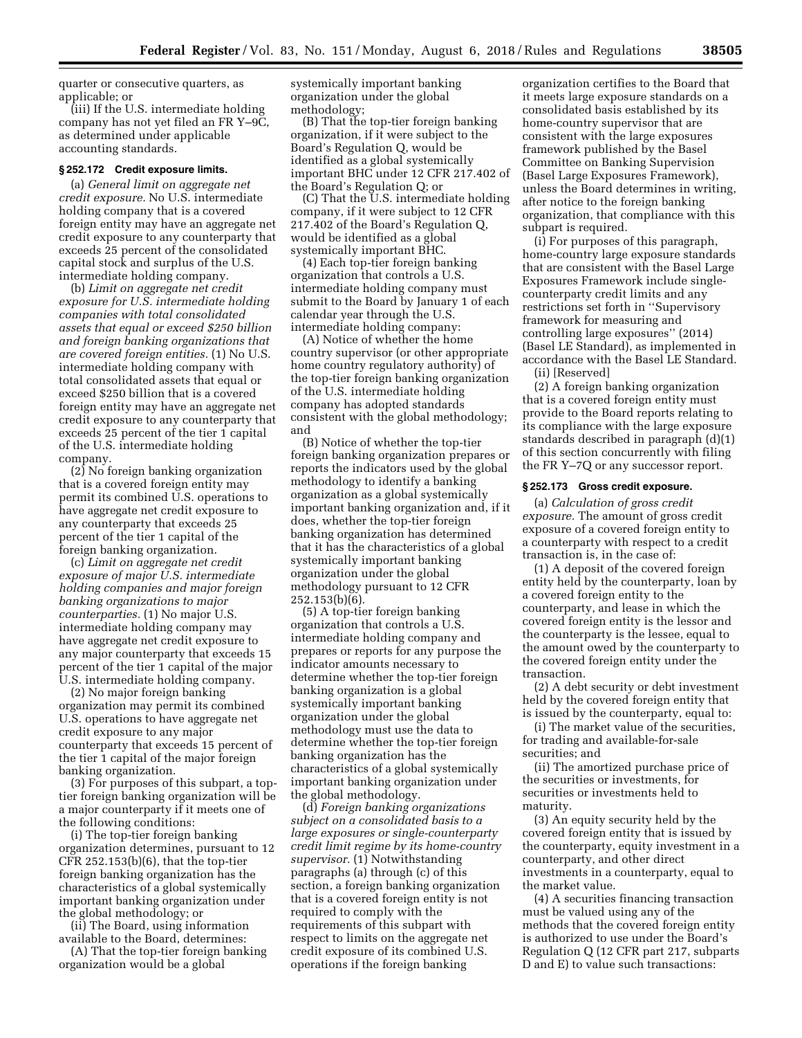quarter or consecutive quarters, as applicable; or

(iii) If the U.S. intermediate holding company has not yet filed an FR Y–9C, as determined under applicable accounting standards.

### § 252.172 Credit exposure limits.

(a) *General limit on aggregate net credit exposure.* No U.S. intermediate holding company that is a covered foreign entity may have an aggregate net credit exposure to any counterparty that exceeds 25 percent of the consolidated capital stock and surplus of the U.S. intermediate holding company.

(b) *Limit on aggregate net credit exposure for U.S. intermediate holding companies with total consolidated assets that equal or exceed $250 billion and foreign banking organizations that are covered foreign entities.* (1) No U.S. intermediate holding company with total consolidated assets that equal or exceed $250 billion that is a covered foreign entity may have an aggregate net credit exposure to any counterparty that exceeds 25 percent of the tier 1 capital of the U.S. intermediate holding company.

(2) No foreign banking organization that is a covered foreign entity may permit its combined U.S. operations to have aggregate net credit exposure to any counterparty that exceeds 25 percent of the tier 1 capital of the foreign banking organization.

(c) *Limit on aggregate net credit exposure of major U.S. intermediate holding companies and major foreign banking organizations to major counterparties.* (1) No major U.S. intermediate holding company may have aggregate net credit exposure to any major counterparty that exceeds 15 percent of the tier 1 capital of the major U.S. intermediate holding company.

(2) No major foreign banking organization may permit its combined U.S. operations to have aggregate net credit exposure to any major counterparty that exceeds 15 percent of the tier 1 capital of the major foreign banking organization.

(3) For purposes of this subpart, a top-tier foreign banking organization will be a major counterparty if it meets one of the following conditions:

(i) The top-tier foreign banking organization determines, pursuant to 12 CFR 252.153(b)(6), that the top-tier foreign banking organization has the characteristics of a global systemically important banking organization under the global methodology; or

(ii) The Board, using information available to the Board, determines:

(A) That the top-tier foreign banking organization would be a global systemically important banking organization under the global methodology;

(B) That the top-tier foreign banking organization, if it were subject to the Board's Regulation Q, would be identified as a global systemically important BHC under 12 CFR 217.402 of the Board's Regulation Q; or

(C) That the U.S. intermediate holding company, if it were subject to 12 CFR 217.402 of the Board's Regulation Q, would be identified as a global systemically important BHC.

(4) Each top-tier foreign banking organization that controls a U.S. intermediate holding company must submit to the Board by January 1 of each calendar year through the U.S. intermediate holding company:

(A) Notice of whether the home country supervisor (or other appropriate home country regulatory authority) of the top-tier foreign banking organization of the U.S. intermediate holding company has adopted standards consistent with the global methodology; and

(B) Notice of whether the top-tier foreign banking organization prepares or reports the indicators used by the global methodology to identify a banking organization as a global systemically important banking organization and, if it does, whether the top-tier foreign banking organization has determined that it has the characteristics of a global systemically important banking organization under the global methodology pursuant to 12 CFR 252.153(b)(6).

(5) A top-tier foreign banking organization that controls a U.S. intermediate holding company and prepares or reports for any purpose the indicator amounts necessary to determine whether the top-tier foreign banking organization is a global systemically important banking organization under the global methodology must use the data to determine whether the top-tier foreign banking organization has the characteristics of a global systemically important banking organization under the global methodology.

(d) *Foreign banking organizations subject on a consolidated basis to a large exposures or single-counterparty credit limit regime by its home-country supervisor.* (1) Notwithstanding paragraphs (a) through (c) of this section, a foreign banking organization that is a covered foreign entity is not required to comply with the requirements of this subpart with respect to limits on the aggregate net credit exposure of its combined U.S. operations if the foreign banking organization certifies to the Board that it meets large exposure standards on a consolidated basis established by its home-country supervisor that are consistent with the large exposures framework published by the Basel Committee on Banking Supervision (Basel Large Exposures Framework), unless the Board determines in writing, after notice to the foreign banking organization, that compliance with this subpart is required.

(i) For purposes of this paragraph, home-country large exposure standards that are consistent with the Basel Large Exposures Framework include single-counterparty credit limits and any restrictions set forth in "Supervisory framework for measuring and controlling large exposures" (2014) (Basel LE Standard), as implemented in accordance with the Basel LE Standard.

(ii) [Reserved]

(2) A foreign banking organization that is a covered foreign entity must provide to the Board reports relating to its compliance with the large exposure standards described in paragraph (d)(1) of this section concurrently with filing the FR Y–7Q or any successor report.

### § 252.173 Gross credit exposure.

(a) *Calculation of gross credit exposure.* The amount of gross credit exposure of a covered foreign entity to a counterparty with respect to a credit transaction is, in the case of:

(1) A deposit of the covered foreign entity held by the counterparty, loan by a covered foreign entity to the counterparty, and lease in which the covered foreign entity is the lessor and the counterparty is the lessee, equal to the amount owed by the counterparty to the covered foreign entity under the transaction.

(2) A debt security or debt investment held by the covered foreign entity that is issued by the counterparty, equal to:

(i) The market value of the securities, for trading and available-for-sale securities; and

(ii) The amortized purchase price of the securities or investments, for securities or investments held to maturity.

(3) An equity security held by the covered foreign entity that is issued by the counterparty, equity investment in a counterparty, and other direct investments in a counterparty, equal to the market value.

(4) A securities financing transaction must be valued using any of the methods that the covered foreign entity is authorized to use under the Board's Regulation Q (12 CFR part 217, subparts D and E) to value such transactions: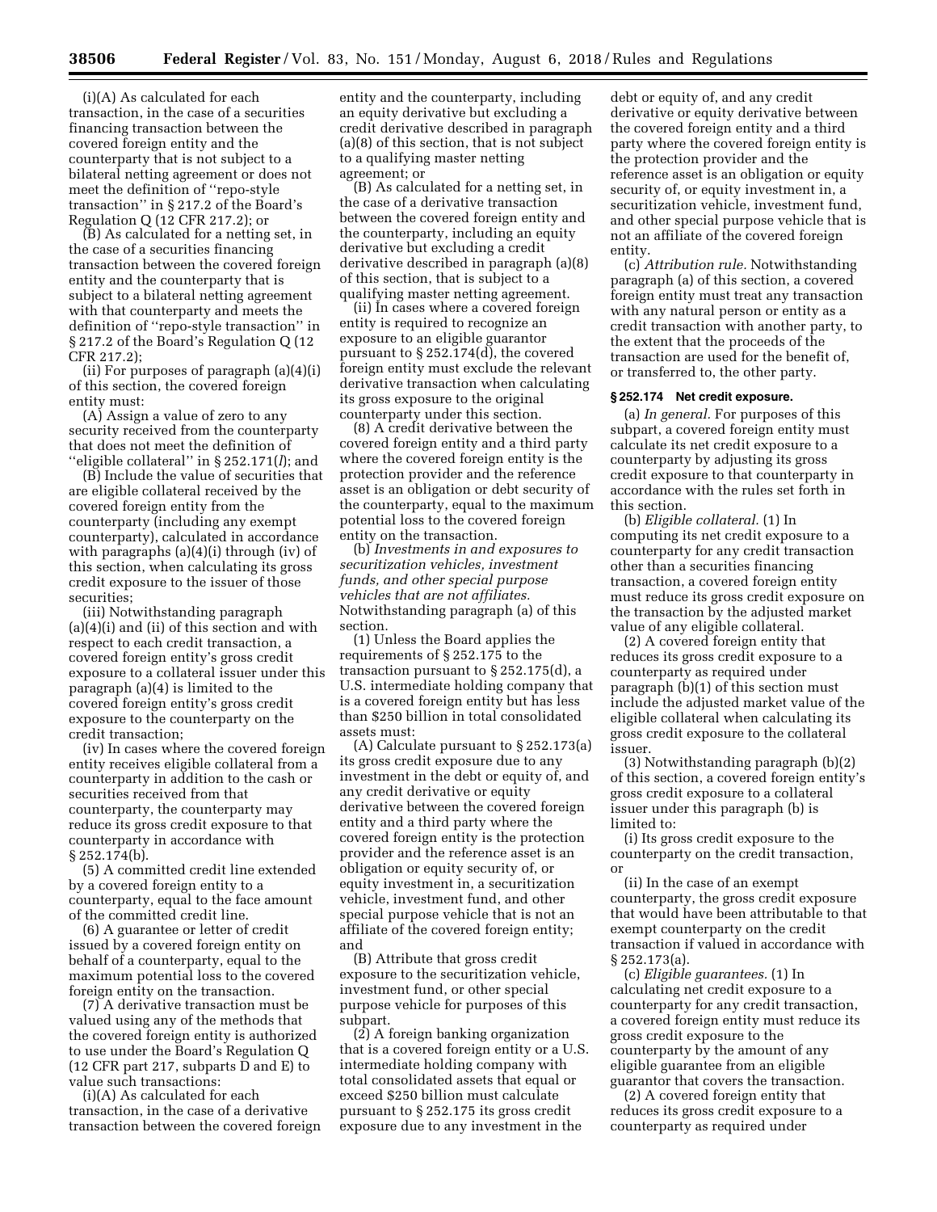(i)(A) As calculated for each transaction, in the case of a securities financing transaction between the covered foreign entity and the counterparty that is not subject to a bilateral netting agreement or does not meet the definition of ''repo-style transaction'' in § 217.2 of the Board's Regulation Q (12 CFR 217.2); or

(B) As calculated for a netting set, in the case of a securities financing transaction between the covered foreign entity and the counterparty that is subject to a bilateral netting agreement with that counterparty and meets the definition of ''repo-style transaction'' in § 217.2 of the Board's Regulation Q (12 CFR 217.2);

(ii) For purposes of paragraph (a)(4)(i) of this section, the covered foreign entity must:

(A) Assign a value of zero to any security received from the counterparty that does not meet the definition of ''eligible collateral'' in § 252.171(*l*); and

(B) Include the value of securities that are eligible collateral received by the covered foreign entity from the counterparty (including any exempt counterparty), calculated in accordance with paragraphs (a)(4)(i) through (iv) of this section, when calculating its gross credit exposure to the issuer of those securities;

(iii) Notwithstanding paragraph (a)(4)(i) and (ii) of this section and with respect to each credit transaction, a covered foreign entity's gross credit exposure to a collateral issuer under this paragraph (a)(4) is limited to the covered foreign entity's gross credit exposure to the counterparty on the credit transaction;

(iv) In cases where the covered foreign entity receives eligible collateral from a counterparty in addition to the cash or securities received from that counterparty, the counterparty may reduce its gross credit exposure to that counterparty in accordance with § 252.174(b).

(5) A committed credit line extended by a covered foreign entity to a counterparty, equal to the face amount of the committed credit line.

(6) A guarantee or letter of credit issued by a covered foreign entity on behalf of a counterparty, equal to the maximum potential loss to the covered foreign entity on the transaction.

(7) A derivative transaction must be valued using any of the methods that the covered foreign entity is authorized to use under the Board's Regulation Q (12 CFR part 217, subparts D and E) to value such transactions:

(i)(A) As calculated for each transaction, in the case of a derivative transaction between the covered foreign entity and the counterparty, including an equity derivative but excluding a credit derivative described in paragraph (a)(8) of this section, that is not subject to a qualifying master netting agreement; or

(B) As calculated for a netting set, in the case of a derivative transaction between the covered foreign entity and the counterparty, including an equity derivative but excluding a credit derivative described in paragraph (a)(8) of this section, that is subject to a qualifying master netting agreement.

(ii) In cases where a covered foreign entity is required to recognize an exposure to an eligible guarantor pursuant to § 252.174(d), the covered foreign entity must exclude the relevant derivative transaction when calculating its gross exposure to the original counterparty under this section.

(8) A credit derivative between the covered foreign entity and a third party where the covered foreign entity is the protection provider and the reference asset is an obligation or debt security of the counterparty, equal to the maximum potential loss to the covered foreign entity on the transaction.

(b) *Investments in and exposures to securitization vehicles, investment funds, and other special purpose vehicles that are not affiliates.* Notwithstanding paragraph (a) of this section.

(1) Unless the Board applies the requirements of § 252.175 to the transaction pursuant to § 252.175(d), a U.S. intermediate holding company that is a covered foreign entity but has less than $250 billion in total consolidated assets must:

(A) Calculate pursuant to § 252.173(a) its gross credit exposure due to any investment in the debt or equity of, and any credit derivative or equity derivative between the covered foreign entity and a third party where the covered foreign entity is the protection provider and the reference asset is an obligation or equity security of, or equity investment in, a securitization vehicle, investment fund, and other special purpose vehicle that is not an affiliate of the covered foreign entity; and

(B) Attribute that gross credit exposure to the securitization vehicle, investment fund, or other special purpose vehicle for purposes of this subpart.

(2) A foreign banking organization that is a covered foreign entity or a U.S. intermediate holding company with total consolidated assets that equal or exceed $250 billion must calculate pursuant to § 252.175 its gross credit exposure due to any investment in the debt or equity of, and any credit derivative or equity derivative between the covered foreign entity and a third party where the covered foreign entity is the protection provider and the reference asset is an obligation or equity security of, or equity investment in, a securitization vehicle, investment fund, and other special purpose vehicle that is not an affiliate of the covered foreign entity.

(c) *Attribution rule.* Notwithstanding paragraph (a) of this section, a covered foreign entity must treat any transaction with any natural person or entity as a credit transaction with another party, to the extent that the proceeds of the transaction are used for the benefit of, or transferred to, the other party.

### § 252.174 Net credit exposure.

(a) *In general.* For purposes of this subpart, a covered foreign entity must calculate its net credit exposure to a counterparty by adjusting its gross credit exposure to that counterparty in accordance with the rules set forth in this section.

(b) *Eligible collateral.* (1) In computing its net credit exposure to a counterparty for any credit transaction other than a securities financing transaction, a covered foreign entity must reduce its gross credit exposure on the transaction by the adjusted market value of any eligible collateral.

(2) A covered foreign entity that reduces its gross credit exposure to a counterparty as required under paragraph (b)(1) of this section must include the adjusted market value of the eligible collateral when calculating its gross credit exposure to the collateral issuer.

(3) Notwithstanding paragraph (b)(2) of this section, a covered foreign entity's gross credit exposure to a collateral issuer under this paragraph (b) is limited to:

(i) Its gross credit exposure to the counterparty on the credit transaction, or

(ii) In the case of an exempt counterparty, the gross credit exposure that would have been attributable to that exempt counterparty on the credit transaction if valued in accordance with § 252.173(a).

(c) *Eligible guarantees.* (1) In calculating net credit exposure to a counterparty for any credit transaction, a covered foreign entity must reduce its gross credit exposure to the counterparty by the amount of any eligible guarantee from an eligible guarantor that covers the transaction.

(2) A covered foreign entity that reduces its gross credit exposure to a counterparty as required under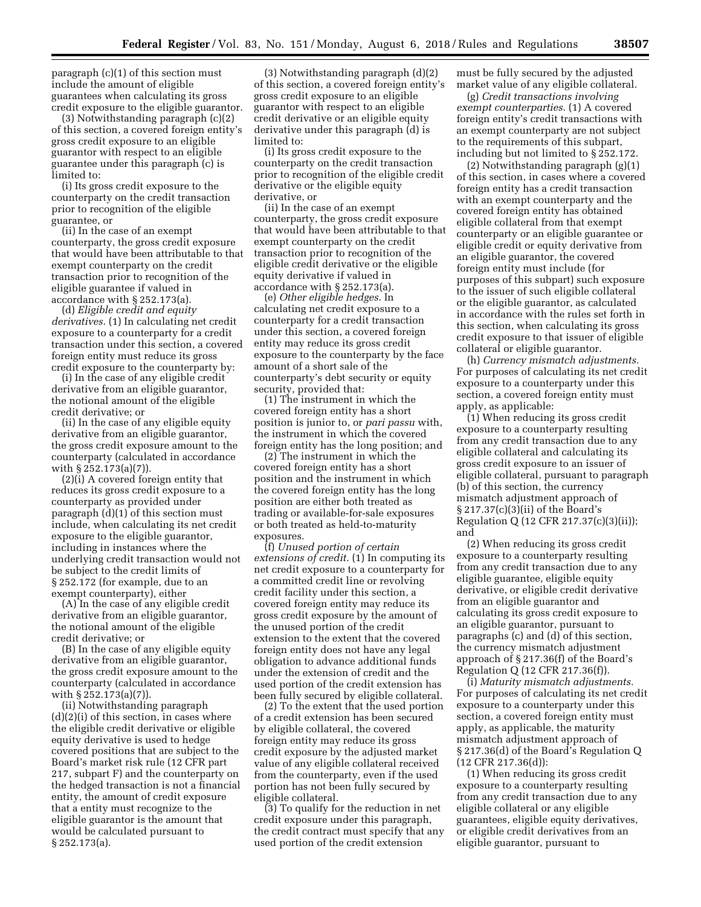paragraph (c)(1) of this section must include the amount of eligible guarantees when calculating its gross credit exposure to the eligible guarantor.

(3) Notwithstanding paragraph (c)(2) of this section, a covered foreign entity's gross credit exposure to an eligible guarantor with respect to an eligible guarantee under this paragraph (c) is limited to:

(i) Its gross credit exposure to the counterparty on the credit transaction prior to recognition of the eligible guarantee, or

(ii) In the case of an exempt counterparty, the gross credit exposure that would have been attributable to that exempt counterparty on the credit transaction prior to recognition of the eligible guarantee if valued in accordance with § 252.173(a).

(d) *Eligible credit and equity derivatives.* (1) In calculating net credit exposure to a counterparty for a credit transaction under this section, a covered foreign entity must reduce its gross credit exposure to the counterparty by:

(i) In the case of any eligible credit derivative from an eligible guarantor, the notional amount of the eligible credit derivative; or

(ii) In the case of any eligible equity derivative from an eligible guarantor, the gross credit exposure amount to the counterparty (calculated in accordance with § 252.173(a)(7)).

(2)(i) A covered foreign entity that reduces its gross credit exposure to a counterparty as provided under paragraph (d)(1) of this section must include, when calculating its net credit exposure to the eligible guarantor, including in instances where the underlying credit transaction would not be subject to the credit limits of § 252.172 (for example, due to an exempt counterparty), either

(A) In the case of any eligible credit derivative from an eligible guarantor, the notional amount of the eligible credit derivative; or

(B) In the case of any eligible equity derivative from an eligible guarantor, the gross credit exposure amount to the counterparty (calculated in accordance with § 252.173(a)(7)).

(ii) Notwithstanding paragraph (d)(2)(i) of this section, in cases where the eligible credit derivative or eligible equity derivative is used to hedge covered positions that are subject to the Board's market risk rule (12 CFR part 217, subpart F) and the counterparty on the hedged transaction is not a financial entity, the amount of credit exposure that a entity must recognize to the eligible guarantor is the amount that would be calculated pursuant to § 252.173(a).

(3) Notwithstanding paragraph (d)(2) of this section, a covered foreign entity's gross credit exposure to an eligible guarantor with respect to an eligible credit derivative or an eligible equity derivative under this paragraph (d) is limited to:

(i) Its gross credit exposure to the counterparty on the credit transaction prior to recognition of the eligible credit derivative or the eligible equity derivative, or

(ii) In the case of an exempt counterparty, the gross credit exposure that would have been attributable to that exempt counterparty on the credit transaction prior to recognition of the eligible credit derivative or the eligible equity derivative if valued in accordance with § 252.173(a).

(e) *Other eligible hedges.* In calculating net credit exposure to a counterparty for a credit transaction under this section, a covered foreign entity may reduce its gross credit exposure to the counterparty by the face amount of a short sale of the counterparty's debt security or equity security, provided that:

(1) The instrument in which the covered foreign entity has a short position is junior to, or *pari passu* with, the instrument in which the covered foreign entity has the long position; and

(2) The instrument in which the covered foreign entity has a short position and the instrument in which the covered foreign entity has the long position are either both treated as trading or available-for-sale exposures or both treated as held-to-maturity exposures.

(f) *Unused portion of certain extensions of credit.* (1) In computing its net credit exposure to a counterparty for a committed credit line or revolving credit facility under this section, a covered foreign entity may reduce its gross credit exposure by the amount of the unused portion of the credit extension to the extent that the covered foreign entity does not have any legal obligation to advance additional funds under the extension of credit and the used portion of the credit extension has been fully secured by eligible collateral.

(2) To the extent that the used portion of a credit extension has been secured by eligible collateral, the covered foreign entity may reduce its gross credit exposure by the adjusted market value of any eligible collateral received from the counterparty, even if the used portion has not been fully secured by eligible collateral.

(3) To qualify for the reduction in net credit exposure under this paragraph, the credit contract must specify that any used portion of the credit extension must be fully secured by the adjusted market value of any eligible collateral.

(g) *Credit transactions involving exempt counterparties.* (1) A covered foreign entity's credit transactions with an exempt counterparty are not subject to the requirements of this subpart, including but not limited to § 252.172.

(2) Notwithstanding paragraph (g)(1) of this section, in cases where a covered foreign entity has a credit transaction with an exempt counterparty and the covered foreign entity has obtained eligible collateral from that exempt counterparty or an eligible guarantee or eligible credit or equity derivative from an eligible guarantor, the covered foreign entity must include (for purposes of this subpart) such exposure to the issuer of such eligible collateral or the eligible guarantor, as calculated in accordance with the rules set forth in this section, when calculating its gross credit exposure to that issuer of eligible collateral or eligible guarantor.

(h) *Currency mismatch adjustments.* For purposes of calculating its net credit exposure to a counterparty under this section, a covered foreign entity must apply, as applicable:

(1) When reducing its gross credit exposure to a counterparty resulting from any credit transaction due to any eligible collateral and calculating its gross credit exposure to an issuer of eligible collateral, pursuant to paragraph (b) of this section, the currency mismatch adjustment approach of § 217.37(c)(3)(ii) of the Board's Regulation Q (12 CFR 217.37(c)(3)(ii)); and

(2) When reducing its gross credit exposure to a counterparty resulting from any credit transaction due to any eligible guarantee, eligible equity derivative, or eligible credit derivative from an eligible guarantor and calculating its gross credit exposure to an eligible guarantor, pursuant to paragraphs (c) and (d) of this section, the currency mismatch adjustment approach of § 217.36(f) of the Board's Regulation Q (12 CFR 217.36(f)).

(i) *Maturity mismatch adjustments.* For purposes of calculating its net credit exposure to a counterparty under this section, a covered foreign entity must apply, as applicable, the maturity mismatch adjustment approach of § 217.36(d) of the Board's Regulation Q (12 CFR 217.36(d)):

(1) When reducing its gross credit exposure to a counterparty resulting from any credit transaction due to any eligible collateral or any eligible guarantees, eligible equity derivatives, or eligible credit derivatives from an eligible guarantor, pursuant to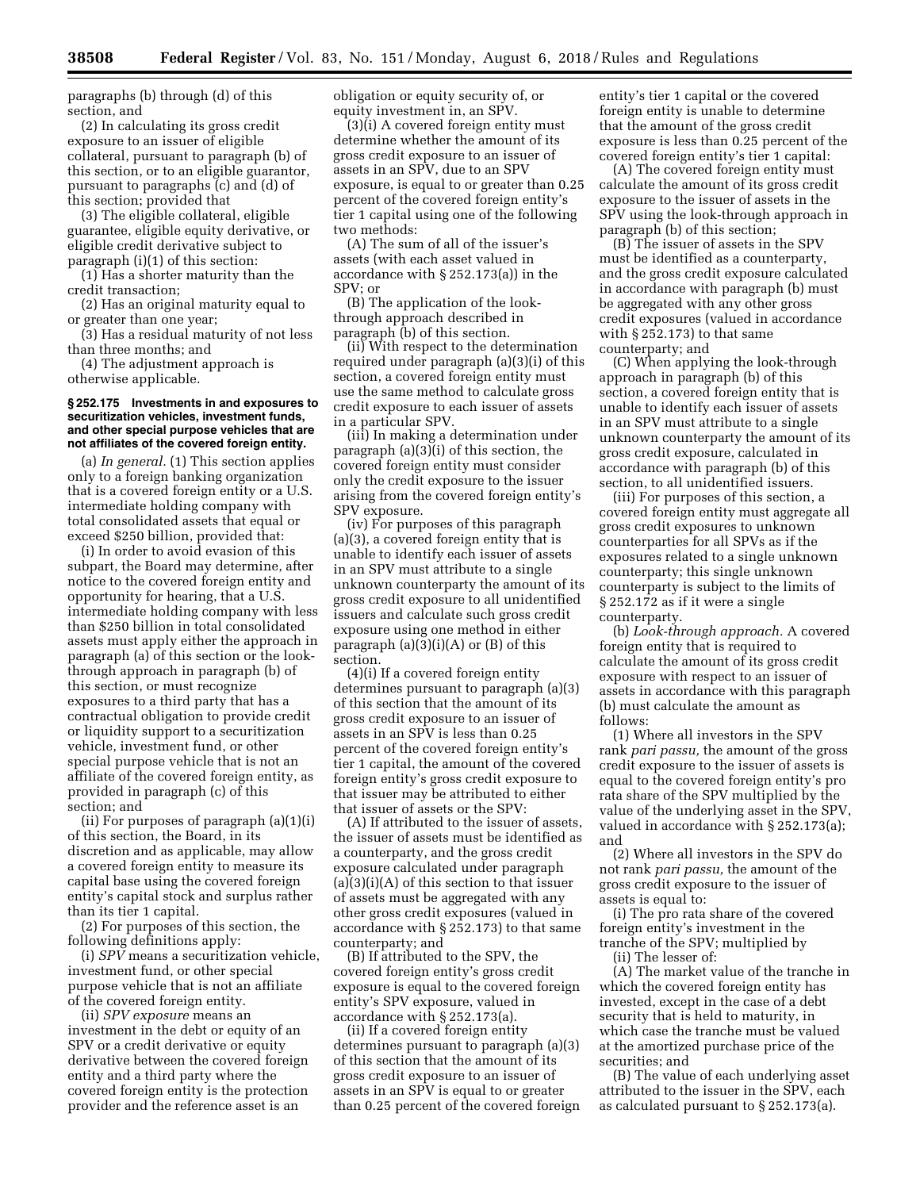paragraphs (b) through (d) of this section, and

(2) In calculating its gross credit exposure to an issuer of eligible collateral, pursuant to paragraph (b) of this section, or to an eligible guarantor, pursuant to paragraphs (c) and (d) of this section; provided that

(3) The eligible collateral, eligible guarantee, eligible equity derivative, or eligible credit derivative subject to paragraph (i)(1) of this section:

(1) Has a shorter maturity than the credit transaction;

(2) Has an original maturity equal to or greater than one year;

(3) Has a residual maturity of not less than three months; and

(4) The adjustment approach is otherwise applicable.

#### § 252.175 Investments in and exposures to securitization vehicles, investment funds, and other special purpose vehicles that are not affiliates of the covered foreign entity.

(a) *In general.* (1) This section applies only to a foreign banking organization that is a covered foreign entity or a U.S. intermediate holding company with total consolidated assets that equal or exceed $250 billion, provided that:

(i) In order to avoid evasion of this subpart, the Board may determine, after notice to the covered foreign entity and opportunity for hearing, that a U.S. intermediate holding company with less than $250 billion in total consolidated assets must apply either the approach in paragraph (a) of this section or the look-through approach in paragraph (b) of this section, or must recognize exposures to a third party that has a contractual obligation to provide credit or liquidity support to a securitization vehicle, investment fund, or other special purpose vehicle that is not an affiliate of the covered foreign entity, as provided in paragraph (c) of this section; and

(ii) For purposes of paragraph (a)(1)(i) of this section, the Board, in its discretion and as applicable, may allow a covered foreign entity to measure its capital base using the covered foreign entity's capital stock and surplus rather than its tier 1 capital.

(2) For purposes of this section, the following definitions apply:

(i) *SPV* means a securitization vehicle, investment fund, or other special purpose vehicle that is not an affiliate of the covered foreign entity.

(ii) *SPV exposure* means an investment in the debt or equity of an SPV or a credit derivative or equity derivative between the covered foreign entity and a third party where the covered foreign entity is the protection provider and the reference asset is an obligation or equity security of, or equity investment in, an SPV.

(3)(i) A covered foreign entity must determine whether the amount of its gross credit exposure to an issuer of assets in an SPV, due to an SPV exposure, is equal to or greater than 0.25 percent of the covered foreign entity's tier 1 capital using one of the following two methods:

(A) The sum of all of the issuer's assets (with each asset valued in accordance with § 252.173(a)) in the SPV; or

(B) The application of the look-through approach described in paragraph (b) of this section.

(ii) With respect to the determination required under paragraph (a)(3)(i) of this section, a covered foreign entity must use the same method to calculate gross credit exposure to each issuer of assets in a particular SPV.

(iii) In making a determination under paragraph (a)(3)(i) of this section, the covered foreign entity must consider only the credit exposure to the issuer arising from the covered foreign entity's SPV exposure.

(iv) For purposes of this paragraph (a)(3), a covered foreign entity that is unable to identify each issuer of assets in an SPV must attribute to a single unknown counterparty the amount of its gross credit exposure to all unidentified issuers and calculate such gross credit exposure using one method in either paragraph (a)(3)(i)(A) or (B) of this section.

(4)(i) If a covered foreign entity determines pursuant to paragraph (a)(3) of this section that the amount of its gross credit exposure to an issuer of assets in an SPV is less than 0.25 percent of the covered foreign entity's tier 1 capital, the amount of the covered foreign entity's gross credit exposure to that issuer may be attributed to either that issuer of assets or the SPV:

(A) If attributed to the issuer of assets, the issuer of assets must be identified as a counterparty, and the gross credit exposure calculated under paragraph (a)(3)(i)(A) of this section to that issuer of assets must be aggregated with any other gross credit exposures (valued in accordance with § 252.173) to that same counterparty; and

(B) If attributed to the SPV, the covered foreign entity's gross credit exposure is equal to the covered foreign entity's SPV exposure, valued in accordance with § 252.173(a).

(ii) If a covered foreign entity determines pursuant to paragraph (a)(3) of this section that the amount of its gross credit exposure to an issuer of assets in an SPV is equal to or greater than 0.25 percent of the covered foreign entity's tier 1 capital or the covered foreign entity is unable to determine that the amount of the gross credit exposure is less than 0.25 percent of the covered foreign entity's tier 1 capital:

(A) The covered foreign entity must calculate the amount of its gross credit exposure to the issuer of assets in the SPV using the look-through approach in paragraph (b) of this section;

(B) The issuer of assets in the SPV must be identified as a counterparty, and the gross credit exposure calculated in accordance with paragraph (b) must be aggregated with any other gross credit exposures (valued in accordance with § 252.173) to that same counterparty; and

(C) When applying the look-through approach in paragraph (b) of this section, a covered foreign entity that is unable to identify each issuer of assets in an SPV must attribute to a single unknown counterparty the amount of its gross credit exposure, calculated in accordance with paragraph (b) of this section, to all unidentified issuers.

(iii) For purposes of this section, a covered foreign entity must aggregate all gross credit exposures to unknown counterparties for all SPVs as if the exposures related to a single unknown counterparty; this single unknown counterparty is subject to the limits of § 252.172 as if it were a single counterparty.

(b) *Look-through approach.* A covered foreign entity that is required to calculate the amount of its gross credit exposure with respect to an issuer of assets in accordance with this paragraph (b) must calculate the amount as follows:

(1) Where all investors in the SPV rank *pari passu,* the amount of the gross credit exposure to the issuer of assets is equal to the covered foreign entity's pro rata share of the SPV multiplied by the value of the underlying asset in the SPV, valued in accordance with § 252.173(a); and

(2) Where all investors in the SPV do not rank *pari passu,* the amount of the gross credit exposure to the issuer of assets is equal to:

(i) The pro rata share of the covered foreign entity's investment in the tranche of the SPV; multiplied by

(ii) The lesser of:

(A) The market value of the tranche in which the covered foreign entity has invested, except in the case of a debt security that is held to maturity, in which case the tranche must be valued at the amortized purchase price of the securities; and

(B) The value of each underlying asset attributed to the issuer in the SPV, each as calculated pursuant to § 252.173(a).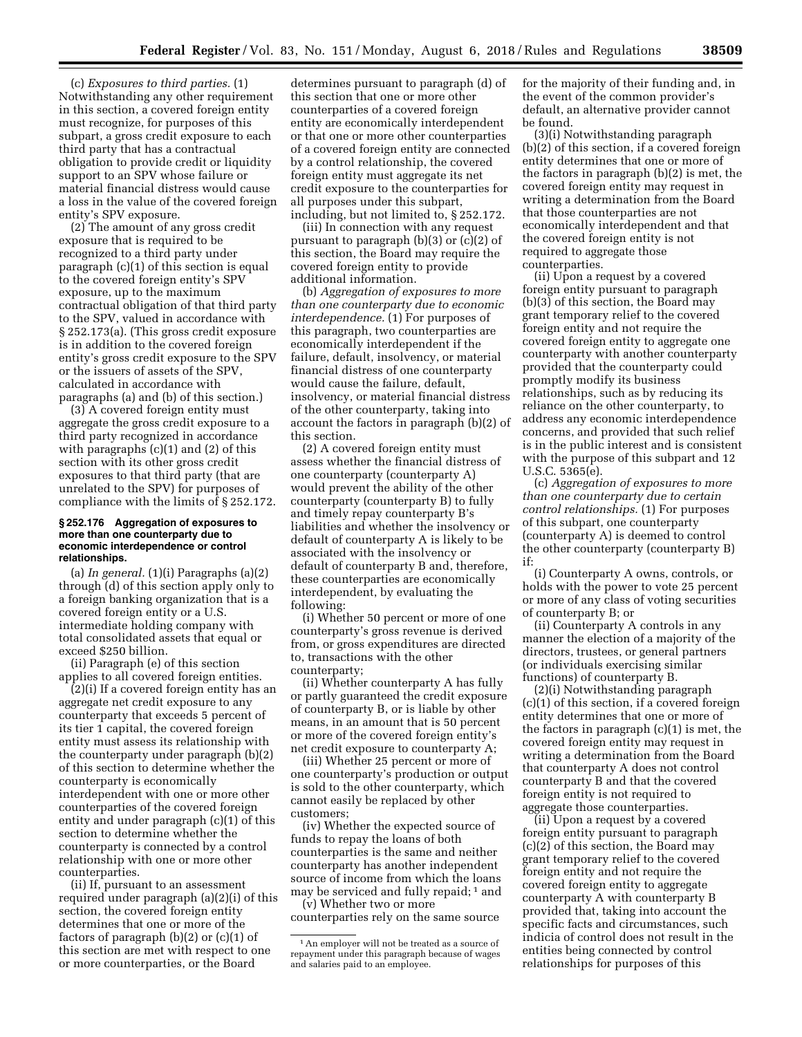(c) *Exposures to third parties.* (1) Notwithstanding any other requirement in this section, a covered foreign entity must recognize, for purposes of this subpart, a gross credit exposure to each third party that has a contractual obligation to provide credit or liquidity support to an SPV whose failure or material financial distress would cause a loss in the value of the covered foreign entity's SPV exposure.

(2) The amount of any gross credit exposure that is required to be recognized to a third party under paragraph (c)(1) of this section is equal to the covered foreign entity's SPV exposure, up to the maximum contractual obligation of that third party to the SPV, valued in accordance with § 252.173(a). (This gross credit exposure is in addition to the covered foreign entity's gross credit exposure to the SPV or the issuers of assets of the SPV, calculated in accordance with paragraphs (a) and (b) of this section.)

(3) A covered foreign entity must aggregate the gross credit exposure to a third party recognized in accordance with paragraphs (c)(1) and (2) of this section with its other gross credit exposures to that third party (that are unrelated to the SPV) for purposes of compliance with the limits of § 252.172.

### § 252.176 Aggregation of exposures to more than one counterparty due to economic interdependence or control relationships.

(a) *In general.* (1)(i) Paragraphs (a)(2) through (d) of this section apply only to a foreign banking organization that is a covered foreign entity or a U.S. intermediate holding company with total consolidated assets that equal or exceed $250 billion.

(ii) Paragraph (e) of this section applies to all covered foreign entities.

(2)(i) If a covered foreign entity has an aggregate net credit exposure to any counterparty that exceeds 5 percent of its tier 1 capital, the covered foreign entity must assess its relationship with the counterparty under paragraph (b)(2) of this section to determine whether the counterparty is economically interdependent with one or more other counterparties of the covered foreign entity and under paragraph (c)(1) of this section to determine whether the counterparty is connected by a control relationship with one or more other counterparties.

(ii) If, pursuant to an assessment required under paragraph (a)(2)(i) of this section, the covered foreign entity determines that one or more of the factors of paragraph (b)(2) or (c)(1) of this section are met with respect to one or more counterparties, or the Board determines pursuant to paragraph (d) of this section that one or more other counterparties of a covered foreign entity are economically interdependent or that one or more other counterparties of a covered foreign entity are connected by a control relationship, the covered foreign entity must aggregate its net credit exposure to the counterparties for all purposes under this subpart, including, but not limited to, § 252.172.

(iii) In connection with any request pursuant to paragraph (b)(3) or (c)(2) of this section, the Board may require the covered foreign entity to provide additional information.

(b) *Aggregation of exposures to more than one counterparty due to economic interdependence.* (1) For purposes of this paragraph, two counterparties are economically interdependent if the failure, default, insolvency, or material financial distress of one counterparty would cause the failure, default, insolvency, or material financial distress of the other counterparty, taking into account the factors in paragraph (b)(2) of this section.

(2) A covered foreign entity must assess whether the financial distress of one counterparty (counterparty A) would prevent the ability of the other counterparty (counterparty B) to fully and timely repay counterparty B's liabilities and whether the insolvency or default of counterparty A is likely to be associated with the insolvency or default of counterparty B and, therefore, these counterparties are economically interdependent, by evaluating the following:

(i) Whether 50 percent or more of one counterparty's gross revenue is derived from, or gross expenditures are directed to, transactions with the other counterparty;

(ii) Whether counterparty A has fully or partly guaranteed the credit exposure of counterparty B, or is liable by other means, in an amount that is 50 percent or more of the covered foreign entity's net credit exposure to counterparty A;

(iii) Whether 25 percent or more of one counterparty's production or output is sold to the other counterparty, which cannot easily be replaced by other customers;

(iv) Whether the expected source of funds to repay the loans of both counterparties is the same and neither counterparty has another independent source of income from which the loans may be serviced and fully repaid; [1] and

(v) Whether two or more counterparties rely on the same source for the majority of their funding and, in the event of the common provider's default, an alternative provider cannot be found.

(3)(i) Notwithstanding paragraph (b)(2) of this section, if a covered foreign entity determines that one or more of the factors in paragraph (b)(2) is met, the covered foreign entity may request in writing a determination from the Board that those counterparties are not economically interdependent and that the covered foreign entity is not required to aggregate those counterparties.

(ii) Upon a request by a covered foreign entity pursuant to paragraph (b)(3) of this section, the Board may grant temporary relief to the covered foreign entity and not require the covered foreign entity to aggregate one counterparty with another counterparty provided that the counterparty could promptly modify its business relationships, such as by reducing its reliance on the other counterparty, to address any economic interdependence concerns, and provided that such relief is in the public interest and is consistent with the purpose of this subpart and 12 U.S.C. 5365(e).

(c) *Aggregation of exposures to more than one counterparty due to certain control relationships.* (1) For purposes of this subpart, one counterparty (counterparty A) is deemed to control the other counterparty (counterparty B) if:

(i) Counterparty A owns, controls, or holds with the power to vote 25 percent or more of any class of voting securities of counterparty B; or

(ii) Counterparty A controls in any manner the election of a majority of the directors, trustees, or general partners (or individuals exercising similar functions) of counterparty B.

(2)(i) Notwithstanding paragraph (c)(1) of this section, if a covered foreign entity determines that one or more of the factors in paragraph (c)(1) is met, the covered foreign entity may request in writing a determination from the Board that counterparty A does not control counterparty B and that the covered foreign entity is not required to aggregate those counterparties.

(ii) Upon a request by a covered foreign entity pursuant to paragraph (c)(2) of this section, the Board may grant temporary relief to the covered foreign entity and not require the covered foreign entity to aggregate counterparty A with counterparty B provided that, taking into account the specific facts and circumstances, such indicia of control does not result in the entities being connected by control relationships for purposes of this

[1] An employer will not be treated as a source of repayment under this paragraph because of wages and salaries paid to an employee.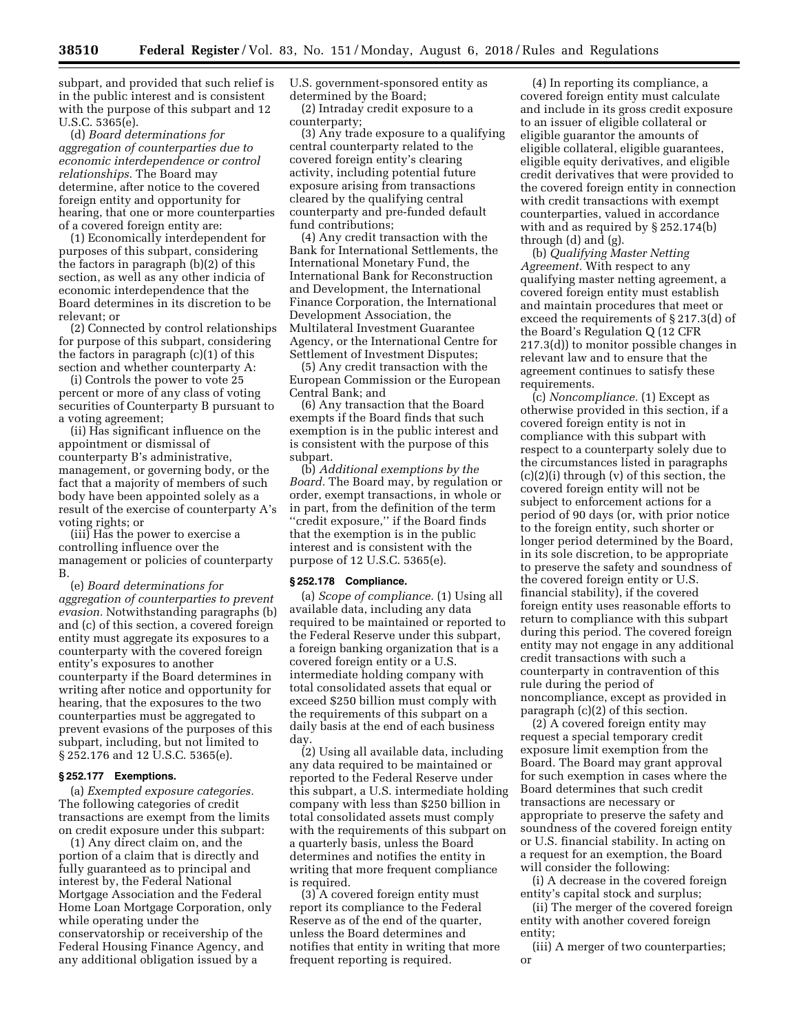subpart, and provided that such relief is in the public interest and is consistent with the purpose of this subpart and 12 U.S.C. 5365(e).

(d) *Board determinations for aggregation of counterparties due to economic interdependence or control relationships.* The Board may determine, after notice to the covered foreign entity and opportunity for hearing, that one or more counterparties of a covered foreign entity are:

(1) Economically interdependent for purposes of this subpart, considering the factors in paragraph (b)(2) of this section, as well as any other indicia of economic interdependence that the Board determines in its discretion to be relevant; or

(2) Connected by control relationships for purpose of this subpart, considering the factors in paragraph (c)(1) of this section and whether counterparty A:

(i) Controls the power to vote 25 percent or more of any class of voting securities of Counterparty B pursuant to a voting agreement;

(ii) Has significant influence on the appointment or dismissal of counterparty B's administrative, management, or governing body, or the fact that a majority of members of such body have been appointed solely as a result of the exercise of counterparty A's voting rights; or

(iii) Has the power to exercise a controlling influence over the management or policies of counterparty B.

(e) *Board determinations for aggregation of counterparties to prevent evasion.* Notwithstanding paragraphs (b) and (c) of this section, a covered foreign entity must aggregate its exposures to a counterparty with the covered foreign entity's exposures to another counterparty if the Board determines in writing after notice and opportunity for hearing, that the exposures to the two counterparties must be aggregated to prevent evasions of the purposes of this subpart, including, but not limited to § 252.176 and 12 U.S.C. 5365(e).

### § 252.177 Exemptions.

(a) *Exempted exposure categories.* The following categories of credit transactions are exempt from the limits on credit exposure under this subpart:

(1) Any direct claim on, and the portion of a claim that is directly and fully guaranteed as to principal and interest by, the Federal National Mortgage Association and the Federal Home Loan Mortgage Corporation, only while operating under the conservatorship or receivership of the Federal Housing Finance Agency, and any additional obligation issued by a U.S. government-sponsored entity as determined by the Board;

(2) Intraday credit exposure to a counterparty;

(3) Any trade exposure to a qualifying central counterparty related to the covered foreign entity's clearing activity, including potential future exposure arising from transactions cleared by the qualifying central counterparty and pre-funded default fund contributions;

(4) Any credit transaction with the Bank for International Settlements, the International Monetary Fund, the International Bank for Reconstruction and Development, the International Finance Corporation, the International Development Association, the Multilateral Investment Guarantee Agency, or the International Centre for Settlement of Investment Disputes;

(5) Any credit transaction with the European Commission or the European Central Bank; and

(6) Any transaction that the Board exempts if the Board finds that such exemption is in the public interest and is consistent with the purpose of this subpart.

(b) *Additional exemptions by the Board.* The Board may, by regulation or order, exempt transactions, in whole or in part, from the definition of the term ''credit exposure,'' if the Board finds that the exemption is in the public interest and is consistent with the purpose of 12 U.S.C. 5365(e).

### § 252.178 Compliance.

(a) *Scope of compliance.* (1) Using all available data, including any data required to be maintained or reported to the Federal Reserve under this subpart, a foreign banking organization that is a covered foreign entity or a U.S. intermediate holding company with total consolidated assets that equal or exceed $250 billion must comply with the requirements of this subpart on a daily basis at the end of each business day.

(2) Using all available data, including any data required to be maintained or reported to the Federal Reserve under this subpart, a U.S. intermediate holding company with less than $250 billion in total consolidated assets must comply with the requirements of this subpart on a quarterly basis, unless the Board determines and notifies the entity in writing that more frequent compliance is required.

(3) A covered foreign entity must report its compliance to the Federal Reserve as of the end of the quarter, unless the Board determines and notifies that entity in writing that more frequent reporting is required.

(4) In reporting its compliance, a covered foreign entity must calculate and include in its gross credit exposure to an issuer of eligible collateral or eligible guarantor the amounts of eligible collateral, eligible guarantees, eligible equity derivatives, and eligible credit derivatives that were provided to the covered foreign entity in connection with credit transactions with exempt counterparties, valued in accordance with and as required by § 252.174(b) through (d) and (g).

(b) *Qualifying Master Netting Agreement.* With respect to any qualifying master netting agreement, a covered foreign entity must establish and maintain procedures that meet or exceed the requirements of § 217.3(d) of the Board's Regulation Q (12 CFR 217.3(d)) to monitor possible changes in relevant law and to ensure that the agreement continues to satisfy these requirements.

(c) *Noncompliance.* (1) Except as otherwise provided in this section, if a covered foreign entity is not in compliance with this subpart with respect to a counterparty solely due to the circumstances listed in paragraphs (c)(2)(i) through (v) of this section, the covered foreign entity will not be subject to enforcement actions for a period of 90 days (or, with prior notice to the foreign entity, such shorter or longer period determined by the Board, in its sole discretion, to be appropriate to preserve the safety and soundness of the covered foreign entity or U.S. financial stability), if the covered foreign entity uses reasonable efforts to return to compliance with this subpart during this period. The covered foreign entity may not engage in any additional credit transactions with such a counterparty in contravention of this rule during the period of noncompliance, except as provided in paragraph (c)(2) of this section.

(2) A covered foreign entity may request a special temporary credit exposure limit exemption from the Board. The Board may grant approval for such exemption in cases where the Board determines that such credit transactions are necessary or appropriate to preserve the safety and soundness of the covered foreign entity or U.S. financial stability. In acting on a request for an exemption, the Board will consider the following:

(i) A decrease in the covered foreign entity's capital stock and surplus;

(ii) The merger of the covered foreign entity with another covered foreign entity;

(iii) A merger of two counterparties; or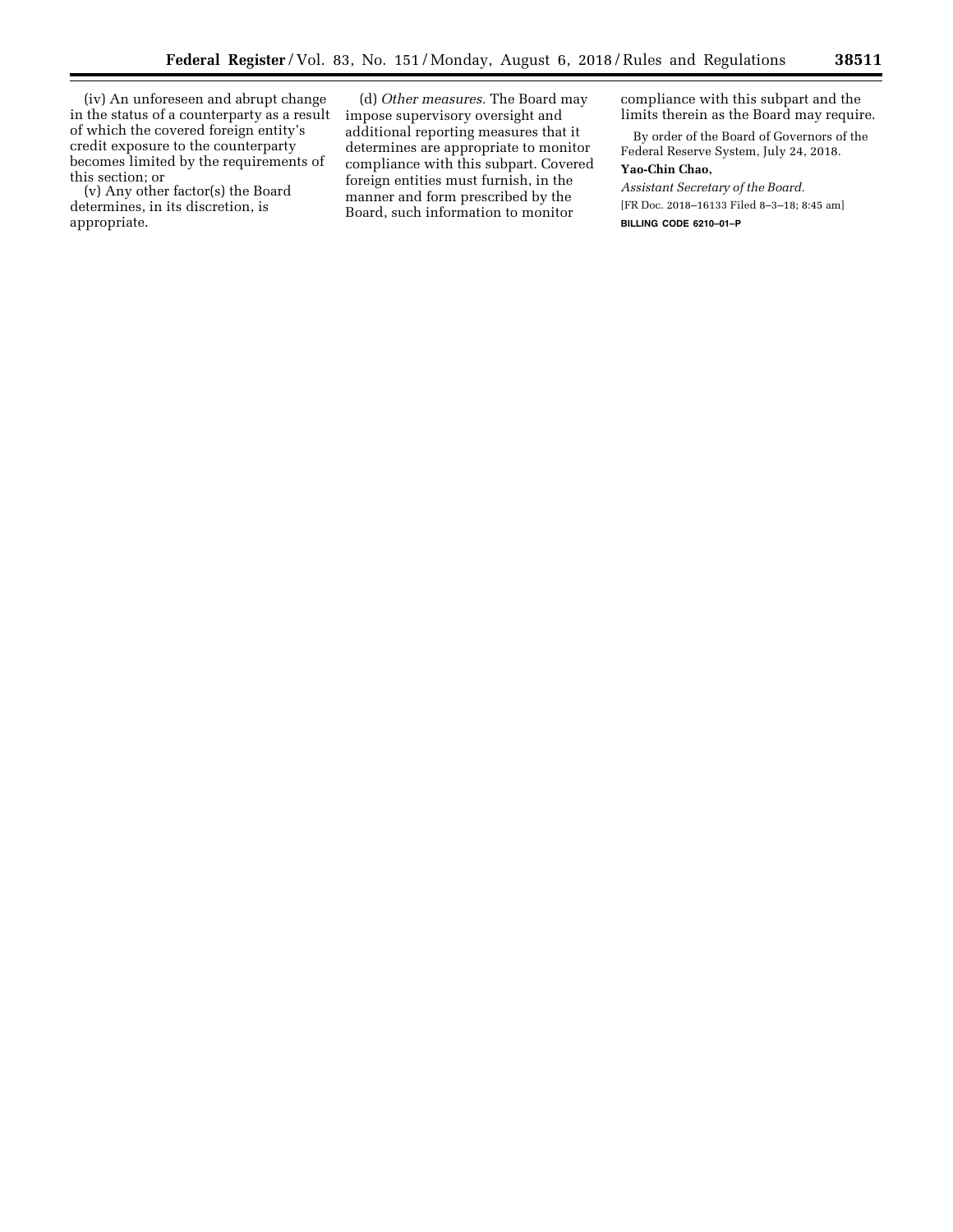(iv) An unforeseen and abrupt change in the status of a counterparty as a result of which the covered foreign entity's credit exposure to the counterparty becomes limited by the requirements of this section; or

(v) Any other factor(s) the Board determines, in its discretion, is appropriate.

(d) *Other measures.* The Board may impose supervisory oversight and additional reporting measures that it determines are appropriate to monitor compliance with this subpart. Covered foreign entities must furnish, in the manner and form prescribed by the Board, such information to monitor compliance with this subpart and the limits therein as the Board may require.

By order of the Board of Governors of the Federal Reserve System, July 24, 2018.

**Yao-Chin Chao,**

*Assistant Secretary of the Board.*

[FR Doc. 2018–16133 Filed 8–3–18; 8:45 am]

**BILLING CODE 6210–01–P**